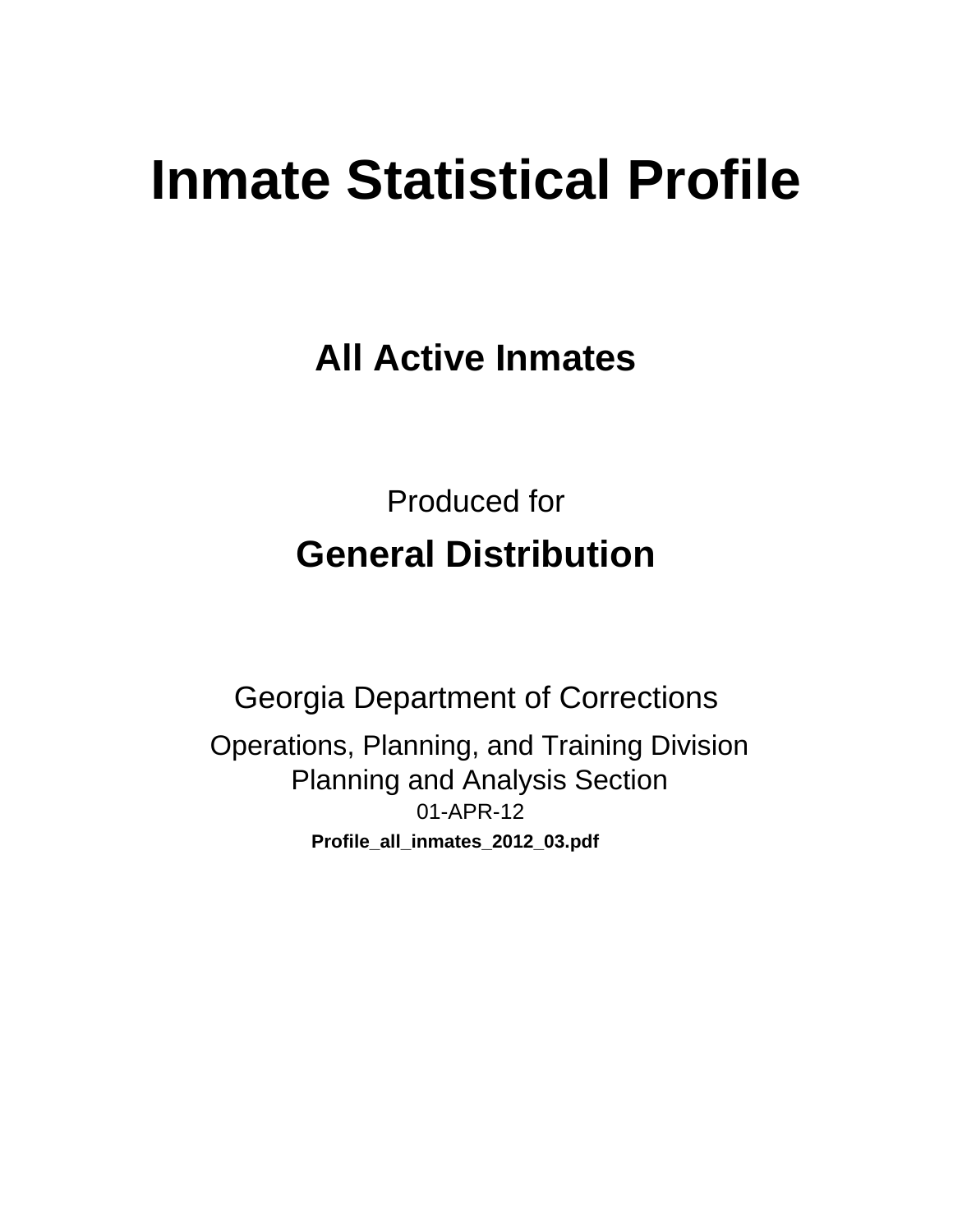# Inmate Statistical Profile

## All Active Inmates

Produced for

## General Distribution

Georgia Department of Corrections

Operations, Planning, and Training Division
Planning and Analysis Section
01-APR-12

**Profile_all_inmates_2012_03.pdf**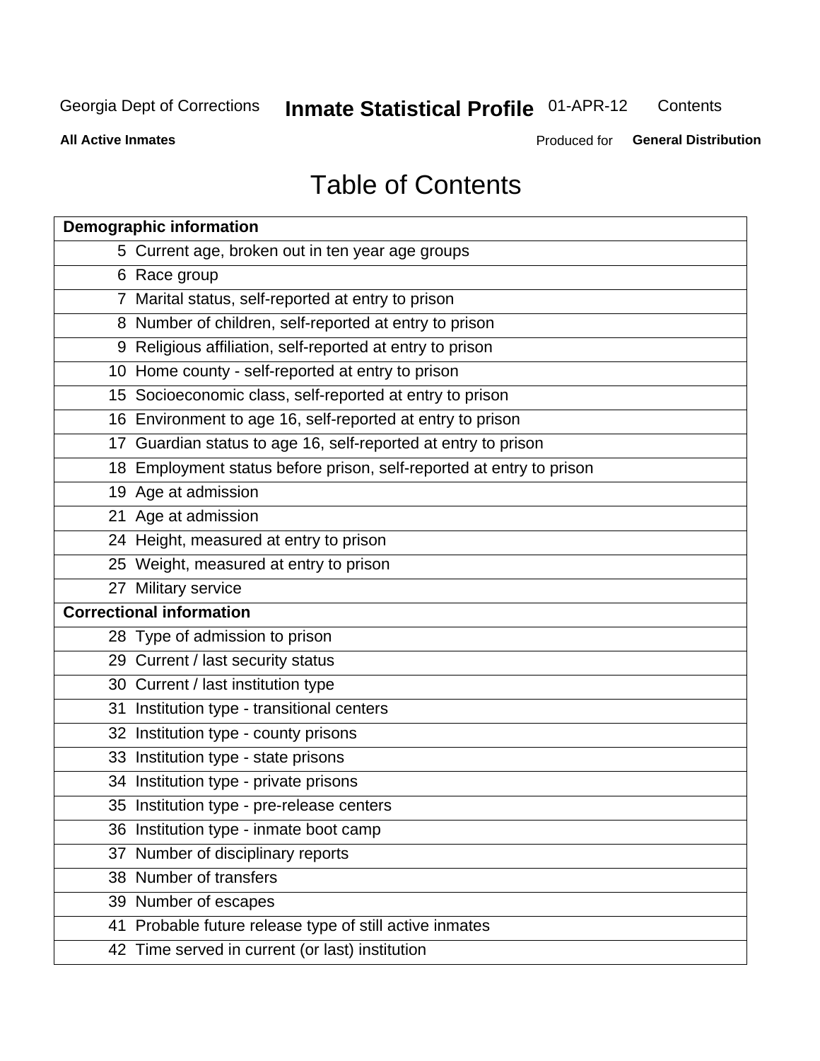# Table of Contents

| Demographic information | |
|---|---|
| 5 | Current age, broken out in ten year age groups |
| 6 | Race group |
| 7 | Marital status, self-reported at entry to prison |
| 8 | Number of children, self-reported at entry to prison |
| 9 | Religious affiliation, self-reported at entry to prison |
| 10 | Home county - self-reported at entry to prison |
| 15 | Socioeconomic class, self-reported at entry to prison |
| 16 | Environment to age 16, self-reported at entry to prison |
| 17 | Guardian status to age 16, self-reported at entry to prison |
| 18 | Employment status before prison, self-reported at entry to prison |
| 19 | Age at admission |
| 21 | Age at admission |
| 24 | Height, measured at entry to prison |
| 25 | Weight, measured at entry to prison |
| 27 | Military service |
| **Correctional information** | |
| 28 | Type of admission to prison |
| 29 | Current / last security status |
| 30 | Current / last institution type |
| 31 | Institution type - transitional centers |
| 32 | Institution type - county prisons |
| 33 | Institution type - state prisons |
| 34 | Institution type - private prisons |
| 35 | Institution type - pre-release centers |
| 36 | Institution type - inmate boot camp |
| 37 | Number of disciplinary reports |
| 38 | Number of transfers |
| 39 | Number of escapes |
| 41 | Probable future release type of still active inmates |
| 42 | Time served in current (or last) institution |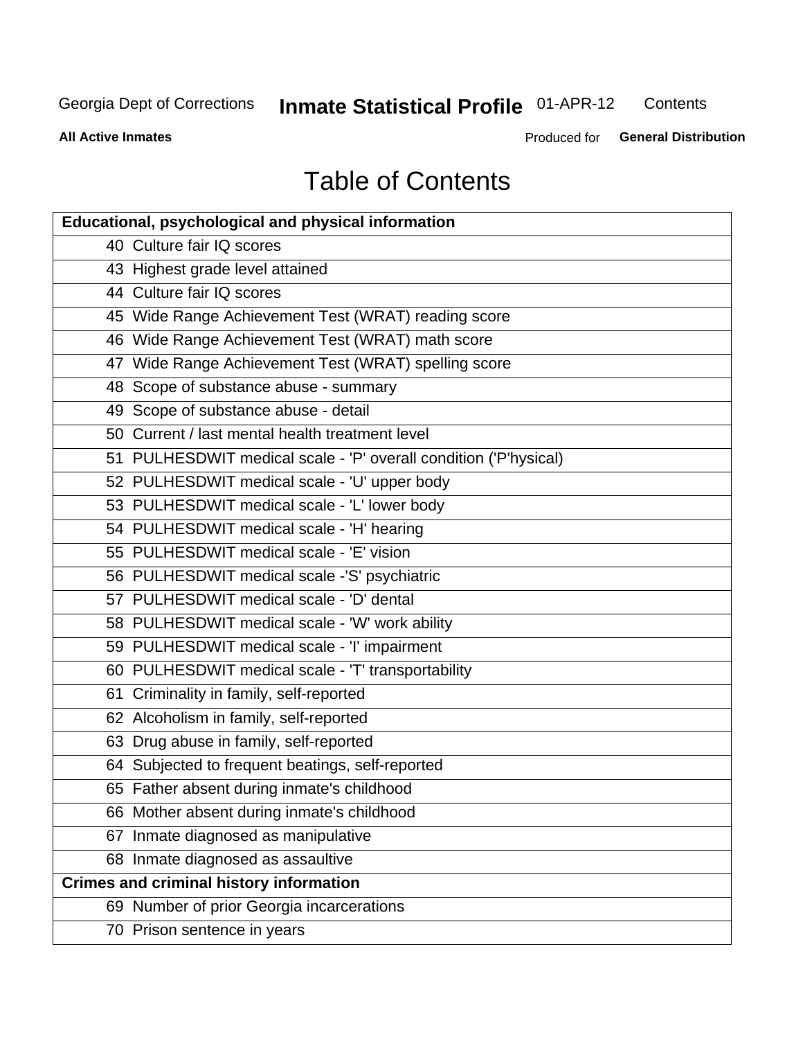# Table of Contents

| Educational, psychological and physical information | |
|---|---|
| 40 | Culture fair IQ scores |
| 43 | Highest grade level attained |
| 44 | Culture fair IQ scores |
| 45 | Wide Range Achievement Test (WRAT) reading score |
| 46 | Wide Range Achievement Test (WRAT) math score |
| 47 | Wide Range Achievement Test (WRAT) spelling score |
| 48 | Scope of substance abuse - summary |
| 49 | Scope of substance abuse - detail |
| 50 | Current / last mental health treatment level |
| 51 | PULHESDWIT medical scale - 'P' overall condition ('P'hysical) |
| 52 | PULHESDWIT medical scale - 'U' upper body |
| 53 | PULHESDWIT medical scale - 'L' lower body |
| 54 | PULHESDWIT medical scale - 'H' hearing |
| 55 | PULHESDWIT medical scale - 'E' vision |
| 56 | PULHESDWIT medical scale -'S' psychiatric |
| 57 | PULHESDWIT medical scale - 'D' dental |
| 58 | PULHESDWIT medical scale - 'W' work ability |
| 59 | PULHESDWIT medical scale - 'I' impairment |
| 60 | PULHESDWIT medical scale - 'T' transportability |
| 61 | Criminality in family, self-reported |
| 62 | Alcoholism in family, self-reported |
| 63 | Drug abuse in family, self-reported |
| 64 | Subjected to frequent beatings, self-reported |
| 65 | Father absent during inmate's childhood |
| 66 | Mother absent during inmate's childhood |
| 67 | Inmate diagnosed as manipulative |
| 68 | Inmate diagnosed as assaultive |
| **Crimes and criminal history information** | |
| 69 | Number of prior Georgia incarcerations |
| 70 | Prison sentence in years |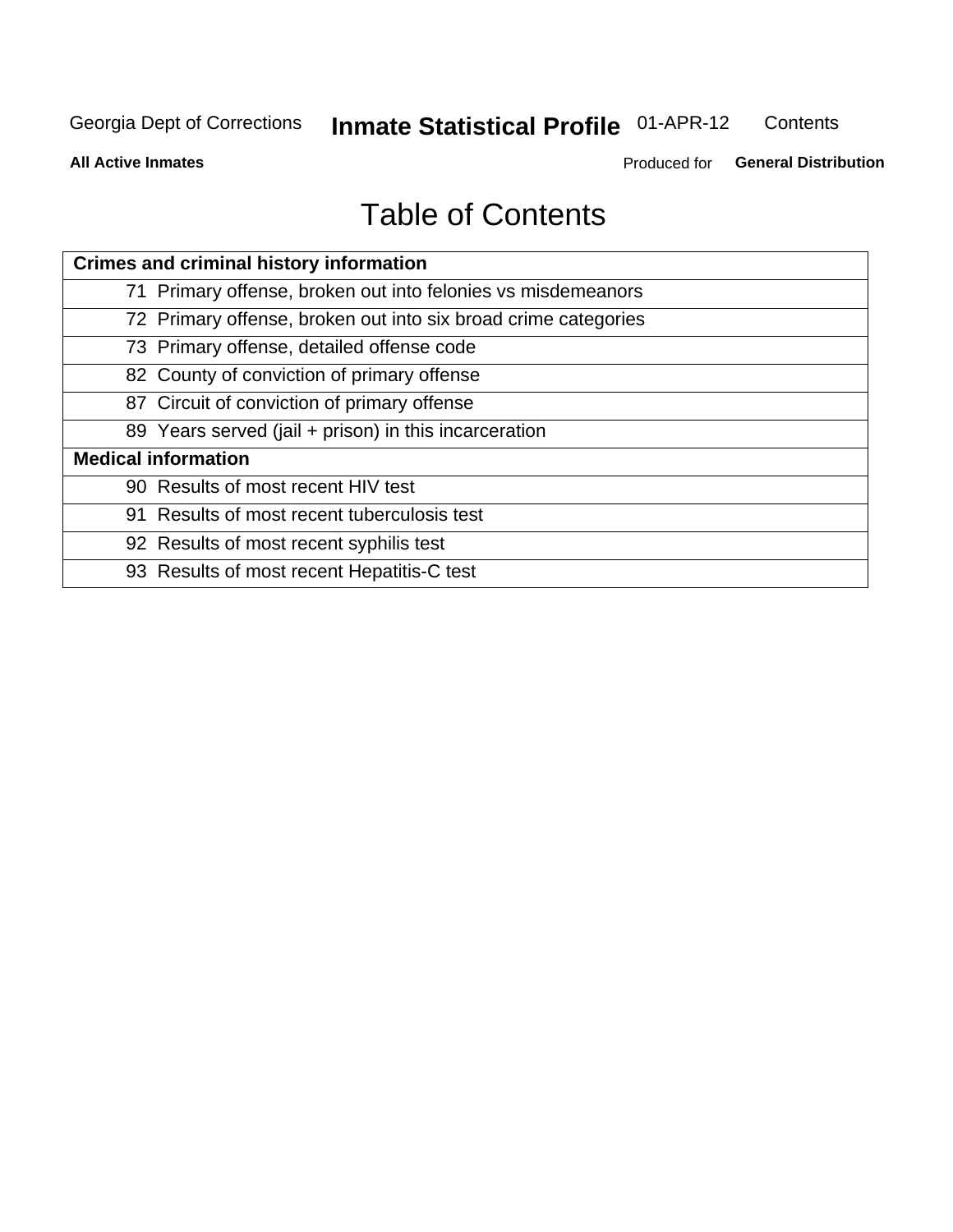# Table of Contents

| Crimes and criminal history information |
|---|
| 71 Primary offense, broken out into felonies vs misdemeanors |
| 72 Primary offense, broken out into six broad crime categories |
| 73 Primary offense, detailed offense code |
| 82 County of conviction of primary offense |
| 87 Circuit of conviction of primary offense |
| 89 Years served (jail + prison) in this incarceration |
| **Medical information** |
| 90 Results of most recent HIV test |
| 91 Results of most recent tuberculosis test |
| 92 Results of most recent syphilis test |
| 93 Results of most recent Hepatitis-C test |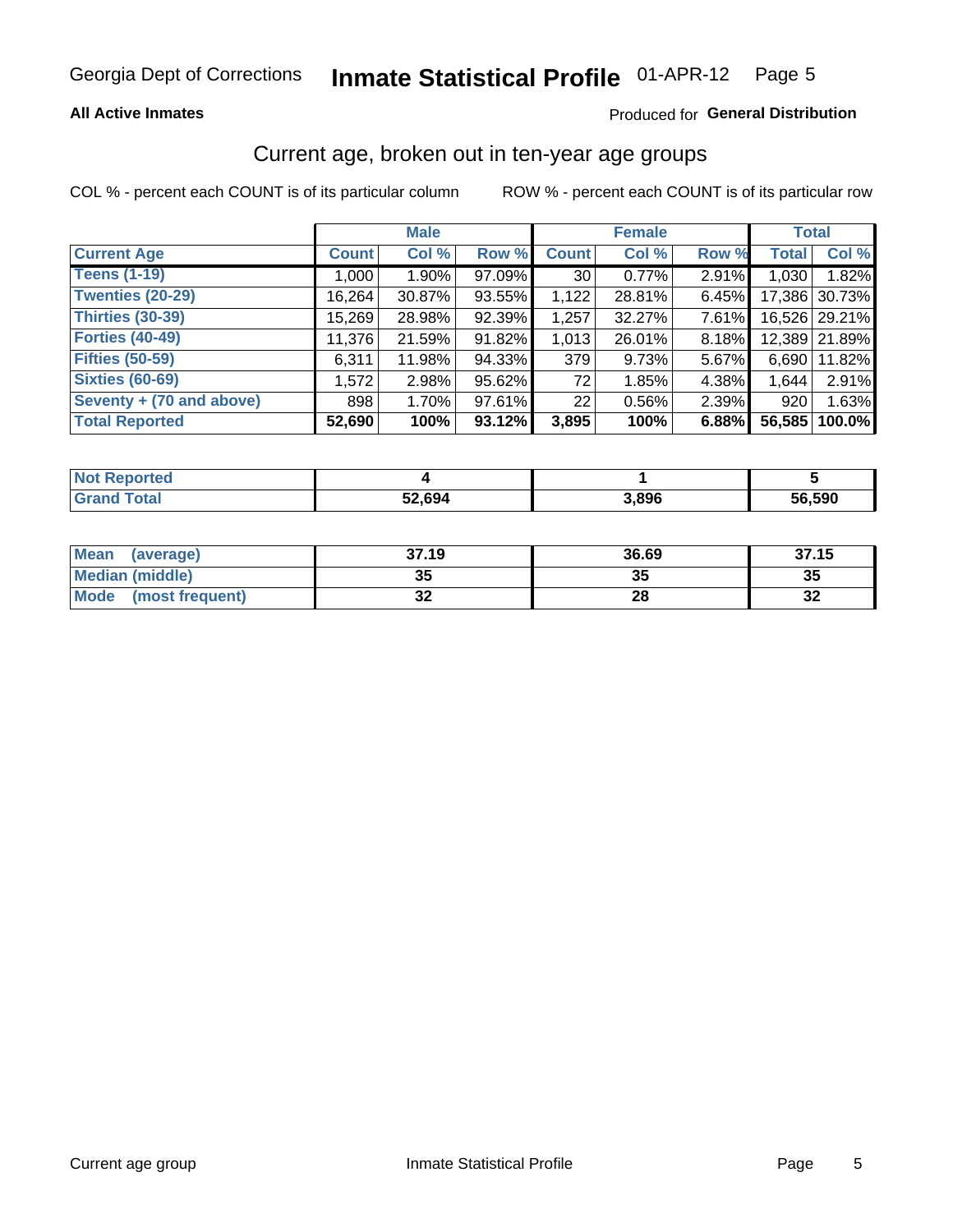Georgia Dept of Corrections **Inmate Statistical Profile** 01-APR-12

**All Active Inmates**

Produced for **General Distribution**

## Current age, broken out in ten-year age groups

COL % - percent each COUNT is of its particular column

ROW % - percent each COUNT is of its particular row

| | Male | | | Female | | | Total | |
|---|---|---|---|---|---|---|---|---|
| **Current Age** | **Count** | **Col %** | **Row %** | **Count** | **Col %** | **Row %** | **Total** | **Col %** |
| **Teens (1-19)** | 1,000 | 1.90% | 97.09% | 30 | 0.77% | 2.91% | 1,030 | 1.82% |
| **Twenties (20-29)** | 16,264 | 30.87% | 93.55% | 1,122 | 28.81% | 6.45% | 17,386 | 30.73% |
| **Thirties (30-39)** | 15,269 | 28.98% | 92.39% | 1,257 | 32.27% | 7.61% | 16,526 | 29.21% |
| **Forties (40-49)** | 11,376 | 21.59% | 91.82% | 1,013 | 26.01% | 8.18% | 12,389 | 21.89% |
| **Fifties (50-59)** | 6,311 | 11.98% | 94.33% | 379 | 9.73% | 5.67% | 6,690 | 11.82% |
| **Sixties (60-69)** | 1,572 | 2.98% | 95.62% | 72 | 1.85% | 4.38% | 1,644 | 2.91% |
| **Seventy + (70 and above)** | 898 | 1.70% | 97.61% | 22 | 0.56% | 2.39% | 920 | 1.63% |
| **Total Reported** | **52,690** | **100%** | **93.12%** | **3,895** | **100%** | **6.88%** | **56,585** | **100.0%** |

| | Male | Female | Total |
|---|---|---|---|
| **Not Reported** | **4** | **1** | **5** |
| **Grand Total** | **52,694** | **3,896** | **56,590** |

| | Male | Female | Total |
|---|---|---|---|
| **Mean (average)** | **37.19** | **36.69** | **37.15** |
| **Median (middle)** | **35** | **35** | **35** |
| **Mode (most frequent)** | **32** | **28** | **32** |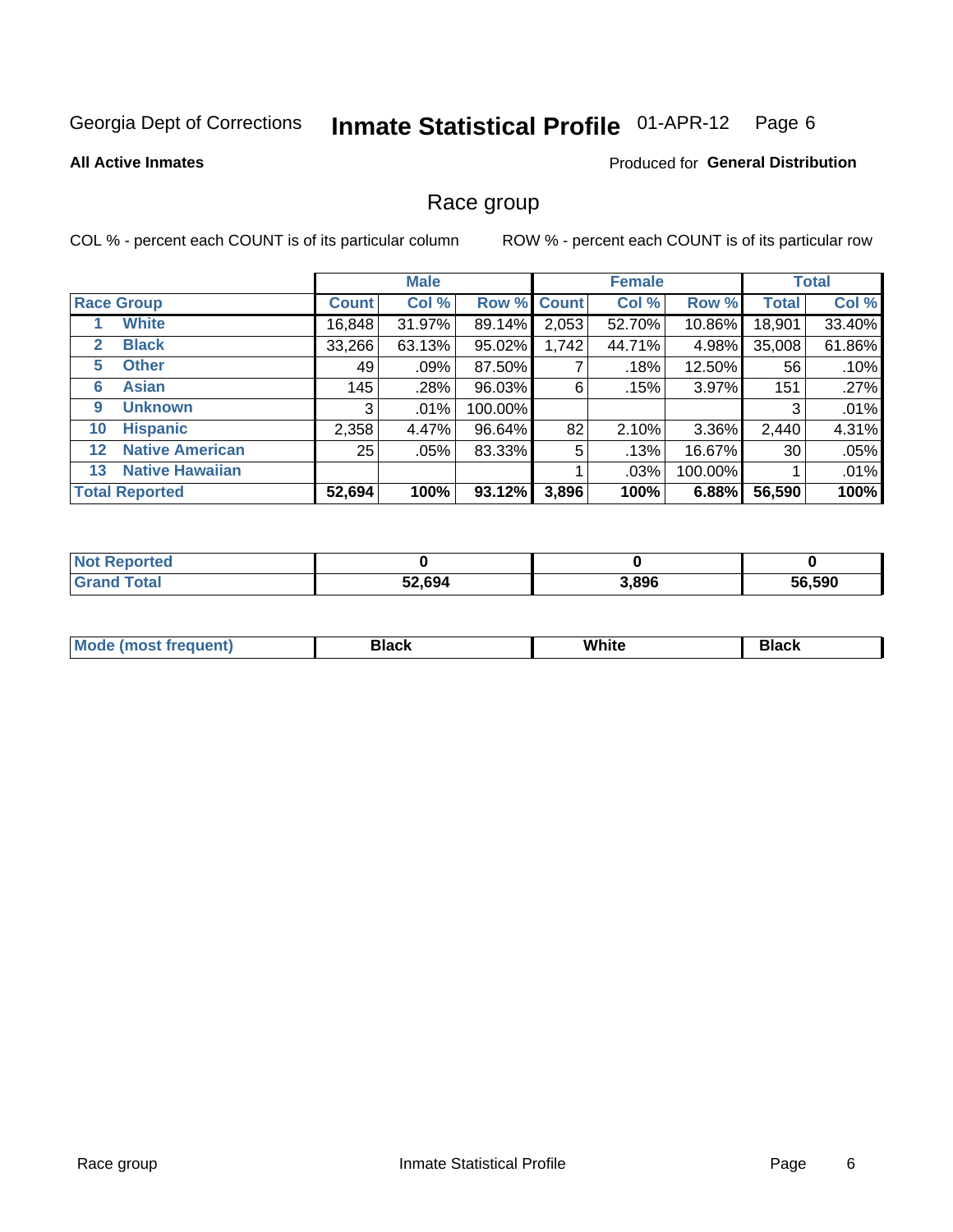Georgia Dept of Corrections **Inmate Statistical Profile** 01-APR-12

**All Active Inmates**

Produced for **General Distribution**

## Race group

COL % - percent each COUNT is of its particular column

ROW % - percent each COUNT is of its particular row

| | | Male | | | Female | | | Total | |
|---|---|---|---|---|---|---|---|---|---|
| **Race Group** | | **Count** | **Col %** | **Row %** | **Count** | **Col %** | **Row %** | **Total** | **Col %** |
| 1 | White | 16,848 | 31.97% | 89.14% | 2,053 | 52.70% | 10.86% | 18,901 | 33.40% |
| 2 | Black | 33,266 | 63.13% | 95.02% | 1,742 | 44.71% | 4.98% | 35,008 | 61.86% |
| 5 | Other | 49 | .09% | 87.50% | 7 | .18% | 12.50% | 56 | .10% |
| 6 | Asian | 145 | .28% | 96.03% | 6 | .15% | 3.97% | 151 | .27% |
| 9 | Unknown | 3 | .01% | 100.00% | | | | 3 | .01% |
| 10 | Hispanic | 2,358 | 4.47% | 96.64% | 82 | 2.10% | 3.36% | 2,440 | 4.31% |
| 12 | Native American | 25 | .05% | 83.33% | 5 | .13% | 16.67% | 30 | .05% |
| 13 | Native Hawaiian | | | | 1 | .03% | 100.00% | 1 | .01% |
| **Total Reported** | | **52,694** | **100%** | **93.12%** | **3,896** | **100%** | **6.88%** | **56,590** | **100%** |

| | Male | Female | Total |
|---|---|---|---|
| Not Reported | 0 | 0 | 0 |
| Grand Total | 52,694 | 3,896 | 56,590 |

| | Male | Female | Total |
|---|---|---|---|
| Mode (most frequent) | Black | White | Black |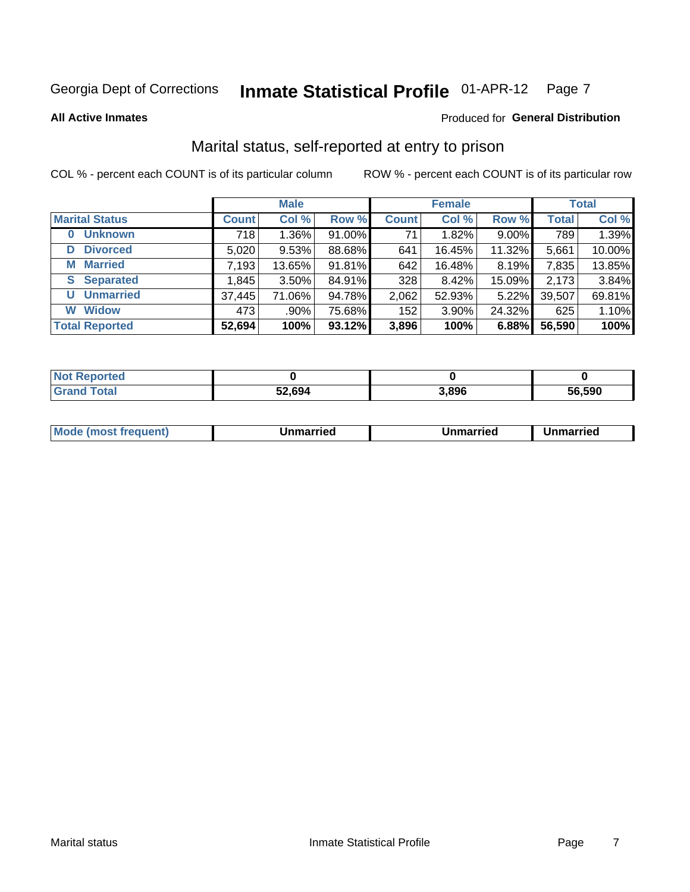Georgia Dept of Corrections **Inmate Statistical Profile** 01-APR-12

**All Active Inmates**

Produced for **General Distribution**

## Marital status, self-reported at entry to prison

COL % - percent each COUNT is of its particular column ROW % - percent each COUNT is of its particular row

| | Male | | | Female | | | Total | |
|---|---|---|---|---|---|---|---|---|
| **Marital Status** | **Count** | **Col %** | **Row %** | **Count** | **Col %** | **Row %** | **Total** | **Col %** |
| **0 Unknown** | 718 | 1.36% | 91.00% | 71 | 1.82% | 9.00% | 789 | 1.39% |
| **D Divorced** | 5,020 | 9.53% | 88.68% | 641 | 16.45% | 11.32% | 5,661 | 10.00% |
| **M Married** | 7,193 | 13.65% | 91.81% | 642 | 16.48% | 8.19% | 7,835 | 13.85% |
| **S Separated** | 1,845 | 3.50% | 84.91% | 328 | 8.42% | 15.09% | 2,173 | 3.84% |
| **U Unmarried** | 37,445 | 71.06% | 94.78% | 2,062 | 52.93% | 5.22% | 39,507 | 69.81% |
| **W Widow** | 473 | .90% | 75.68% | 152 | 3.90% | 24.32% | 625 | 1.10% |
| **Total Reported** | **52,694** | **100%** | **93.12%** | **3,896** | **100%** | **6.88%** | **56,590** | **100%** |

| | Male | Female | Total |
|---|---|---|---|
| **Not Reported** | **0** | **0** | **0** |
| **Grand Total** | **52,694** | **3,896** | **56,590** |

| | Male | Female | Total |
|---|---|---|---|
| **Mode (most frequent)** | **Unmarried** | **Unmarried** | **Unmarried** |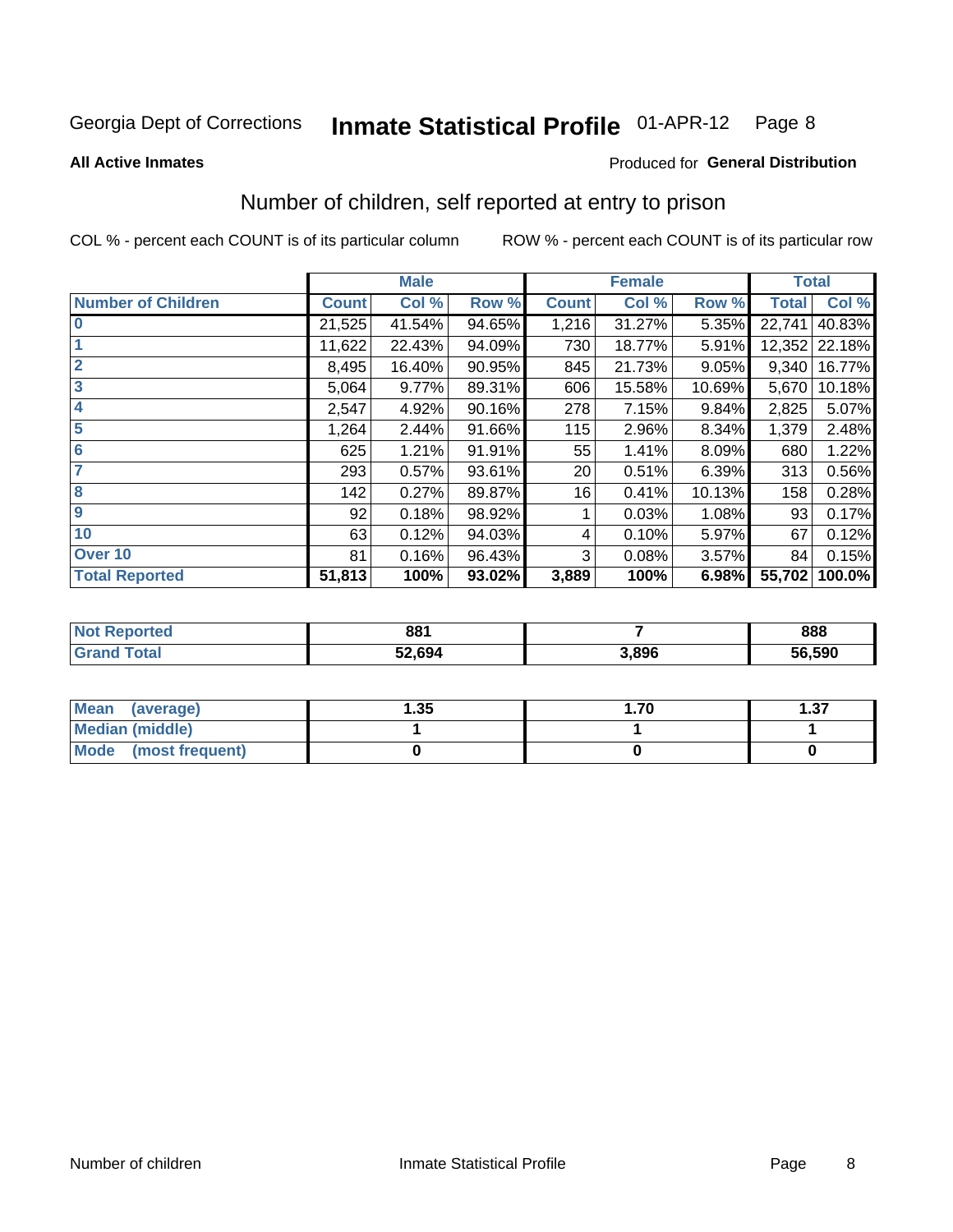Georgia Dept of Corrections **Inmate Statistical Profile** 01-APR-12

**All Active Inmates**

Produced for **General Distribution**

## Number of children, self reported at entry to prison

COL % - percent each COUNT is of its particular column ROW % - percent each COUNT is of its particular row

| | Male | | | Female | | | Total | |
|---|---|---|---|---|---|---|---|---|
| **Number of Children** | **Count** | **Col %** | **Row %** | **Count** | **Col %** | **Row %** | **Total** | **Col %** |
| **0** | 21,525 | 41.54% | 94.65% | 1,216 | 31.27% | 5.35% | 22,741 | 40.83% |
| **1** | 11,622 | 22.43% | 94.09% | 730 | 18.77% | 5.91% | 12,352 | 22.18% |
| **2** | 8,495 | 16.40% | 90.95% | 845 | 21.73% | 9.05% | 9,340 | 16.77% |
| **3** | 5,064 | 9.77% | 89.31% | 606 | 15.58% | 10.69% | 5,670 | 10.18% |
| **4** | 2,547 | 4.92% | 90.16% | 278 | 7.15% | 9.84% | 2,825 | 5.07% |
| **5** | 1,264 | 2.44% | 91.66% | 115 | 2.96% | 8.34% | 1,379 | 2.48% |
| **6** | 625 | 1.21% | 91.91% | 55 | 1.41% | 8.09% | 680 | 1.22% |
| **7** | 293 | 0.57% | 93.61% | 20 | 0.51% | 6.39% | 313 | 0.56% |
| **8** | 142 | 0.27% | 89.87% | 16 | 0.41% | 10.13% | 158 | 0.28% |
| **9** | 92 | 0.18% | 98.92% | 1 | 0.03% | 1.08% | 93 | 0.17% |
| **10** | 63 | 0.12% | 94.03% | 4 | 0.10% | 5.97% | 67 | 0.12% |
| **Over 10** | 81 | 0.16% | 96.43% | 3 | 0.08% | 3.57% | 84 | 0.15% |
| **Total Reported** | **51,813** | **100%** | **93.02%** | **3,889** | **100%** | **6.98%** | **55,702** | **100.0%** |

| | Male | Female | Total |
|---|---|---|---|
| **Not Reported** | **881** | **7** | **888** |
| **Grand Total** | **52,694** | **3,896** | **56,590** |

| | Male | Female | Total |
|---|---|---|---|
| **Mean (average)** | **1.35** | **1.70** | **1.37** |
| **Median (middle)** | **1** | **1** | **1** |
| **Mode (most frequent)** | **0** | **0** | **0** |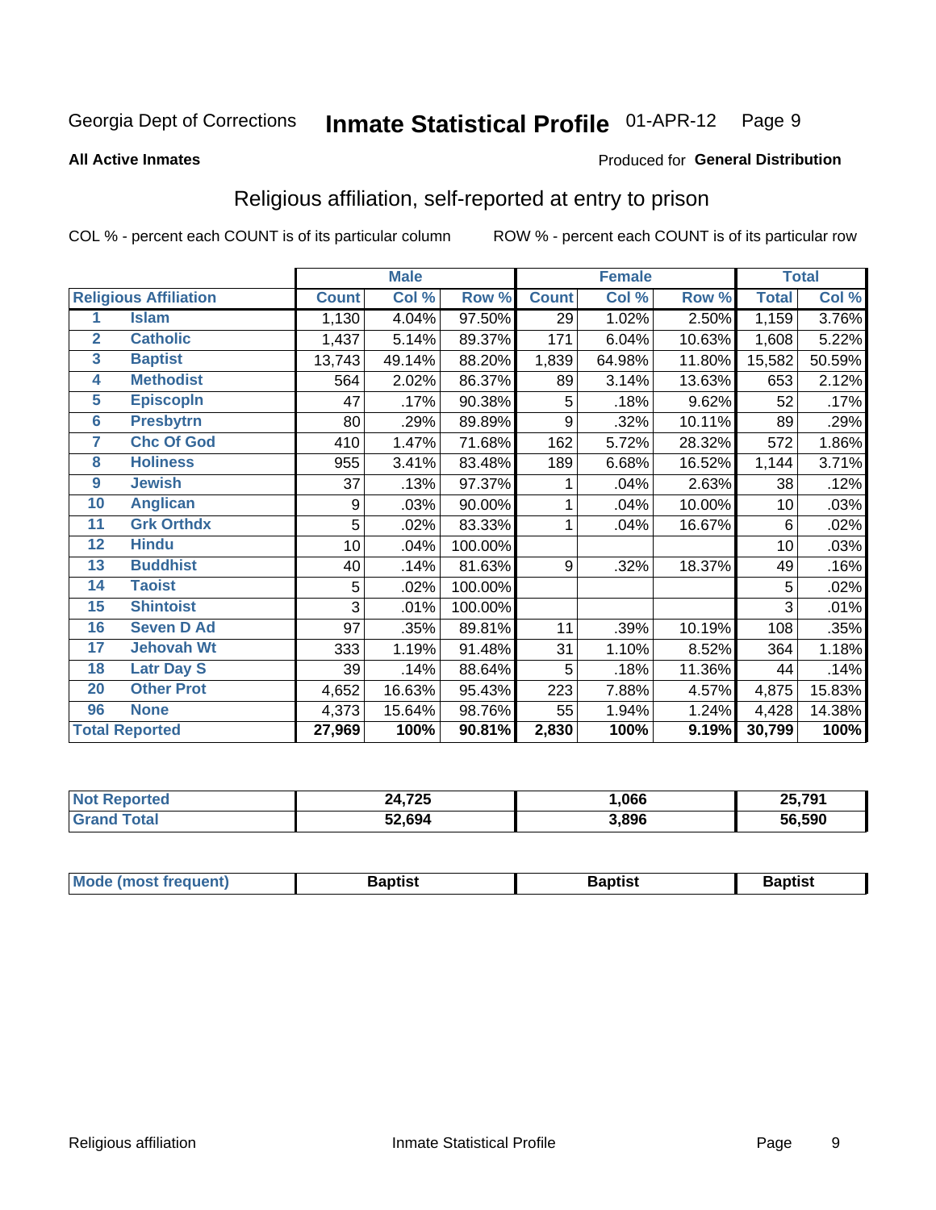Georgia Dept of Corrections **Inmate Statistical Profile** 01-APR-12

**All Active Inmates**

Produced for **General Distribution**

## Religious affiliation, self-reported at entry to prison

COL % - percent each COUNT is of its particular column ROW % - percent each COUNT is of its particular row

| | | Male | | | Female | | | Total | |
|---|---|---|---|---|---|---|---|---|---|
| **Religious Affiliation** | | **Count** | **Col %** | **Row %** | **Count** | **Col %** | **Row %** | **Total** | **Col %** |
| 1 | Islam | 1,130 | 4.04% | 97.50% | 29 | 1.02% | 2.50% | 1,159 | 3.76% |
| 2 | Catholic | 1,437 | 5.14% | 89.37% | 171 | 6.04% | 10.63% | 1,608 | 5.22% |
| 3 | Baptist | 13,743 | 49.14% | 88.20% | 1,839 | 64.98% | 11.80% | 15,582 | 50.59% |
| 4 | Methodist | 564 | 2.02% | 86.37% | 89 | 3.14% | 13.63% | 653 | 2.12% |
| 5 | Episcopln | 47 | .17% | 90.38% | 5 | .18% | 9.62% | 52 | .17% |
| 6 | Presbytrn | 80 | .29% | 89.89% | 9 | .32% | 10.11% | 89 | .29% |
| 7 | Chc Of God | 410 | 1.47% | 71.68% | 162 | 5.72% | 28.32% | 572 | 1.86% |
| 8 | Holiness | 955 | 3.41% | 83.48% | 189 | 6.68% | 16.52% | 1,144 | 3.71% |
| 9 | Jewish | 37 | .13% | 97.37% | 1 | .04% | 2.63% | 38 | .12% |
| 10 | Anglican | 9 | .03% | 90.00% | 1 | .04% | 10.00% | 10 | .03% |
| 11 | Grk Orthdx | 5 | .02% | 83.33% | 1 | .04% | 16.67% | 6 | .02% |
| 12 | Hindu | 10 | .04% | 100.00% | | | | 10 | .03% |
| 13 | Buddhist | 40 | .14% | 81.63% | 9 | .32% | 18.37% | 49 | .16% |
| 14 | Taoist | 5 | .02% | 100.00% | | | | 5 | .02% |
| 15 | Shintoist | 3 | .01% | 100.00% | | | | 3 | .01% |
| 16 | Seven D Ad | 97 | .35% | 89.81% | 11 | .39% | 10.19% | 108 | .35% |
| 17 | Jehovah Wt | 333 | 1.19% | 91.48% | 31 | 1.10% | 8.52% | 364 | 1.18% |
| 18 | Latr Day S | 39 | .14% | 88.64% | 5 | .18% | 11.36% | 44 | .14% |
| 20 | Other Prot | 4,652 | 16.63% | 95.43% | 223 | 7.88% | 4.57% | 4,875 | 15.83% |
| 96 | None | 4,373 | 15.64% | 98.76% | 55 | 1.94% | 1.24% | 4,428 | 14.38% |
| **Total Reported** | | **27,969** | **100%** | **90.81%** | **2,830** | **100%** | **9.19%** | **30,799** | **100%** |

| | Male | Female | Total |
|---|---|---|---|
| Not Reported | **24,725** | **1,066** | **25,791** |
| Grand Total | **52,694** | **3,896** | **56,590** |

| | Male | Female | Total |
|---|---|---|---|
| Mode (most frequent) | **Baptist** | **Baptist** | **Baptist** |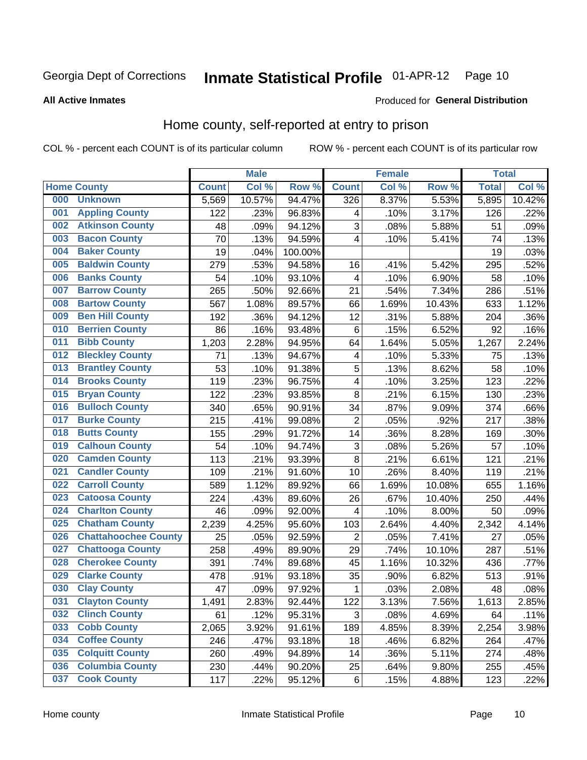Georgia Dept of Corrections **Inmate Statistical Profile** 01-APR-12

**All Active Inmates**

Produced for **General Distribution**

## Home county, self-reported at entry to prison

COL % - percent each COUNT is of its particular column ROW % - percent each COUNT is of its particular row

| Home County | | Male | | | Female | | | Total | |
|---|---|---|---|---|---|---|---|---|---|
| | | Count | Col % | Row % | Count | Col % | Row % | Total | Col % |
| 000 | Unknown | 5,569 | 10.57% | 94.47% | 326 | 8.37% | 5.53% | 5,895 | 10.42% |
| 001 | Appling County | 122 | .23% | 96.83% | 4 | .10% | 3.17% | 126 | .22% |
| 002 | Atkinson County | 48 | .09% | 94.12% | 3 | .08% | 5.88% | 51 | .09% |
| 003 | Bacon County | 70 | .13% | 94.59% | 4 | .10% | 5.41% | 74 | .13% |
| 004 | Baker County | 19 | .04% | 100.00% | | | | 19 | .03% |
| 005 | Baldwin County | 279 | .53% | 94.58% | 16 | .41% | 5.42% | 295 | .52% |
| 006 | Banks County | 54 | .10% | 93.10% | 4 | .10% | 6.90% | 58 | .10% |
| 007 | Barrow County | 265 | .50% | 92.66% | 21 | .54% | 7.34% | 286 | .51% |
| 008 | Bartow County | 567 | 1.08% | 89.57% | 66 | 1.69% | 10.43% | 633 | 1.12% |
| 009 | Ben Hill County | 192 | .36% | 94.12% | 12 | .31% | 5.88% | 204 | .36% |
| 010 | Berrien County | 86 | .16% | 93.48% | 6 | .15% | 6.52% | 92 | .16% |
| 011 | Bibb County | 1,203 | 2.28% | 94.95% | 64 | 1.64% | 5.05% | 1,267 | 2.24% |
| 012 | Bleckley County | 71 | .13% | 94.67% | 4 | .10% | 5.33% | 75 | .13% |
| 013 | Brantley County | 53 | .10% | 91.38% | 5 | .13% | 8.62% | 58 | .10% |
| 014 | Brooks County | 119 | .23% | 96.75% | 4 | .10% | 3.25% | 123 | .22% |
| 015 | Bryan County | 122 | .23% | 93.85% | 8 | .21% | 6.15% | 130 | .23% |
| 016 | Bulloch County | 340 | .65% | 90.91% | 34 | .87% | 9.09% | 374 | .66% |
| 017 | Burke County | 215 | .41% | 99.08% | 2 | .05% | .92% | 217 | .38% |
| 018 | Butts County | 155 | .29% | 91.72% | 14 | .36% | 8.28% | 169 | .30% |
| 019 | Calhoun County | 54 | .10% | 94.74% | 3 | .08% | 5.26% | 57 | .10% |
| 020 | Camden County | 113 | .21% | 93.39% | 8 | .21% | 6.61% | 121 | .21% |
| 021 | Candler County | 109 | .21% | 91.60% | 10 | .26% | 8.40% | 119 | .21% |
| 022 | Carroll County | 589 | 1.12% | 89.92% | 66 | 1.69% | 10.08% | 655 | 1.16% |
| 023 | Catoosa County | 224 | .43% | 89.60% | 26 | .67% | 10.40% | 250 | .44% |
| 024 | Charlton County | 46 | .09% | 92.00% | 4 | .10% | 8.00% | 50 | .09% |
| 025 | Chatham County | 2,239 | 4.25% | 95.60% | 103 | 2.64% | 4.40% | 2,342 | 4.14% |
| 026 | Chattahoochee County | 25 | .05% | 92.59% | 2 | .05% | 7.41% | 27 | .05% |
| 027 | Chattooga County | 258 | .49% | 89.90% | 29 | .74% | 10.10% | 287 | .51% |
| 028 | Cherokee County | 391 | .74% | 89.68% | 45 | 1.16% | 10.32% | 436 | .77% |
| 029 | Clarke County | 478 | .91% | 93.18% | 35 | .90% | 6.82% | 513 | .91% |
| 030 | Clay County | 47 | .09% | 97.92% | 1 | .03% | 2.08% | 48 | .08% |
| 031 | Clayton County | 1,491 | 2.83% | 92.44% | 122 | 3.13% | 7.56% | 1,613 | 2.85% |
| 032 | Clinch County | 61 | .12% | 95.31% | 3 | .08% | 4.69% | 64 | .11% |
| 033 | Cobb County | 2,065 | 3.92% | 91.61% | 189 | 4.85% | 8.39% | 2,254 | 3.98% |
| 034 | Coffee County | 246 | .47% | 93.18% | 18 | .46% | 6.82% | 264 | .47% |
| 035 | Colquitt County | 260 | .49% | 94.89% | 14 | .36% | 5.11% | 274 | .48% |
| 036 | Columbia County | 230 | .44% | 90.20% | 25 | .64% | 9.80% | 255 | .45% |
| 037 | Cook County | 117 | .22% | 95.12% | 6 | .15% | 4.88% | 123 | .22% |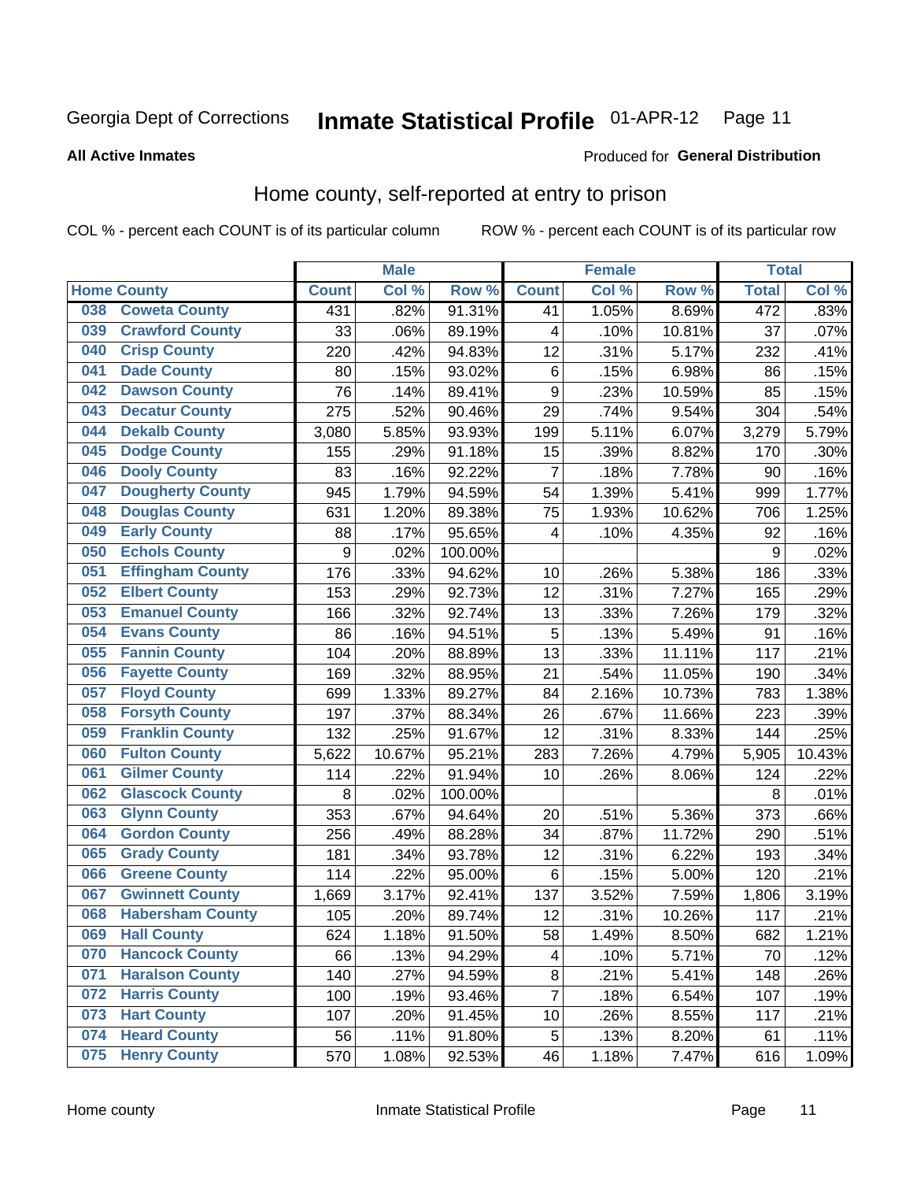Georgia Dept of Corrections **Inmate Statistical Profile** 01-APR-12

**All Active Inmates**

Produced for **General Distribution**

## Home county, self-reported at entry to prison

COL % - percent each COUNT is of its particular column ROW % - percent each COUNT is of its particular row

| Home County | | Male | | | Female | | | Total | |
|---|---|---|---|---|---|---|---|---|---|
| | | Count | Col % | Row % | Count | Col % | Row % | Total | Col % |
| 038 | Coweta County | 431 | .82% | 91.31% | 41 | 1.05% | 8.69% | 472 | .83% |
| 039 | Crawford County | 33 | .06% | 89.19% | 4 | .10% | 10.81% | 37 | .07% |
| 040 | Crisp County | 220 | .42% | 94.83% | 12 | .31% | 5.17% | 232 | .41% |
| 041 | Dade County | 80 | .15% | 93.02% | 6 | .15% | 6.98% | 86 | .15% |
| 042 | Dawson County | 76 | .14% | 89.41% | 9 | .23% | 10.59% | 85 | .15% |
| 043 | Decatur County | 275 | .52% | 90.46% | 29 | .74% | 9.54% | 304 | .54% |
| 044 | Dekalb County | 3,080 | 5.85% | 93.93% | 199 | 5.11% | 6.07% | 3,279 | 5.79% |
| 045 | Dodge County | 155 | .29% | 91.18% | 15 | .39% | 8.82% | 170 | .30% |
| 046 | Dooly County | 83 | .16% | 92.22% | 7 | .18% | 7.78% | 90 | .16% |
| 047 | Dougherty County | 945 | 1.79% | 94.59% | 54 | 1.39% | 5.41% | 999 | 1.77% |
| 048 | Douglas County | 631 | 1.20% | 89.38% | 75 | 1.93% | 10.62% | 706 | 1.25% |
| 049 | Early County | 88 | .17% | 95.65% | 4 | .10% | 4.35% | 92 | .16% |
| 050 | Echols County | 9 | .02% | 100.00% | | | | 9 | .02% |
| 051 | Effingham County | 176 | .33% | 94.62% | 10 | .26% | 5.38% | 186 | .33% |
| 052 | Elbert County | 153 | .29% | 92.73% | 12 | .31% | 7.27% | 165 | .29% |
| 053 | Emanuel County | 166 | .32% | 92.74% | 13 | .33% | 7.26% | 179 | .32% |
| 054 | Evans County | 86 | .16% | 94.51% | 5 | .13% | 5.49% | 91 | .16% |
| 055 | Fannin County | 104 | .20% | 88.89% | 13 | .33% | 11.11% | 117 | .21% |
| 056 | Fayette County | 169 | .32% | 88.95% | 21 | .54% | 11.05% | 190 | .34% |
| 057 | Floyd County | 699 | 1.33% | 89.27% | 84 | 2.16% | 10.73% | 783 | 1.38% |
| 058 | Forsyth County | 197 | .37% | 88.34% | 26 | .67% | 11.66% | 223 | .39% |
| 059 | Franklin County | 132 | .25% | 91.67% | 12 | .31% | 8.33% | 144 | .25% |
| 060 | Fulton County | 5,622 | 10.67% | 95.21% | 283 | 7.26% | 4.79% | 5,905 | 10.43% |
| 061 | Gilmer County | 114 | .22% | 91.94% | 10 | .26% | 8.06% | 124 | .22% |
| 062 | Glascock County | 8 | .02% | 100.00% | | | | 8 | .01% |
| 063 | Glynn County | 353 | .67% | 94.64% | 20 | .51% | 5.36% | 373 | .66% |
| 064 | Gordon County | 256 | .49% | 88.28% | 34 | .87% | 11.72% | 290 | .51% |
| 065 | Grady County | 181 | .34% | 93.78% | 12 | .31% | 6.22% | 193 | .34% |
| 066 | Greene County | 114 | .22% | 95.00% | 6 | .15% | 5.00% | 120 | .21% |
| 067 | Gwinnett County | 1,669 | 3.17% | 92.41% | 137 | 3.52% | 7.59% | 1,806 | 3.19% |
| 068 | Habersham County | 105 | .20% | 89.74% | 12 | .31% | 10.26% | 117 | .21% |
| 069 | Hall County | 624 | 1.18% | 91.50% | 58 | 1.49% | 8.50% | 682 | 1.21% |
| 070 | Hancock County | 66 | .13% | 94.29% | 4 | .10% | 5.71% | 70 | .12% |
| 071 | Haralson County | 140 | .27% | 94.59% | 8 | .21% | 5.41% | 148 | .26% |
| 072 | Harris County | 100 | .19% | 93.46% | 7 | .18% | 6.54% | 107 | .19% |
| 073 | Hart County | 107 | .20% | 91.45% | 10 | .26% | 8.55% | 117 | .21% |
| 074 | Heard County | 56 | .11% | 91.80% | 5 | .13% | 8.20% | 61 | .11% |
| 075 | Henry County | 570 | 1.08% | 92.53% | 46 | 1.18% | 7.47% | 616 | 1.09% |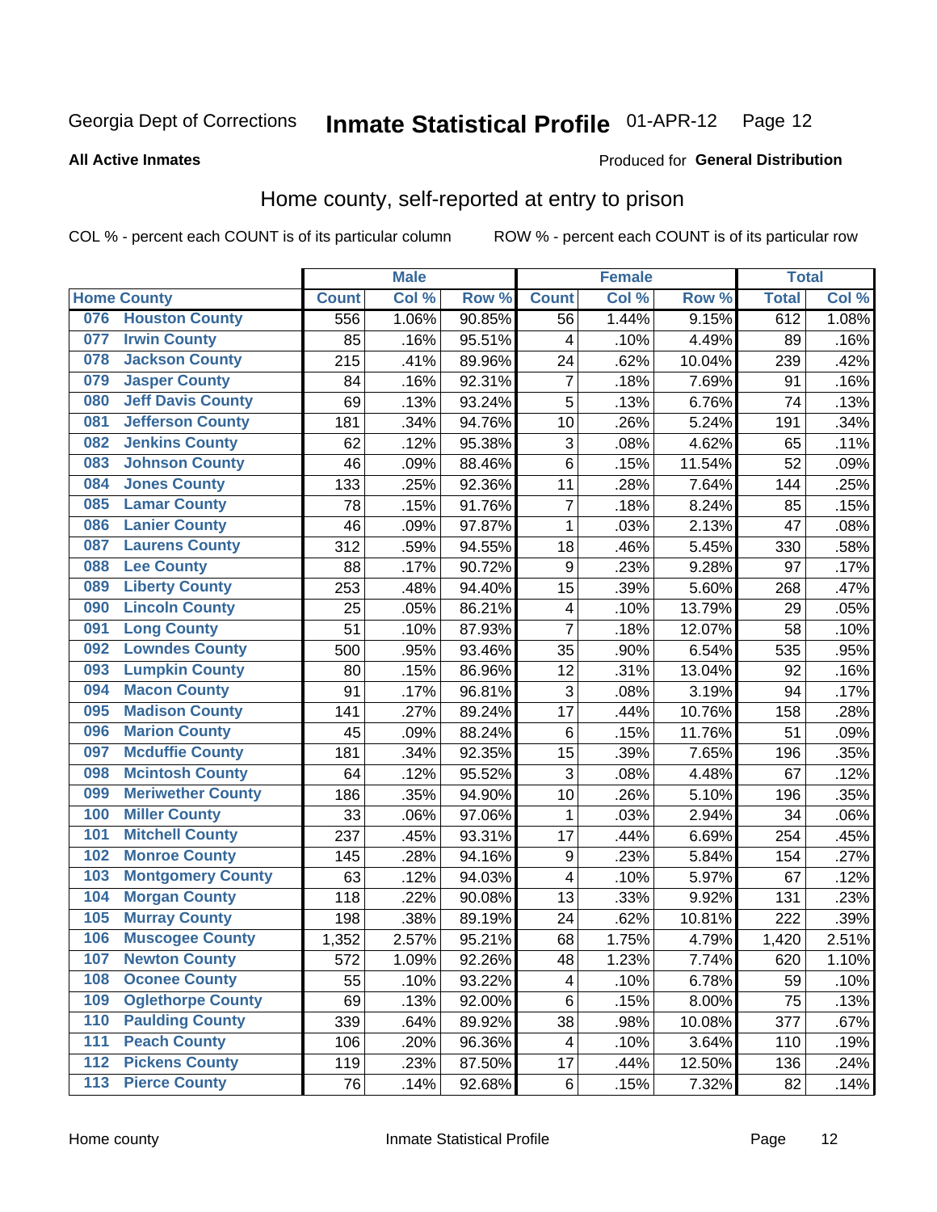Georgia Dept of Corrections **Inmate Statistical Profile** 01-APR-12

**All Active Inmates**

Produced for **General Distribution**

## Home county, self-reported at entry to prison

COL % - percent each COUNT is of its particular column ROW % - percent each COUNT is of its particular row

| Home County | | Male | | | Female | | | Total | |
|---|---|---|---|---|---|---|---|---|---|
| | | Count | Col % | Row % | Count | Col % | Row % | Total | Col % |
| 076 | Houston County | 556 | 1.06% | 90.85% | 56 | 1.44% | 9.15% | 612 | 1.08% |
| 077 | Irwin County | 85 | .16% | 95.51% | 4 | .10% | 4.49% | 89 | .16% |
| 078 | Jackson County | 215 | .41% | 89.96% | 24 | .62% | 10.04% | 239 | .42% |
| 079 | Jasper County | 84 | .16% | 92.31% | 7 | .18% | 7.69% | 91 | .16% |
| 080 | Jeff Davis County | 69 | .13% | 93.24% | 5 | .13% | 6.76% | 74 | .13% |
| 081 | Jefferson County | 181 | .34% | 94.76% | 10 | .26% | 5.24% | 191 | .34% |
| 082 | Jenkins County | 62 | .12% | 95.38% | 3 | .08% | 4.62% | 65 | .11% |
| 083 | Johnson County | 46 | .09% | 88.46% | 6 | .15% | 11.54% | 52 | .09% |
| 084 | Jones County | 133 | .25% | 92.36% | 11 | .28% | 7.64% | 144 | .25% |
| 085 | Lamar County | 78 | .15% | 91.76% | 7 | .18% | 8.24% | 85 | .15% |
| 086 | Lanier County | 46 | .09% | 97.87% | 1 | .03% | 2.13% | 47 | .08% |
| 087 | Laurens County | 312 | .59% | 94.55% | 18 | .46% | 5.45% | 330 | .58% |
| 088 | Lee County | 88 | .17% | 90.72% | 9 | .23% | 9.28% | 97 | .17% |
| 089 | Liberty County | 253 | .48% | 94.40% | 15 | .39% | 5.60% | 268 | .47% |
| 090 | Lincoln County | 25 | .05% | 86.21% | 4 | .10% | 13.79% | 29 | .05% |
| 091 | Long County | 51 | .10% | 87.93% | 7 | .18% | 12.07% | 58 | .10% |
| 092 | Lowndes County | 500 | .95% | 93.46% | 35 | .90% | 6.54% | 535 | .95% |
| 093 | Lumpkin County | 80 | .15% | 86.96% | 12 | .31% | 13.04% | 92 | .16% |
| 094 | Macon County | 91 | .17% | 96.81% | 3 | .08% | 3.19% | 94 | .17% |
| 095 | Madison County | 141 | .27% | 89.24% | 17 | .44% | 10.76% | 158 | .28% |
| 096 | Marion County | 45 | .09% | 88.24% | 6 | .15% | 11.76% | 51 | .09% |
| 097 | Mcduffie County | 181 | .34% | 92.35% | 15 | .39% | 7.65% | 196 | .35% |
| 098 | Mcintosh County | 64 | .12% | 95.52% | 3 | .08% | 4.48% | 67 | .12% |
| 099 | Meriwether County | 186 | .35% | 94.90% | 10 | .26% | 5.10% | 196 | .35% |
| 100 | Miller County | 33 | .06% | 97.06% | 1 | .03% | 2.94% | 34 | .06% |
| 101 | Mitchell County | 237 | .45% | 93.31% | 17 | .44% | 6.69% | 254 | .45% |
| 102 | Monroe County | 145 | .28% | 94.16% | 9 | .23% | 5.84% | 154 | .27% |
| 103 | Montgomery County | 63 | .12% | 94.03% | 4 | .10% | 5.97% | 67 | .12% |
| 104 | Morgan County | 118 | .22% | 90.08% | 13 | .33% | 9.92% | 131 | .23% |
| 105 | Murray County | 198 | .38% | 89.19% | 24 | .62% | 10.81% | 222 | .39% |
| 106 | Muscogee County | 1,352 | 2.57% | 95.21% | 68 | 1.75% | 4.79% | 1,420 | 2.51% |
| 107 | Newton County | 572 | 1.09% | 92.26% | 48 | 1.23% | 7.74% | 620 | 1.10% |
| 108 | Oconee County | 55 | .10% | 93.22% | 4 | .10% | 6.78% | 59 | .10% |
| 109 | Oglethorpe County | 69 | .13% | 92.00% | 6 | .15% | 8.00% | 75 | .13% |
| 110 | Paulding County | 339 | .64% | 89.92% | 38 | .98% | 10.08% | 377 | .67% |
| 111 | Peach County | 106 | .20% | 96.36% | 4 | .10% | 3.64% | 110 | .19% |
| 112 | Pickens County | 119 | .23% | 87.50% | 17 | .44% | 12.50% | 136 | .24% |
| 113 | Pierce County | 76 | .14% | 92.68% | 6 | .15% | 7.32% | 82 | .14% |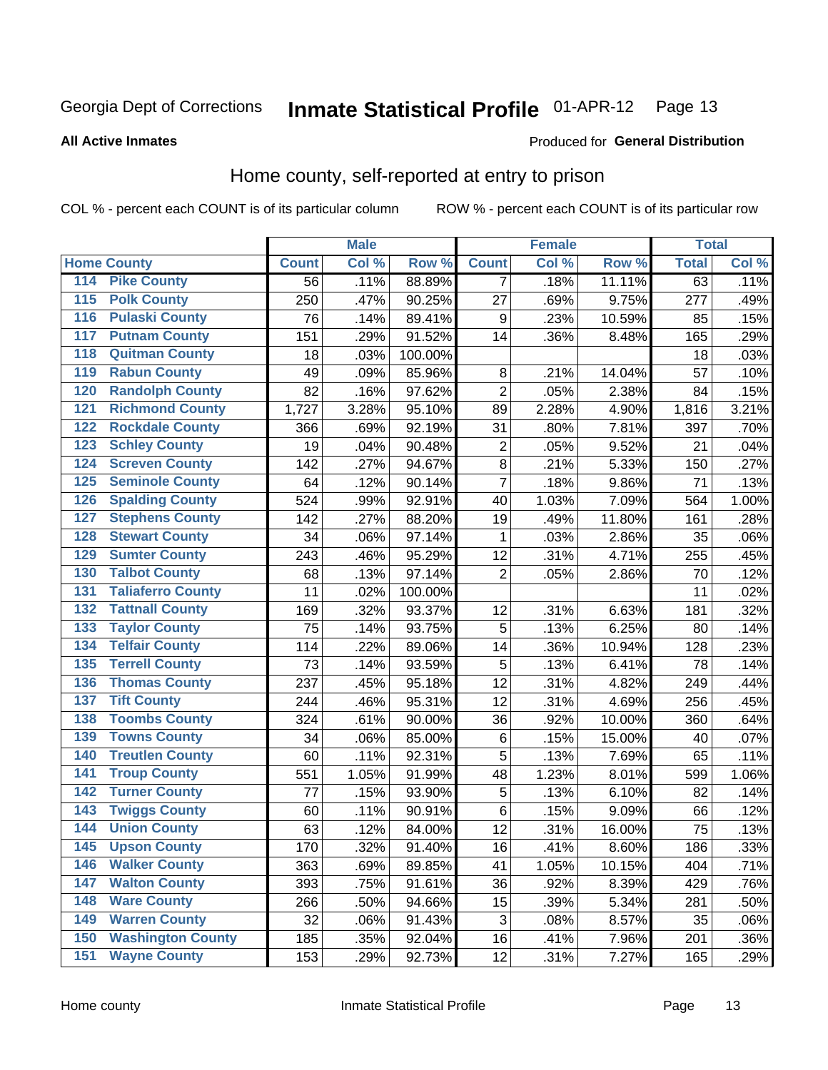Georgia Dept of Corrections **Inmate Statistical Profile** 01-APR-12

**All Active Inmates**

Produced for **General Distribution**

## Home county, self-reported at entry to prison

COL % - percent each COUNT is of its particular column ROW % - percent each COUNT is of its particular row

| Home County | | Male | | | Female | | | Total | |
|---|---|---|---|---|---|---|---|---|---|
| | | Count | Col % | Row % | Count | Col % | Row % | Total | Col % |
| 114 | Pike County | 56 | .11% | 88.89% | 7 | .18% | 11.11% | 63 | .11% |
| 115 | Polk County | 250 | .47% | 90.25% | 27 | .69% | 9.75% | 277 | .49% |
| 116 | Pulaski County | 76 | .14% | 89.41% | 9 | .23% | 10.59% | 85 | .15% |
| 117 | Putnam County | 151 | .29% | 91.52% | 14 | .36% | 8.48% | 165 | .29% |
| 118 | Quitman County | 18 | .03% | 100.00% | | | | 18 | .03% |
| 119 | Rabun County | 49 | .09% | 85.96% | 8 | .21% | 14.04% | 57 | .10% |
| 120 | Randolph County | 82 | .16% | 97.62% | 2 | .05% | 2.38% | 84 | .15% |
| 121 | Richmond County | 1,727 | 3.28% | 95.10% | 89 | 2.28% | 4.90% | 1,816 | 3.21% |
| 122 | Rockdale County | 366 | .69% | 92.19% | 31 | .80% | 7.81% | 397 | .70% |
| 123 | Schley County | 19 | .04% | 90.48% | 2 | .05% | 9.52% | 21 | .04% |
| 124 | Screven County | 142 | .27% | 94.67% | 8 | .21% | 5.33% | 150 | .27% |
| 125 | Seminole County | 64 | .12% | 90.14% | 7 | .18% | 9.86% | 71 | .13% |
| 126 | Spalding County | 524 | .99% | 92.91% | 40 | 1.03% | 7.09% | 564 | 1.00% |
| 127 | Stephens County | 142 | .27% | 88.20% | 19 | .49% | 11.80% | 161 | .28% |
| 128 | Stewart County | 34 | .06% | 97.14% | 1 | .03% | 2.86% | 35 | .06% |
| 129 | Sumter County | 243 | .46% | 95.29% | 12 | .31% | 4.71% | 255 | .45% |
| 130 | Talbot County | 68 | .13% | 97.14% | 2 | .05% | 2.86% | 70 | .12% |
| 131 | Taliaferro County | 11 | .02% | 100.00% | | | | 11 | .02% |
| 132 | Tattnall County | 169 | .32% | 93.37% | 12 | .31% | 6.63% | 181 | .32% |
| 133 | Taylor County | 75 | .14% | 93.75% | 5 | .13% | 6.25% | 80 | .14% |
| 134 | Telfair County | 114 | .22% | 89.06% | 14 | .36% | 10.94% | 128 | .23% |
| 135 | Terrell County | 73 | .14% | 93.59% | 5 | .13% | 6.41% | 78 | .14% |
| 136 | Thomas County | 237 | .45% | 95.18% | 12 | .31% | 4.82% | 249 | .44% |
| 137 | Tift County | 244 | .46% | 95.31% | 12 | .31% | 4.69% | 256 | .45% |
| 138 | Toombs County | 324 | .61% | 90.00% | 36 | .92% | 10.00% | 360 | .64% |
| 139 | Towns County | 34 | .06% | 85.00% | 6 | .15% | 15.00% | 40 | .07% |
| 140 | Treutlen County | 60 | .11% | 92.31% | 5 | .13% | 7.69% | 65 | .11% |
| 141 | Troup County | 551 | 1.05% | 91.99% | 48 | 1.23% | 8.01% | 599 | 1.06% |
| 142 | Turner County | 77 | .15% | 93.90% | 5 | .13% | 6.10% | 82 | .14% |
| 143 | Twiggs County | 60 | .11% | 90.91% | 6 | .15% | 9.09% | 66 | .12% |
| 144 | Union County | 63 | .12% | 84.00% | 12 | .31% | 16.00% | 75 | .13% |
| 145 | Upson County | 170 | .32% | 91.40% | 16 | .41% | 8.60% | 186 | .33% |
| 146 | Walker County | 363 | .69% | 89.85% | 41 | 1.05% | 10.15% | 404 | .71% |
| 147 | Walton County | 393 | .75% | 91.61% | 36 | .92% | 8.39% | 429 | .76% |
| 148 | Ware County | 266 | .50% | 94.66% | 15 | .39% | 5.34% | 281 | .50% |
| 149 | Warren County | 32 | .06% | 91.43% | 3 | .08% | 8.57% | 35 | .06% |
| 150 | Washington County | 185 | .35% | 92.04% | 16 | .41% | 7.96% | 201 | .36% |
| 151 | Wayne County | 153 | .29% | 92.73% | 12 | .31% | 7.27% | 165 | .29% |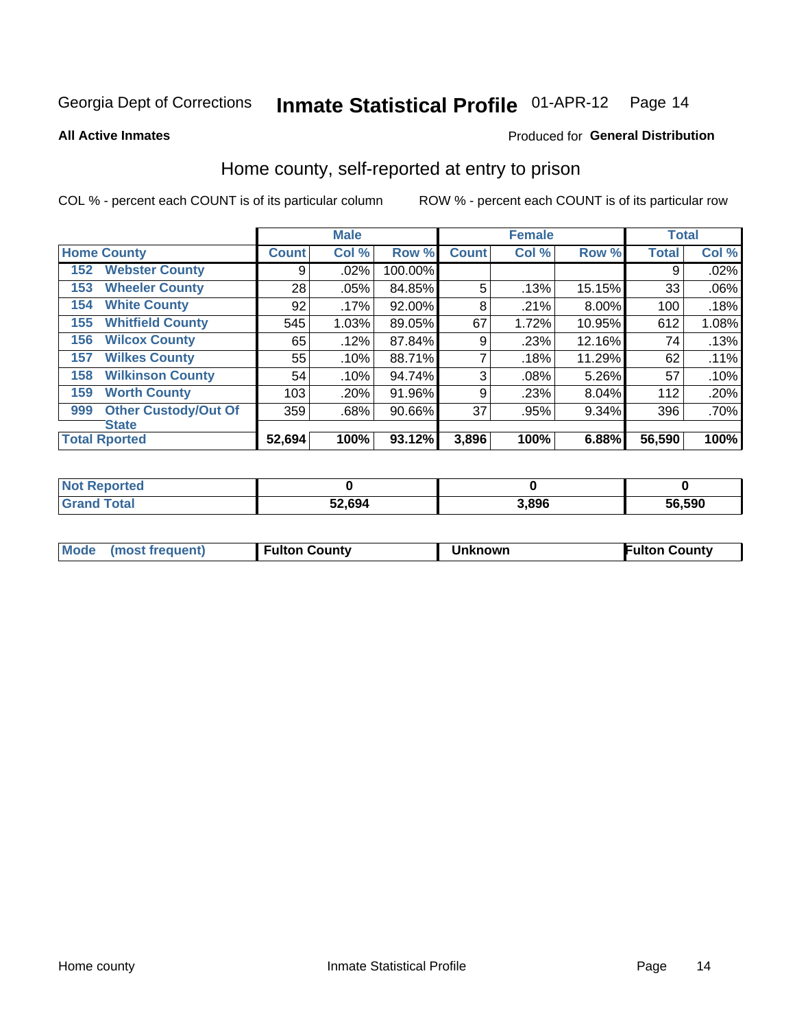Georgia Dept of Corrections **Inmate Statistical Profile** 01-APR-12

**All Active Inmates**

Produced for **General Distribution**

## Home county, self-reported at entry to prison

COL % - percent each COUNT is of its particular column

ROW % - percent each COUNT is of its particular row

| Home County | | Male | | | Female | | | Total | |
|---|---|---|---|---|---|---|---|---|---|
| | | Count | Col % | Row % | Count | Col % | Row % | Total | Col % |
| 152 | Webster County | 9 | .02% | 100.00% | | | | 9 | .02% |
| 153 | Wheeler County | 28 | .05% | 84.85% | 5 | .13% | 15.15% | 33 | .06% |
| 154 | White County | 92 | .17% | 92.00% | 8 | .21% | 8.00% | 100 | .18% |
| 155 | Whitfield County | 545 | 1.03% | 89.05% | 67 | 1.72% | 10.95% | 612 | 1.08% |
| 156 | Wilcox County | 65 | .12% | 87.84% | 9 | .23% | 12.16% | 74 | .13% |
| 157 | Wilkes County | 55 | .10% | 88.71% | 7 | .18% | 11.29% | 62 | .11% |
| 158 | Wilkinson County | 54 | .10% | 94.74% | 3 | .08% | 5.26% | 57 | .10% |
| 159 | Worth County | 103 | .20% | 91.96% | 9 | .23% | 8.04% | 112 | .20% |
| 999 | Other Custody/Out Of State | 359 | .68% | 90.66% | 37 | .95% | 9.34% | 396 | .70% |
| **Total Rported** | | **52,694** | **100%** | **93.12%** | **3,896** | **100%** | **6.88%** | **56,590** | **100%** |

| | Male | Female | Total |
|---|---|---|---|
| Not Reported | 0 | 0 | 0 |
| Grand Total | 52,694 | 3,896 | 56,590 |

| | Male | Female | Total |
|---|---|---|---|
| Mode (most frequent) | Fulton County | Unknown | Fulton County |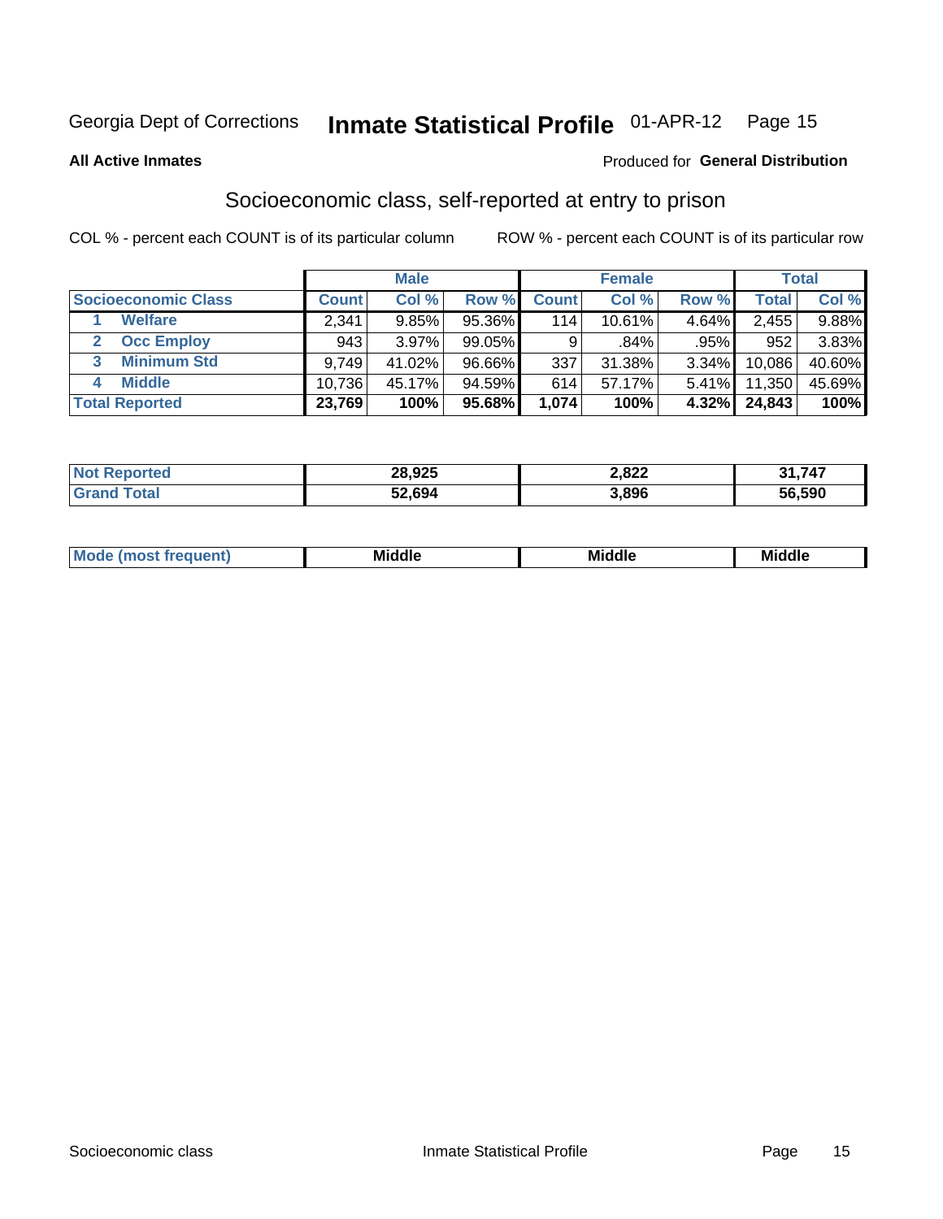Georgia Dept of Corrections **Inmate Statistical Profile** 01-APR-12

**All Active Inmates**

Produced for **General Distribution**

## Socioeconomic class, self-reported at entry to prison

COL % - percent each COUNT is of its particular column ROW % - percent each COUNT is of its particular row

| | Male | | | Female | | | Total | |
|---|---|---|---|---|---|---|---|---|
| **Socioeconomic Class** | **Count** | **Col %** | **Row %** | **Count** | **Col %** | **Row %** | **Total** | **Col %** |
| 1 **Welfare** | 2,341 | 9.85% | 95.36% | 114 | 10.61% | 4.64% | 2,455 | 9.88% |
| 2 **Occ Employ** | 943 | 3.97% | 99.05% | 9 | .84% | .95% | 952 | 3.83% |
| 3 **Minimum Std** | 9,749 | 41.02% | 96.66% | 337 | 31.38% | 3.34% | 10,086 | 40.60% |
| 4 **Middle** | 10,736 | 45.17% | 94.59% | 614 | 57.17% | 5.41% | 11,350 | 45.69% |
| **Total Reported** | **23,769** | **100%** | **95.68%** | **1,074** | **100%** | **4.32%** | **24,843** | **100%** |

| | Male | Female | Total |
|---|---|---|---|
| **Not Reported** | **28,925** | **2,822** | **31,747** |
| **Grand Total** | **52,694** | **3,896** | **56,590** |

| | Male | Female | Total |
|---|---|---|---|
| **Mode (most frequent)** | **Middle** | **Middle** | **Middle** |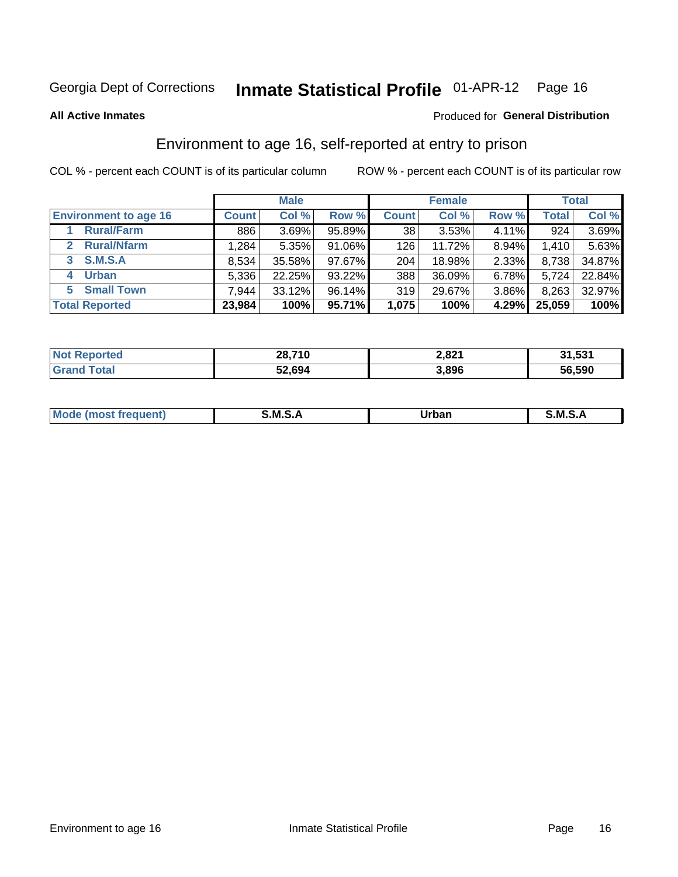Georgia Dept of Corrections **Inmate Statistical Profile** 01-APR-12

**All Active Inmates**

Produced for **General Distribution**

## Environment to age 16, self-reported at entry to prison

COL % - percent each COUNT is of its particular column

ROW % - percent each COUNT is of its particular row

| | Male | | | Female | | | Total | |
|---|---|---|---|---|---|---|---|---|
| **Environment to age 16** | **Count** | **Col %** | **Row %** | **Count** | **Col %** | **Row %** | **Total** | **Col %** |
| **1 Rural/Farm** | 886 | 3.69% | 95.89% | 38 | 3.53% | 4.11% | 924 | 3.69% |
| **2 Rural/Nfarm** | 1,284 | 5.35% | 91.06% | 126 | 11.72% | 8.94% | 1,410 | 5.63% |
| **3 S.M.S.A** | 8,534 | 35.58% | 97.67% | 204 | 18.98% | 2.33% | 8,738 | 34.87% |
| **4 Urban** | 5,336 | 22.25% | 93.22% | 388 | 36.09% | 6.78% | 5,724 | 22.84% |
| **5 Small Town** | 7,944 | 33.12% | 96.14% | 319 | 29.67% | 3.86% | 8,263 | 32.97% |
| **Total Reported** | **23,984** | **100%** | **95.71%** | **1,075** | **100%** | **4.29%** | **25,059** | **100%** |

| | Male | Female | Total |
|---|---|---|---|
| **Not Reported** | **28,710** | **2,821** | **31,531** |
| **Grand Total** | **52,694** | **3,896** | **56,590** |

| | Male | Female | Total |
|---|---|---|---|
| **Mode (most frequent)** | **S.M.S.A** | **Urban** | **S.M.S.A** |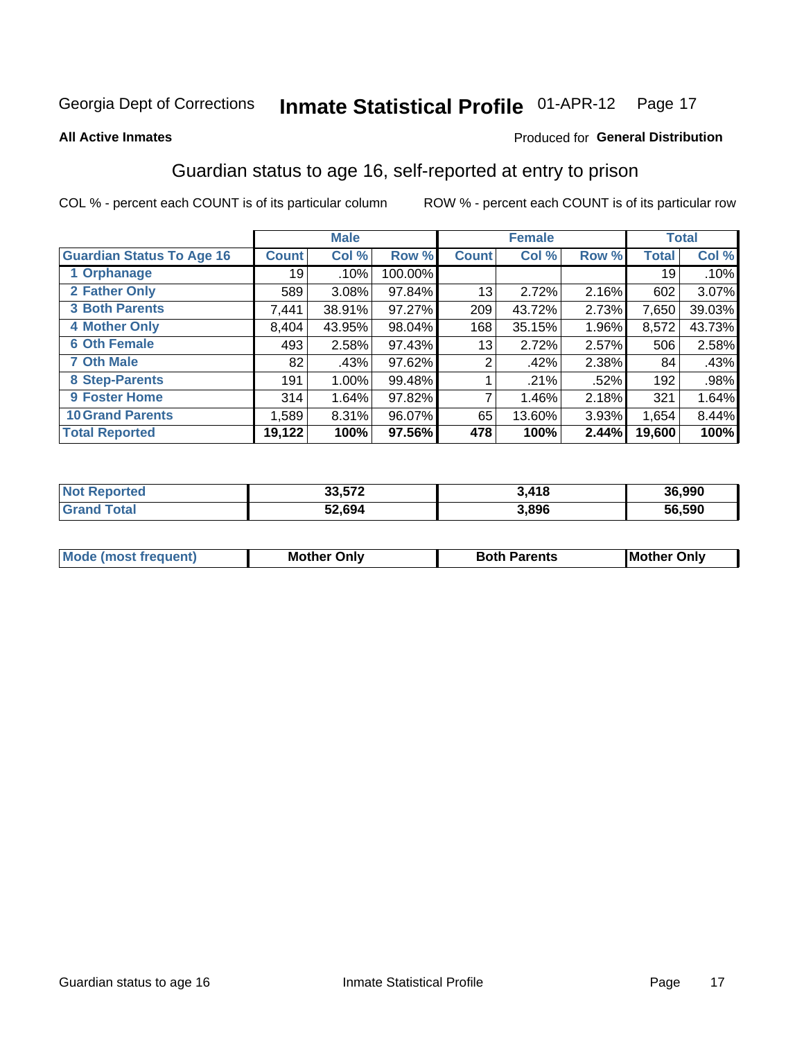Georgia Dept of Corrections **Inmate Statistical Profile** 01-APR-12

**All Active Inmates**

Produced for **General Distribution**

## Guardian status to age 16, self-reported at entry to prison

COL % - percent each COUNT is of its particular column ROW % - percent each COUNT is of its particular row

| | Male | | | Female | | | Total | |
|---|---|---|---|---|---|---|---|---|
| **Guardian Status To Age 16** | **Count** | **Col %** | **Row %** | **Count** | **Col %** | **Row %** | **Total** | **Col %** |
| 1 Orphanage | 19 | .10% | 100.00% | | | | 19 | .10% |
| 2 Father Only | 589 | 3.08% | 97.84% | 13 | 2.72% | 2.16% | 602 | 3.07% |
| 3 Both Parents | 7,441 | 38.91% | 97.27% | 209 | 43.72% | 2.73% | 7,650 | 39.03% |
| 4 Mother Only | 8,404 | 43.95% | 98.04% | 168 | 35.15% | 1.96% | 8,572 | 43.73% |
| 6 Oth Female | 493 | 2.58% | 97.43% | 13 | 2.72% | 2.57% | 506 | 2.58% |
| 7 Oth Male | 82 | .43% | 97.62% | 2 | .42% | 2.38% | 84 | .43% |
| 8 Step-Parents | 191 | 1.00% | 99.48% | 1 | .21% | .52% | 192 | .98% |
| 9 Foster Home | 314 | 1.64% | 97.82% | 7 | 1.46% | 2.18% | 321 | 1.64% |
| 10 Grand Parents | 1,589 | 8.31% | 96.07% | 65 | 13.60% | 3.93% | 1,654 | 8.44% |
| **Total Reported** | **19,122** | **100%** | **97.56%** | **478** | **100%** | **2.44%** | **19,600** | **100%** |

| | Male | Female | Total |
|---|---|---|---|
| Not Reported | 33,572 | 3,418 | 36,990 |
| Grand Total | 52,694 | 3,896 | 56,590 |

| | Male | Female | Total |
|---|---|---|---|
| Mode (most frequent) | Mother Only | Both Parents | Mother Only |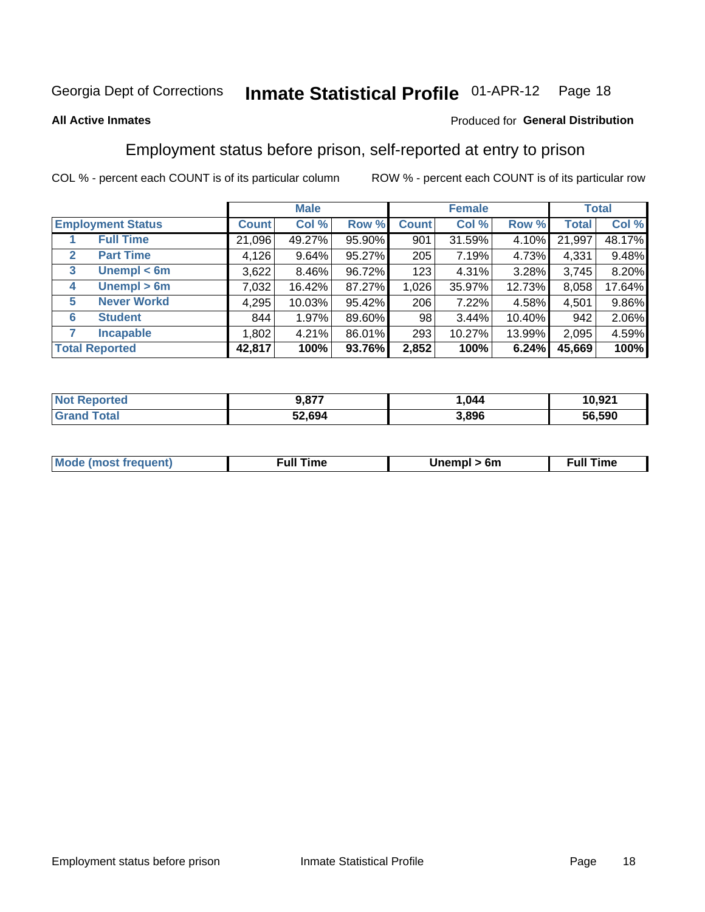Georgia Dept of Corrections **Inmate Statistical Profile** 01-APR-12

**All Active Inmates**

Produced for **General Distribution**

## Employment status before prison, self-reported at entry to prison

COL % - percent each COUNT is of its particular column    ROW % - percent each COUNT is of its particular row

| Employment Status | | Male | | | Female | | | Total | |
|---|---|---|---|---|---|---|---|---|---|
| | | Count | Col % | Row % | Count | Col % | Row % | Total | Col % |
| 1 | Full Time | 21,096 | 49.27% | 95.90% | 901 | 31.59% | 4.10% | 21,997 | 48.17% |
| 2 | Part Time | 4,126 | 9.64% | 95.27% | 205 | 7.19% | 4.73% | 4,331 | 9.48% |
| 3 | Unempl < 6m | 3,622 | 8.46% | 96.72% | 123 | 4.31% | 3.28% | 3,745 | 8.20% |
| 4 | Unempl > 6m | 7,032 | 16.42% | 87.27% | 1,026 | 35.97% | 12.73% | 8,058 | 17.64% |
| 5 | Never Workd | 4,295 | 10.03% | 95.42% | 206 | 7.22% | 4.58% | 4,501 | 9.86% |
| 6 | Student | 844 | 1.97% | 89.60% | 98 | 3.44% | 10.40% | 942 | 2.06% |
| 7 | Incapable | 1,802 | 4.21% | 86.01% | 293 | 10.27% | 13.99% | 2,095 | 4.59% |
| **Total Reported** | | **42,817** | **100%** | **93.76%** | **2,852** | **100%** | **6.24%** | **45,669** | **100%** |

| | Male | Female | Total |
|---|---|---|---|
| Not Reported | **9,877** | **1,044** | **10,921** |
| Grand Total | **52,694** | **3,896** | **56,590** |

| | Male | Female | Total |
|---|---|---|---|
| Mode (most frequent) | **Full Time** | **Unempl > 6m** | **Full Time** |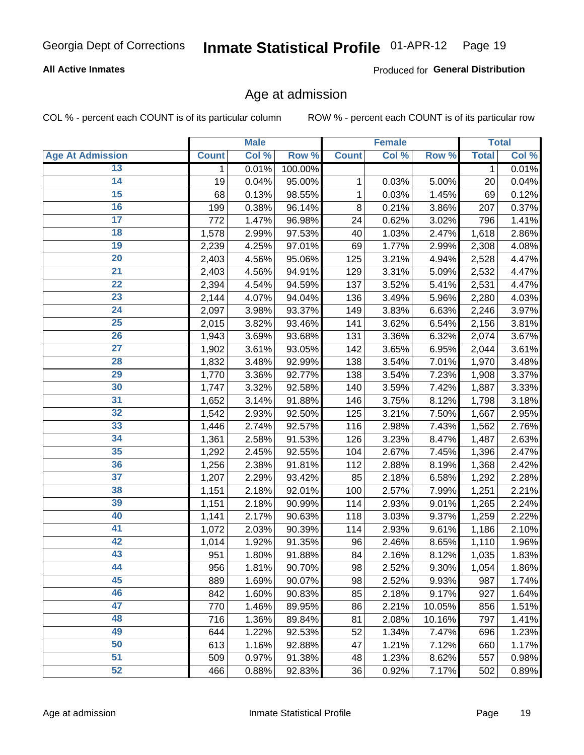Georgia Dept of Corrections **Inmate Statistical Profile** 01-APR-12

**All Active Inmates**

Produced for **General Distribution**

## Age at admission

COL % - percent each COUNT is of its particular column

ROW % - percent each COUNT is of its particular row

| | Male | | | Female | | | Total | |
|---|---|---|---|---|---|---|---|---|
| **Age At Admission** | **Count** | **Col %** | **Row %** | **Count** | **Col %** | **Row %** | **Total** | **Col %** |
| 13 | 1 | 0.01% | 100.00% | | | | 1 | 0.01% |
| 14 | 19 | 0.04% | 95.00% | 1 | 0.03% | 5.00% | 20 | 0.04% |
| 15 | 68 | 0.13% | 98.55% | 1 | 0.03% | 1.45% | 69 | 0.12% |
| 16 | 199 | 0.38% | 96.14% | 8 | 0.21% | 3.86% | 207 | 0.37% |
| 17 | 772 | 1.47% | 96.98% | 24 | 0.62% | 3.02% | 796 | 1.41% |
| 18 | 1,578 | 2.99% | 97.53% | 40 | 1.03% | 2.47% | 1,618 | 2.86% |
| 19 | 2,239 | 4.25% | 97.01% | 69 | 1.77% | 2.99% | 2,308 | 4.08% |
| 20 | 2,403 | 4.56% | 95.06% | 125 | 3.21% | 4.94% | 2,528 | 4.47% |
| 21 | 2,403 | 4.56% | 94.91% | 129 | 3.31% | 5.09% | 2,532 | 4.47% |
| 22 | 2,394 | 4.54% | 94.59% | 137 | 3.52% | 5.41% | 2,531 | 4.47% |
| 23 | 2,144 | 4.07% | 94.04% | 136 | 3.49% | 5.96% | 2,280 | 4.03% |
| 24 | 2,097 | 3.98% | 93.37% | 149 | 3.83% | 6.63% | 2,246 | 3.97% |
| 25 | 2,015 | 3.82% | 93.46% | 141 | 3.62% | 6.54% | 2,156 | 3.81% |
| 26 | 1,943 | 3.69% | 93.68% | 131 | 3.36% | 6.32% | 2,074 | 3.67% |
| 27 | 1,902 | 3.61% | 93.05% | 142 | 3.65% | 6.95% | 2,044 | 3.61% |
| 28 | 1,832 | 3.48% | 92.99% | 138 | 3.54% | 7.01% | 1,970 | 3.48% |
| 29 | 1,770 | 3.36% | 92.77% | 138 | 3.54% | 7.23% | 1,908 | 3.37% |
| 30 | 1,747 | 3.32% | 92.58% | 140 | 3.59% | 7.42% | 1,887 | 3.33% |
| 31 | 1,652 | 3.14% | 91.88% | 146 | 3.75% | 8.12% | 1,798 | 3.18% |
| 32 | 1,542 | 2.93% | 92.50% | 125 | 3.21% | 7.50% | 1,667 | 2.95% |
| 33 | 1,446 | 2.74% | 92.57% | 116 | 2.98% | 7.43% | 1,562 | 2.76% |
| 34 | 1,361 | 2.58% | 91.53% | 126 | 3.23% | 8.47% | 1,487 | 2.63% |
| 35 | 1,292 | 2.45% | 92.55% | 104 | 2.67% | 7.45% | 1,396 | 2.47% |
| 36 | 1,256 | 2.38% | 91.81% | 112 | 2.88% | 8.19% | 1,368 | 2.42% |
| 37 | 1,207 | 2.29% | 93.42% | 85 | 2.18% | 6.58% | 1,292 | 2.28% |
| 38 | 1,151 | 2.18% | 92.01% | 100 | 2.57% | 7.99% | 1,251 | 2.21% |
| 39 | 1,151 | 2.18% | 90.99% | 114 | 2.93% | 9.01% | 1,265 | 2.24% |
| 40 | 1,141 | 2.17% | 90.63% | 118 | 3.03% | 9.37% | 1,259 | 2.22% |
| 41 | 1,072 | 2.03% | 90.39% | 114 | 2.93% | 9.61% | 1,186 | 2.10% |
| 42 | 1,014 | 1.92% | 91.35% | 96 | 2.46% | 8.65% | 1,110 | 1.96% |
| 43 | 951 | 1.80% | 91.88% | 84 | 2.16% | 8.12% | 1,035 | 1.83% |
| 44 | 956 | 1.81% | 90.70% | 98 | 2.52% | 9.30% | 1,054 | 1.86% |
| 45 | 889 | 1.69% | 90.07% | 98 | 2.52% | 9.93% | 987 | 1.74% |
| 46 | 842 | 1.60% | 90.83% | 85 | 2.18% | 9.17% | 927 | 1.64% |
| 47 | 770 | 1.46% | 89.95% | 86 | 2.21% | 10.05% | 856 | 1.51% |
| 48 | 716 | 1.36% | 89.84% | 81 | 2.08% | 10.16% | 797 | 1.41% |
| 49 | 644 | 1.22% | 92.53% | 52 | 1.34% | 7.47% | 696 | 1.23% |
| 50 | 613 | 1.16% | 92.88% | 47 | 1.21% | 7.12% | 660 | 1.17% |
| 51 | 509 | 0.97% | 91.38% | 48 | 1.23% | 8.62% | 557 | 0.98% |
| 52 | 466 | 0.88% | 92.83% | 36 | 0.92% | 7.17% | 502 | 0.89% |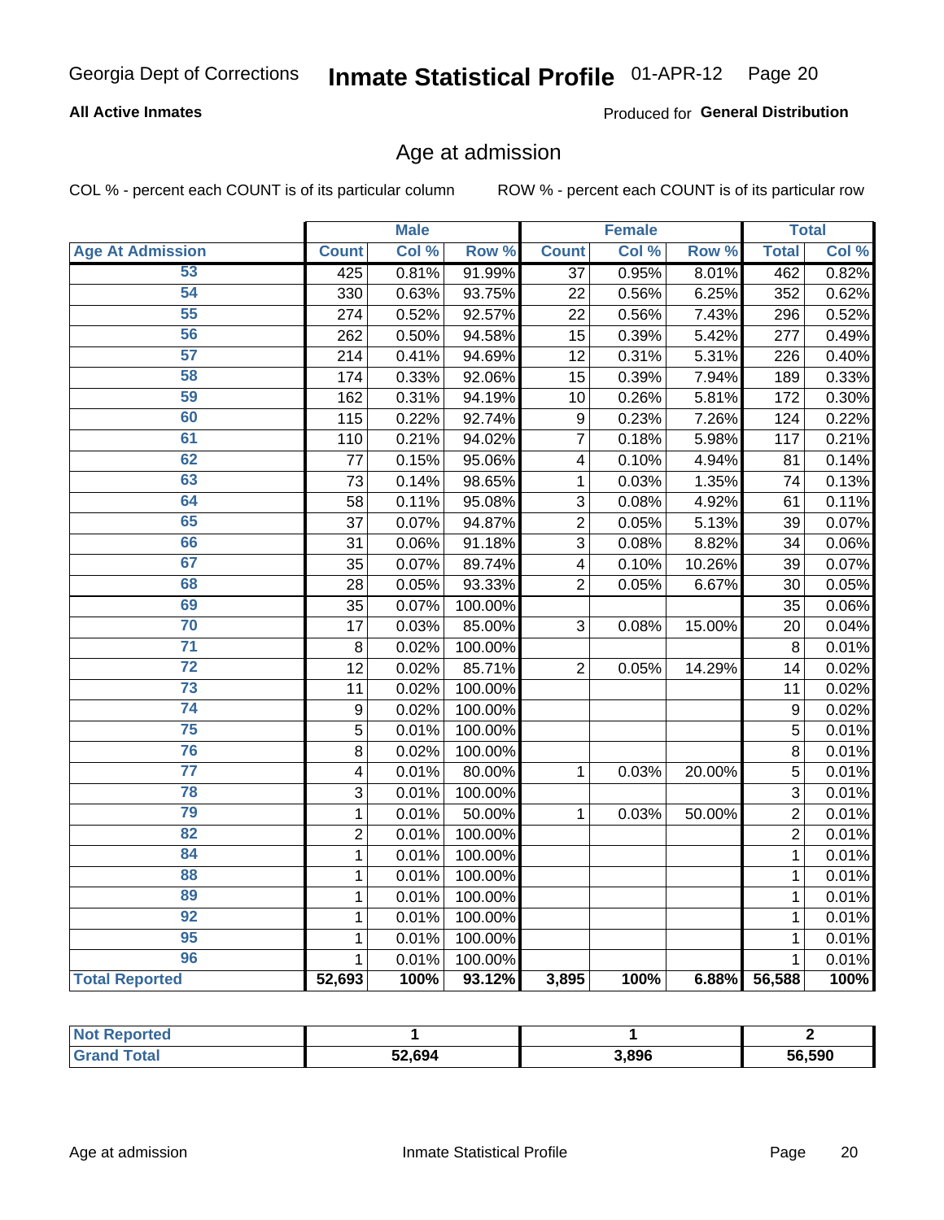# Georgia Dept of Corrections — Inmate Statistical Profile 01-APR-12

**All Active Inmates**

Produced for **General Distribution**

## Age at admission

COL % - percent each COUNT is of its particular column

ROW % - percent each COUNT is of its particular row

| | Male | | | Female | | | Total | |
|---|---|---|---|---|---|---|---|---|
| **Age At Admission** | **Count** | **Col %** | **Row %** | **Count** | **Col %** | **Row %** | **Total** | **Col %** |
| 53 | 425 | 0.81% | 91.99% | 37 | 0.95% | 8.01% | 462 | 0.82% |
| 54 | 330 | 0.63% | 93.75% | 22 | 0.56% | 6.25% | 352 | 0.62% |
| 55 | 274 | 0.52% | 92.57% | 22 | 0.56% | 7.43% | 296 | 0.52% |
| 56 | 262 | 0.50% | 94.58% | 15 | 0.39% | 5.42% | 277 | 0.49% |
| 57 | 214 | 0.41% | 94.69% | 12 | 0.31% | 5.31% | 226 | 0.40% |
| 58 | 174 | 0.33% | 92.06% | 15 | 0.39% | 7.94% | 189 | 0.33% |
| 59 | 162 | 0.31% | 94.19% | 10 | 0.26% | 5.81% | 172 | 0.30% |
| 60 | 115 | 0.22% | 92.74% | 9 | 0.23% | 7.26% | 124 | 0.22% |
| 61 | 110 | 0.21% | 94.02% | 7 | 0.18% | 5.98% | 117 | 0.21% |
| 62 | 77 | 0.15% | 95.06% | 4 | 0.10% | 4.94% | 81 | 0.14% |
| 63 | 73 | 0.14% | 98.65% | 1 | 0.03% | 1.35% | 74 | 0.13% |
| 64 | 58 | 0.11% | 95.08% | 3 | 0.08% | 4.92% | 61 | 0.11% |
| 65 | 37 | 0.07% | 94.87% | 2 | 0.05% | 5.13% | 39 | 0.07% |
| 66 | 31 | 0.06% | 91.18% | 3 | 0.08% | 8.82% | 34 | 0.06% |
| 67 | 35 | 0.07% | 89.74% | 4 | 0.10% | 10.26% | 39 | 0.07% |
| 68 | 28 | 0.05% | 93.33% | 2 | 0.05% | 6.67% | 30 | 0.05% |
| 69 | 35 | 0.07% | 100.00% | | | | 35 | 0.06% |
| 70 | 17 | 0.03% | 85.00% | 3 | 0.08% | 15.00% | 20 | 0.04% |
| 71 | 8 | 0.02% | 100.00% | | | | 8 | 0.01% |
| 72 | 12 | 0.02% | 85.71% | 2 | 0.05% | 14.29% | 14 | 0.02% |
| 73 | 11 | 0.02% | 100.00% | | | | 11 | 0.02% |
| 74 | 9 | 0.02% | 100.00% | | | | 9 | 0.02% |
| 75 | 5 | 0.01% | 100.00% | | | | 5 | 0.01% |
| 76 | 8 | 0.02% | 100.00% | | | | 8 | 0.01% |
| 77 | 4 | 0.01% | 80.00% | 1 | 0.03% | 20.00% | 5 | 0.01% |
| 78 | 3 | 0.01% | 100.00% | | | | 3 | 0.01% |
| 79 | 1 | 0.01% | 50.00% | 1 | 0.03% | 50.00% | 2 | 0.01% |
| 82 | 2 | 0.01% | 100.00% | | | | 2 | 0.01% |
| 84 | 1 | 0.01% | 100.00% | | | | 1 | 0.01% |
| 88 | 1 | 0.01% | 100.00% | | | | 1 | 0.01% |
| 89 | 1 | 0.01% | 100.00% | | | | 1 | 0.01% |
| 92 | 1 | 0.01% | 100.00% | | | | 1 | 0.01% |
| 95 | 1 | 0.01% | 100.00% | | | | 1 | 0.01% |
| 96 | 1 | 0.01% | 100.00% | | | | 1 | 0.01% |
| **Total Reported** | **52,693** | **100%** | **93.12%** | **3,895** | **100%** | **6.88%** | **56,588** | **100%** |

| | Male | Female | Total |
|---|---|---|---|
| **Not Reported** | **1** | **1** | **2** |
| **Grand Total** | **52,694** | **3,896** | **56,590** |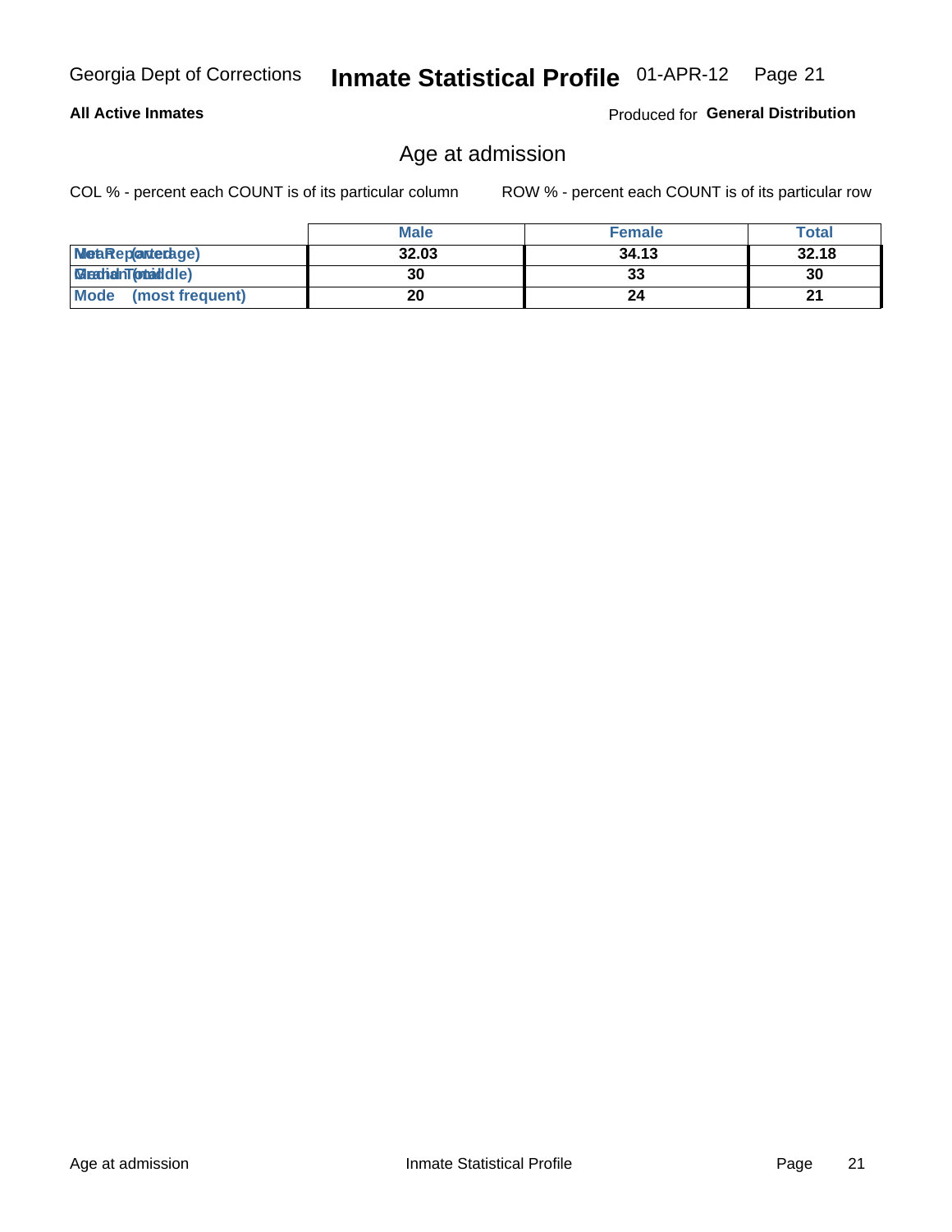Georgia Dept of Corrections **Inmate Statistical Profile** 01-APR-12

**All Active Inmates**

Produced for **General Distribution**

## Age at admission

COL % - percent each COUNT is of its particular column

ROW % - percent each COUNT is of its particular row

| | Male | Female | Total |
|---|---|---|---|
| Mean (average) | 32.03 | 34.13 | 32.18 |
| Median (middle) | 30 | 33 | 30 |
| Mode (most frequent) | 20 | 24 | 21 |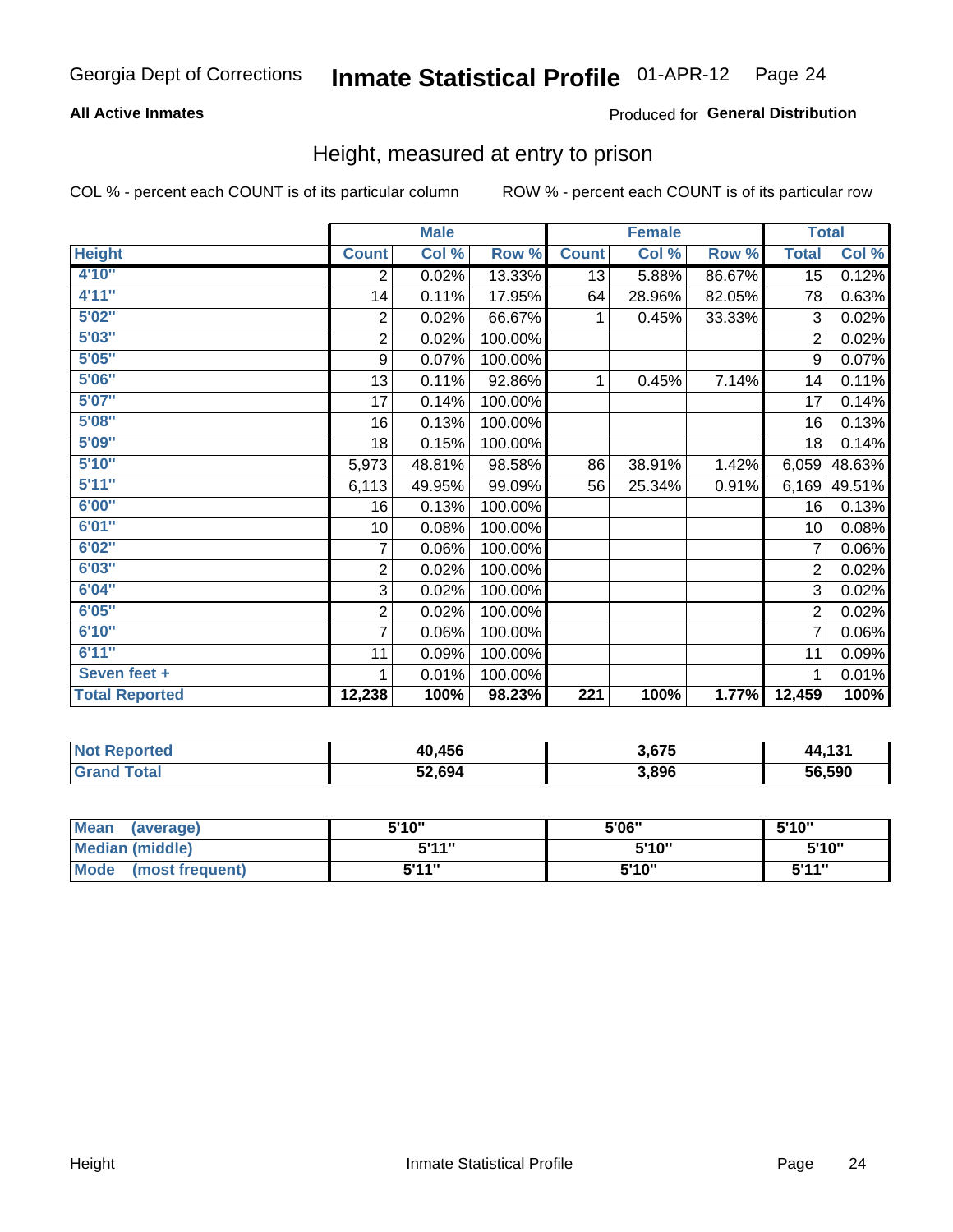Georgia Dept of Corrections **Inmate Statistical Profile** 01-APR-12

**All Active Inmates**

Produced for **General Distribution**

## Height, measured at entry to prison

COL % - percent each COUNT is of its particular column

ROW % - percent each COUNT is of its particular row

| | Male | | | Female | | | Total | |
|---|---|---|---|---|---|---|---|---|
| **Height** | **Count** | **Col %** | **Row %** | **Count** | **Col %** | **Row %** | **Total** | **Col %** |
| 4'10" | 2 | 0.02% | 13.33% | 13 | 5.88% | 86.67% | 15 | 0.12% |
| 4'11" | 14 | 0.11% | 17.95% | 64 | 28.96% | 82.05% | 78 | 0.63% |
| 5'02" | 2 | 0.02% | 66.67% | 1 | 0.45% | 33.33% | 3 | 0.02% |
| 5'03" | 2 | 0.02% | 100.00% | | | | 2 | 0.02% |
| 5'05" | 9 | 0.07% | 100.00% | | | | 9 | 0.07% |
| 5'06" | 13 | 0.11% | 92.86% | 1 | 0.45% | 7.14% | 14 | 0.11% |
| 5'07" | 17 | 0.14% | 100.00% | | | | 17 | 0.14% |
| 5'08" | 16 | 0.13% | 100.00% | | | | 16 | 0.13% |
| 5'09" | 18 | 0.15% | 100.00% | | | | 18 | 0.14% |
| 5'10" | 5,973 | 48.81% | 98.58% | 86 | 38.91% | 1.42% | 6,059 | 48.63% |
| 5'11" | 6,113 | 49.95% | 99.09% | 56 | 25.34% | 0.91% | 6,169 | 49.51% |
| 6'00" | 16 | 0.13% | 100.00% | | | | 16 | 0.13% |
| 6'01" | 10 | 0.08% | 100.00% | | | | 10 | 0.08% |
| 6'02" | 7 | 0.06% | 100.00% | | | | 7 | 0.06% |
| 6'03" | 2 | 0.02% | 100.00% | | | | 2 | 0.02% |
| 6'04" | 3 | 0.02% | 100.00% | | | | 3 | 0.02% |
| 6'05" | 2 | 0.02% | 100.00% | | | | 2 | 0.02% |
| 6'10" | 7 | 0.06% | 100.00% | | | | 7 | 0.06% |
| 6'11" | 11 | 0.09% | 100.00% | | | | 11 | 0.09% |
| Seven feet + | 1 | 0.01% | 100.00% | | | | 1 | 0.01% |
| **Total Reported** | **12,238** | **100%** | **98.23%** | **221** | **100%** | **1.77%** | **12,459** | **100%** |

| | Male | Female | Total |
|---|---|---|---|
| Not Reported | 40,456 | 3,675 | 44,131 |
| Grand Total | 52,694 | 3,896 | 56,590 |

| | Male | Female | Total |
|---|---|---|---|
| Mean (average) | 5'10" | 5'06" | 5'10" |
| Median (middle) | 5'11" | 5'10" | 5'10" |
| Mode (most frequent) | 5'11" | 5'10" | 5'11" |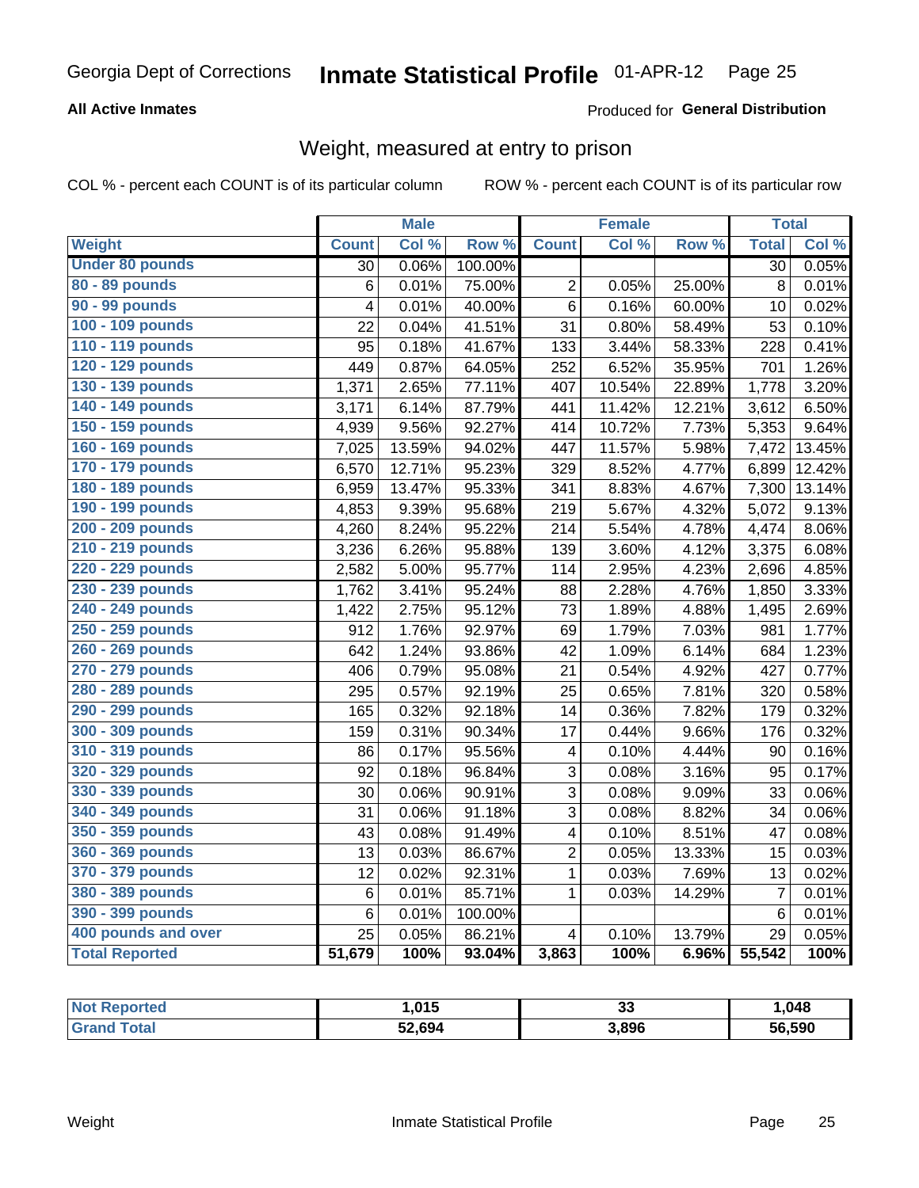# Georgia Dept of Corrections — Inmate Statistical Profile 01-APR-12

**All Active Inmates**

Produced for **General Distribution**

## Weight, measured at entry to prison

COL % - percent each COUNT is of its particular column

ROW % - percent each COUNT is of its particular row

| | Male | | | Female | | | Total | |
|---|---|---|---|---|---|---|---|---|
| **Weight** | **Count** | **Col %** | **Row %** | **Count** | **Col %** | **Row %** | **Total** | **Col %** |
| **Under 80 pounds** | 30 | 0.06% | 100.00% | | | | 30 | 0.05% |
| **80 - 89 pounds** | 6 | 0.01% | 75.00% | 2 | 0.05% | 25.00% | 8 | 0.01% |
| **90 - 99 pounds** | 4 | 0.01% | 40.00% | 6 | 0.16% | 60.00% | 10 | 0.02% |
| **100 - 109 pounds** | 22 | 0.04% | 41.51% | 31 | 0.80% | 58.49% | 53 | 0.10% |
| **110 - 119 pounds** | 95 | 0.18% | 41.67% | 133 | 3.44% | 58.33% | 228 | 0.41% |
| **120 - 129 pounds** | 449 | 0.87% | 64.05% | 252 | 6.52% | 35.95% | 701 | 1.26% |
| **130 - 139 pounds** | 1,371 | 2.65% | 77.11% | 407 | 10.54% | 22.89% | 1,778 | 3.20% |
| **140 - 149 pounds** | 3,171 | 6.14% | 87.79% | 441 | 11.42% | 12.21% | 3,612 | 6.50% |
| **150 - 159 pounds** | 4,939 | 9.56% | 92.27% | 414 | 10.72% | 7.73% | 5,353 | 9.64% |
| **160 - 169 pounds** | 7,025 | 13.59% | 94.02% | 447 | 11.57% | 5.98% | 7,472 | 13.45% |
| **170 - 179 pounds** | 6,570 | 12.71% | 95.23% | 329 | 8.52% | 4.77% | 6,899 | 12.42% |
| **180 - 189 pounds** | 6,959 | 13.47% | 95.33% | 341 | 8.83% | 4.67% | 7,300 | 13.14% |
| **190 - 199 pounds** | 4,853 | 9.39% | 95.68% | 219 | 5.67% | 4.32% | 5,072 | 9.13% |
| **200 - 209 pounds** | 4,260 | 8.24% | 95.22% | 214 | 5.54% | 4.78% | 4,474 | 8.06% |
| **210 - 219 pounds** | 3,236 | 6.26% | 95.88% | 139 | 3.60% | 4.12% | 3,375 | 6.08% |
| **220 - 229 pounds** | 2,582 | 5.00% | 95.77% | 114 | 2.95% | 4.23% | 2,696 | 4.85% |
| **230 - 239 pounds** | 1,762 | 3.41% | 95.24% | 88 | 2.28% | 4.76% | 1,850 | 3.33% |
| **240 - 249 pounds** | 1,422 | 2.75% | 95.12% | 73 | 1.89% | 4.88% | 1,495 | 2.69% |
| **250 - 259 pounds** | 912 | 1.76% | 92.97% | 69 | 1.79% | 7.03% | 981 | 1.77% |
| **260 - 269 pounds** | 642 | 1.24% | 93.86% | 42 | 1.09% | 6.14% | 684 | 1.23% |
| **270 - 279 pounds** | 406 | 0.79% | 95.08% | 21 | 0.54% | 4.92% | 427 | 0.77% |
| **280 - 289 pounds** | 295 | 0.57% | 92.19% | 25 | 0.65% | 7.81% | 320 | 0.58% |
| **290 - 299 pounds** | 165 | 0.32% | 92.18% | 14 | 0.36% | 7.82% | 179 | 0.32% |
| **300 - 309 pounds** | 159 | 0.31% | 90.34% | 17 | 0.44% | 9.66% | 176 | 0.32% |
| **310 - 319 pounds** | 86 | 0.17% | 95.56% | 4 | 0.10% | 4.44% | 90 | 0.16% |
| **320 - 329 pounds** | 92 | 0.18% | 96.84% | 3 | 0.08% | 3.16% | 95 | 0.17% |
| **330 - 339 pounds** | 30 | 0.06% | 90.91% | 3 | 0.08% | 9.09% | 33 | 0.06% |
| **340 - 349 pounds** | 31 | 0.06% | 91.18% | 3 | 0.08% | 8.82% | 34 | 0.06% |
| **350 - 359 pounds** | 43 | 0.08% | 91.49% | 4 | 0.10% | 8.51% | 47 | 0.08% |
| **360 - 369 pounds** | 13 | 0.03% | 86.67% | 2 | 0.05% | 13.33% | 15 | 0.03% |
| **370 - 379 pounds** | 12 | 0.02% | 92.31% | 1 | 0.03% | 7.69% | 13 | 0.02% |
| **380 - 389 pounds** | 6 | 0.01% | 85.71% | 1 | 0.03% | 14.29% | 7 | 0.01% |
| **390 - 399 pounds** | 6 | 0.01% | 100.00% | | | | 6 | 0.01% |
| **400 pounds and over** | 25 | 0.05% | 86.21% | 4 | 0.10% | 13.79% | 29 | 0.05% |
| **Total Reported** | **51,679** | **100%** | **93.04%** | **3,863** | **100%** | **6.96%** | **55,542** | **100%** |

| | Male | Female | Total |
|---|---|---|---|
| **Not Reported** | **1,015** | **33** | **1,048** |
| **Grand Total** | **52,694** | **3,896** | **56,590** |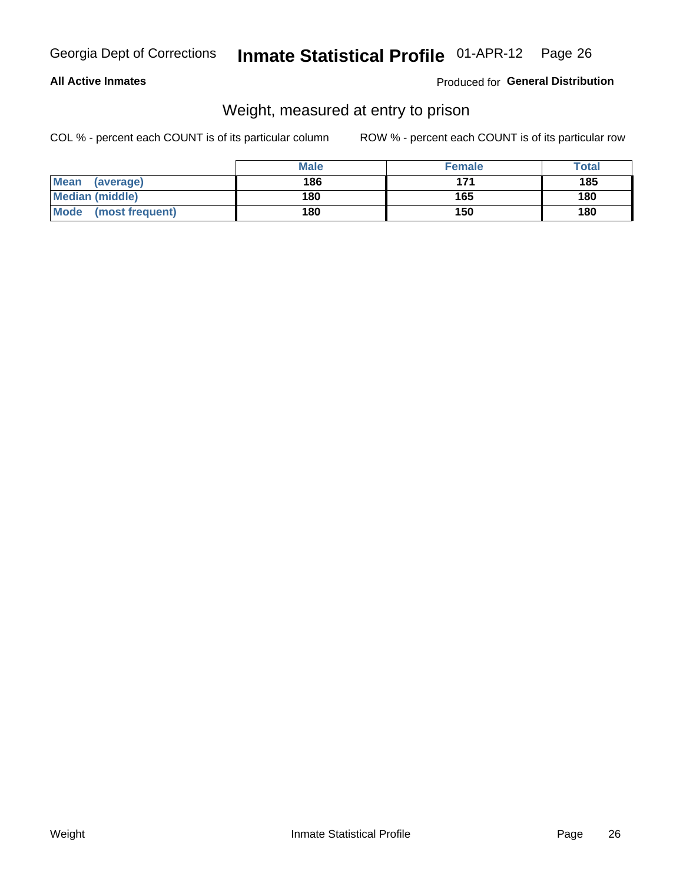## Weight, measured at entry to prison

COL % - percent each COUNT is of its particular column        ROW % - percent each COUNT is of its particular row

| | Male | Female | Total |
|---|---|---|---|
| **Mean (average)** | **186** | **171** | **185** |
| **Median (middle)** | **180** | **165** | **180** |
| **Mode (most frequent)** | **180** | **150** | **180** |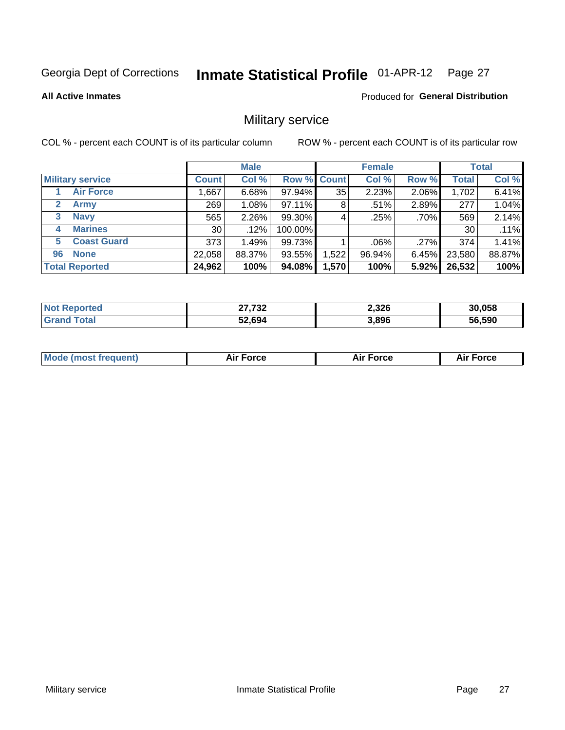Georgia Dept of Corrections **Inmate Statistical Profile** 01-APR-12

**All Active Inmates**

Produced for **General Distribution**

## Military service

COL % - percent each COUNT is of its particular column

ROW % - percent each COUNT is of its particular row

| | | Male | | | Female | | | Total | |
|---|---|---|---|---|---|---|---|---|---|
| **Military service** | | **Count** | **Col %** | **Row %** | **Count** | **Col %** | **Row %** | **Total** | **Col %** |
| 1 | Air Force | 1,667 | 6.68% | 97.94% | 35 | 2.23% | 2.06% | 1,702 | 6.41% |
| 2 | Army | 269 | 1.08% | 97.11% | 8 | .51% | 2.89% | 277 | 1.04% |
| 3 | Navy | 565 | 2.26% | 99.30% | 4 | .25% | .70% | 569 | 2.14% |
| 4 | Marines | 30 | .12% | 100.00% | | | | 30 | .11% |
| 5 | Coast Guard | 373 | 1.49% | 99.73% | 1 | .06% | .27% | 374 | 1.41% |
| 96 | None | 22,058 | 88.37% | 93.55% | 1,522 | 96.94% | 6.45% | 23,580 | 88.87% |
| **Total Reported** | | **24,962** | **100%** | **94.08%** | **1,570** | **100%** | **5.92%** | **26,532** | **100%** |

| | Male | Female | Total |
|---|---|---|---|
| **Not Reported** | **27,732** | **2,326** | **30,058** |
| **Grand Total** | **52,694** | **3,896** | **56,590** |

| | Male | Female | Total |
|---|---|---|---|
| **Mode (most frequent)** | **Air Force** | **Air Force** | **Air Force** |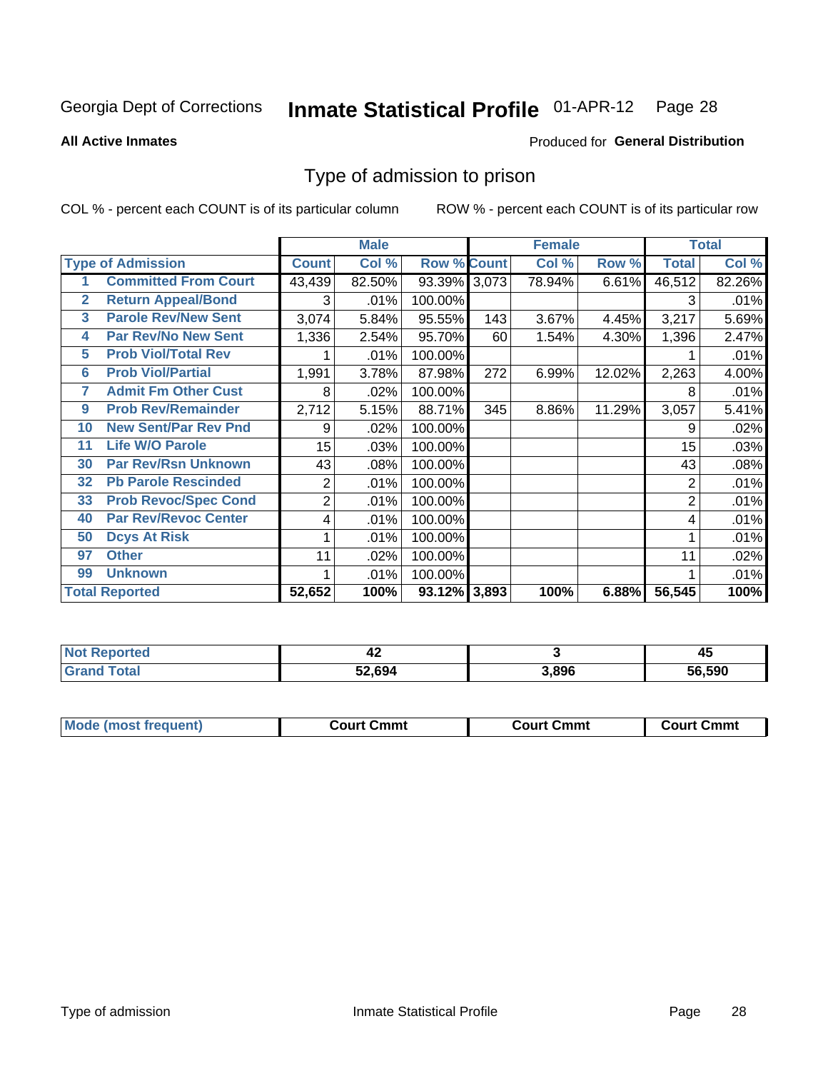Georgia Dept of Corrections **Inmate Statistical Profile** 01-APR-12 Page 28

**All Active Inmates** Produced for **General Distribution**

## Type of admission to prison

COL % - percent each COUNT is of its particular column ROW % - percent each COUNT is of its particular row

| | | Male | | | Female | | | Total | |
|---|---|---|---|---|---|---|---|---|---|
| **Type of Admission** | | **Count** | **Col %** | **Row %** | **Count** | **Col %** | **Row %** | **Total** | **Col %** |
| 1 | Committed From Court | 43,439 | 82.50% | 93.39% | 3,073 | 78.94% | 6.61% | 46,512 | 82.26% |
| 2 | Return Appeal/Bond | 3 | .01% | 100.00% | | | | 3 | .01% |
| 3 | Parole Rev/New Sent | 3,074 | 5.84% | 95.55% | 143 | 3.67% | 4.45% | 3,217 | 5.69% |
| 4 | Par Rev/No New Sent | 1,336 | 2.54% | 95.70% | 60 | 1.54% | 4.30% | 1,396 | 2.47% |
| 5 | Prob Viol/Total Rev | 1 | .01% | 100.00% | | | | 1 | .01% |
| 6 | Prob Viol/Partial | 1,991 | 3.78% | 87.98% | 272 | 6.99% | 12.02% | 2,263 | 4.00% |
| 7 | Admit Fm Other Cust | 8 | .02% | 100.00% | | | | 8 | .01% |
| 9 | Prob Rev/Remainder | 2,712 | 5.15% | 88.71% | 345 | 8.86% | 11.29% | 3,057 | 5.41% |
| 10 | New Sent/Par Rev Pnd | 9 | .02% | 100.00% | | | | 9 | .02% |
| 11 | Life W/O Parole | 15 | .03% | 100.00% | | | | 15 | .03% |
| 30 | Par Rev/Rsn Unknown | 43 | .08% | 100.00% | | | | 43 | .08% |
| 32 | Pb Parole Rescinded | 2 | .01% | 100.00% | | | | 2 | .01% |
| 33 | Prob Revoc/Spec Cond | 2 | .01% | 100.00% | | | | 2 | .01% |
| 40 | Par Rev/Revoc Center | 4 | .01% | 100.00% | | | | 4 | .01% |
| 50 | Dcys At Risk | 1 | .01% | 100.00% | | | | 1 | .01% |
| 97 | Other | 11 | .02% | 100.00% | | | | 11 | .02% |
| 99 | Unknown | 1 | .01% | 100.00% | | | | 1 | .01% |
| **Total Reported** | | **52,652** | **100%** | **93.12%** | **3,893** | **100%** | **6.88%** | **56,545** | **100%** |

| | Male | Female | Total |
|---|---|---|---|
| **Not Reported** | **42** | **3** | **45** |
| **Grand Total** | **52,694** | **3,896** | **56,590** |

| | Male | Female | Total |
|---|---|---|---|
| **Mode (most frequent)** | **Court Cmmt** | **Court Cmmt** | **Court Cmmt** |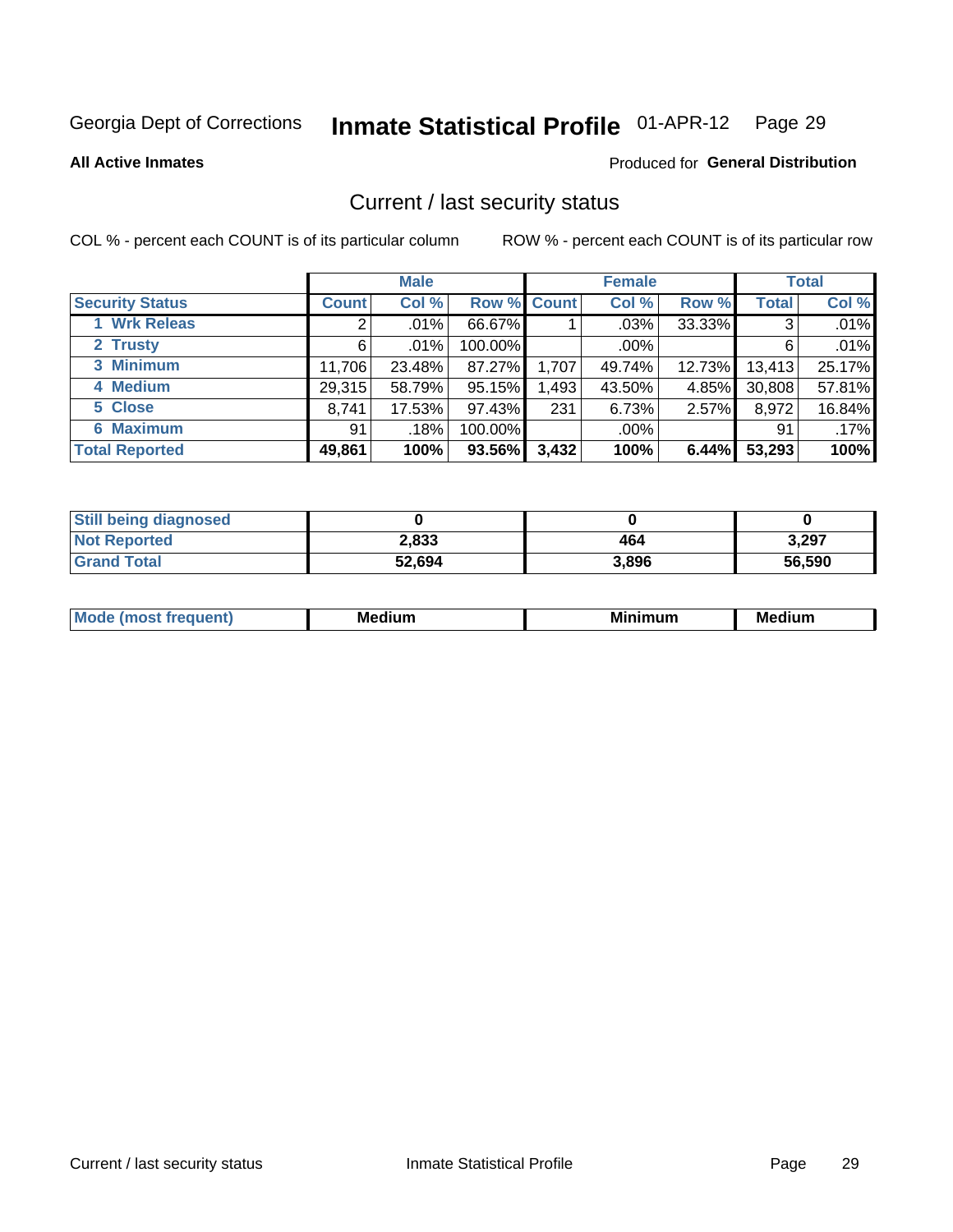Georgia Dept of Corrections **Inmate Statistical Profile** 01-APR-12 Page 29

**All Active Inmates**

Produced for **General Distribution**

## Current / last security status

COL % - percent each COUNT is of its particular column ROW % - percent each COUNT is of its particular row

| | Male | | | Female | | | Total | |
|---|---|---|---|---|---|---|---|---|
| **Security Status** | **Count** | **Col %** | **Row %** | **Count** | **Col %** | **Row %** | **Total** | **Col %** |
| 1 Wrk Releas | 2 | .01% | 66.67% | 1 | .03% | 33.33% | 3 | .01% |
| 2 Trusty | 6 | .01% | 100.00% | | .00% | | 6 | .01% |
| 3 Minimum | 11,706 | 23.48% | 87.27% | 1,707 | 49.74% | 12.73% | 13,413 | 25.17% |
| 4 Medium | 29,315 | 58.79% | 95.15% | 1,493 | 43.50% | 4.85% | 30,808 | 57.81% |
| 5 Close | 8,741 | 17.53% | 97.43% | 231 | 6.73% | 2.57% | 8,972 | 16.84% |
| 6 Maximum | 91 | .18% | 100.00% | | .00% | | 91 | .17% |
| **Total Reported** | **49,861** | **100%** | **93.56%** | **3,432** | **100%** | **6.44%** | **53,293** | **100%** |

| | Male | Female | Total |
|---|---|---|---|
| **Still being diagnosed** | **0** | **0** | **0** |
| **Not Reported** | **2,833** | **464** | **3,297** |
| **Grand Total** | **52,694** | **3,896** | **56,590** |

| | Male | Female | Total |
|---|---|---|---|
| **Mode (most frequent)** | **Medium** | **Minimum** | **Medium** |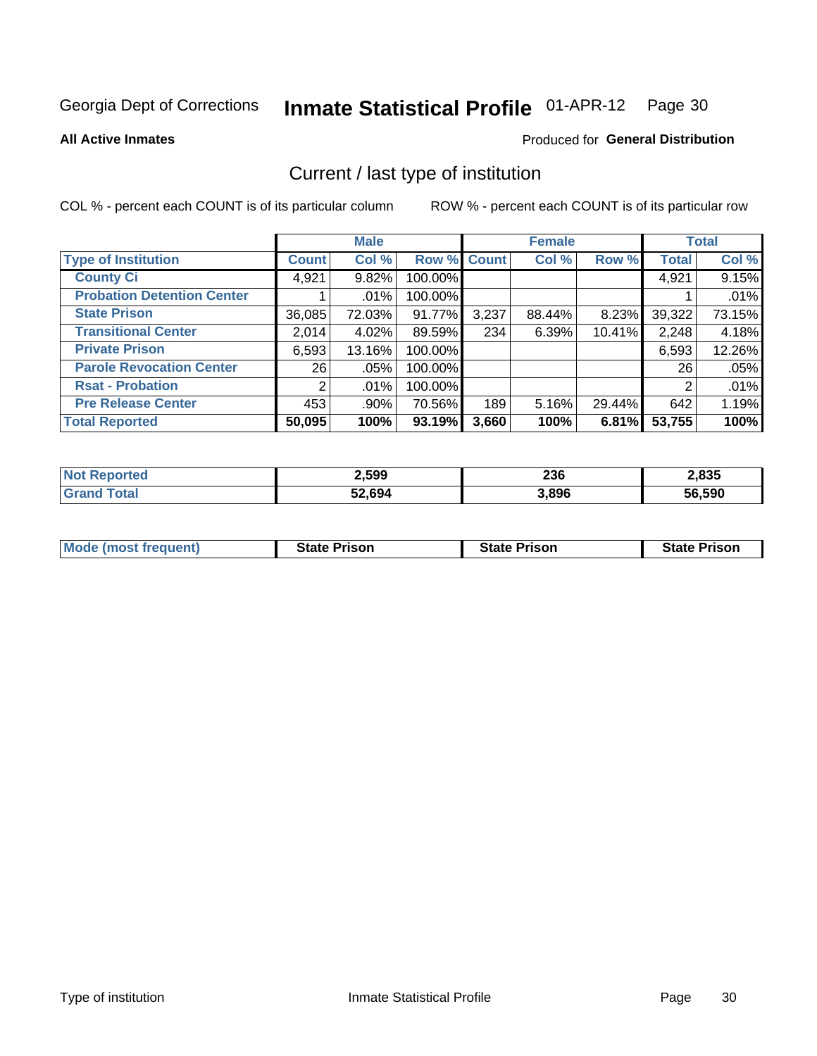Georgia Dept of Corrections **Inmate Statistical Profile** 01-APR-12

**All Active Inmates**

Produced for **General Distribution**

## Current / last type of institution

COL % - percent each COUNT is of its particular column ROW % - percent each COUNT is of its particular row

| | Male | | | Female | | | Total | |
|---|---|---|---|---|---|---|---|---|
| **Type of Institution** | **Count** | **Col %** | **Row %** | **Count** | **Col %** | **Row %** | **Total** | **Col %** |
| **County Ci** | 4,921 | 9.82% | 100.00% | | | | 4,921 | 9.15% |
| **Probation Detention Center** | 1 | .01% | 100.00% | | | | 1 | .01% |
| **State Prison** | 36,085 | 72.03% | 91.77% | 3,237 | 88.44% | 8.23% | 39,322 | 73.15% |
| **Transitional Center** | 2,014 | 4.02% | 89.59% | 234 | 6.39% | 10.41% | 2,248 | 4.18% |
| **Private Prison** | 6,593 | 13.16% | 100.00% | | | | 6,593 | 12.26% |
| **Parole Revocation Center** | 26 | .05% | 100.00% | | | | 26 | .05% |
| **Rsat - Probation** | 2 | .01% | 100.00% | | | | 2 | .01% |
| **Pre Release Center** | 453 | .90% | 70.56% | 189 | 5.16% | 29.44% | 642 | 1.19% |
| **Total Reported** | **50,095** | **100%** | **93.19%** | **3,660** | **100%** | **6.81%** | **53,755** | **100%** |

| | Male | Female | Total |
|---|---|---|---|
| **Not Reported** | **2,599** | **236** | **2,835** |
| **Grand Total** | **52,694** | **3,896** | **56,590** |

| | Male | Female | Total |
|---|---|---|---|
| **Mode (most frequent)** | **State Prison** | **State Prison** | **State Prison** |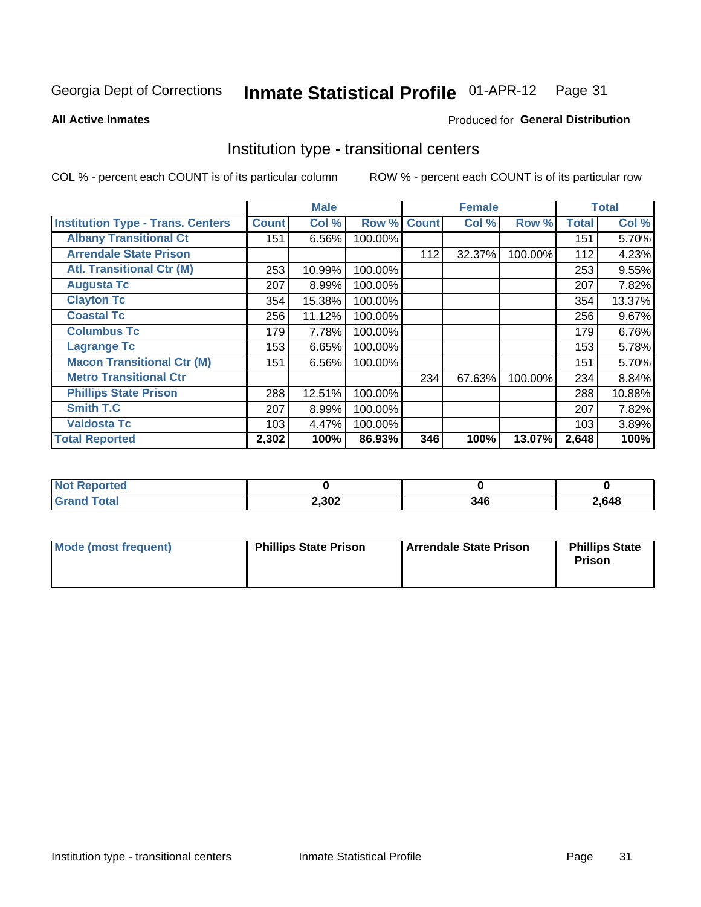Georgia Dept of Corrections **Inmate Statistical Profile** 01-APR-12

**All Active Inmates**

Produced for **General Distribution**

## Institution type - transitional centers

COL % - percent each COUNT is of its particular column ROW % - percent each COUNT is of its particular row

| | Male | | | Female | | | Total | |
|---|---|---|---|---|---|---|---|---|
| **Institution Type - Trans. Centers** | **Count** | **Col %** | **Row %** | **Count** | **Col %** | **Row %** | **Total** | **Col %** |
| **Albany Transitional Ct** | 151 | 6.56% | 100.00% | | | | 151 | 5.70% |
| **Arrendale State Prison** | | | | 112 | 32.37% | 100.00% | 112 | 4.23% |
| **Atl. Transitional Ctr (M)** | 253 | 10.99% | 100.00% | | | | 253 | 9.55% |
| **Augusta Tc** | 207 | 8.99% | 100.00% | | | | 207 | 7.82% |
| **Clayton Tc** | 354 | 15.38% | 100.00% | | | | 354 | 13.37% |
| **Coastal Tc** | 256 | 11.12% | 100.00% | | | | 256 | 9.67% |
| **Columbus Tc** | 179 | 7.78% | 100.00% | | | | 179 | 6.76% |
| **Lagrange Tc** | 153 | 6.65% | 100.00% | | | | 153 | 5.78% |
| **Macon Transitional Ctr (M)** | 151 | 6.56% | 100.00% | | | | 151 | 5.70% |
| **Metro Transitional Ctr** | | | | 234 | 67.63% | 100.00% | 234 | 8.84% |
| **Phillips State Prison** | 288 | 12.51% | 100.00% | | | | 288 | 10.88% |
| **Smith T.C** | 207 | 8.99% | 100.00% | | | | 207 | 7.82% |
| **Valdosta Tc** | 103 | 4.47% | 100.00% | | | | 103 | 3.89% |
| **Total Reported** | **2,302** | **100%** | **86.93%** | **346** | **100%** | **13.07%** | **2,648** | **100%** |

| | Male | Female | Total |
|---|---|---|---|
| **Not Reported** | **0** | **0** | **0** |
| **Grand Total** | **2,302** | **346** | **2,648** |

| | Male | Female | Total |
|---|---|---|---|
| **Mode (most frequent)** | **Phillips State Prison** | **Arrendale State Prison** | **Phillips State Prison** |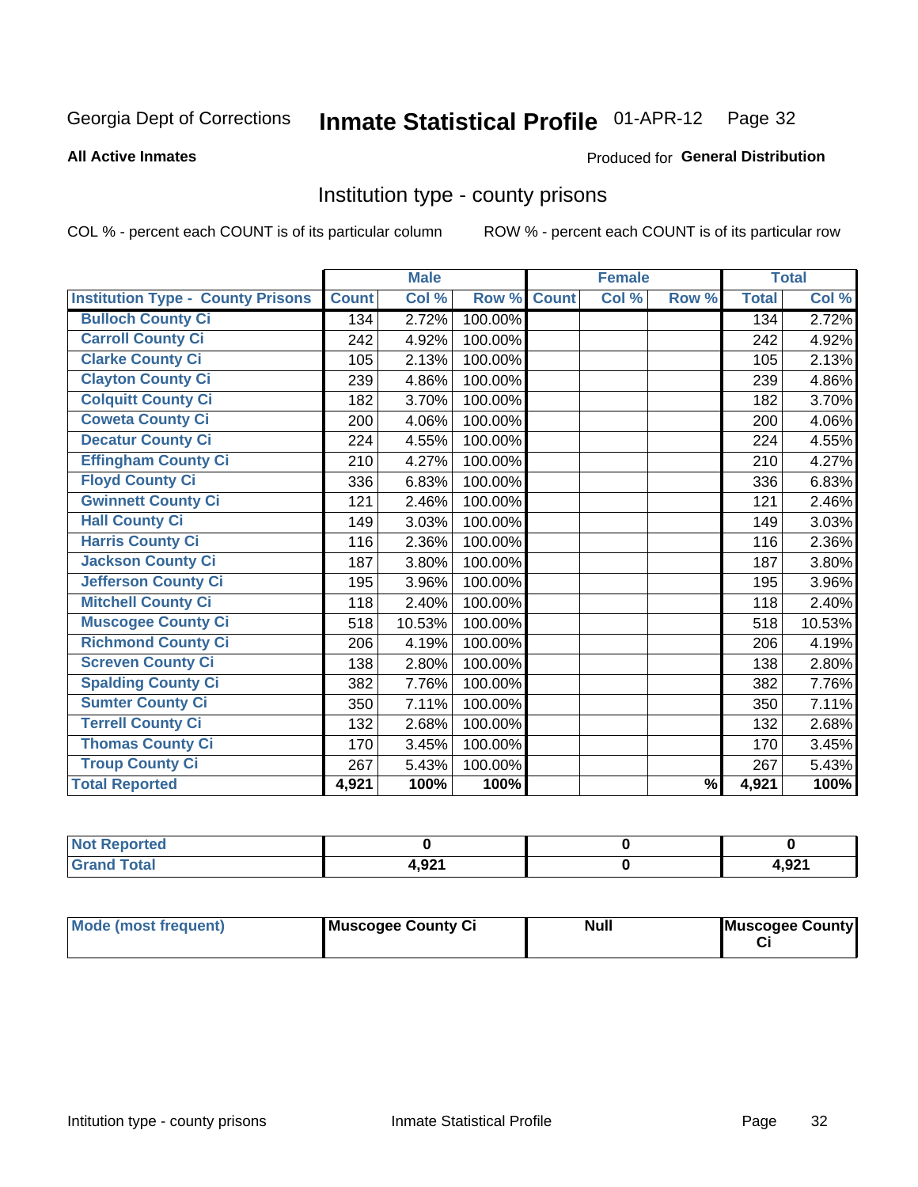Georgia Dept of Corrections **Inmate Statistical Profile** 01-APR-12

**All Active Inmates**

Produced for **General Distribution**

## Institution type - county prisons

COL % - percent each COUNT is of its particular column

ROW % - percent each COUNT is of its particular row

| | Male | | | Female | | | Total | |
|---|---|---|---|---|---|---|---|---|
| Institution Type - County Prisons | Count | Col % | Row % | Count | Col % | Row % | Total | Col % |
| Bulloch County Ci | 134 | 2.72% | 100.00% | | | | 134 | 2.72% |
| Carroll County Ci | 242 | 4.92% | 100.00% | | | | 242 | 4.92% |
| Clarke County Ci | 105 | 2.13% | 100.00% | | | | 105 | 2.13% |
| Clayton County Ci | 239 | 4.86% | 100.00% | | | | 239 | 4.86% |
| Colquitt County Ci | 182 | 3.70% | 100.00% | | | | 182 | 3.70% |
| Coweta County Ci | 200 | 4.06% | 100.00% | | | | 200 | 4.06% |
| Decatur County Ci | 224 | 4.55% | 100.00% | | | | 224 | 4.55% |
| Effingham County Ci | 210 | 4.27% | 100.00% | | | | 210 | 4.27% |
| Floyd County Ci | 336 | 6.83% | 100.00% | | | | 336 | 6.83% |
| Gwinnett County Ci | 121 | 2.46% | 100.00% | | | | 121 | 2.46% |
| Hall County Ci | 149 | 3.03% | 100.00% | | | | 149 | 3.03% |
| Harris County Ci | 116 | 2.36% | 100.00% | | | | 116 | 2.36% |
| Jackson County Ci | 187 | 3.80% | 100.00% | | | | 187 | 3.80% |
| Jefferson County Ci | 195 | 3.96% | 100.00% | | | | 195 | 3.96% |
| Mitchell County Ci | 118 | 2.40% | 100.00% | | | | 118 | 2.40% |
| Muscogee County Ci | 518 | 10.53% | 100.00% | | | | 518 | 10.53% |
| Richmond County Ci | 206 | 4.19% | 100.00% | | | | 206 | 4.19% |
| Screven County Ci | 138 | 2.80% | 100.00% | | | | 138 | 2.80% |
| Spalding County Ci | 382 | 7.76% | 100.00% | | | | 382 | 7.76% |
| Sumter County Ci | 350 | 7.11% | 100.00% | | | | 350 | 7.11% |
| Terrell County Ci | 132 | 2.68% | 100.00% | | | | 132 | 2.68% |
| Thomas County Ci | 170 | 3.45% | 100.00% | | | | 170 | 3.45% |
| Troup County Ci | 267 | 5.43% | 100.00% | | | | 267 | 5.43% |
| Total Reported | 4,921 | 100% | 100% | | | % | 4,921 | 100% |

| | Male | Female | Total |
|---|---|---|---|
| Not Reported | 0 | 0 | 0 |
| Grand Total | 4,921 | 0 | 4,921 |

| | Male | Female | Total |
|---|---|---|---|
| Mode (most frequent) | Muscogee County Ci | Null | Muscogee County Ci |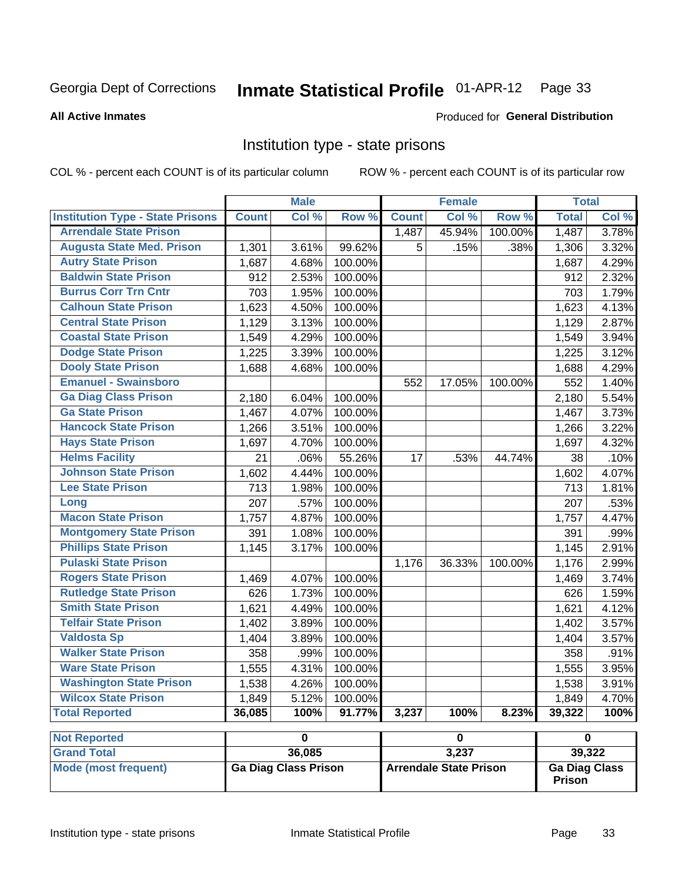Georgia Dept of Corrections **Inmate Statistical Profile** 01-APR-12

**All Active Inmates**

Produced for **General Distribution**

## Institution type - state prisons

COL % - percent each COUNT is of its particular column    ROW % - percent each COUNT is of its particular row

| | Male | | | Female | | | Total | |
|---|---|---|---|---|---|---|---|---|
| **Institution Type - State Prisons** | **Count** | **Col %** | **Row %** | **Count** | **Col %** | **Row %** | **Total** | **Col %** |
| **Arrendale State Prison** | | | | 1,487 | 45.94% | 100.00% | 1,487 | 3.78% |
| **Augusta State Med. Prison** | 1,301 | 3.61% | 99.62% | 5 | .15% | .38% | 1,306 | 3.32% |
| **Autry State Prison** | 1,687 | 4.68% | 100.00% | | | | 1,687 | 4.29% |
| **Baldwin State Prison** | 912 | 2.53% | 100.00% | | | | 912 | 2.32% |
| **Burrus Corr Trn Cntr** | 703 | 1.95% | 100.00% | | | | 703 | 1.79% |
| **Calhoun State Prison** | 1,623 | 4.50% | 100.00% | | | | 1,623 | 4.13% |
| **Central State Prison** | 1,129 | 3.13% | 100.00% | | | | 1,129 | 2.87% |
| **Coastal State Prison** | 1,549 | 4.29% | 100.00% | | | | 1,549 | 3.94% |
| **Dodge State Prison** | 1,225 | 3.39% | 100.00% | | | | 1,225 | 3.12% |
| **Dooly State Prison** | 1,688 | 4.68% | 100.00% | | | | 1,688 | 4.29% |
| **Emanuel - Swainsboro** | | | | 552 | 17.05% | 100.00% | 552 | 1.40% |
| **Ga Diag Class Prison** | 2,180 | 6.04% | 100.00% | | | | 2,180 | 5.54% |
| **Ga State Prison** | 1,467 | 4.07% | 100.00% | | | | 1,467 | 3.73% |
| **Hancock State Prison** | 1,266 | 3.51% | 100.00% | | | | 1,266 | 3.22% |
| **Hays State Prison** | 1,697 | 4.70% | 100.00% | | | | 1,697 | 4.32% |
| **Helms Facility** | 21 | .06% | 55.26% | 17 | .53% | 44.74% | 38 | .10% |
| **Johnson State Prison** | 1,602 | 4.44% | 100.00% | | | | 1,602 | 4.07% |
| **Lee State Prison** | 713 | 1.98% | 100.00% | | | | 713 | 1.81% |
| **Long** | 207 | .57% | 100.00% | | | | 207 | .53% |
| **Macon State Prison** | 1,757 | 4.87% | 100.00% | | | | 1,757 | 4.47% |
| **Montgomery State Prison** | 391 | 1.08% | 100.00% | | | | 391 | .99% |
| **Phillips State Prison** | 1,145 | 3.17% | 100.00% | | | | 1,145 | 2.91% |
| **Pulaski State Prison** | | | | 1,176 | 36.33% | 100.00% | 1,176 | 2.99% |
| **Rogers State Prison** | 1,469 | 4.07% | 100.00% | | | | 1,469 | 3.74% |
| **Rutledge State Prison** | 626 | 1.73% | 100.00% | | | | 626 | 1.59% |
| **Smith State Prison** | 1,621 | 4.49% | 100.00% | | | | 1,621 | 4.12% |
| **Telfair State Prison** | 1,402 | 3.89% | 100.00% | | | | 1,402 | 3.57% |
| **Valdosta Sp** | 1,404 | 3.89% | 100.00% | | | | 1,404 | 3.57% |
| **Walker State Prison** | 358 | .99% | 100.00% | | | | 358 | .91% |
| **Ware State Prison** | 1,555 | 4.31% | 100.00% | | | | 1,555 | 3.95% |
| **Washington State Prison** | 1,538 | 4.26% | 100.00% | | | | 1,538 | 3.91% |
| **Wilcox State Prison** | 1,849 | 5.12% | 100.00% | | | | 1,849 | 4.70% |
| **Total Reported** | **36,085** | **100%** | **91.77%** | **3,237** | **100%** | **8.23%** | **39,322** | **100%** |

| | Male | Female | Total |
|---|---|---|---|
| **Not Reported** | **0** | **0** | **0** |
| **Grand Total** | **36,085** | **3,237** | **39,322** |
| **Mode (most frequent)** | **Ga Diag Class Prison** | **Arrendale State Prison** | **Ga Diag Class Prison** |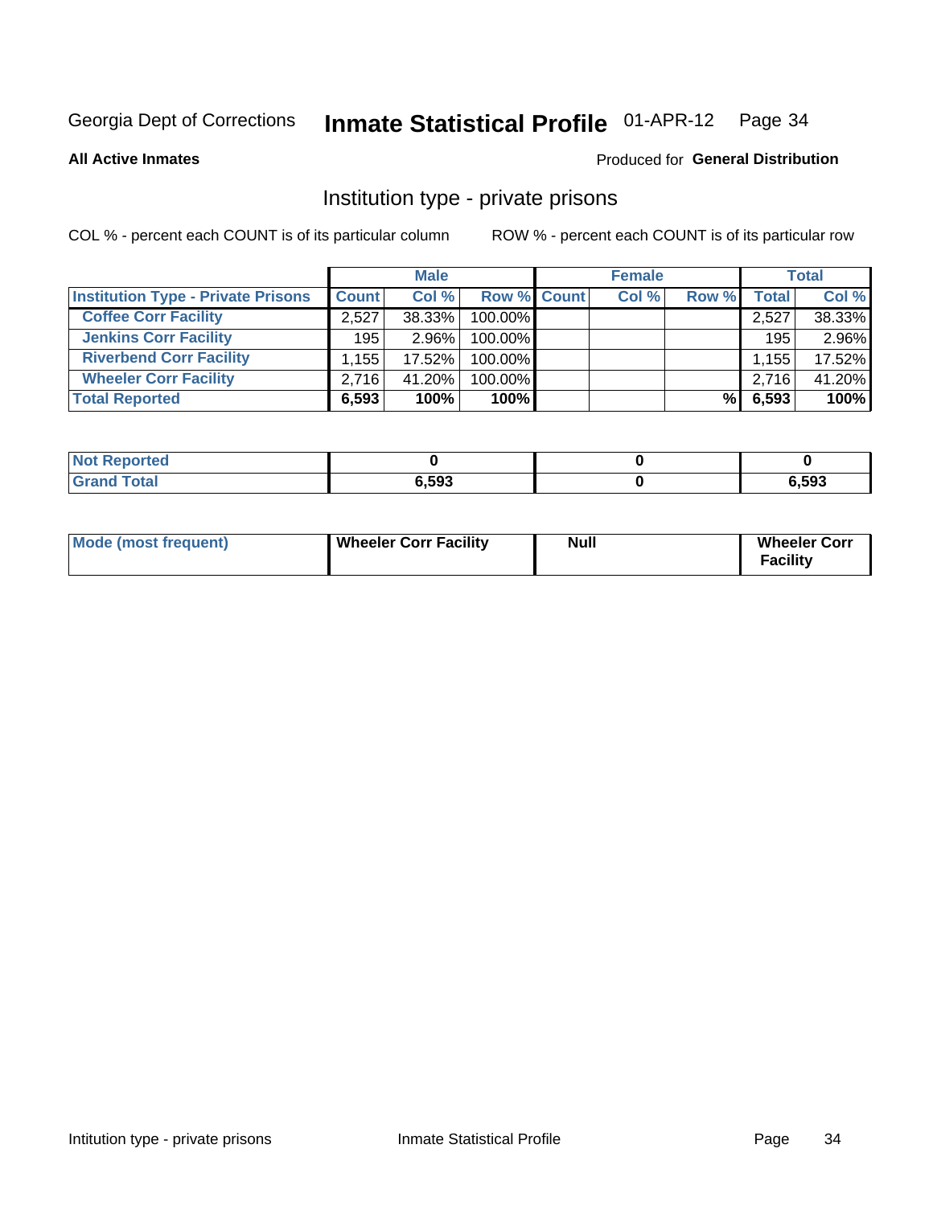Georgia Dept of Corrections **Inmate Statistical Profile** 01-APR-12

**All Active Inmates**

Produced for **General Distribution**

## Institution type - private prisons

COL % - percent each COUNT is of its particular column

ROW % - percent each COUNT is of its particular row

| | Male | | | Female | | | Total | |
|---|---|---|---|---|---|---|---|---|
| **Institution Type - Private Prisons** | **Count** | **Col %** | **Row %** | **Count** | **Col %** | **Row %** | **Total** | **Col %** |
| **Coffee Corr Facility** | 2,527 | 38.33% | 100.00% | | | | 2,527 | 38.33% |
| **Jenkins Corr Facility** | 195 | 2.96% | 100.00% | | | | 195 | 2.96% |
| **Riverbend Corr Facility** | 1,155 | 17.52% | 100.00% | | | | 1,155 | 17.52% |
| **Wheeler Corr Facility** | 2,716 | 41.20% | 100.00% | | | | 2,716 | 41.20% |
| **Total Reported** | **6,593** | **100%** | **100%** | | | **%** | **6,593** | **100%** |

| | Male | Female | Total |
|---|---|---|---|
| **Not Reported** | **0** | **0** | **0** |
| **Grand Total** | **6,593** | **0** | **6,593** |

| | Male | Female | Total |
|---|---|---|---|
| **Mode (most frequent)** | **Wheeler Corr Facility** | **Null** | **Wheeler Corr Facility** |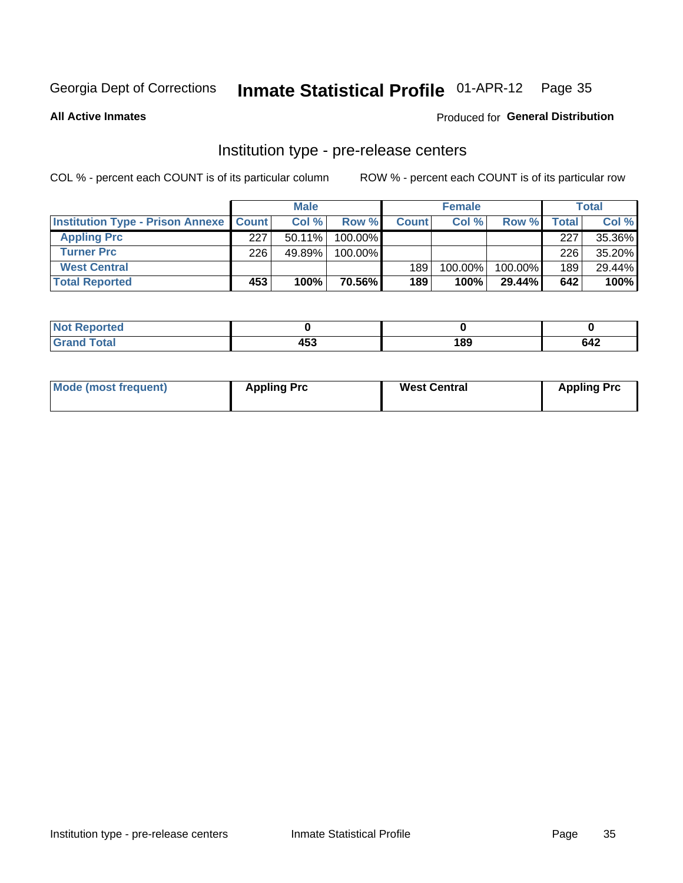Georgia Dept of Corrections **Inmate Statistical Profile** 01-APR-12

**All Active Inmates**

Produced for **General Distribution**

## Institution type - pre-release centers

COL % - percent each COUNT is of its particular column ROW % - percent each COUNT is of its particular row

| | Male | | | Female | | | Total | |
|---|---|---|---|---|---|---|---|---|
| **Institution Type - Prison Annexe** | **Count** | **Col %** | **Row %** | **Count** | **Col %** | **Row %** | **Total** | **Col %** |
| **Appling Prc** | 227 | 50.11% | 100.00% | | | | 227 | 35.36% |
| **Turner Prc** | 226 | 49.89% | 100.00% | | | | 226 | 35.20% |
| **West Central** | | | | 189 | 100.00% | 100.00% | 189 | 29.44% |
| **Total Reported** | **453** | **100%** | **70.56%** | **189** | **100%** | **29.44%** | **642** | **100%** |

| | Male | Female | Total |
|---|---|---|---|
| **Not Reported** | **0** | **0** | **0** |
| **Grand Total** | **453** | **189** | **642** |

| | Male | Female | Total |
|---|---|---|---|
| **Mode (most frequent)** | **Appling Prc** | **West Central** | **Appling Prc** |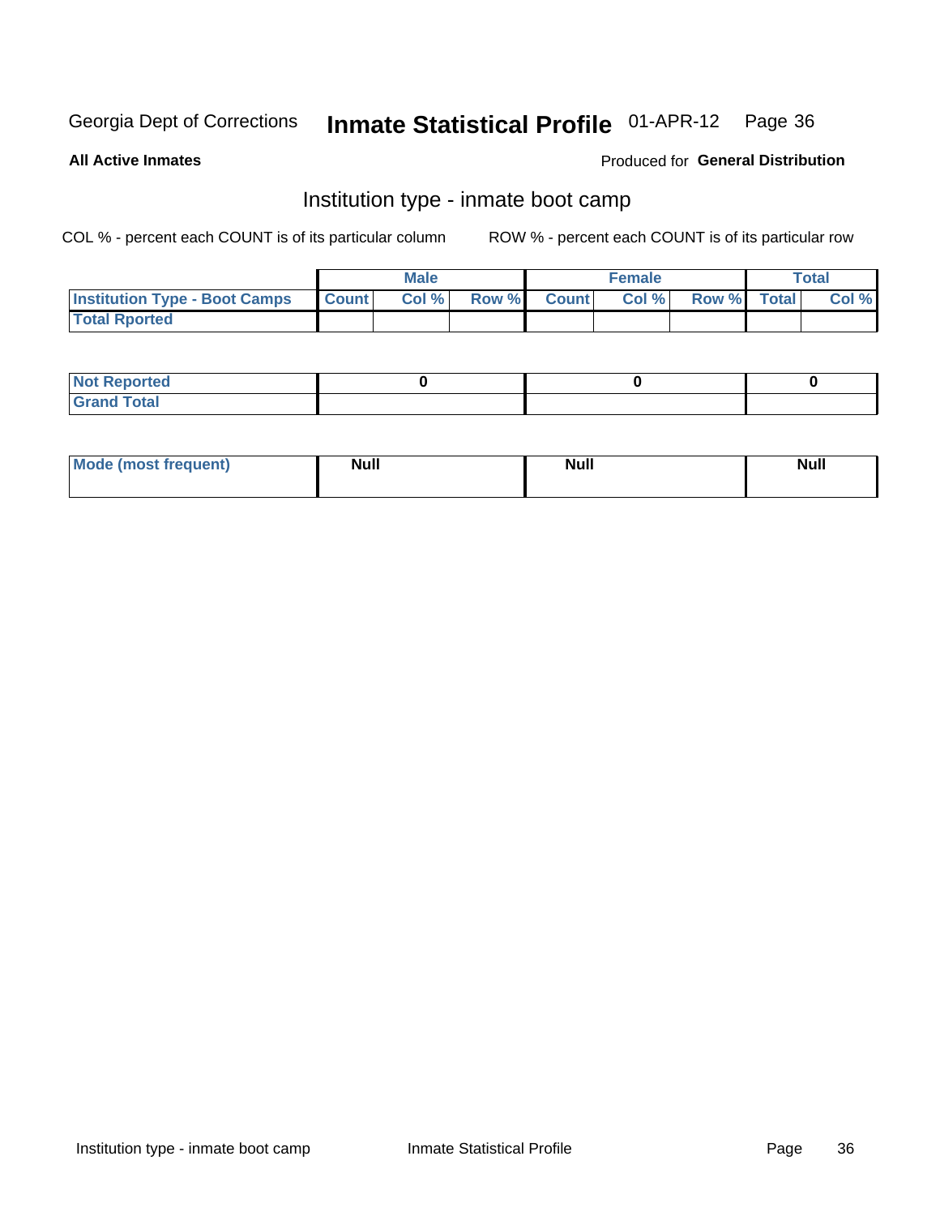Georgia Dept of Corrections **Inmate Statistical Profile** 01-APR-12

**All Active Inmates**

Produced for **General Distribution**

## Institution type - inmate boot camp

COL % - percent each COUNT is of its particular column

ROW % - percent each COUNT is of its particular row

| | Male | | | Female | | | Total | |
|---|---|---|---|---|---|---|---|---|
| **Institution Type - Boot Camps** | **Count** | **Col %** | **Row %** | **Count** | **Col %** | **Row %** | **Total** | **Col %** |
| **Total Rported** | | | | | | | | |

| | Male | Female | Total |
|---|---|---|---|
| **Not Reported** | 0 | 0 | 0 |
| **Grand Total** | | | |

| | Male | Female | Total |
|---|---|---|---|
| **Mode (most frequent)** | Null | Null | Null |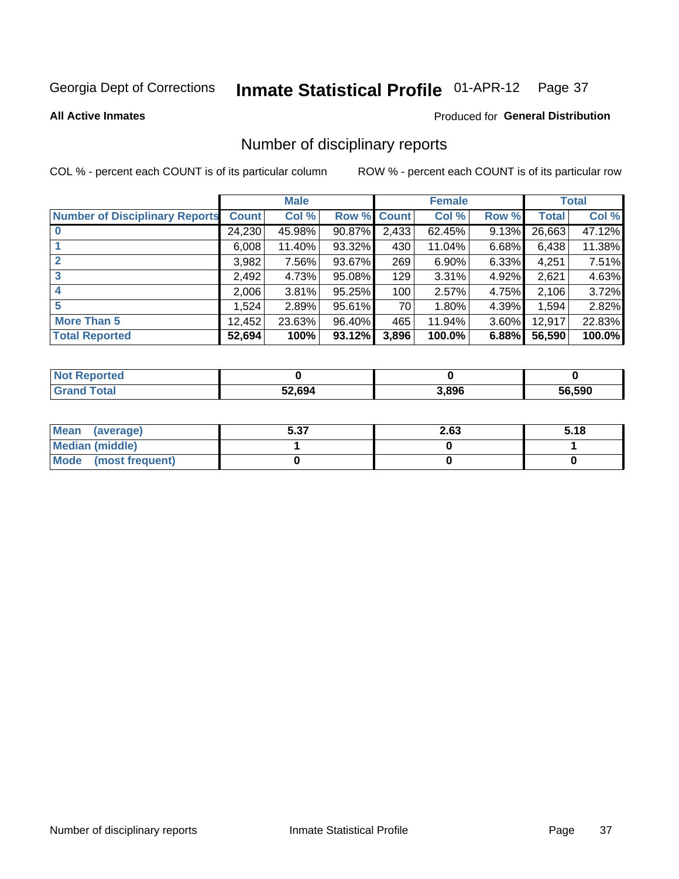Georgia Dept of Corrections **Inmate Statistical Profile** 01-APR-12

**All Active Inmates**

Produced for **General Distribution**

## Number of disciplinary reports

COL % - percent each COUNT is of its particular column

ROW % - percent each COUNT is of its particular row

| | Male | | | Female | | | Total | |
|---|---|---|---|---|---|---|---|---|
| **Number of Disciplinary Reports** | **Count** | **Col %** | **Row %** | **Count** | **Col %** | **Row %** | **Total** | **Col %** |
| **0** | 24,230 | 45.98% | 90.87% | 2,433 | 62.45% | 9.13% | 26,663 | 47.12% |
| **1** | 6,008 | 11.40% | 93.32% | 430 | 11.04% | 6.68% | 6,438 | 11.38% |
| **2** | 3,982 | 7.56% | 93.67% | 269 | 6.90% | 6.33% | 4,251 | 7.51% |
| **3** | 2,492 | 4.73% | 95.08% | 129 | 3.31% | 4.92% | 2,621 | 4.63% |
| **4** | 2,006 | 3.81% | 95.25% | 100 | 2.57% | 4.75% | 2,106 | 3.72% |
| **5** | 1,524 | 2.89% | 95.61% | 70 | 1.80% | 4.39% | 1,594 | 2.82% |
| **More Than 5** | 12,452 | 23.63% | 96.40% | 465 | 11.94% | 3.60% | 12,917 | 22.83% |
| **Total Reported** | **52,694** | **100%** | **93.12%** | **3,896** | **100.0%** | **6.88%** | **56,590** | **100.0%** |

| | Male | Female | Total |
|---|---|---|---|
| **Not Reported** | **0** | **0** | **0** |
| **Grand Total** | **52,694** | **3,896** | **56,590** |

| | Male | Female | Total |
|---|---|---|---|
| **Mean (average)** | **5.37** | **2.63** | **5.18** |
| **Median (middle)** | **1** | **0** | **1** |
| **Mode (most frequent)** | **0** | **0** | **0** |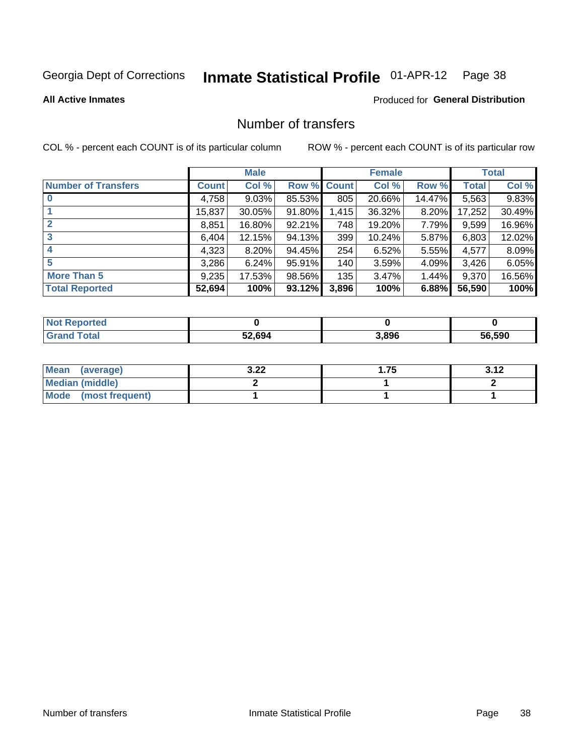Georgia Dept of Corrections **Inmate Statistical Profile** 01-APR-12

**All Active Inmates**

Produced for **General Distribution**

## Number of transfers

COL % - percent each COUNT is of its particular column

ROW % - percent each COUNT is of its particular row

| | Male | | | Female | | | Total | |
|---|---|---|---|---|---|---|---|---|
| **Number of Transfers** | **Count** | **Col %** | **Row %** | **Count** | **Col %** | **Row %** | **Total** | **Col %** |
| **0** | 4,758 | 9.03% | 85.53% | 805 | 20.66% | 14.47% | 5,563 | 9.83% |
| **1** | 15,837 | 30.05% | 91.80% | 1,415 | 36.32% | 8.20% | 17,252 | 30.49% |
| **2** | 8,851 | 16.80% | 92.21% | 748 | 19.20% | 7.79% | 9,599 | 16.96% |
| **3** | 6,404 | 12.15% | 94.13% | 399 | 10.24% | 5.87% | 6,803 | 12.02% |
| **4** | 4,323 | 8.20% | 94.45% | 254 | 6.52% | 5.55% | 4,577 | 8.09% |
| **5** | 3,286 | 6.24% | 95.91% | 140 | 3.59% | 4.09% | 3,426 | 6.05% |
| **More Than 5** | 9,235 | 17.53% | 98.56% | 135 | 3.47% | 1.44% | 9,370 | 16.56% |
| **Total Reported** | **52,694** | **100%** | **93.12%** | **3,896** | **100%** | **6.88%** | **56,590** | **100%** |

| | Male | Female | Total |
|---|---|---|---|
| **Not Reported** | **0** | **0** | **0** |
| **Grand Total** | **52,694** | **3,896** | **56,590** |

| | Male | Female | Total |
|---|---|---|---|
| **Mean (average)** | **3.22** | **1.75** | **3.12** |
| **Median (middle)** | **2** | **1** | **2** |
| **Mode (most frequent)** | **1** | **1** | **1** |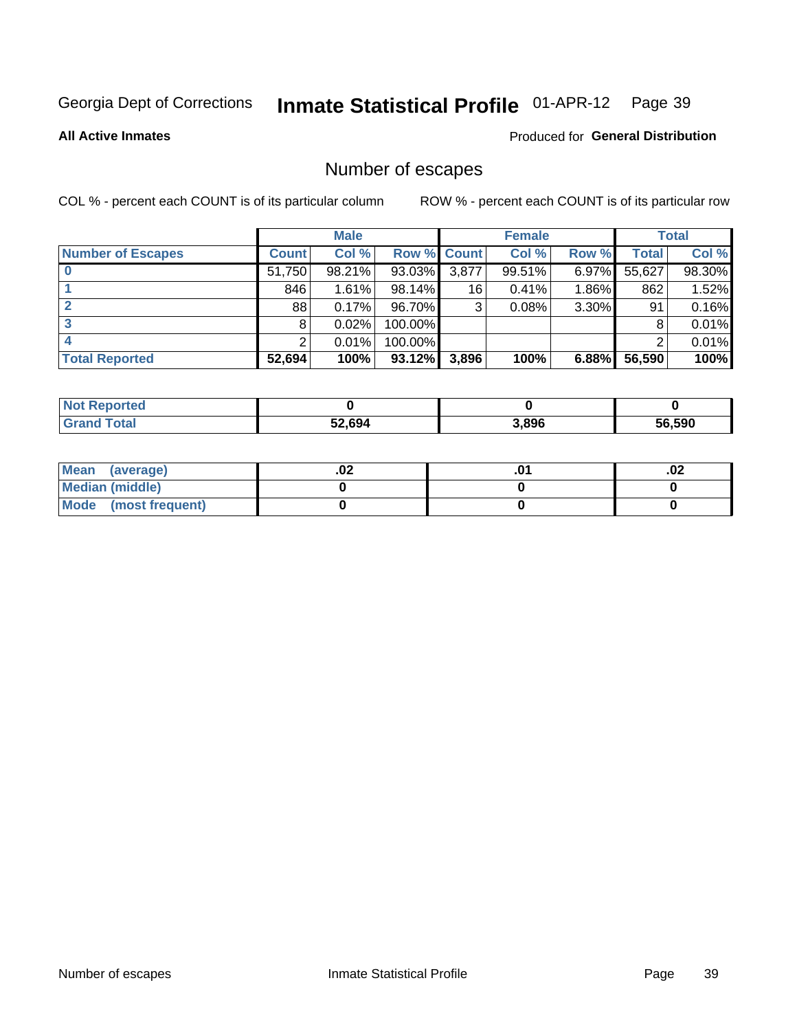Georgia Dept of Corrections **Inmate Statistical Profile** 01-APR-12

**All Active Inmates**

Produced for **General Distribution**

## Number of escapes

COL % - percent each COUNT is of its particular column

ROW % - percent each COUNT is of its particular row

| | Male | | | Female | | | Total | |
|---|---|---|---|---|---|---|---|---|
| **Number of Escapes** | **Count** | **Col %** | **Row %** | **Count** | **Col %** | **Row %** | **Total** | **Col %** |
| **0** | 51,750 | 98.21% | 93.03% | 3,877 | 99.51% | 6.97% | 55,627 | 98.30% |
| **1** | 846 | 1.61% | 98.14% | 16 | 0.41% | 1.86% | 862 | 1.52% |
| **2** | 88 | 0.17% | 96.70% | 3 | 0.08% | 3.30% | 91 | 0.16% |
| **3** | 8 | 0.02% | 100.00% | | | | 8 | 0.01% |
| **4** | 2 | 0.01% | 100.00% | | | | 2 | 0.01% |
| **Total Reported** | **52,694** | **100%** | **93.12%** | **3,896** | **100%** | **6.88%** | **56,590** | **100%** |

| | Male | Female | Total |
|---|---|---|---|
| **Not Reported** | **0** | **0** | **0** |
| **Grand Total** | **52,694** | **3,896** | **56,590** |

| | Male | Female | Total |
|---|---|---|---|
| **Mean (average)** | **.02** | **.01** | **.02** |
| **Median (middle)** | **0** | **0** | **0** |
| **Mode (most frequent)** | **0** | **0** | **0** |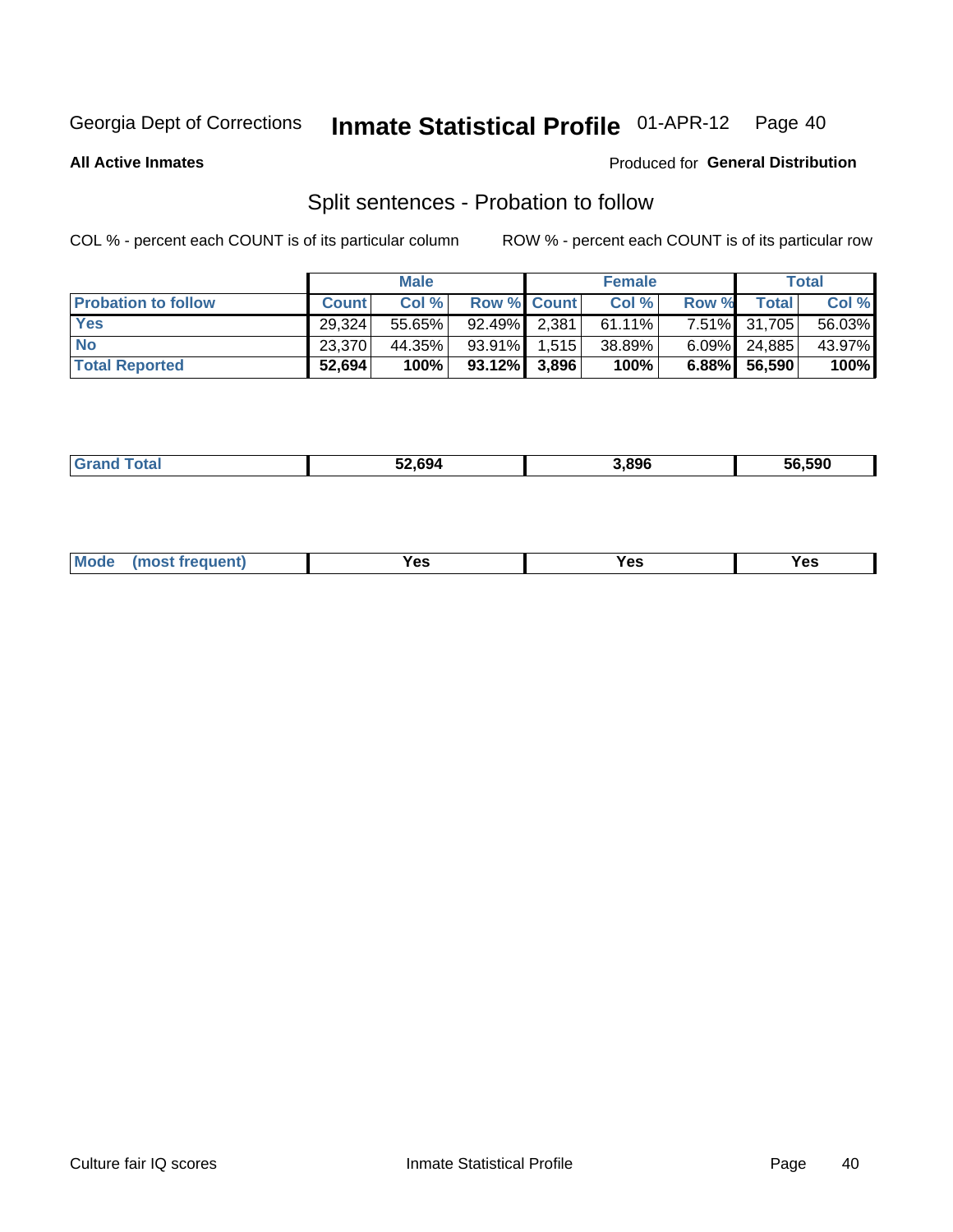Georgia Dept of Corrections **Inmate Statistical Profile** 01-APR-12

**All Active Inmates**

Produced for **General Distribution**

## Split sentences - Probation to follow

COL % - percent each COUNT is of its particular column

ROW % - percent each COUNT is of its particular row

| | Male | | | Female | | | Total | |
|---|---|---|---|---|---|---|---|---|
| **Probation to follow** | **Count** | **Col %** | **Row %** | **Count** | **Col %** | **Row %** | **Total** | **Col %** |
| **Yes** | 29,324 | 55.65% | 92.49% | 2,381 | 61.11% | 7.51% | 31,705 | 56.03% |
| **No** | 23,370 | 44.35% | 93.91% | 1,515 | 38.89% | 6.09% | 24,885 | 43.97% |
| **Total Reported** | **52,694** | **100%** | **93.12%** | **3,896** | **100%** | **6.88%** | **56,590** | **100%** |

| | | | |
|---|---|---|---|
| **Grand Total** | **52,694** | **3,896** | **56,590** |

| | | | |
|---|---|---|---|
| **Mode (most frequent)** | **Yes** | **Yes** | **Yes** |

Culture fair IQ scores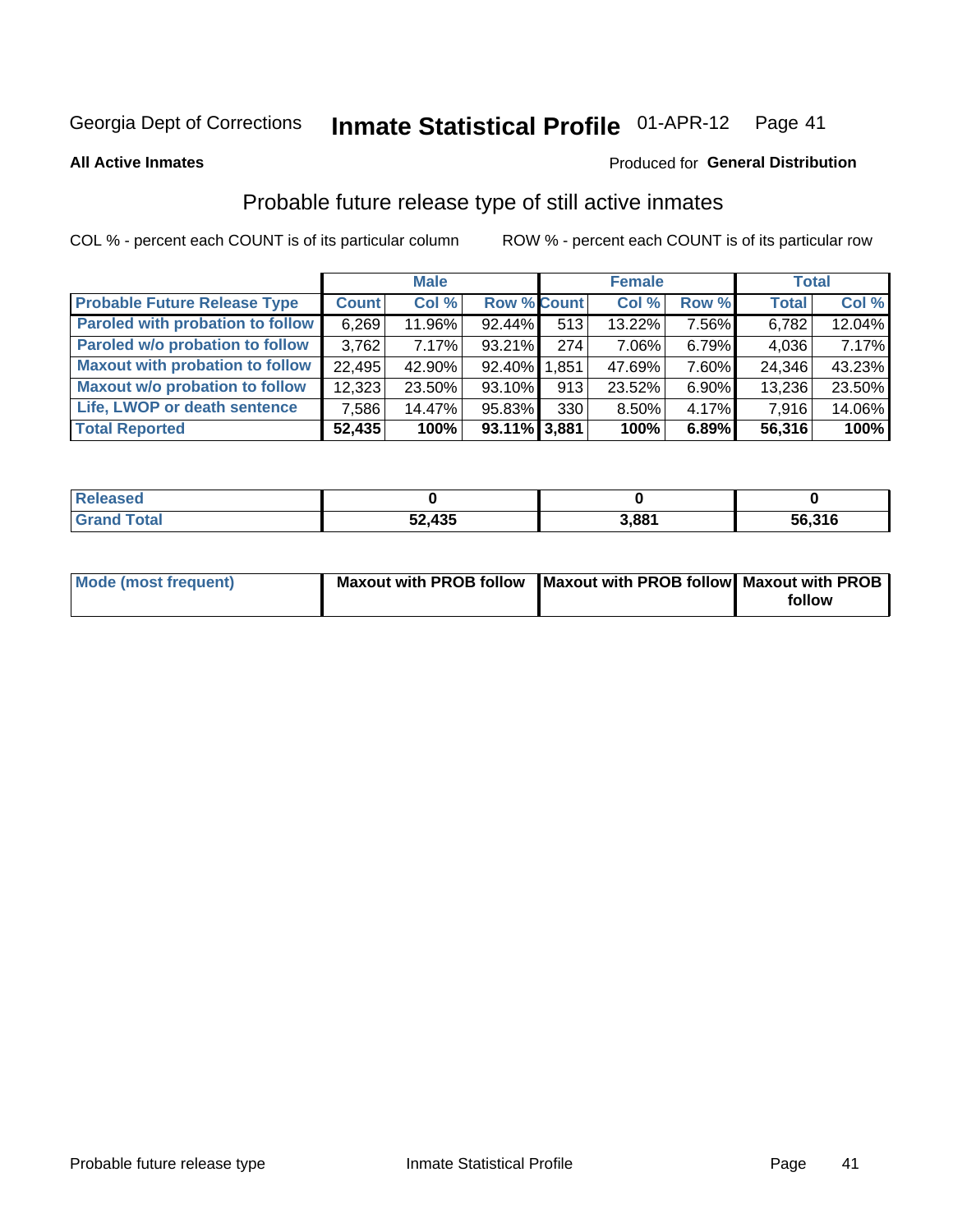Georgia Dept of Corrections **Inmate Statistical Profile** 01-APR-12

**All Active Inmates**

Produced for **General Distribution**

## Probable future release type of still active inmates

COL % - percent each COUNT is of its particular column ROW % - percent each COUNT is of its particular row

| | Male | | | Female | | | Total | |
|---|---|---|---|---|---|---|---|---|
| **Probable Future Release Type** | **Count** | **Col %** | **Row %** | **Count** | **Col %** | **Row %** | **Total** | **Col %** |
| Paroled with probation to follow | 6,269 | 11.96% | 92.44% | 513 | 13.22% | 7.56% | 6,782 | 12.04% |
| Paroled w/o probation to follow | 3,762 | 7.17% | 93.21% | 274 | 7.06% | 6.79% | 4,036 | 7.17% |
| Maxout with probation to follow | 22,495 | 42.90% | 92.40% | 1,851 | 47.69% | 7.60% | 24,346 | 43.23% |
| Maxout w/o probation to follow | 12,323 | 23.50% | 93.10% | 913 | 23.52% | 6.90% | 13,236 | 23.50% |
| Life, LWOP or death sentence | 7,586 | 14.47% | 95.83% | 330 | 8.50% | 4.17% | 7,916 | 14.06% |
| **Total Reported** | **52,435** | **100%** | **93.11%** | **3,881** | **100%** | **6.89%** | **56,316** | **100%** |

| | Male | Female | Total |
|---|---|---|---|
| Released | 0 | 0 | 0 |
| Grand Total | 52,435 | 3,881 | 56,316 |

| | Male | Female | Total |
|---|---|---|---|
| Mode (most frequent) | Maxout with PROB follow | Maxout with PROB follow | Maxout with PROB follow |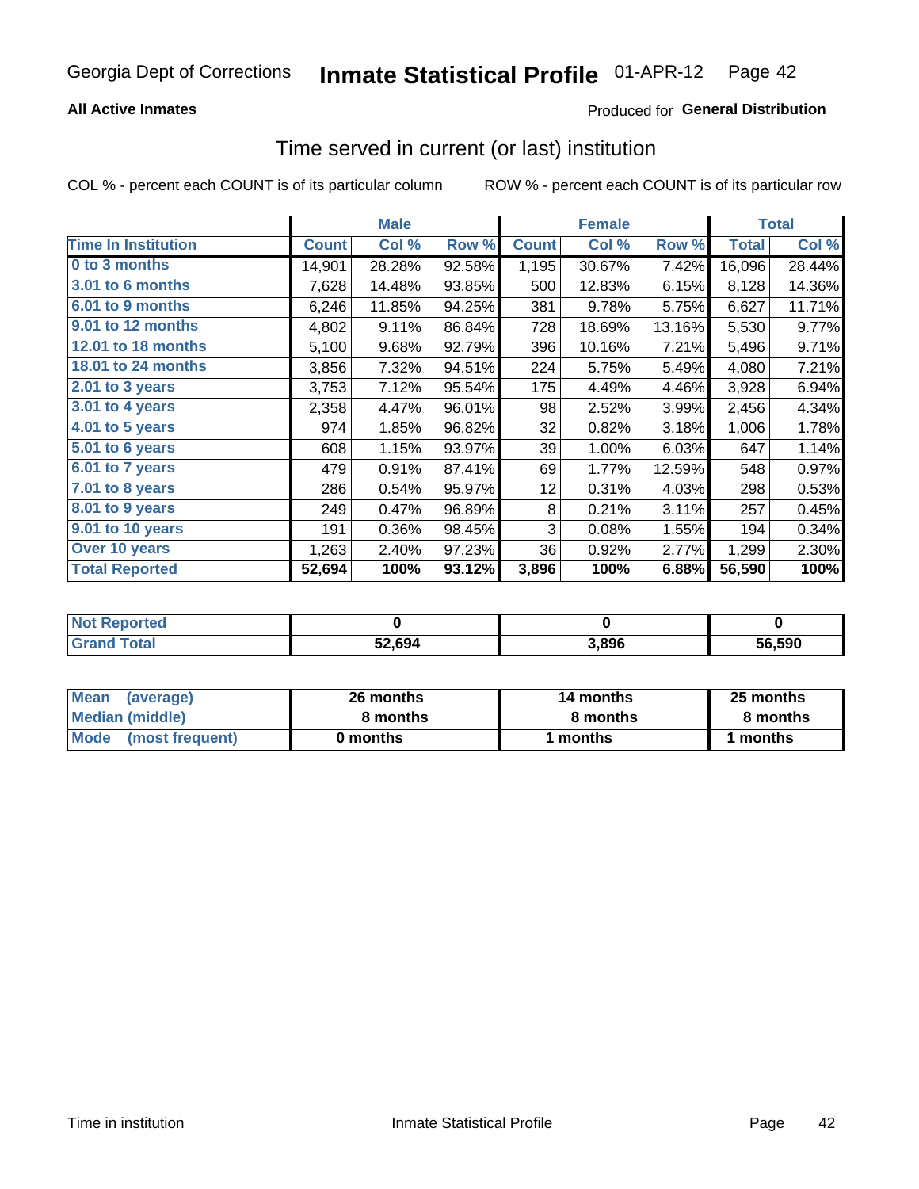Georgia Dept of Corrections **Inmate Statistical Profile** 01-APR-12

**All Active Inmates**

Produced for **General Distribution**

## Time served in current (or last) institution

COL % - percent each COUNT is of its particular column ROW % - percent each COUNT is of its particular row

| | Male | | | Female | | | Total | |
|---|---|---|---|---|---|---|---|---|
| **Time In Institution** | **Count** | **Col %** | **Row %** | **Count** | **Col %** | **Row %** | **Total** | **Col %** |
| 0 to 3 months | 14,901 | 28.28% | 92.58% | 1,195 | 30.67% | 7.42% | 16,096 | 28.44% |
| 3.01 to 6 months | 7,628 | 14.48% | 93.85% | 500 | 12.83% | 6.15% | 8,128 | 14.36% |
| 6.01 to 9 months | 6,246 | 11.85% | 94.25% | 381 | 9.78% | 5.75% | 6,627 | 11.71% |
| 9.01 to 12 months | 4,802 | 9.11% | 86.84% | 728 | 18.69% | 13.16% | 5,530 | 9.77% |
| 12.01 to 18 months | 5,100 | 9.68% | 92.79% | 396 | 10.16% | 7.21% | 5,496 | 9.71% |
| 18.01 to 24 months | 3,856 | 7.32% | 94.51% | 224 | 5.75% | 5.49% | 4,080 | 7.21% |
| 2.01 to 3 years | 3,753 | 7.12% | 95.54% | 175 | 4.49% | 4.46% | 3,928 | 6.94% |
| 3.01 to 4 years | 2,358 | 4.47% | 96.01% | 98 | 2.52% | 3.99% | 2,456 | 4.34% |
| 4.01 to 5 years | 974 | 1.85% | 96.82% | 32 | 0.82% | 3.18% | 1,006 | 1.78% |
| 5.01 to 6 years | 608 | 1.15% | 93.97% | 39 | 1.00% | 6.03% | 647 | 1.14% |
| 6.01 to 7 years | 479 | 0.91% | 87.41% | 69 | 1.77% | 12.59% | 548 | 0.97% |
| 7.01 to 8 years | 286 | 0.54% | 95.97% | 12 | 0.31% | 4.03% | 298 | 0.53% |
| 8.01 to 9 years | 249 | 0.47% | 96.89% | 8 | 0.21% | 3.11% | 257 | 0.45% |
| 9.01 to 10 years | 191 | 0.36% | 98.45% | 3 | 0.08% | 1.55% | 194 | 0.34% |
| Over 10 years | 1,263 | 2.40% | 97.23% | 36 | 0.92% | 2.77% | 1,299 | 2.30% |
| **Total Reported** | **52,694** | **100%** | **93.12%** | **3,896** | **100%** | **6.88%** | **56,590** | **100%** |

| | Male | Female | Total |
|---|---|---|---|
| Not Reported | **0** | **0** | **0** |
| Grand Total | **52,694** | **3,896** | **56,590** |

| | Male | Female | Total |
|---|---|---|---|
| Mean (average) | **26 months** | **14 months** | **25 months** |
| Median (middle) | **8 months** | **8 months** | **8 months** |
| Mode (most frequent) | **0 months** | **1 months** | **1 months** |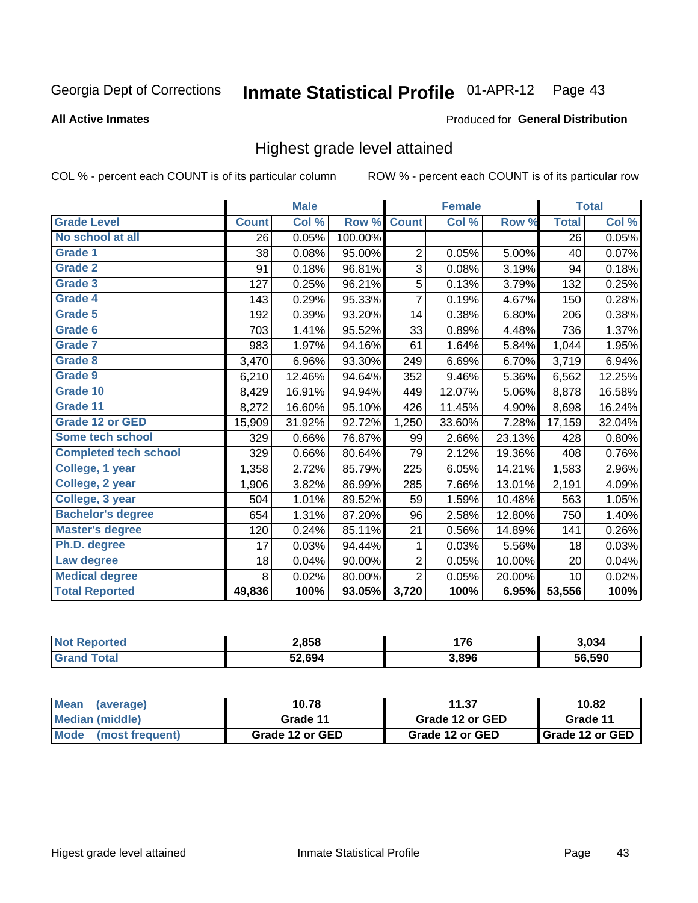Georgia Dept of Corrections **Inmate Statistical Profile** 01-APR-12

**All Active Inmates**

Produced for **General Distribution**

## Highest grade level attained

COL % - percent each COUNT is of its particular column    ROW % - percent each COUNT is of its particular row

| | Male | | | Female | | | Total | |
|---|---|---|---|---|---|---|---|---|
| **Grade Level** | **Count** | **Col %** | **Row %** | **Count** | **Col %** | **Row %** | **Total** | **Col %** |
| No school at all | 26 | 0.05% | 100.00% | | | | 26 | 0.05% |
| Grade 1 | 38 | 0.08% | 95.00% | 2 | 0.05% | 5.00% | 40 | 0.07% |
| Grade 2 | 91 | 0.18% | 96.81% | 3 | 0.08% | 3.19% | 94 | 0.18% |
| Grade 3 | 127 | 0.25% | 96.21% | 5 | 0.13% | 3.79% | 132 | 0.25% |
| Grade 4 | 143 | 0.29% | 95.33% | 7 | 0.19% | 4.67% | 150 | 0.28% |
| Grade 5 | 192 | 0.39% | 93.20% | 14 | 0.38% | 6.80% | 206 | 0.38% |
| Grade 6 | 703 | 1.41% | 95.52% | 33 | 0.89% | 4.48% | 736 | 1.37% |
| Grade 7 | 983 | 1.97% | 94.16% | 61 | 1.64% | 5.84% | 1,044 | 1.95% |
| Grade 8 | 3,470 | 6.96% | 93.30% | 249 | 6.69% | 6.70% | 3,719 | 6.94% |
| Grade 9 | 6,210 | 12.46% | 94.64% | 352 | 9.46% | 5.36% | 6,562 | 12.25% |
| Grade 10 | 8,429 | 16.91% | 94.94% | 449 | 12.07% | 5.06% | 8,878 | 16.58% |
| Grade 11 | 8,272 | 16.60% | 95.10% | 426 | 11.45% | 4.90% | 8,698 | 16.24% |
| Grade 12 or GED | 15,909 | 31.92% | 92.72% | 1,250 | 33.60% | 7.28% | 17,159 | 32.04% |
| Some tech school | 329 | 0.66% | 76.87% | 99 | 2.66% | 23.13% | 428 | 0.80% |
| Completed tech school | 329 | 0.66% | 80.64% | 79 | 2.12% | 19.36% | 408 | 0.76% |
| College, 1 year | 1,358 | 2.72% | 85.79% | 225 | 6.05% | 14.21% | 1,583 | 2.96% |
| College, 2 year | 1,906 | 3.82% | 86.99% | 285 | 7.66% | 13.01% | 2,191 | 4.09% |
| College, 3 year | 504 | 1.01% | 89.52% | 59 | 1.59% | 10.48% | 563 | 1.05% |
| Bachelor's degree | 654 | 1.31% | 87.20% | 96 | 2.58% | 12.80% | 750 | 1.40% |
| Master's degree | 120 | 0.24% | 85.11% | 21 | 0.56% | 14.89% | 141 | 0.26% |
| Ph.D. degree | 17 | 0.03% | 94.44% | 1 | 0.03% | 5.56% | 18 | 0.03% |
| Law degree | 18 | 0.04% | 90.00% | 2 | 0.05% | 10.00% | 20 | 0.04% |
| Medical degree | 8 | 0.02% | 80.00% | 2 | 0.05% | 20.00% | 10 | 0.02% |
| **Total Reported** | **49,836** | **100%** | **93.05%** | **3,720** | **100%** | **6.95%** | **53,556** | **100%** |

| | Male | Female | Total |
|---|---|---|---|
| Not Reported | 2,858 | 176 | 3,034 |
| Grand Total | 52,694 | 3,896 | 56,590 |

| | Male | Female | Total |
|---|---|---|---|
| Mean (average) | 10.78 | 11.37 | 10.82 |
| Median (middle) | Grade 11 | Grade 12 or GED | Grade 11 |
| Mode (most frequent) | Grade 12 or GED | Grade 12 or GED | Grade 12 or GED |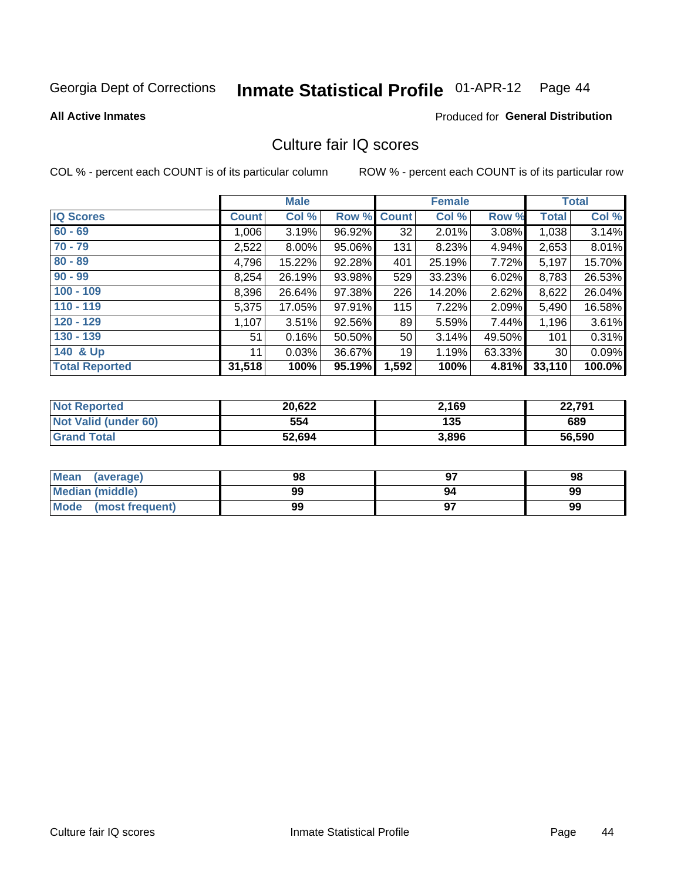Georgia Dept of Corrections **Inmate Statistical Profile** 01-APR-12

**All Active Inmates**

Produced for **General Distribution**

## Culture fair IQ scores

COL % - percent each COUNT is of its particular column

ROW % - percent each COUNT is of its particular row

| | Male | | | Female | | | Total | |
|---|---|---|---|---|---|---|---|---|
| **IQ Scores** | **Count** | **Col %** | **Row %** | **Count** | **Col %** | **Row %** | **Total** | **Col %** |
| 60 - 69 | 1,006 | 3.19% | 96.92% | 32 | 2.01% | 3.08% | 1,038 | 3.14% |
| 70 - 79 | 2,522 | 8.00% | 95.06% | 131 | 8.23% | 4.94% | 2,653 | 8.01% |
| 80 - 89 | 4,796 | 15.22% | 92.28% | 401 | 25.19% | 7.72% | 5,197 | 15.70% |
| 90 - 99 | 8,254 | 26.19% | 93.98% | 529 | 33.23% | 6.02% | 8,783 | 26.53% |
| 100 - 109 | 8,396 | 26.64% | 97.38% | 226 | 14.20% | 2.62% | 8,622 | 26.04% |
| 110 - 119 | 5,375 | 17.05% | 97.91% | 115 | 7.22% | 2.09% | 5,490 | 16.58% |
| 120 - 129 | 1,107 | 3.51% | 92.56% | 89 | 5.59% | 7.44% | 1,196 | 3.61% |
| 130 - 139 | 51 | 0.16% | 50.50% | 50 | 3.14% | 49.50% | 101 | 0.31% |
| 140 & Up | 11 | 0.03% | 36.67% | 19 | 1.19% | 63.33% | 30 | 0.09% |
| **Total Reported** | **31,518** | **100%** | **95.19%** | **1,592** | **100%** | **4.81%** | **33,110** | **100.0%** |

| | Male | Female | Total |
|---|---|---|---|
| Not Reported | 20,622 | 2,169 | 22,791 |
| Not Valid (under 60) | 554 | 135 | 689 |
| Grand Total | 52,694 | 3,896 | 56,590 |

| | Male | Female | Total |
|---|---|---|---|
| Mean (average) | 98 | 97 | 98 |
| Median (middle) | 99 | 94 | 99 |
| Mode (most frequent) | 99 | 97 | 99 |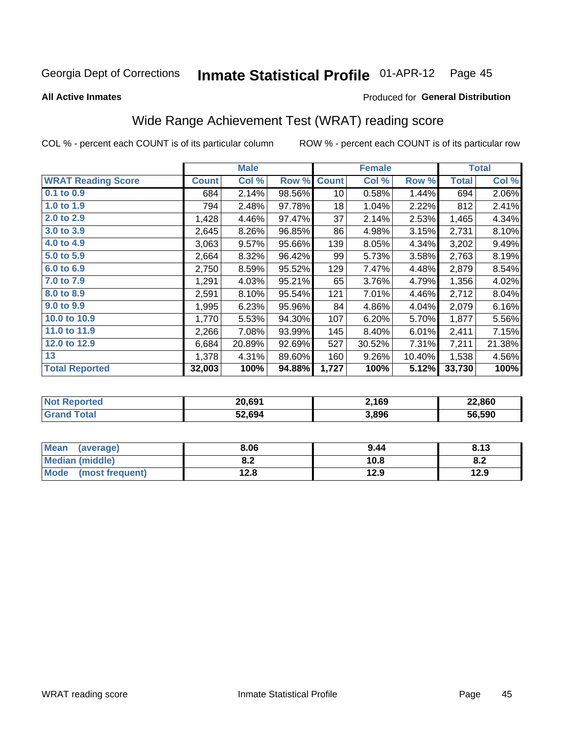Georgia Dept of Corrections **Inmate Statistical Profile** 01-APR-12

**All Active Inmates**

Produced for **General Distribution**

## Wide Range Achievement Test (WRAT) reading score

COL % - percent each COUNT is of its particular column ROW % - percent each COUNT is of its particular row

| | Male | | | Female | | | Total | |
|---|---|---|---|---|---|---|---|---|
| **WRAT Reading Score** | **Count** | **Col %** | **Row %** | **Count** | **Col %** | **Row %** | **Total** | **Col %** |
| 0.1 to 0.9 | 684 | 2.14% | 98.56% | 10 | 0.58% | 1.44% | 694 | 2.06% |
| 1.0 to 1.9 | 794 | 2.48% | 97.78% | 18 | 1.04% | 2.22% | 812 | 2.41% |
| 2.0 to 2.9 | 1,428 | 4.46% | 97.47% | 37 | 2.14% | 2.53% | 1,465 | 4.34% |
| 3.0 to 3.9 | 2,645 | 8.26% | 96.85% | 86 | 4.98% | 3.15% | 2,731 | 8.10% |
| 4.0 to 4.9 | 3,063 | 9.57% | 95.66% | 139 | 8.05% | 4.34% | 3,202 | 9.49% |
| 5.0 to 5.9 | 2,664 | 8.32% | 96.42% | 99 | 5.73% | 3.58% | 2,763 | 8.19% |
| 6.0 to 6.9 | 2,750 | 8.59% | 95.52% | 129 | 7.47% | 4.48% | 2,879 | 8.54% |
| 7.0 to 7.9 | 1,291 | 4.03% | 95.21% | 65 | 3.76% | 4.79% | 1,356 | 4.02% |
| 8.0 to 8.9 | 2,591 | 8.10% | 95.54% | 121 | 7.01% | 4.46% | 2,712 | 8.04% |
| 9.0 to 9.9 | 1,995 | 6.23% | 95.96% | 84 | 4.86% | 4.04% | 2,079 | 6.16% |
| 10.0 to 10.9 | 1,770 | 5.53% | 94.30% | 107 | 6.20% | 5.70% | 1,877 | 5.56% |
| 11.0 to 11.9 | 2,266 | 7.08% | 93.99% | 145 | 8.40% | 6.01% | 2,411 | 7.15% |
| 12.0 to 12.9 | 6,684 | 20.89% | 92.69% | 527 | 30.52% | 7.31% | 7,211 | 21.38% |
| 13 | 1,378 | 4.31% | 89.60% | 160 | 9.26% | 10.40% | 1,538 | 4.56% |
| **Total Reported** | **32,003** | **100%** | **94.88%** | **1,727** | **100%** | **5.12%** | **33,730** | **100%** |

| | Male | Female | Total |
|---|---|---|---|
| Not Reported | 20,691 | 2,169 | 22,860 |
| Grand Total | 52,694 | 3,896 | 56,590 |

| | Male | Female | Total |
|---|---|---|---|
| Mean (average) | 8.06 | 9.44 | 8.13 |
| Median (middle) | 8.2 | 10.8 | 8.2 |
| Mode (most frequent) | 12.8 | 12.9 | 12.9 |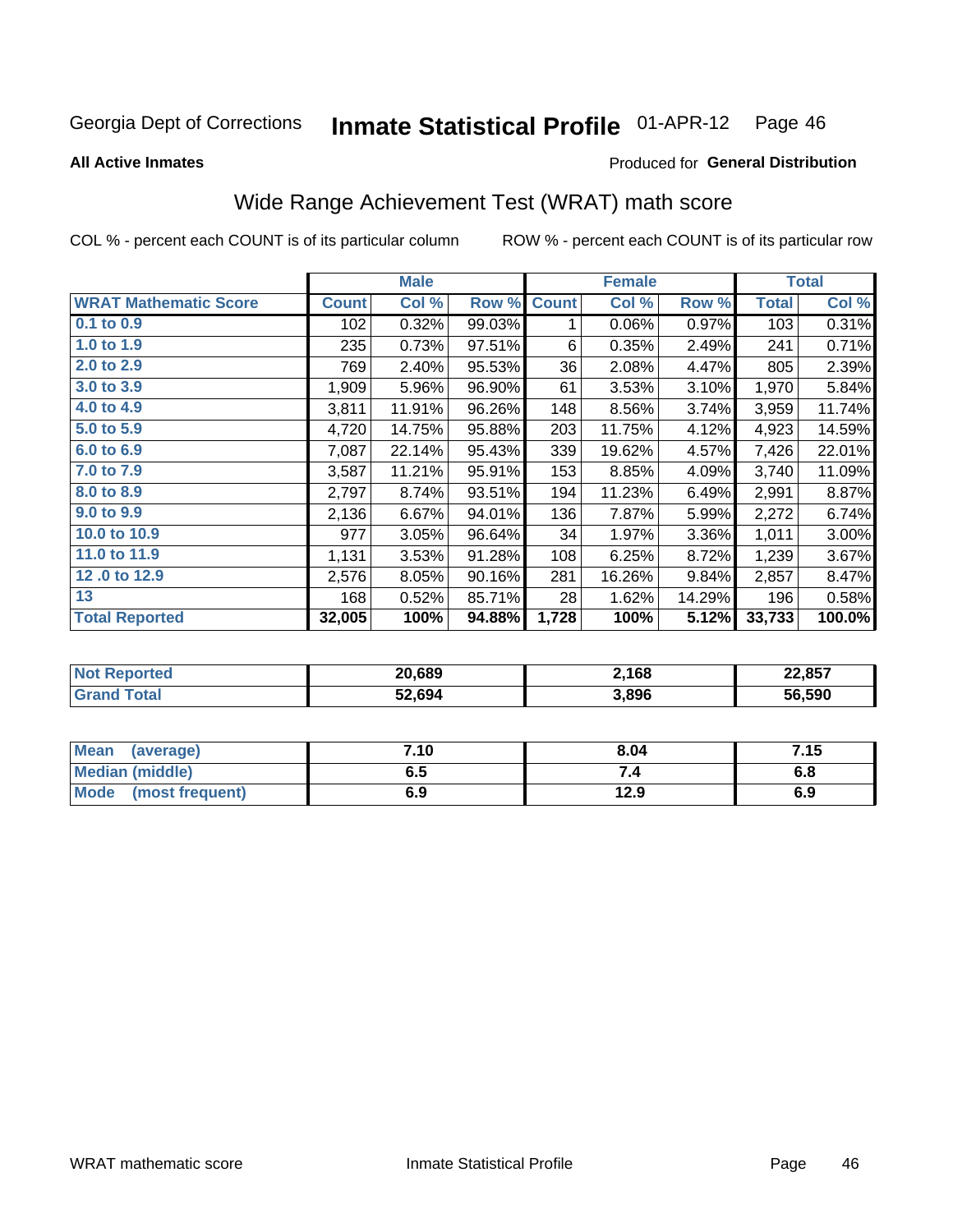Georgia Dept of Corrections **Inmate Statistical Profile** 01-APR-12

**All Active Inmates**

Produced for **General Distribution**

## Wide Range Achievement Test (WRAT) math score

COL % - percent each COUNT is of its particular column ROW % - percent each COUNT is of its particular row

| | Male | | | Female | | | Total | |
|---|---|---|---|---|---|---|---|---|
| **WRAT Mathematic Score** | **Count** | **Col %** | **Row %** | **Count** | **Col %** | **Row %** | **Total** | **Col %** |
| **0.1 to 0.9** | 102 | 0.32% | 99.03% | 1 | 0.06% | 0.97% | 103 | 0.31% |
| **1.0 to 1.9** | 235 | 0.73% | 97.51% | 6 | 0.35% | 2.49% | 241 | 0.71% |
| **2.0 to 2.9** | 769 | 2.40% | 95.53% | 36 | 2.08% | 4.47% | 805 | 2.39% |
| **3.0 to 3.9** | 1,909 | 5.96% | 96.90% | 61 | 3.53% | 3.10% | 1,970 | 5.84% |
| **4.0 to 4.9** | 3,811 | 11.91% | 96.26% | 148 | 8.56% | 3.74% | 3,959 | 11.74% |
| **5.0 to 5.9** | 4,720 | 14.75% | 95.88% | 203 | 11.75% | 4.12% | 4,923 | 14.59% |
| **6.0 to 6.9** | 7,087 | 22.14% | 95.43% | 339 | 19.62% | 4.57% | 7,426 | 22.01% |
| **7.0 to 7.9** | 3,587 | 11.21% | 95.91% | 153 | 8.85% | 4.09% | 3,740 | 11.09% |
| **8.0 to 8.9** | 2,797 | 8.74% | 93.51% | 194 | 11.23% | 6.49% | 2,991 | 8.87% |
| **9.0 to 9.9** | 2,136 | 6.67% | 94.01% | 136 | 7.87% | 5.99% | 2,272 | 6.74% |
| **10.0 to 10.9** | 977 | 3.05% | 96.64% | 34 | 1.97% | 3.36% | 1,011 | 3.00% |
| **11.0 to 11.9** | 1,131 | 3.53% | 91.28% | 108 | 6.25% | 8.72% | 1,239 | 3.67% |
| **12 .0 to 12.9** | 2,576 | 8.05% | 90.16% | 281 | 16.26% | 9.84% | 2,857 | 8.47% |
| **13** | 168 | 0.52% | 85.71% | 28 | 1.62% | 14.29% | 196 | 0.58% |
| **Total Reported** | **32,005** | **100%** | **94.88%** | **1,728** | **100%** | **5.12%** | **33,733** | **100.0%** |

| | Male | Female | Total |
|---|---|---|---|
| **Not Reported** | **20,689** | **2,168** | **22,857** |
| **Grand Total** | **52,694** | **3,896** | **56,590** |

| | Male | Female | Total |
|---|---|---|---|
| **Mean (average)** | **7.10** | **8.04** | **7.15** |
| **Median (middle)** | **6.5** | **7.4** | **6.8** |
| **Mode (most frequent)** | **6.9** | **12.9** | **6.9** |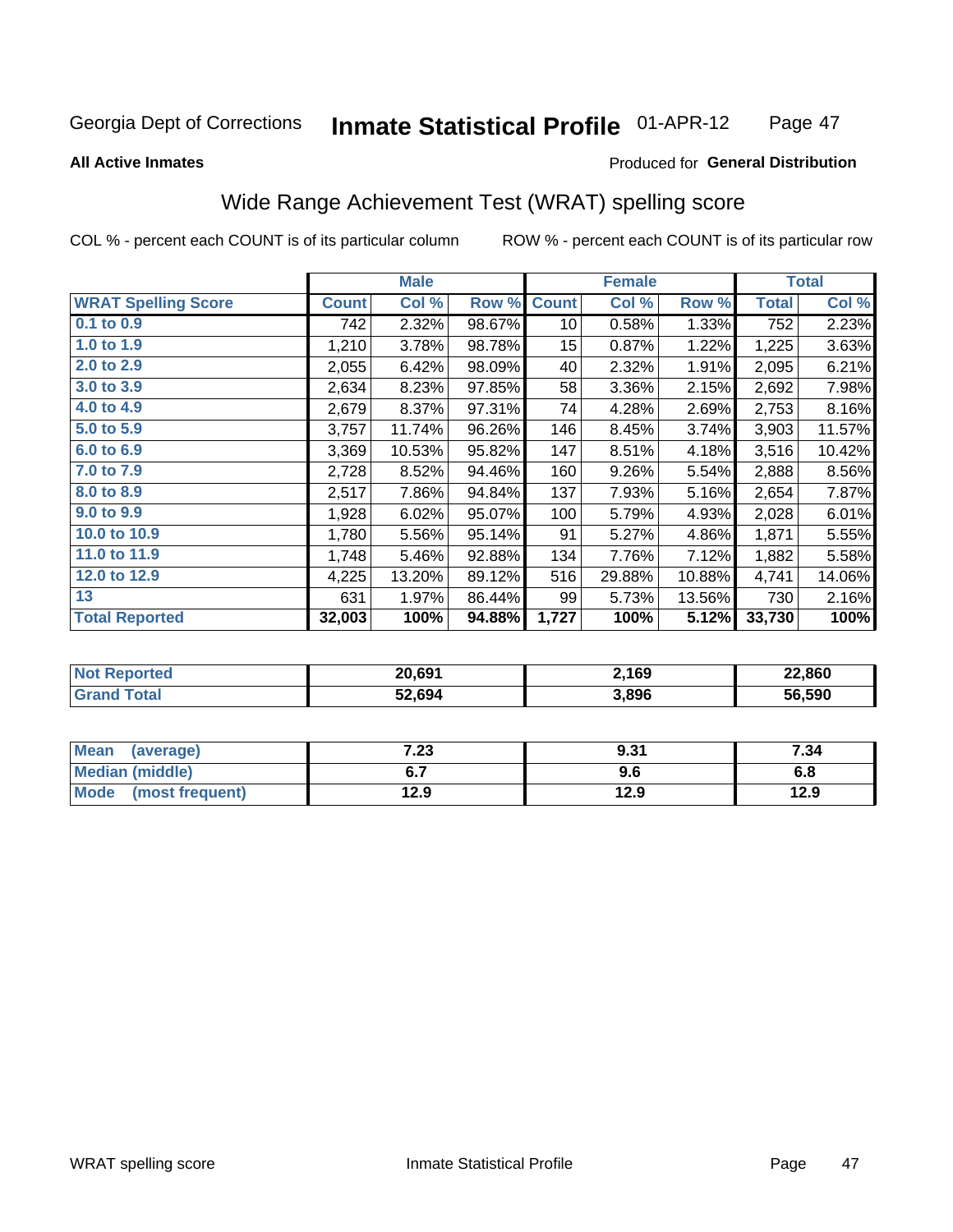Georgia Dept of Corrections **Inmate Statistical Profile** 01-APR-12

**All Active Inmates**

Produced for **General Distribution**

## Wide Range Achievement Test (WRAT) spelling score

COL % - percent each COUNT is of its particular column    ROW % - percent each COUNT is of its particular row

| | Male | | | Female | | | Total | |
|---|---|---|---|---|---|---|---|---|
| **WRAT Spelling Score** | **Count** | **Col %** | **Row %** | **Count** | **Col %** | **Row %** | **Total** | **Col %** |
| 0.1 to 0.9 | 742 | 2.32% | 98.67% | 10 | 0.58% | 1.33% | 752 | 2.23% |
| 1.0 to 1.9 | 1,210 | 3.78% | 98.78% | 15 | 0.87% | 1.22% | 1,225 | 3.63% |
| 2.0 to 2.9 | 2,055 | 6.42% | 98.09% | 40 | 2.32% | 1.91% | 2,095 | 6.21% |
| 3.0 to 3.9 | 2,634 | 8.23% | 97.85% | 58 | 3.36% | 2.15% | 2,692 | 7.98% |
| 4.0 to 4.9 | 2,679 | 8.37% | 97.31% | 74 | 4.28% | 2.69% | 2,753 | 8.16% |
| 5.0 to 5.9 | 3,757 | 11.74% | 96.26% | 146 | 8.45% | 3.74% | 3,903 | 11.57% |
| 6.0 to 6.9 | 3,369 | 10.53% | 95.82% | 147 | 8.51% | 4.18% | 3,516 | 10.42% |
| 7.0 to 7.9 | 2,728 | 8.52% | 94.46% | 160 | 9.26% | 5.54% | 2,888 | 8.56% |
| 8.0 to 8.9 | 2,517 | 7.86% | 94.84% | 137 | 7.93% | 5.16% | 2,654 | 7.87% |
| 9.0 to 9.9 | 1,928 | 6.02% | 95.07% | 100 | 5.79% | 4.93% | 2,028 | 6.01% |
| 10.0 to 10.9 | 1,780 | 5.56% | 95.14% | 91 | 5.27% | 4.86% | 1,871 | 5.55% |
| 11.0 to 11.9 | 1,748 | 5.46% | 92.88% | 134 | 7.76% | 7.12% | 1,882 | 5.58% |
| 12.0 to 12.9 | 4,225 | 13.20% | 89.12% | 516 | 29.88% | 10.88% | 4,741 | 14.06% |
| 13 | 631 | 1.97% | 86.44% | 99 | 5.73% | 13.56% | 730 | 2.16% |
| **Total Reported** | **32,003** | **100%** | **94.88%** | **1,727** | **100%** | **5.12%** | **33,730** | **100%** |

| | Male | Female | Total |
|---|---|---|---|
| Not Reported | **20,691** | **2,169** | **22,860** |
| Grand Total | **52,694** | **3,896** | **56,590** |

| | Male | Female | Total |
|---|---|---|---|
| Mean (average) | **7.23** | **9.31** | **7.34** |
| Median (middle) | **6.7** | **9.6** | **6.8** |
| Mode (most frequent) | **12.9** | **12.9** | **12.9** |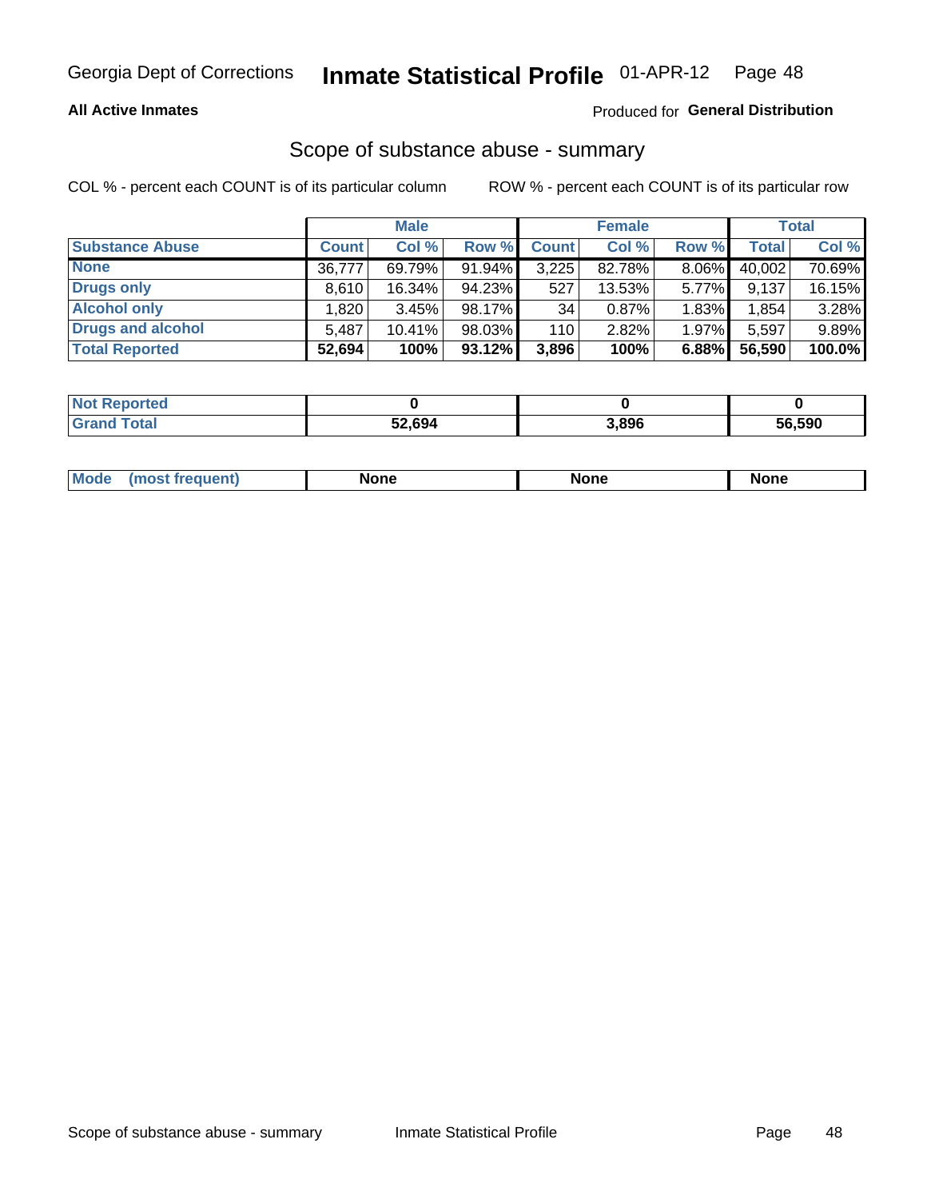Georgia Dept of Corrections **Inmate Statistical Profile** 01-APR-12

**All Active Inmates**

Produced for **General Distribution**

## Scope of substance abuse - summary

COL % - percent each COUNT is of its particular column

ROW % - percent each COUNT is of its particular row

| | Male | | | Female | | | Total | |
|---|---|---|---|---|---|---|---|---|
| **Substance Abuse** | **Count** | **Col %** | **Row %** | **Count** | **Col %** | **Row %** | **Total** | **Col %** |
| **None** | 36,777 | 69.79% | 91.94% | 3,225 | 82.78% | 8.06% | 40,002 | 70.69% |
| **Drugs only** | 8,610 | 16.34% | 94.23% | 527 | 13.53% | 5.77% | 9,137 | 16.15% |
| **Alcohol only** | 1,820 | 3.45% | 98.17% | 34 | 0.87% | 1.83% | 1,854 | 3.28% |
| **Drugs and alcohol** | 5,487 | 10.41% | 98.03% | 110 | 2.82% | 1.97% | 5,597 | 9.89% |
| **Total Reported** | **52,694** | **100%** | **93.12%** | **3,896** | **100%** | **6.88%** | **56,590** | **100.0%** |

| | Male | Female | Total |
|---|---|---|---|
| **Not Reported** | **0** | **0** | **0** |
| **Grand Total** | **52,694** | **3,896** | **56,590** |

| | Male | Female | Total |
|---|---|---|---|
| **Mode (most frequent)** | **None** | **None** | **None** |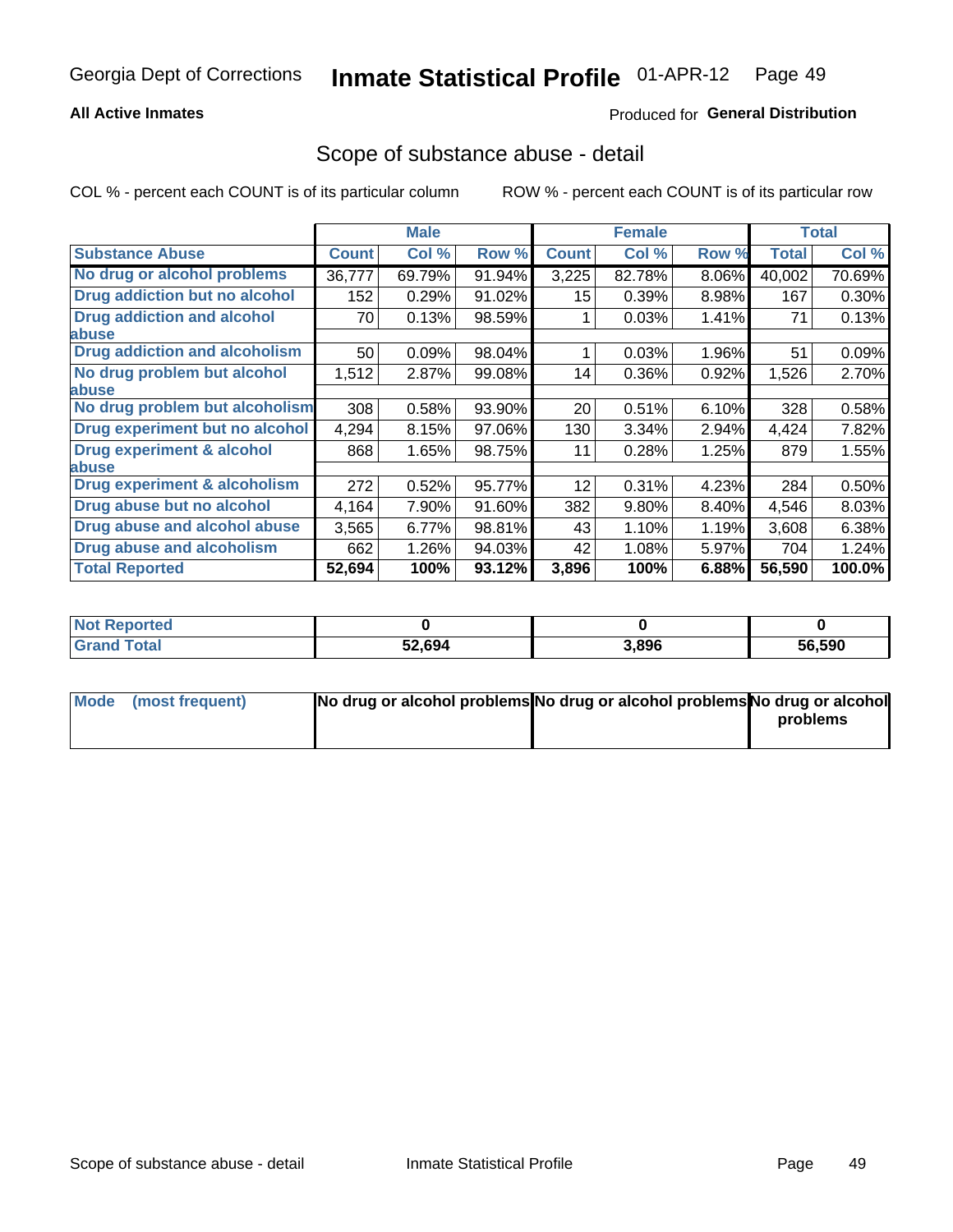# Scope of substance abuse - detail

COL % - percent each COUNT is of its particular column    ROW % - percent each COUNT is of its particular row

| | Male | | | Female | | | Total | |
|---|---|---|---|---|---|---|---|---|
| **Substance Abuse** | **Count** | **Col %** | **Row %** | **Count** | **Col %** | **Row %** | **Total** | **Col %** |
| No drug or alcohol problems | 36,777 | 69.79% | 91.94% | 3,225 | 82.78% | 8.06% | 40,002 | 70.69% |
| Drug addiction but no alcohol | 152 | 0.29% | 91.02% | 15 | 0.39% | 8.98% | 167 | 0.30% |
| Drug addiction and alcohol abuse | 70 | 0.13% | 98.59% | 1 | 0.03% | 1.41% | 71 | 0.13% |
| Drug addiction and alcoholism | 50 | 0.09% | 98.04% | 1 | 0.03% | 1.96% | 51 | 0.09% |
| No drug problem but alcohol abuse | 1,512 | 2.87% | 99.08% | 14 | 0.36% | 0.92% | 1,526 | 2.70% |
| No drug problem but alcoholism | 308 | 0.58% | 93.90% | 20 | 0.51% | 6.10% | 328 | 0.58% |
| Drug experiment but no alcohol | 4,294 | 8.15% | 97.06% | 130 | 3.34% | 2.94% | 4,424 | 7.82% |
| Drug experiment & alcohol abuse | 868 | 1.65% | 98.75% | 11 | 0.28% | 1.25% | 879 | 1.55% |
| Drug experiment & alcoholism | 272 | 0.52% | 95.77% | 12 | 0.31% | 4.23% | 284 | 0.50% |
| Drug abuse but no alcohol | 4,164 | 7.90% | 91.60% | 382 | 9.80% | 8.40% | 4,546 | 8.03% |
| Drug abuse and alcohol abuse | 3,565 | 6.77% | 98.81% | 43 | 1.10% | 1.19% | 3,608 | 6.38% |
| Drug abuse and alcoholism | 662 | 1.26% | 94.03% | 42 | 1.08% | 5.97% | 704 | 1.24% |
| **Total Reported** | **52,694** | **100%** | **93.12%** | **3,896** | **100%** | **6.88%** | **56,590** | **100.0%** |

| | Male | Female | Total |
|---|---|---|---|
| Not Reported | 0 | 0 | 0 |
| Grand Total | 52,694 | 3,896 | 56,590 |

| | Male | Female | Total |
|---|---|---|---|
| Mode (most frequent) | No drug or alcohol problems | No drug or alcohol problems | No drug or alcohol problems |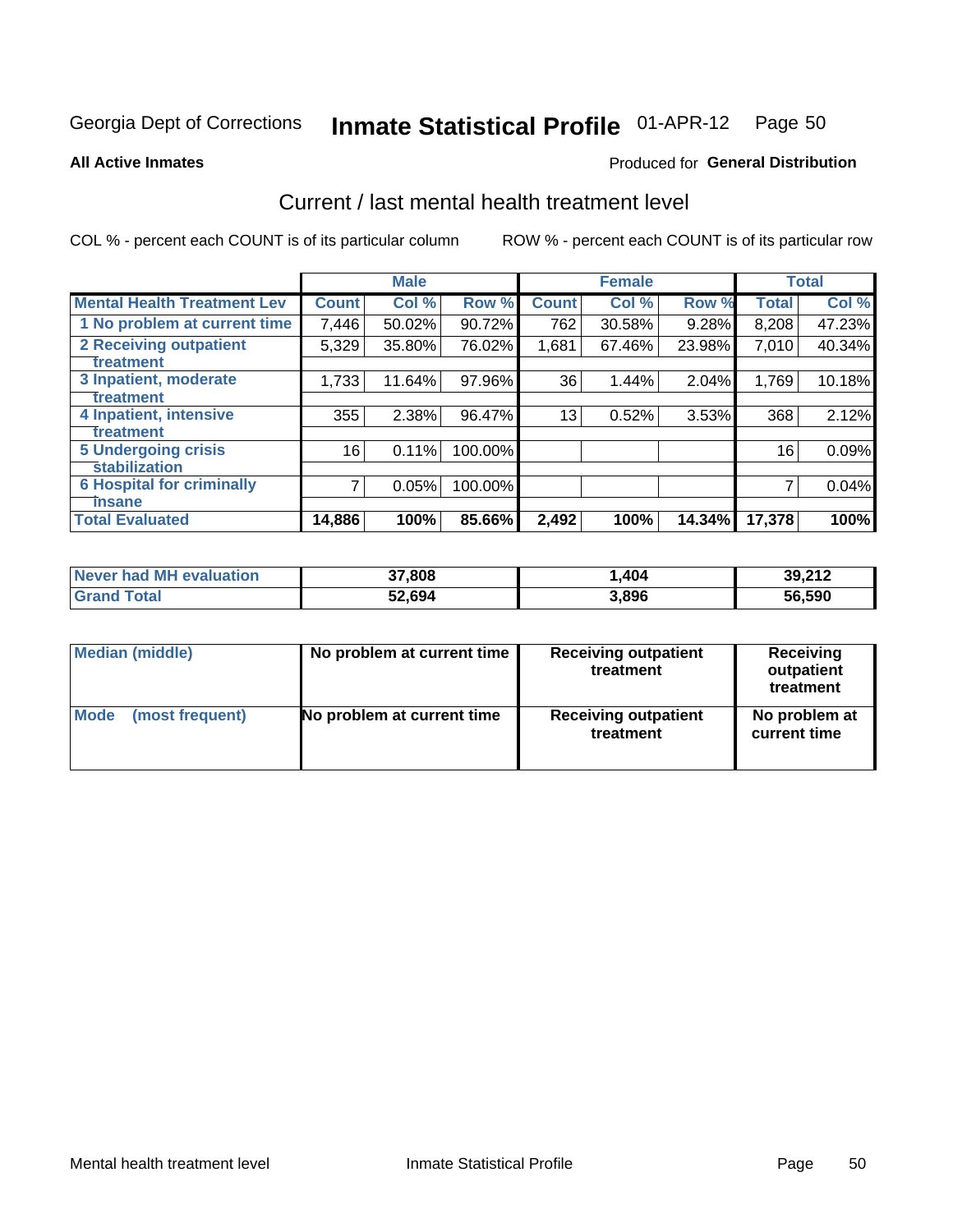Georgia Dept of Corrections **Inmate Statistical Profile** 01-APR-12 Page 50

**All Active Inmates**

Produced for **General Distribution**

## Current / last mental health treatment level

COL % - percent each COUNT is of its particular column ROW % - percent each COUNT is of its particular row

| | Male | | | Female | | | Total | |
|---|---|---|---|---|---|---|---|---|
| **Mental Health Treatment Lev** | **Count** | **Col %** | **Row %** | **Count** | **Col %** | **Row %** | **Total** | **Col %** |
| 1 No problem at current time | 7,446 | 50.02% | 90.72% | 762 | 30.58% | 9.28% | 8,208 | 47.23% |
| 2 Receiving outpatient treatment | 5,329 | 35.80% | 76.02% | 1,681 | 67.46% | 23.98% | 7,010 | 40.34% |
| 3 Inpatient, moderate treatment | 1,733 | 11.64% | 97.96% | 36 | 1.44% | 2.04% | 1,769 | 10.18% |
| 4 Inpatient, intensive treatment | 355 | 2.38% | 96.47% | 13 | 0.52% | 3.53% | 368 | 2.12% |
| 5 Undergoing crisis stabilization | 16 | 0.11% | 100.00% | | | | 16 | 0.09% |
| 6 Hospital for criminally insane | 7 | 0.05% | 100.00% | | | | 7 | 0.04% |
| **Total Evaluated** | **14,886** | **100%** | **85.66%** | **2,492** | **100%** | **14.34%** | **17,378** | **100%** |

| | Male | Female | Total |
|---|---|---|---|
| Never had MH evaluation | **37,808** | **1,404** | **39,212** |
| Grand Total | **52,694** | **3,896** | **56,590** |

| | Male | Female | Total |
|---|---|---|---|
| Median (middle) | No problem at current time | Receiving outpatient treatment | Receiving outpatient treatment |
| Mode (most frequent) | No problem at current time | Receiving outpatient treatment | No problem at current time |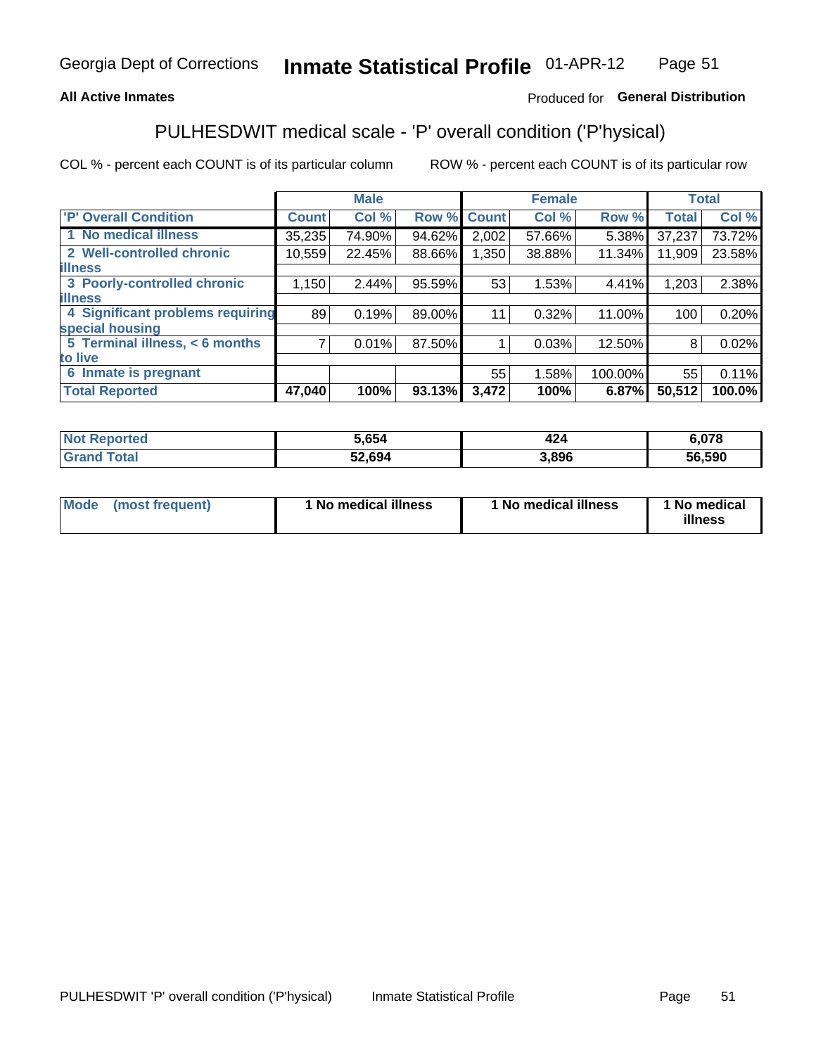Georgia Dept of Corrections **Inmate Statistical Profile** 01-APR-12

**All Active Inmates**

Produced for **General Distribution**

## PULHESDWIT medical scale - 'P' overall condition ('P'hysical)

COL % - percent each COUNT is of its particular column    ROW % - percent each COUNT is of its particular row

| | Male | | | Female | | | Total | |
|---|---|---|---|---|---|---|---|---|
| **'P' Overall Condition** | **Count** | **Col %** | **Row %** | **Count** | **Col %** | **Row %** | **Total** | **Col %** |
| **1 No medical illness** | 35,235 | 74.90% | 94.62% | 2,002 | 57.66% | 5.38% | 37,237 | 73.72% |
| **2 Well-controlled chronic illness** | 10,559 | 22.45% | 88.66% | 1,350 | 38.88% | 11.34% | 11,909 | 23.58% |
| **3 Poorly-controlled chronic illness** | 1,150 | 2.44% | 95.59% | 53 | 1.53% | 4.41% | 1,203 | 2.38% |
| **4 Significant problems requiring special housing** | 89 | 0.19% | 89.00% | 11 | 0.32% | 11.00% | 100 | 0.20% |
| **5 Terminal illness, < 6 months to live** | 7 | 0.01% | 87.50% | 1 | 0.03% | 12.50% | 8 | 0.02% |
| **6 Inmate is pregnant** | | | | 55 | 1.58% | 100.00% | 55 | 0.11% |
| **Total Reported** | **47,040** | **100%** | **93.13%** | **3,472** | **100%** | **6.87%** | **50,512** | **100.0%** |

| | Male | Female | Total |
|---|---|---|---|
| **Not Reported** | **5,654** | **424** | **6,078** |
| **Grand Total** | **52,694** | **3,896** | **56,590** |

| | Male | Female | Total |
|---|---|---|---|
| **Mode (most frequent)** | **1 No medical illness** | **1 No medical illness** | **1 No medical illness** |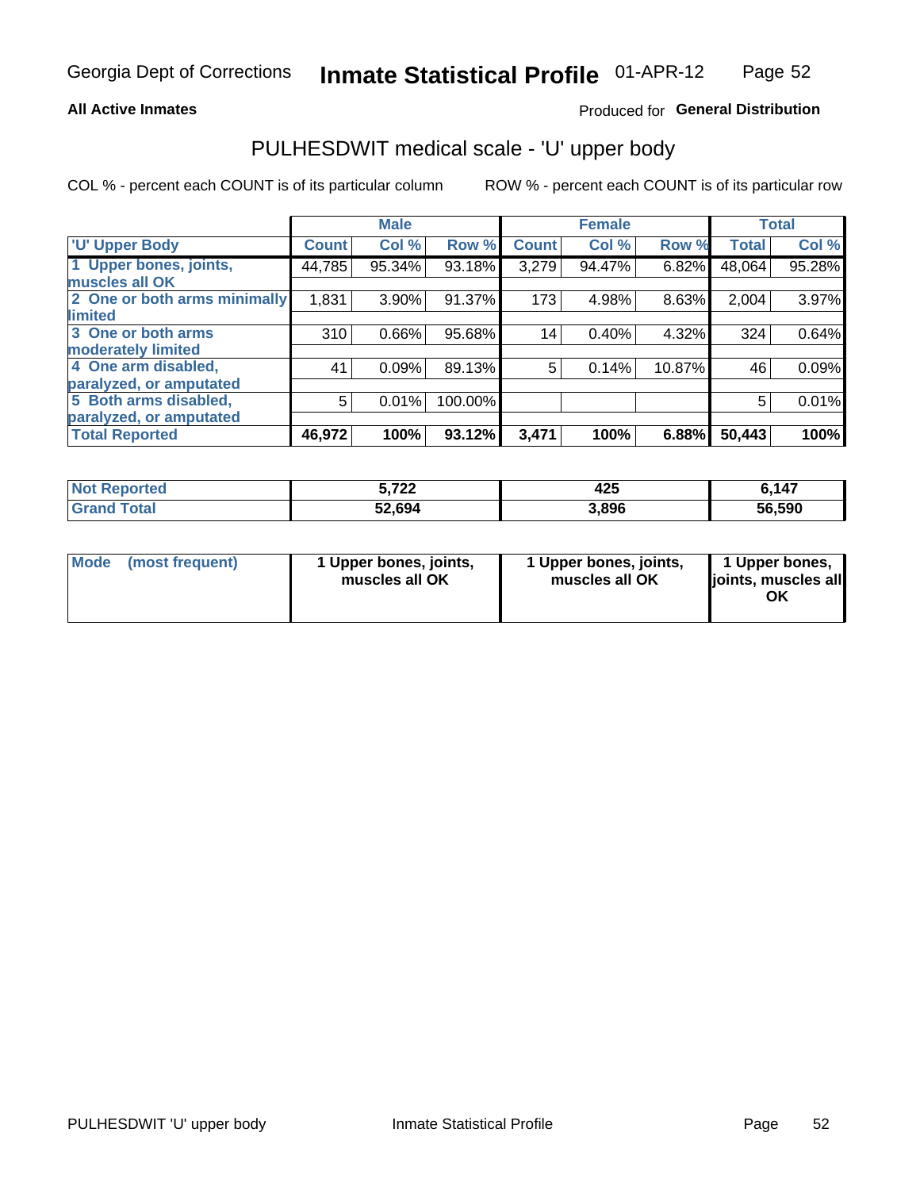Georgia Dept of Corrections **Inmate Statistical Profile** 01-APR-12

**All Active Inmates**

Produced for **General Distribution**

## PULHESDWIT medical scale - 'U' upper body

COL % - percent each COUNT is of its particular column

ROW % - percent each COUNT is of its particular row

| | Male | | | Female | | | Total | |
|---|---|---|---|---|---|---|---|---|
| **'U' Upper Body** | **Count** | **Col %** | **Row %** | **Count** | **Col %** | **Row %** | **Total** | **Col %** |
| 1 Upper bones, joints, muscles all OK | 44,785 | 95.34% | 93.18% | 3,279 | 94.47% | 6.82% | 48,064 | 95.28% |
| 2 One or both arms minimally limited | 1,831 | 3.90% | 91.37% | 173 | 4.98% | 8.63% | 2,004 | 3.97% |
| 3 One or both arms moderately limited | 310 | 0.66% | 95.68% | 14 | 0.40% | 4.32% | 324 | 0.64% |
| 4 One arm disabled, paralyzed, or amputated | 41 | 0.09% | 89.13% | 5 | 0.14% | 10.87% | 46 | 0.09% |
| 5 Both arms disabled, paralyzed, or amputated | 5 | 0.01% | 100.00% | | | | 5 | 0.01% |
| **Total Reported** | **46,972** | **100%** | **93.12%** | **3,471** | **100%** | **6.88%** | **50,443** | **100%** |

| | Male | Female | Total |
|---|---|---|---|
| **Not Reported** | **5,722** | **425** | **6,147** |
| **Grand Total** | **52,694** | **3,896** | **56,590** |

| | Male | Female | Total |
|---|---|---|---|
| **Mode (most frequent)** | **1 Upper bones, joints, muscles all OK** | **1 Upper bones, joints, muscles all OK** | **1 Upper bones, joints, muscles all OK** |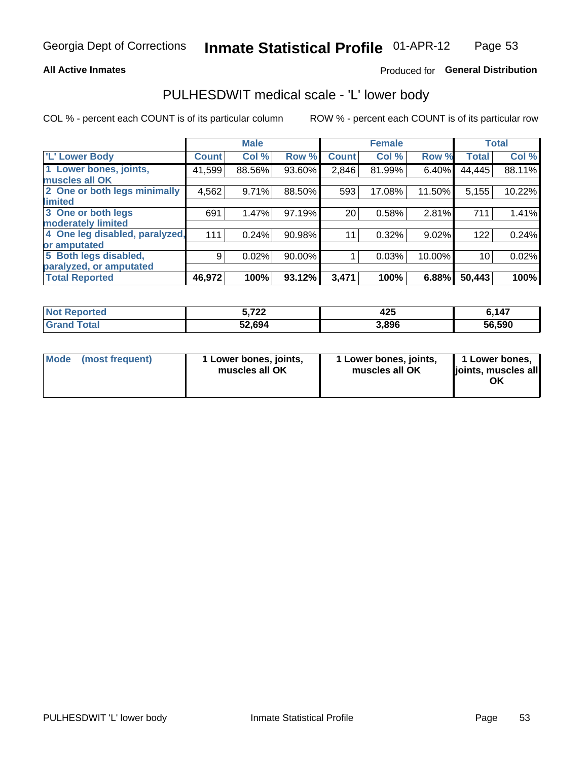Georgia Dept of Corrections **Inmate Statistical Profile** 01-APR-12

**All Active Inmates**

Produced for **General Distribution**

## PULHESDWIT medical scale - 'L' lower body

COL % - percent each COUNT is of its particular column

ROW % - percent each COUNT is of its particular row

| | Male | | | Female | | | Total | |
|---|---|---|---|---|---|---|---|---|
| 'L' Lower Body | Count | Col % | Row % | Count | Col % | Row % | Total | Col % |
| 1 Lower bones, joints, muscles all OK | 41,599 | 88.56% | 93.60% | 2,846 | 81.99% | 6.40% | 44,445 | 88.11% |
| 2 One or both legs minimally limited | 4,562 | 9.71% | 88.50% | 593 | 17.08% | 11.50% | 5,155 | 10.22% |
| 3 One or both legs moderately limited | 691 | 1.47% | 97.19% | 20 | 0.58% | 2.81% | 711 | 1.41% |
| 4 One leg disabled, paralyzed, or amputated | 111 | 0.24% | 90.98% | 11 | 0.32% | 9.02% | 122 | 0.24% |
| 5 Both legs disabled, paralyzed, or amputated | 9 | 0.02% | 90.00% | 1 | 0.03% | 10.00% | 10 | 0.02% |
| **Total Reported** | **46,972** | **100%** | **93.12%** | **3,471** | **100%** | **6.88%** | **50,443** | **100%** |

| | Male | Female | Total |
|---|---|---|---|
| Not Reported | **5,722** | **425** | **6,147** |
| Grand Total | **52,694** | **3,896** | **56,590** |

| | Male | Female | Total |
|---|---|---|---|
| Mode (most frequent) | **1 Lower bones, joints, muscles all OK** | **1 Lower bones, joints, muscles all OK** | **1 Lower bones, joints, muscles all OK** |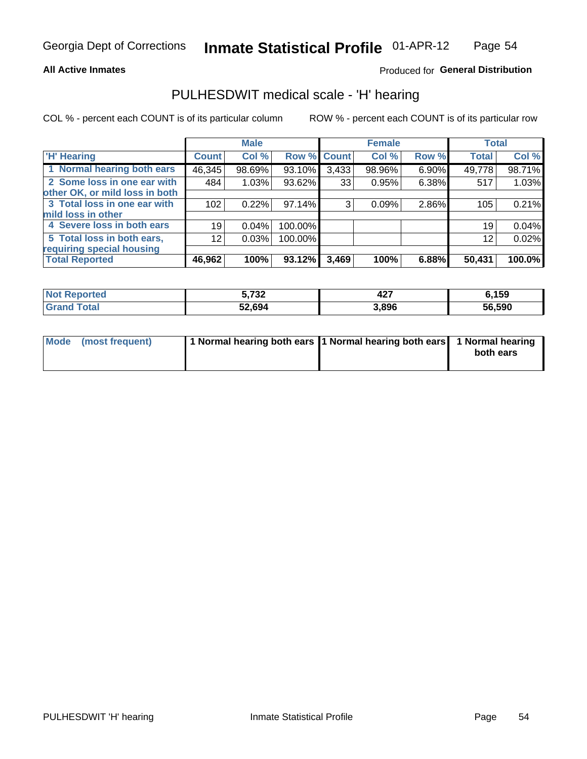Georgia Dept of Corrections **Inmate Statistical Profile** 01-APR-12

**All Active Inmates**

Produced for **General Distribution**

## PULHESDWIT medical scale - 'H' hearing

COL % - percent each COUNT is of its particular column

ROW % - percent each COUNT is of its particular row

| | Male | | | Female | | | Total | |
|---|---|---|---|---|---|---|---|---|
| 'H' Hearing | Count | Col % | Row % | Count | Col % | Row % | Total | Col % |
| 1 Normal hearing both ears | 46,345 | 98.69% | 93.10% | 3,433 | 98.96% | 6.90% | 49,778 | 98.71% |
| 2 Some loss in one ear with other OK, or mild loss in both | 484 | 1.03% | 93.62% | 33 | 0.95% | 6.38% | 517 | 1.03% |
| 3 Total loss in one ear with mild loss in other | 102 | 0.22% | 97.14% | 3 | 0.09% | 2.86% | 105 | 0.21% |
| 4 Severe loss in both ears | 19 | 0.04% | 100.00% | | | | 19 | 0.04% |
| 5 Total loss in both ears, requiring special housing | 12 | 0.03% | 100.00% | | | | 12 | 0.02% |
| **Total Reported** | **46,962** | **100%** | **93.12%** | **3,469** | **100%** | **6.88%** | **50,431** | **100.0%** |

| | Male | Female | Total |
|---|---|---|---|
| Not Reported | 5,732 | 427 | 6,159 |
| Grand Total | 52,694 | 3,896 | 56,590 |

| | Male | Female | Total |
|---|---|---|---|
| Mode (most frequent) | 1 Normal hearing both ears | 1 Normal hearing both ears | 1 Normal hearing both ears |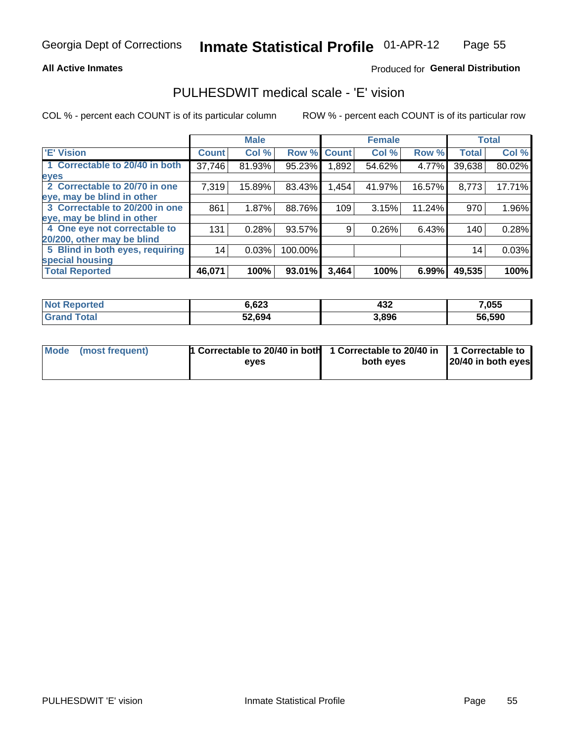Georgia Dept of Corrections **Inmate Statistical Profile** 01-APR-12

**All Active Inmates**

Produced for **General Distribution**

## PULHESDWIT medical scale - 'E' vision

COL % - percent each COUNT is of its particular column

ROW % - percent each COUNT is of its particular row

| | Male | | | Female | | | Total | |
|---|---|---|---|---|---|---|---|---|
| **'E' Vision** | **Count** | **Col %** | **Row %** | **Count** | **Col %** | **Row %** | **Total** | **Col %** |
| **1 Correctable to 20/40 in both eyes** | 37,746 | 81.93% | 95.23% | 1,892 | 54.62% | 4.77% | 39,638 | 80.02% |
| **2 Correctable to 20/70 in one eye, may be blind in other** | 7,319 | 15.89% | 83.43% | 1,454 | 41.97% | 16.57% | 8,773 | 17.71% |
| **3 Correctable to 20/200 in one eye, may be blind in other** | 861 | 1.87% | 88.76% | 109 | 3.15% | 11.24% | 970 | 1.96% |
| **4 One eye not correctable to 20/200, other may be blind** | 131 | 0.28% | 93.57% | 9 | 0.26% | 6.43% | 140 | 0.28% |
| **5 Blind in both eyes, requiring special housing** | 14 | 0.03% | 100.00% | | | | 14 | 0.03% |
| **Total Reported** | **46,071** | **100%** | **93.01%** | **3,464** | **100%** | **6.99%** | **49,535** | **100%** |

| | Male | Female | Total |
|---|---|---|---|
| **Not Reported** | **6,623** | **432** | **7,055** |
| **Grand Total** | **52,694** | **3,896** | **56,590** |

| | Male | Female | Total |
|---|---|---|---|
| **Mode (most frequent)** | **1 Correctable to 20/40 in both eyes** | **1 Correctable to 20/40 in both eyes** | **1 Correctable to 20/40 in both eyes** |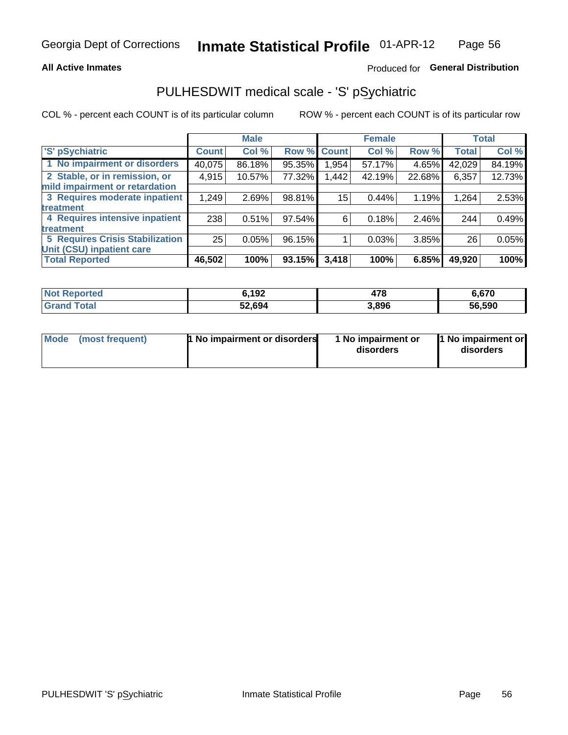**All Active Inmates**

Produced for **General Distribution**

## PULHESDWIT medical scale - 'S' pSychiatric

COL % - percent each COUNT is of its particular column

ROW % - percent each COUNT is of its particular row

| | Male | | | Female | | | Total | |
|---|---|---|---|---|---|---|---|---|
| 'S' pSychiatric | Count | Col % | Row % | Count | Col % | Row % | Total | Col % |
| 1 No impairment or disorders | 40,075 | 86.18% | 95.35% | 1,954 | 57.17% | 4.65% | 42,029 | 84.19% |
| 2 Stable, or in remission, or mild impairment or retardation | 4,915 | 10.57% | 77.32% | 1,442 | 42.19% | 22.68% | 6,357 | 12.73% |
| 3 Requires moderate inpatient treatment | 1,249 | 2.69% | 98.81% | 15 | 0.44% | 1.19% | 1,264 | 2.53% |
| 4 Requires intensive inpatient treatment | 238 | 0.51% | 97.54% | 6 | 0.18% | 2.46% | 244 | 0.49% |
| 5 Requires Crisis Stabilization Unit (CSU) inpatient care | 25 | 0.05% | 96.15% | 1 | 0.03% | 3.85% | 26 | 0.05% |
| **Total Reported** | **46,502** | **100%** | **93.15%** | **3,418** | **100%** | **6.85%** | **49,920** | **100%** |

| | Male | Female | Total |
|---|---|---|---|
| Not Reported | 6,192 | 478 | 6,670 |
| Grand Total | 52,694 | 3,896 | 56,590 |

| | Male | Female | Total |
|---|---|---|---|
| Mode (most frequent) | 1 No impairment or disorders | 1 No impairment or disorders | 1 No impairment or disorders |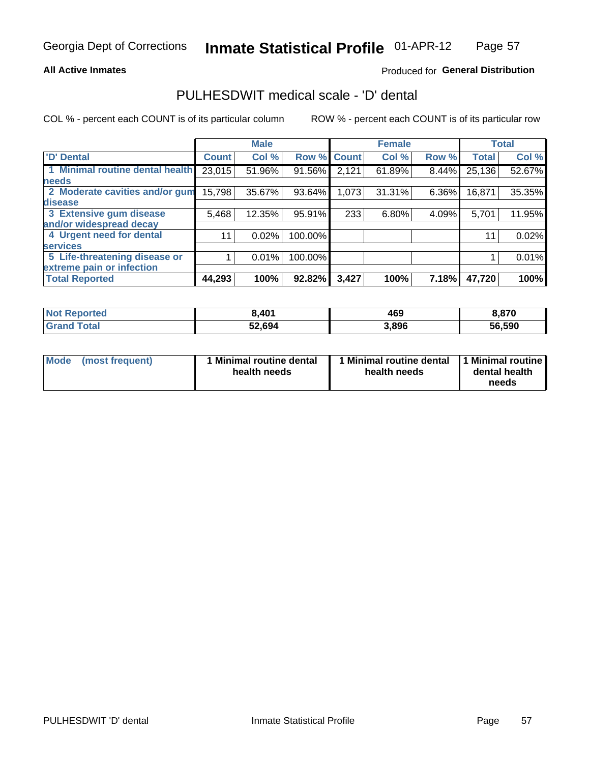Georgia Dept of Corrections **Inmate Statistical Profile** 01-APR-12

**All Active Inmates**

Produced for **General Distribution**

## PULHESDWIT medical scale - 'D' dental

COL % - percent each COUNT is of its particular column

ROW % - percent each COUNT is of its particular row

| | Male | | | Female | | | Total | |
|---|---|---|---|---|---|---|---|---|
| 'D' Dental | Count | Col % | Row % | Count | Col % | Row % | Total | Col % |
| 1 Minimal routine dental health needs | 23,015 | 51.96% | 91.56% | 2,121 | 61.89% | 8.44% | 25,136 | 52.67% |
| 2 Moderate cavities and/or gum disease | 15,798 | 35.67% | 93.64% | 1,073 | 31.31% | 6.36% | 16,871 | 35.35% |
| 3 Extensive gum disease and/or widespread decay | 5,468 | 12.35% | 95.91% | 233 | 6.80% | 4.09% | 5,701 | 11.95% |
| 4 Urgent need for dental services | 11 | 0.02% | 100.00% | | | | 11 | 0.02% |
| 5 Life-threatening disease or extreme pain or infection | 1 | 0.01% | 100.00% | | | | 1 | 0.01% |
| **Total Reported** | **44,293** | **100%** | **92.82%** | **3,427** | **100%** | **7.18%** | **47,720** | **100%** |

| | Male | Female | Total |
|---|---|---|---|
| **Not Reported** | **8,401** | **469** | **8,870** |
| **Grand Total** | **52,694** | **3,896** | **56,590** |

| | Male | Female | Total |
|---|---|---|---|
| **Mode (most frequent)** | **1 Minimal routine dental health needs** | **1 Minimal routine dental health needs** | **1 Minimal routine dental health needs** |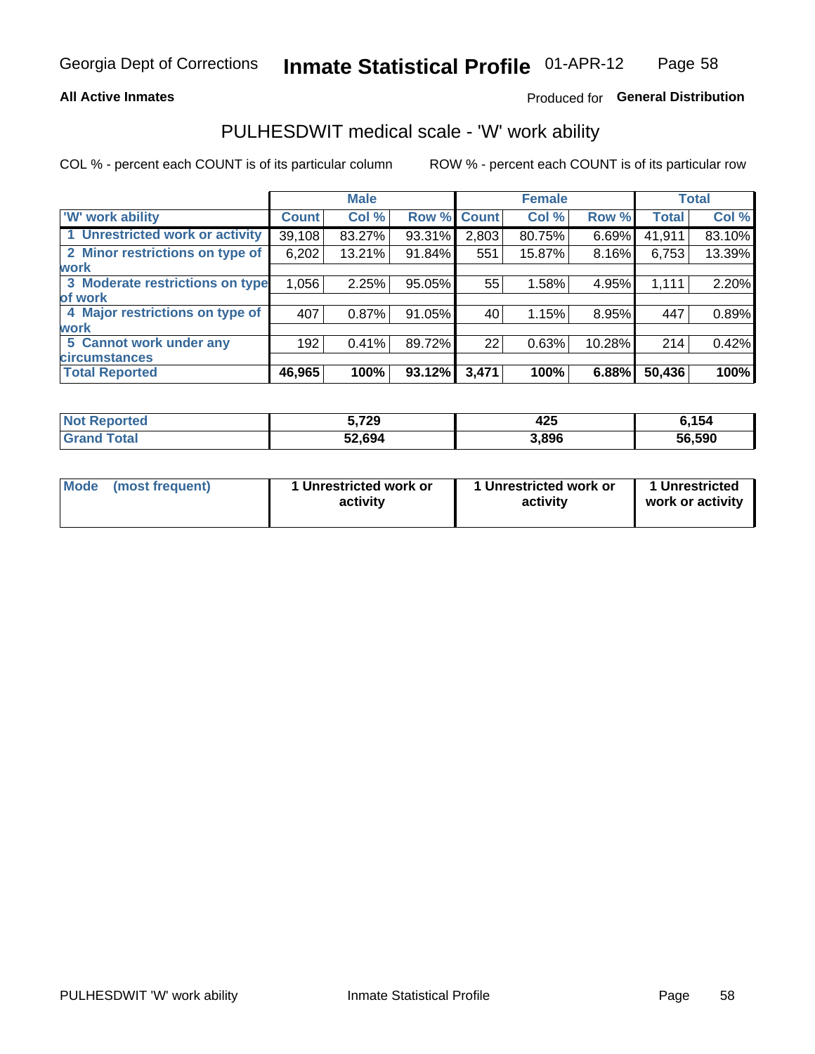Georgia Dept of Corrections **Inmate Statistical Profile** 01-APR-12

**All Active Inmates**

Produced for **General Distribution**

## PULHESDWIT medical scale - 'W' work ability

COL % - percent each COUNT is of its particular column    ROW % - percent each COUNT is of its particular row

| | Male | | | Female | | | Total | |
|---|---|---|---|---|---|---|---|---|
| 'W' work ability | Count | Col % | Row % | Count | Col % | Row % | Total | Col % |
| 1 Unrestricted work or activity | 39,108 | 83.27% | 93.31% | 2,803 | 80.75% | 6.69% | 41,911 | 83.10% |
| 2 Minor restrictions on type of work | 6,202 | 13.21% | 91.84% | 551 | 15.87% | 8.16% | 6,753 | 13.39% |
| 3 Moderate restrictions on type of work | 1,056 | 2.25% | 95.05% | 55 | 1.58% | 4.95% | 1,111 | 2.20% |
| 4 Major restrictions on type of work | 407 | 0.87% | 91.05% | 40 | 1.15% | 8.95% | 447 | 0.89% |
| 5 Cannot work under any circumstances | 192 | 0.41% | 89.72% | 22 | 0.63% | 10.28% | 214 | 0.42% |
| **Total Reported** | **46,965** | **100%** | **93.12%** | **3,471** | **100%** | **6.88%** | **50,436** | **100%** |

| | Male | Female | Total |
|---|---|---|---|
| Not Reported | 5,729 | 425 | 6,154 |
| Grand Total | 52,694 | 3,896 | 56,590 |

| | Male | Female | Total |
|---|---|---|---|
| Mode (most frequent) | 1 Unrestricted work or activity | 1 Unrestricted work or activity | 1 Unrestricted work or activity |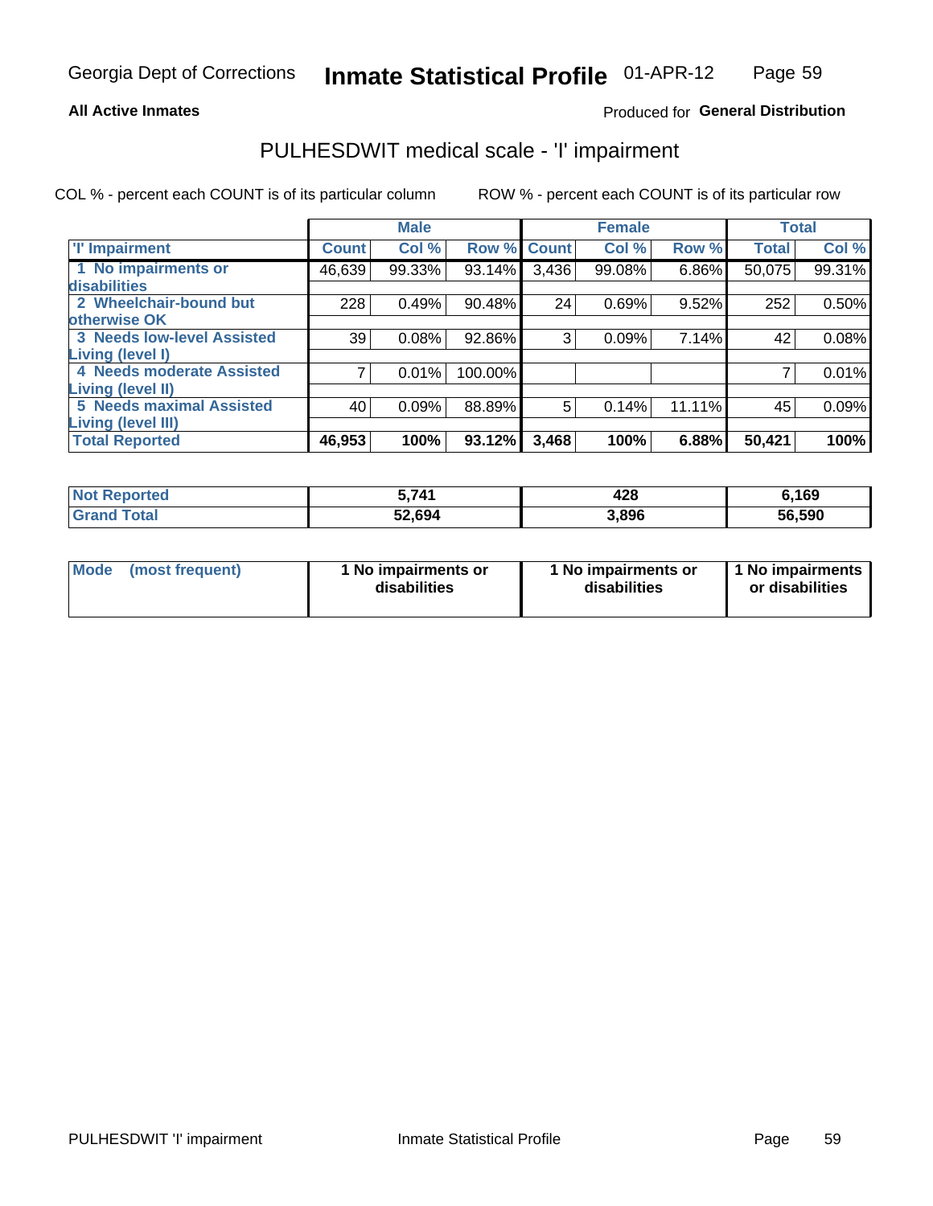# Georgia Dept of Corrections — Inmate Statistical Profile 01-APR-12

**All Active Inmates**

Produced for **General Distribution**

## PULHESDWIT medical scale - 'I' impairment

COL % - percent each COUNT is of its particular column

ROW % - percent each COUNT is of its particular row

| | Male | | | Female | | | Total | |
|---|---|---|---|---|---|---|---|---|
| 'I' Impairment | Count | Col % | Row % | Count | Col % | Row % | Total | Col % |
| 1 No impairments or disabilities | 46,639 | 99.33% | 93.14% | 3,436 | 99.08% | 6.86% | 50,075 | 99.31% |
| 2 Wheelchair-bound but otherwise OK | 228 | 0.49% | 90.48% | 24 | 0.69% | 9.52% | 252 | 0.50% |
| 3 Needs low-level Assisted Living (level I) | 39 | 0.08% | 92.86% | 3 | 0.09% | 7.14% | 42 | 0.08% |
| 4 Needs moderate Assisted Living (level II) | 7 | 0.01% | 100.00% | | | | 7 | 0.01% |
| 5 Needs maximal Assisted Living (level III) | 40 | 0.09% | 88.89% | 5 | 0.14% | 11.11% | 45 | 0.09% |
| **Total Reported** | **46,953** | **100%** | **93.12%** | **3,468** | **100%** | **6.88%** | **50,421** | **100%** |

| | Male | Female | Total |
|---|---|---|---|
| Not Reported | 5,741 | 428 | 6,169 |
| Grand Total | 52,694 | 3,896 | 56,590 |

| | Male | Female | Total |
|---|---|---|---|
| Mode (most frequent) | 1 No impairments or disabilities | 1 No impairments or disabilities | 1 No impairments or disabilities |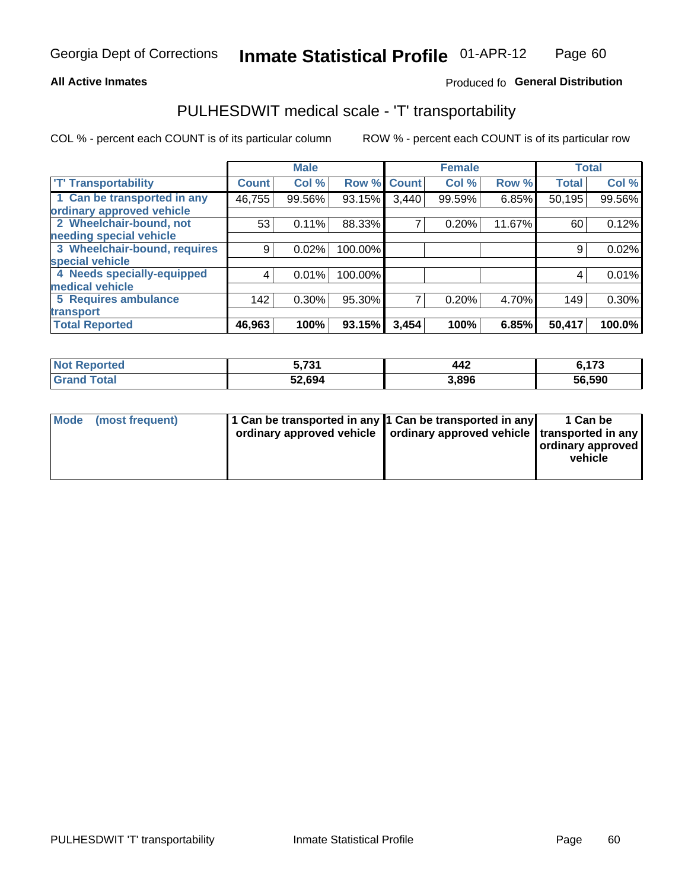# PULHESDWIT medical scale - 'T' transportability

**All Active Inmates**

Produced fo **General Distribution**

COL % - percent each COUNT is of its particular column

ROW % - percent each COUNT is of its particular row

| | Male | | | Female | | | Total | |
|---|---|---|---|---|---|---|---|---|
| 'T' Transportability | Count | Col % | Row % | Count | Col % | Row % | Total | Col % |
| 1 Can be transported in any ordinary approved vehicle | 46,755 | 99.56% | 93.15% | 3,440 | 99.59% | 6.85% | 50,195 | 99.56% |
| 2 Wheelchair-bound, not needing special vehicle | 53 | 0.11% | 88.33% | 7 | 0.20% | 11.67% | 60 | 0.12% |
| 3 Wheelchair-bound, requires special vehicle | 9 | 0.02% | 100.00% | | | | 9 | 0.02% |
| 4 Needs specially-equipped medical vehicle | 4 | 0.01% | 100.00% | | | | 4 | 0.01% |
| 5 Requires ambulance transport | 142 | 0.30% | 95.30% | 7 | 0.20% | 4.70% | 149 | 0.30% |
| **Total Reported** | **46,963** | **100%** | **93.15%** | **3,454** | **100%** | **6.85%** | **50,417** | **100.0%** |

| | Male | Female | Total |
|---|---|---|---|
| **Not Reported** | **5,731** | **442** | **6,173** |
| **Grand Total** | **52,694** | **3,896** | **56,590** |

| | Male | Female | Total |
|---|---|---|---|
| **Mode (most frequent)** | **1 Can be transported in any ordinary approved vehicle** | **1 Can be transported in any ordinary approved vehicle** | **1 Can be transported in any ordinary approved vehicle** |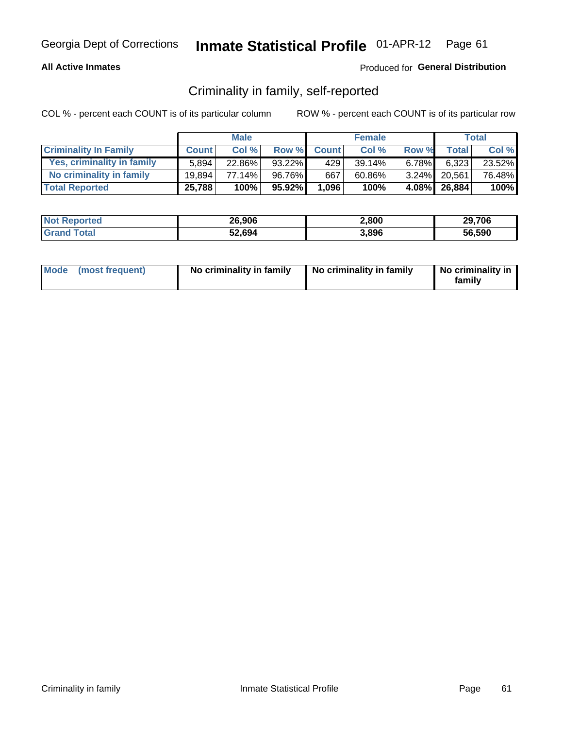Georgia Dept of Corrections **Inmate Statistical Profile** 01-APR-12

**All Active Inmates**

Produced for **General Distribution**

## Criminality in family, self-reported

COL % - percent each COUNT is of its particular column     ROW % - percent each COUNT is of its particular row

| | Male | | | Female | | | Total | |
|---|---|---|---|---|---|---|---|---|
| **Criminality In Family** | **Count** | **Col %** | **Row %** | **Count** | **Col %** | **Row %** | **Total** | **Col %** |
| Yes, criminality in family | 5,894 | 22.86% | 93.22% | 429 | 39.14% | 6.78% | 6,323 | 23.52% |
| No criminality in family | 19,894 | 77.14% | 96.76% | 667 | 60.86% | 3.24% | 20,561 | 76.48% |
| **Total Reported** | **25,788** | **100%** | **95.92%** | **1,096** | **100%** | **4.08%** | **26,884** | **100%** |

| | Male | Female | Total |
|---|---|---|---|
| Not Reported | 26,906 | 2,800 | 29,706 |
| Grand Total | 52,694 | 3,896 | 56,590 |

| Mode (most frequent) | No criminality in family | No criminality in family | No criminality in family |
|---|---|---|---|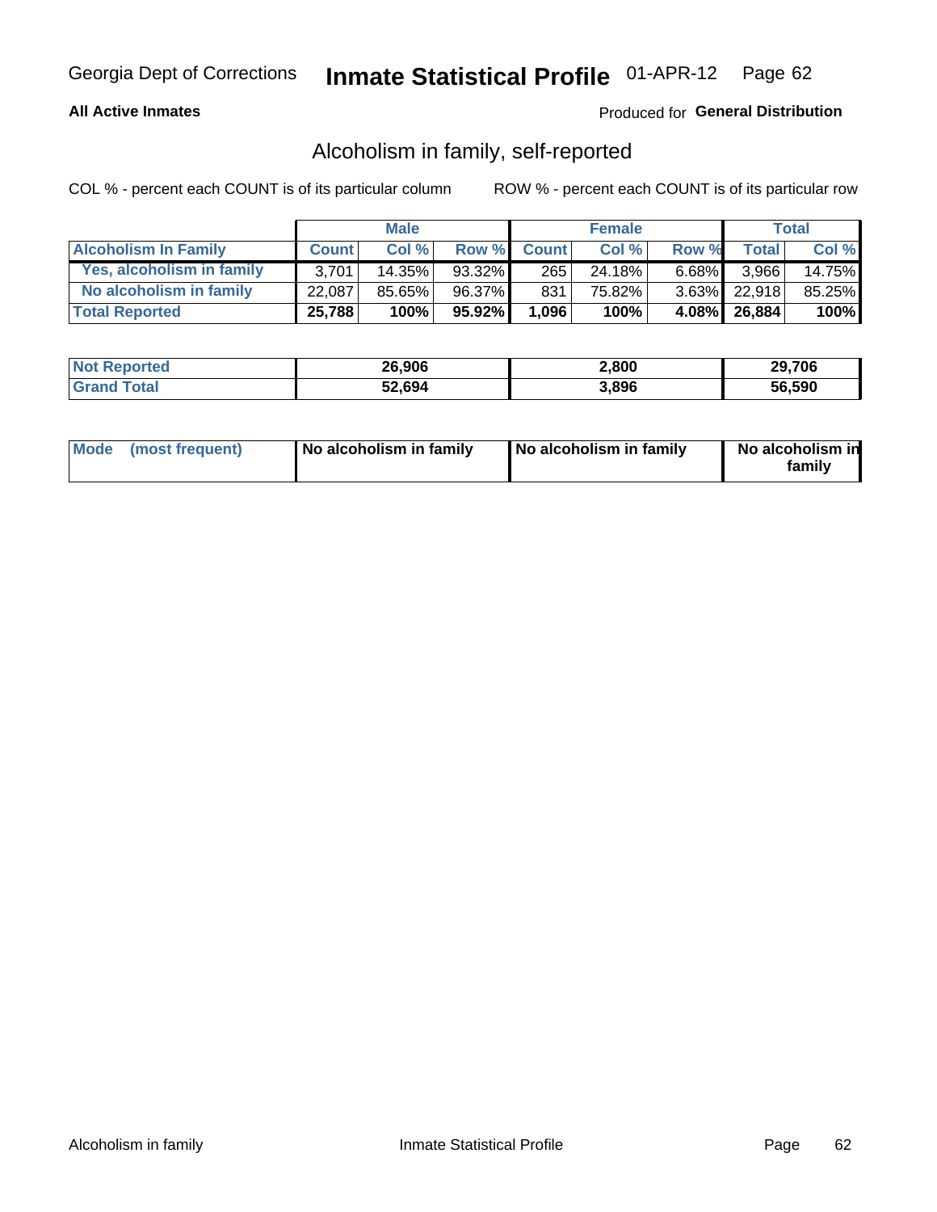Georgia Dept of Corrections **Inmate Statistical Profile** 01-APR-12

**All Active Inmates**

Produced for **General Distribution**

## Alcoholism in family, self-reported

COL % - percent each COUNT is of its particular column

ROW % - percent each COUNT is of its particular row

| | Male | | | Female | | | Total | |
|---|---|---|---|---|---|---|---|---|
| **Alcoholism In Family** | **Count** | **Col %** | **Row %** | **Count** | **Col %** | **Row %** | **Total** | **Col %** |
| **Yes, alcoholism in family** | 3,701 | 14.35% | 93.32% | 265 | 24.18% | 6.68% | 3,966 | 14.75% |
| **No alcoholism in family** | 22,087 | 85.65% | 96.37% | 831 | 75.82% | 3.63% | 22,918 | 85.25% |
| **Total Reported** | **25,788** | **100%** | **95.92%** | **1,096** | **100%** | **4.08%** | **26,884** | **100%** |

| | Male | Female | Total |
|---|---|---|---|
| **Not Reported** | **26,906** | **2,800** | **29,706** |
| **Grand Total** | **52,694** | **3,896** | **56,590** |

| | Male | Female | Total |
|---|---|---|---|
| **Mode (most frequent)** | **No alcoholism in family** | **No alcoholism in family** | **No alcoholism in family** |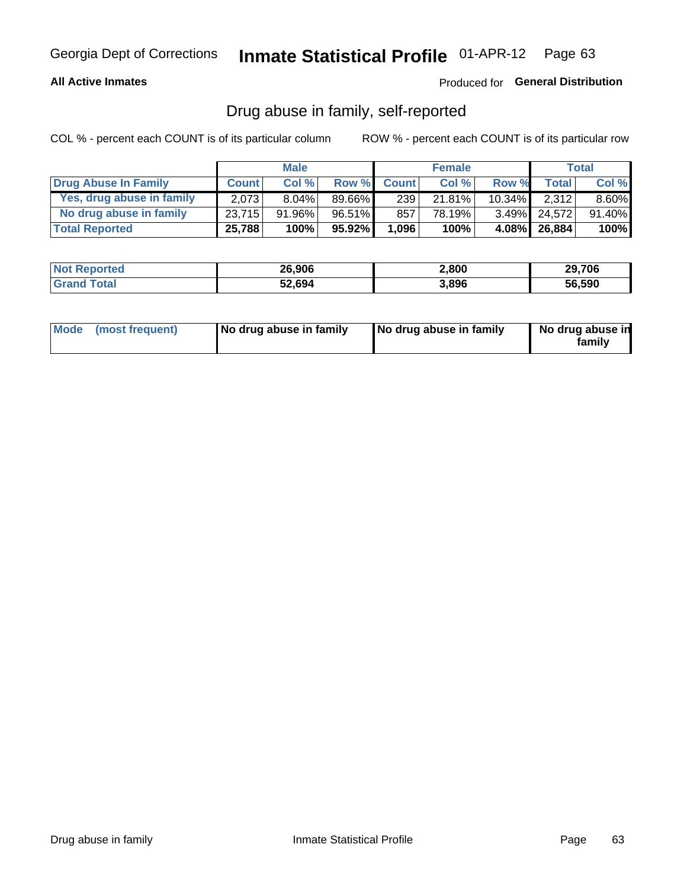Georgia Dept of Corrections **Inmate Statistical Profile** 01-APR-12

**All Active Inmates**

Produced for **General Distribution**

## Drug abuse in family, self-reported

COL % - percent each COUNT is of its particular column ROW % - percent each COUNT is of its particular row

| | Male | | | Female | | | Total | |
|---|---|---|---|---|---|---|---|---|
| **Drug Abuse In Family** | **Count** | **Col %** | **Row %** | **Count** | **Col %** | **Row %** | **Total** | **Col %** |
| **Yes, drug abuse in family** | 2,073 | 8.04% | 89.66% | 239 | 21.81% | 10.34% | 2,312 | 8.60% |
| **No drug abuse in family** | 23,715 | 91.96% | 96.51% | 857 | 78.19% | 3.49% | 24,572 | 91.40% |
| **Total Reported** | **25,788** | **100%** | **95.92%** | **1,096** | **100%** | **4.08%** | **26,884** | **100%** |

| | Male | Female | Total |
|---|---|---|---|
| **Not Reported** | **26,906** | **2,800** | **29,706** |
| **Grand Total** | **52,694** | **3,896** | **56,590** |

| | Male | Female | Total |
|---|---|---|---|
| **Mode (most frequent)** | **No drug abuse in family** | **No drug abuse in family** | **No drug abuse in family** |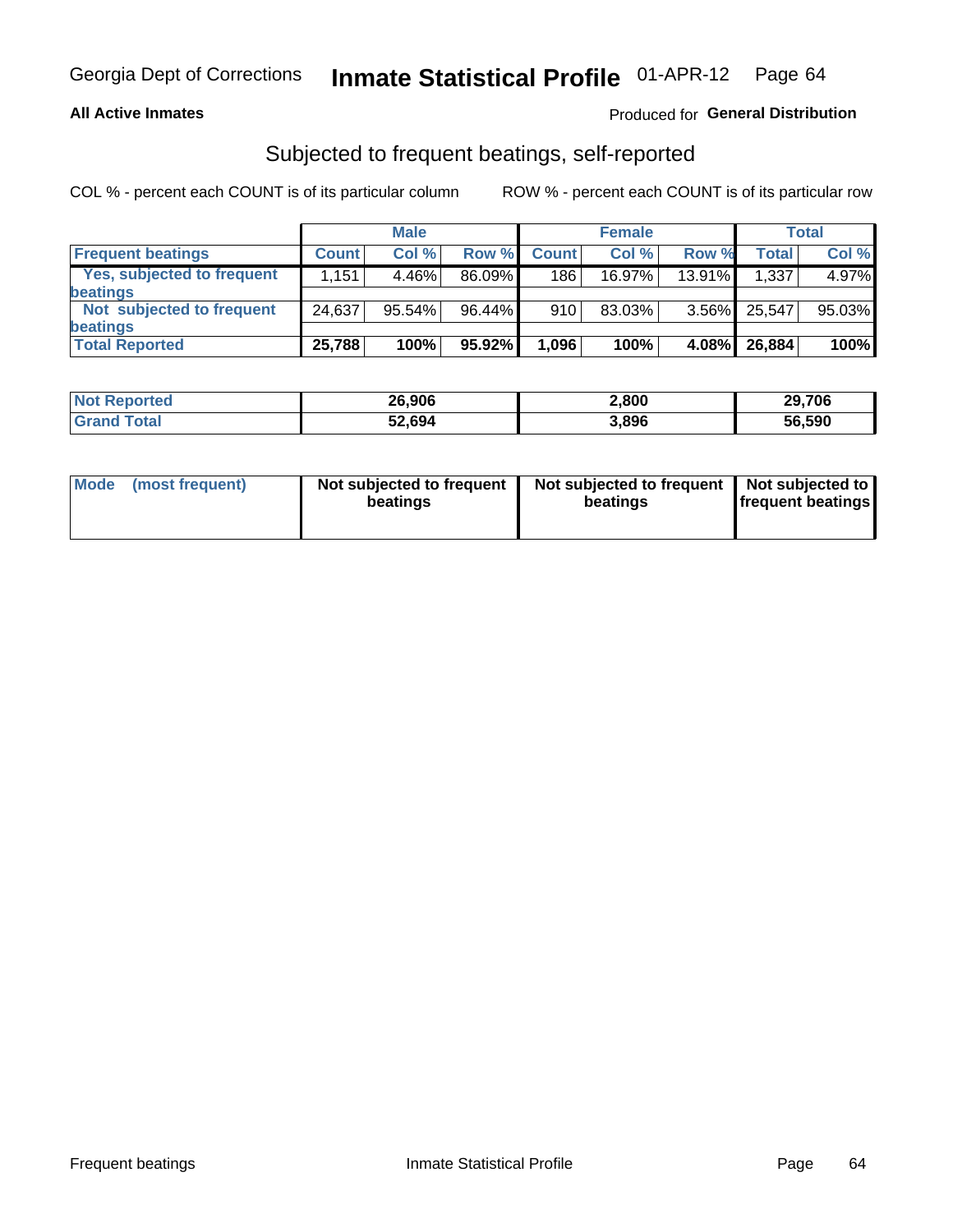Georgia Dept of Corrections **Inmate Statistical Profile** 01-APR-12

**All Active Inmates**

Produced for **General Distribution**

## Subjected to frequent beatings, self-reported

COL % - percent each COUNT is of its particular column ROW % - percent each COUNT is of its particular row

| | Male | | | Female | | | Total | |
|---|---|---|---|---|---|---|---|---|
| **Frequent beatings** | **Count** | **Col %** | **Row %** | **Count** | **Col %** | **Row %** | **Total** | **Col %** |
| Yes, subjected to frequent beatings | 1,151 | 4.46% | 86.09% | 186 | 16.97% | 13.91% | 1,337 | 4.97% |
| Not subjected to frequent beatings | 24,637 | 95.54% | 96.44% | 910 | 83.03% | 3.56% | 25,547 | 95.03% |
| **Total Reported** | **25,788** | **100%** | **95.92%** | **1,096** | **100%** | **4.08%** | **26,884** | **100%** |

| | Male | Female | Total |
|---|---|---|---|
| **Not Reported** | **26,906** | **2,800** | **29,706** |
| **Grand Total** | **52,694** | **3,896** | **56,590** |

| | Male | Female | Total |
|---|---|---|---|
| **Mode (most frequent)** | **Not subjected to frequent beatings** | **Not subjected to frequent beatings** | **Not subjected to frequent beatings** |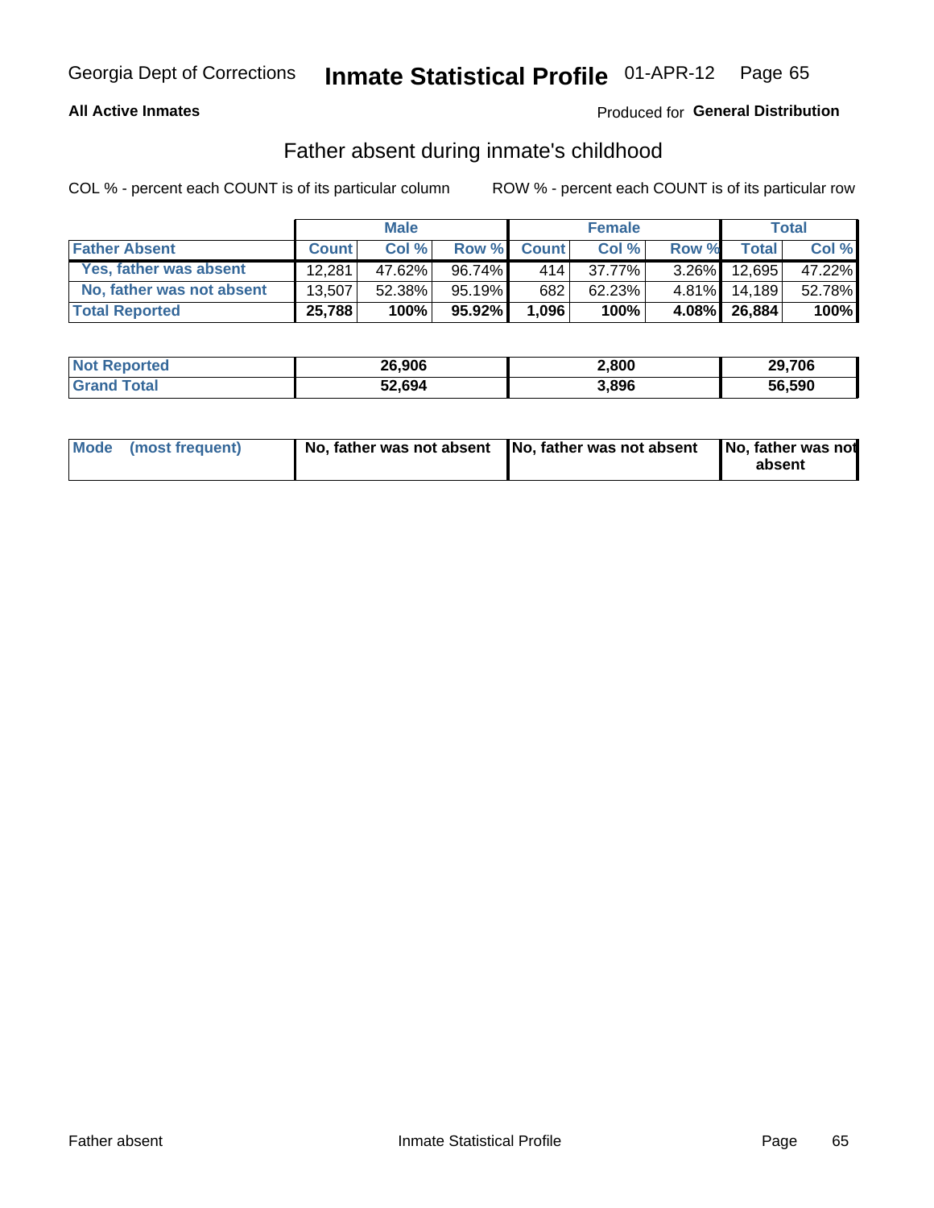Georgia Dept of Corrections **Inmate Statistical Profile** 01-APR-12

**All Active Inmates**

Produced for **General Distribution**

## Father absent during inmate's childhood

COL % - percent each COUNT is of its particular column    ROW % - percent each COUNT is of its particular row

| | Male | | | Female | | | Total | |
|---|---|---|---|---|---|---|---|---|
| **Father Absent** | **Count** | **Col %** | **Row %** | **Count** | **Col %** | **Row %** | **Total** | **Col %** |
| **Yes, father was absent** | 12,281 | 47.62% | 96.74% | 414 | 37.77% | 3.26% | 12,695 | 47.22% |
| **No, father was not absent** | 13,507 | 52.38% | 95.19% | 682 | 62.23% | 4.81% | 14,189 | 52.78% |
| **Total Reported** | **25,788** | **100%** | **95.92%** | **1,096** | **100%** | **4.08%** | **26,884** | **100%** |

| | Male | Female | Total |
|---|---|---|---|
| **Not Reported** | **26,906** | **2,800** | **29,706** |
| **Grand Total** | **52,694** | **3,896** | **56,590** |

| | Male | Female | Total |
|---|---|---|---|
| **Mode (most frequent)** | **No, father was not absent** | **No, father was not absent** | **No, father was not absent** |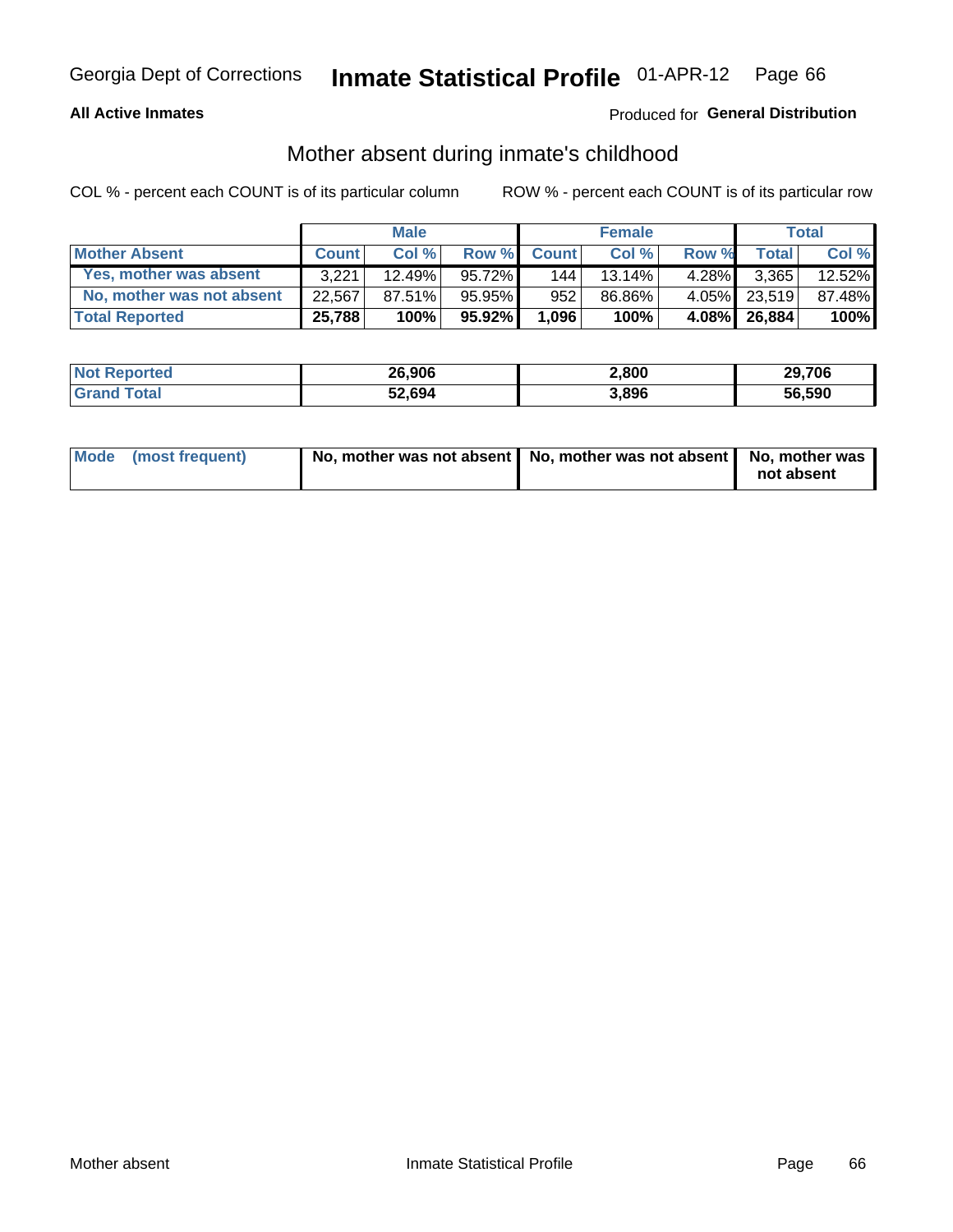Georgia Dept of Corrections **Inmate Statistical Profile** 01-APR-12

**All Active Inmates**

Produced for **General Distribution**

## Mother absent during inmate's childhood

COL % - percent each COUNT is of its particular column

ROW % - percent each COUNT is of its particular row

| | Male | | | Female | | | Total | |
|---|---|---|---|---|---|---|---|---|
| **Mother Absent** | **Count** | **Col %** | **Row %** | **Count** | **Col %** | **Row %** | **Total** | **Col %** |
| **Yes, mother was absent** | 3,221 | 12.49% | 95.72% | 144 | 13.14% | 4.28% | 3,365 | 12.52% |
| **No, mother was not absent** | 22,567 | 87.51% | 95.95% | 952 | 86.86% | 4.05% | 23,519 | 87.48% |
| **Total Reported** | **25,788** | **100%** | **95.92%** | **1,096** | **100%** | **4.08%** | **26,884** | **100%** |

| | Male | Female | Total |
|---|---|---|---|
| **Not Reported** | **26,906** | **2,800** | **29,706** |
| **Grand Total** | **52,694** | **3,896** | **56,590** |

| | Male | Female | Total |
|---|---|---|---|
| **Mode (most frequent)** | **No, mother was not absent** | **No, mother was not absent** | **No, mother was not absent** |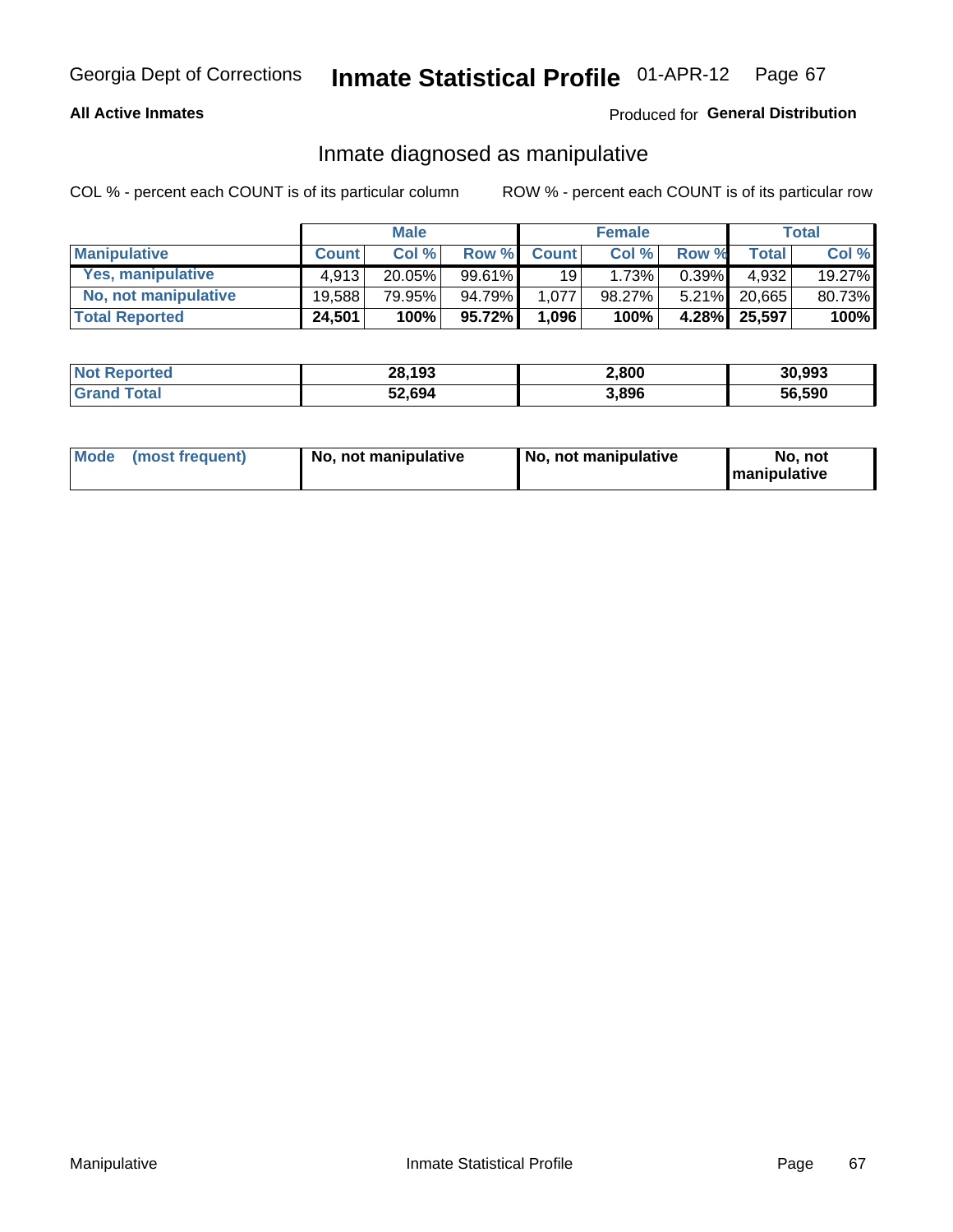Georgia Dept of Corrections **Inmate Statistical Profile** 01-APR-12

**All Active Inmates**

Produced for **General Distribution**

## Inmate diagnosed as manipulative

COL % - percent each COUNT is of its particular column

ROW % - percent each COUNT is of its particular row

| | Male | | | Female | | | Total | |
|---|---|---|---|---|---|---|---|---|
| **Manipulative** | **Count** | **Col %** | **Row %** | **Count** | **Col %** | **Row %** | **Total** | **Col %** |
| **Yes, manipulative** | 4,913 | 20.05% | 99.61% | 19 | 1.73% | 0.39% | 4,932 | 19.27% |
| **No, not manipulative** | 19,588 | 79.95% | 94.79% | 1,077 | 98.27% | 5.21% | 20,665 | 80.73% |
| **Total Reported** | **24,501** | **100%** | **95.72%** | **1,096** | **100%** | **4.28%** | **25,597** | **100%** |

| | Male | Female | Total |
|---|---|---|---|
| **Not Reported** | **28,193** | **2,800** | **30,993** |
| **Grand Total** | **52,694** | **3,896** | **56,590** |

| | Male | Female | Total |
|---|---|---|---|
| **Mode (most frequent)** | **No, not manipulative** | **No, not manipulative** | **No, not manipulative** |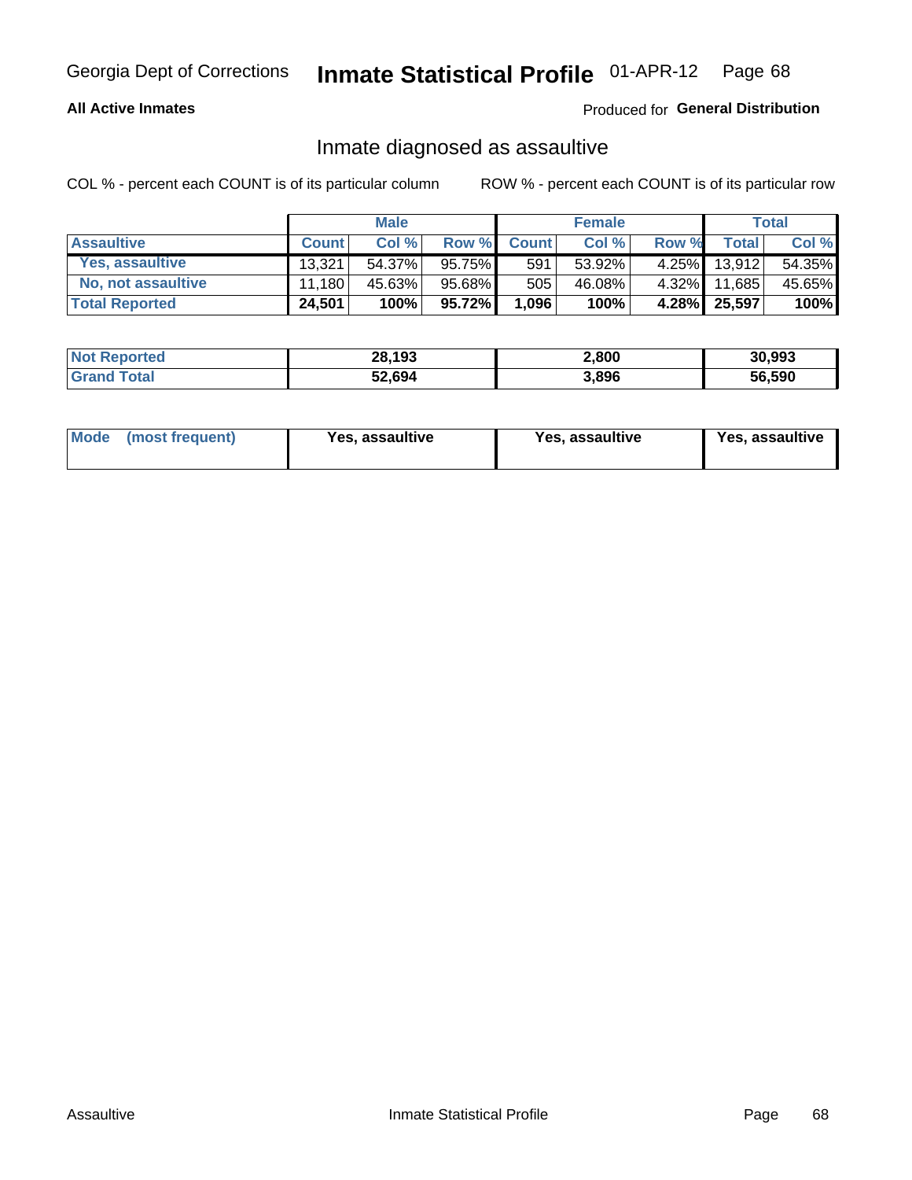Georgia Dept of Corrections **Inmate Statistical Profile** 01-APR-12 Page 68

**All Active Inmates**

Produced for **General Distribution**

## Inmate diagnosed as assaultive

COL % - percent each COUNT is of its particular column

ROW % - percent each COUNT is of its particular row

| | Male | | | Female | | | Total | |
|---|---|---|---|---|---|---|---|---|
| **Assaultive** | **Count** | **Col %** | **Row %** | **Count** | **Col %** | **Row %** | **Total** | **Col %** |
| **Yes, assaultive** | 13,321 | 54.37% | 95.75% | 591 | 53.92% | 4.25% | 13,912 | 54.35% |
| **No, not assaultive** | 11,180 | 45.63% | 95.68% | 505 | 46.08% | 4.32% | 11,685 | 45.65% |
| **Total Reported** | **24,501** | **100%** | **95.72%** | **1,096** | **100%** | **4.28%** | **25,597** | **100%** |

| | Male | Female | Total |
|---|---|---|---|
| **Not Reported** | **28,193** | **2,800** | **30,993** |
| **Grand Total** | **52,694** | **3,896** | **56,590** |

| | Male | Female | Total |
|---|---|---|---|
| **Mode (most frequent)** | **Yes, assaultive** | **Yes, assaultive** | **Yes, assaultive** |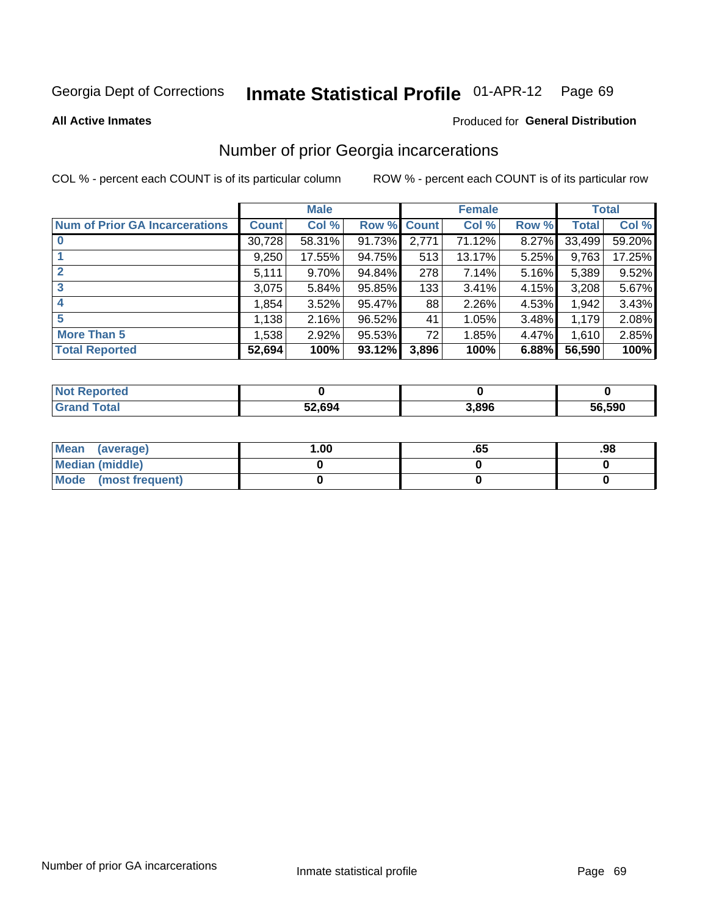Georgia Dept of Corrections **Inmate Statistical Profile** 01-APR-12

**All Active Inmates**

Produced for **General Distribution**

## Number of prior Georgia incarcerations

COL % - percent each COUNT is of its particular column

ROW % - percent each COUNT is of its particular row

| | Male | | | Female | | | Total | |
|---|---|---|---|---|---|---|---|---|
| **Num of Prior GA Incarcerations** | **Count** | **Col %** | **Row %** | **Count** | **Col %** | **Row %** | **Total** | **Col %** |
| **0** | 30,728 | 58.31% | 91.73% | 2,771 | 71.12% | 8.27% | 33,499 | 59.20% |
| **1** | 9,250 | 17.55% | 94.75% | 513 | 13.17% | 5.25% | 9,763 | 17.25% |
| **2** | 5,111 | 9.70% | 94.84% | 278 | 7.14% | 5.16% | 5,389 | 9.52% |
| **3** | 3,075 | 5.84% | 95.85% | 133 | 3.41% | 4.15% | 3,208 | 5.67% |
| **4** | 1,854 | 3.52% | 95.47% | 88 | 2.26% | 4.53% | 1,942 | 3.43% |
| **5** | 1,138 | 2.16% | 96.52% | 41 | 1.05% | 3.48% | 1,179 | 2.08% |
| **More Than 5** | 1,538 | 2.92% | 95.53% | 72 | 1.85% | 4.47% | 1,610 | 2.85% |
| **Total Reported** | **52,694** | **100%** | **93.12%** | **3,896** | **100%** | **6.88%** | **56,590** | **100%** |

| | Male | Female | Total |
|---|---|---|---|
| **Not Reported** | **0** | **0** | **0** |
| **Grand Total** | **52,694** | **3,896** | **56,590** |

| | Male | Female | Total |
|---|---|---|---|
| **Mean (average)** | **1.00** | **.65** | **.98** |
| **Median (middle)** | **0** | **0** | **0** |
| **Mode (most frequent)** | **0** | **0** | **0** |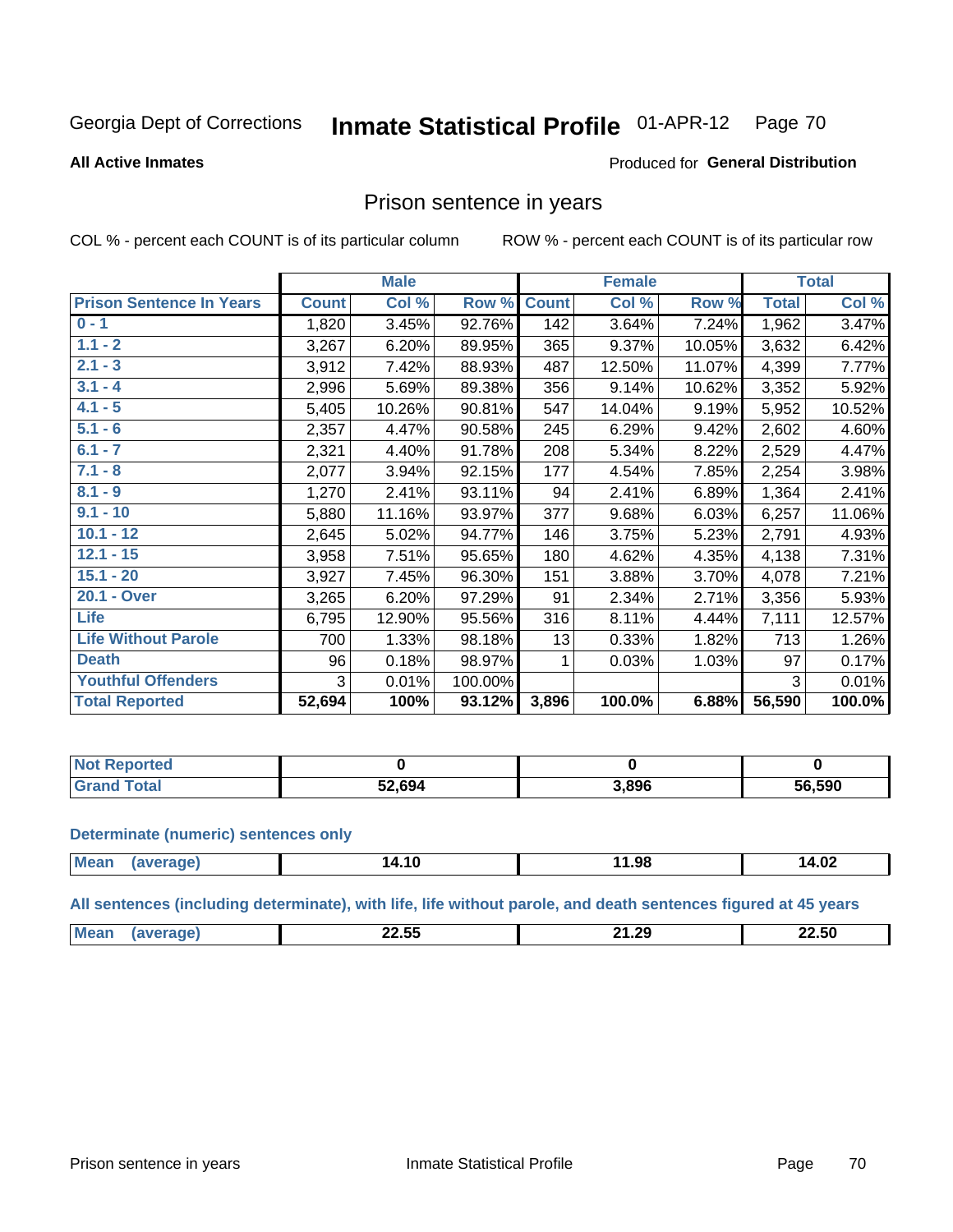Georgia Dept of Corrections **Inmate Statistical Profile** 01-APR-12

**All Active Inmates**

Produced for **General Distribution**

## Prison sentence in years

COL % - percent each COUNT is of its particular column

ROW % - percent each COUNT is of its particular row

| | Male | | | Female | | | Total | |
|---|---|---|---|---|---|---|---|---|
| **Prison Sentence In Years** | **Count** | **Col %** | **Row %** | **Count** | **Col %** | **Row %** | **Total** | **Col %** |
| 0 - 1 | 1,820 | 3.45% | 92.76% | 142 | 3.64% | 7.24% | 1,962 | 3.47% |
| 1.1 - 2 | 3,267 | 6.20% | 89.95% | 365 | 9.37% | 10.05% | 3,632 | 6.42% |
| 2.1 - 3 | 3,912 | 7.42% | 88.93% | 487 | 12.50% | 11.07% | 4,399 | 7.77% |
| 3.1 - 4 | 2,996 | 5.69% | 89.38% | 356 | 9.14% | 10.62% | 3,352 | 5.92% |
| 4.1 - 5 | 5,405 | 10.26% | 90.81% | 547 | 14.04% | 9.19% | 5,952 | 10.52% |
| 5.1 - 6 | 2,357 | 4.47% | 90.58% | 245 | 6.29% | 9.42% | 2,602 | 4.60% |
| 6.1 - 7 | 2,321 | 4.40% | 91.78% | 208 | 5.34% | 8.22% | 2,529 | 4.47% |
| 7.1 - 8 | 2,077 | 3.94% | 92.15% | 177 | 4.54% | 7.85% | 2,254 | 3.98% |
| 8.1 - 9 | 1,270 | 2.41% | 93.11% | 94 | 2.41% | 6.89% | 1,364 | 2.41% |
| 9.1 - 10 | 5,880 | 11.16% | 93.97% | 377 | 9.68% | 6.03% | 6,257 | 11.06% |
| 10.1 - 12 | 2,645 | 5.02% | 94.77% | 146 | 3.75% | 5.23% | 2,791 | 4.93% |
| 12.1 - 15 | 3,958 | 7.51% | 95.65% | 180 | 4.62% | 4.35% | 4,138 | 7.31% |
| 15.1 - 20 | 3,927 | 7.45% | 96.30% | 151 | 3.88% | 3.70% | 4,078 | 7.21% |
| 20.1 - Over | 3,265 | 6.20% | 97.29% | 91 | 2.34% | 2.71% | 3,356 | 5.93% |
| Life | 6,795 | 12.90% | 95.56% | 316 | 8.11% | 4.44% | 7,111 | 12.57% |
| Life Without Parole | 700 | 1.33% | 98.18% | 13 | 0.33% | 1.82% | 713 | 1.26% |
| Death | 96 | 0.18% | 98.97% | 1 | 0.03% | 1.03% | 97 | 0.17% |
| Youthful Offenders | 3 | 0.01% | 100.00% | | | | 3 | 0.01% |
| **Total Reported** | **52,694** | **100%** | **93.12%** | **3,896** | **100.0%** | **6.88%** | **56,590** | **100.0%** |

| | Male | Female | Total |
|---|---|---|---|
| Not Reported | 0 | 0 | 0 |
| Grand Total | 52,694 | 3,896 | 56,590 |

**Determinate (numeric) sentences only**

| | Male | Female | Total |
|---|---|---|---|
| Mean (average) | 14.10 | 11.98 | 14.02 |

**All sentences (including determinate), with life, life without parole, and death sentences figured at 45 years**

| | Male | Female | Total |
|---|---|---|---|
| Mean (average) | 22.55 | 21.29 | 22.50 |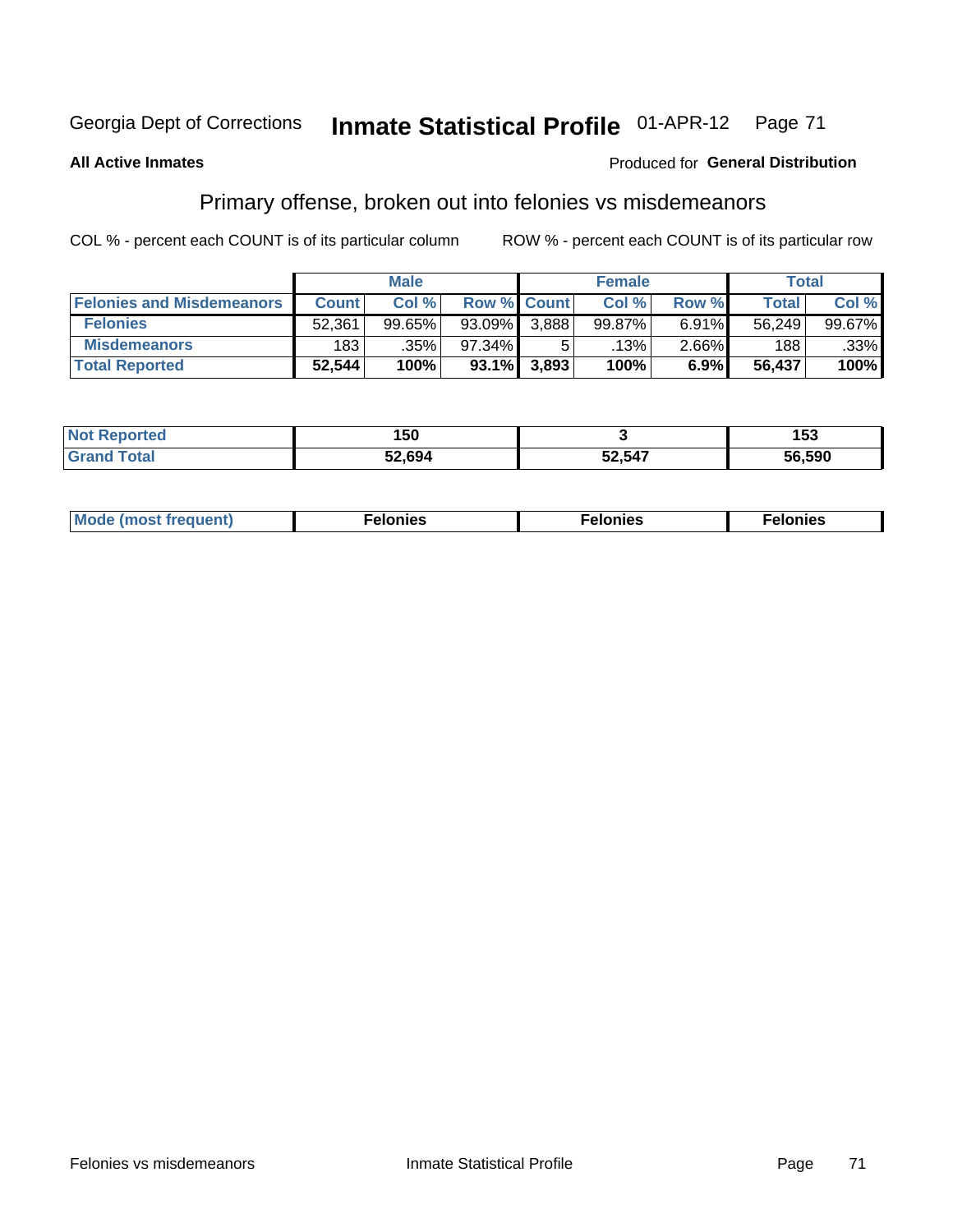Georgia Dept of Corrections **Inmate Statistical Profile** 01-APR-12

**All Active Inmates**

Produced for **General Distribution**

## Primary offense, broken out into felonies vs misdemeanors

COL % - percent each COUNT is of its particular column     ROW % - percent each COUNT is of its particular row

| | Male | | | Female | | | Total | |
|---|---|---|---|---|---|---|---|---|
| **Felonies and Misdemeanors** | **Count** | **Col %** | **Row %** | **Count** | **Col %** | **Row %** | **Total** | **Col %** |
| **Felonies** | 52,361 | 99.65% | 93.09% | 3,888 | 99.87% | 6.91% | 56,249 | 99.67% |
| **Misdemeanors** | 183 | .35% | 97.34% | 5 | .13% | 2.66% | 188 | .33% |
| **Total Reported** | **52,544** | **100%** | **93.1%** | **3,893** | **100%** | **6.9%** | **56,437** | **100%** |

| | Male | Female | Total |
|---|---|---|---|
| **Not Reported** | **150** | **3** | **153** |
| **Grand Total** | **52,694** | **52,547** | **56,590** |

| | Male | Female | Total |
|---|---|---|---|
| **Mode (most frequent)** | **Felonies** | **Felonies** | **Felonies** |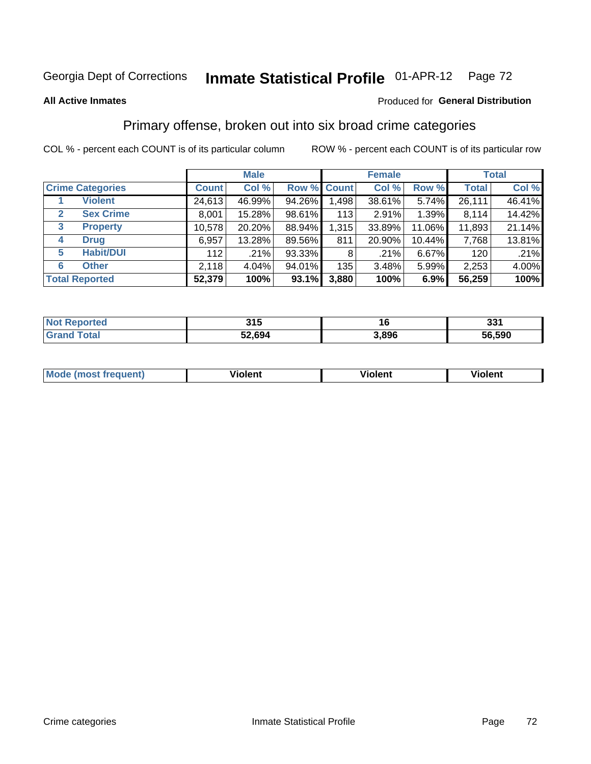Georgia Dept of Corrections **Inmate Statistical Profile** 01-APR-12

**All Active Inmates**

Produced for **General Distribution**

## Primary offense, broken out into six broad crime categories

COL % - percent each COUNT is of its particular column

ROW % - percent each COUNT is of its particular row

| | | Male | | | Female | | | Total | |
|---|---|---|---|---|---|---|---|---|---|
| **Crime Categories** | | **Count** | **Col %** | **Row %** | **Count** | **Col %** | **Row %** | **Total** | **Col %** |
| 1 | Violent | 24,613 | 46.99% | 94.26% | 1,498 | 38.61% | 5.74% | 26,111 | 46.41% |
| 2 | Sex Crime | 8,001 | 15.28% | 98.61% | 113 | 2.91% | 1.39% | 8,114 | 14.42% |
| 3 | Property | 10,578 | 20.20% | 88.94% | 1,315 | 33.89% | 11.06% | 11,893 | 21.14% |
| 4 | Drug | 6,957 | 13.28% | 89.56% | 811 | 20.90% | 10.44% | 7,768 | 13.81% |
| 5 | Habit/DUI | 112 | .21% | 93.33% | 8 | .21% | 6.67% | 120 | .21% |
| 6 | Other | 2,118 | 4.04% | 94.01% | 135 | 3.48% | 5.99% | 2,253 | 4.00% |
| **Total Reported** | | **52,379** | **100%** | **93.1%** | **3,880** | **100%** | **6.9%** | **56,259** | **100%** |

| | Male | Female | Total |
|---|---|---|---|
| Not Reported | 315 | 16 | 331 |
| Grand Total | 52,694 | 3,896 | 56,590 |

| | Male | Female | Total |
|---|---|---|---|
| Mode (most frequent) | Violent | Violent | Violent |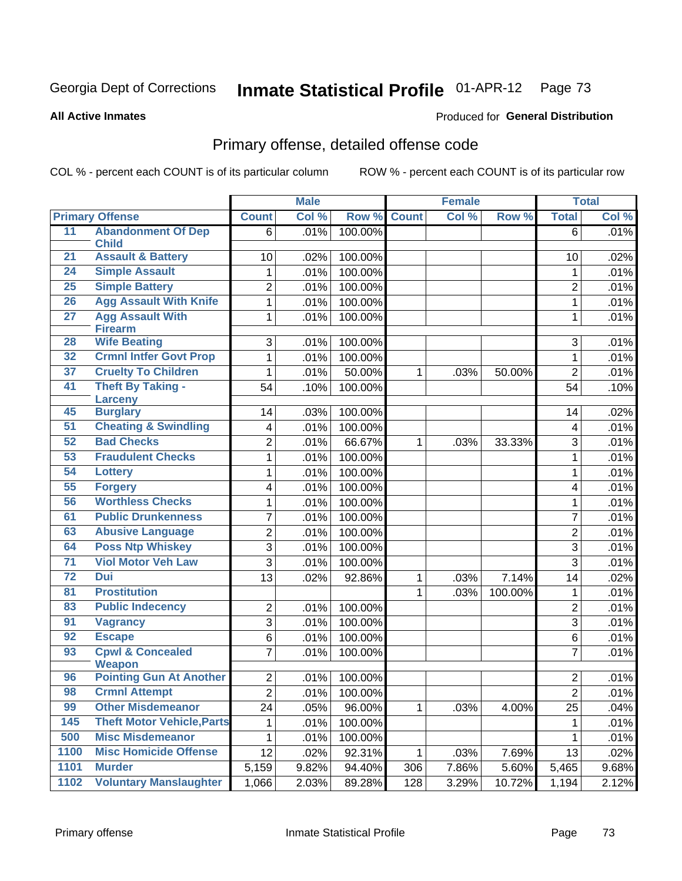Georgia Dept of Corrections **Inmate Statistical Profile** 01-APR-12

**All Active Inmates**

Produced for **General Distribution**

## Primary offense, detailed offense code

COL % - percent each COUNT is of its particular column

ROW % - percent each COUNT is of its particular row

| Primary Offense | | Male | | | Female | | | Total | |
|---|---|---|---|---|---|---|---|---|---|
| | | Count | Col % | Row % | Count | Col % | Row % | Total | Col % |
| 11 | Abandonment Of Dep Child | 6 | .01% | 100.00% | | | | 6 | .01% |
| 21 | Assault & Battery | 10 | .02% | 100.00% | | | | 10 | .02% |
| 24 | Simple Assault | 1 | .01% | 100.00% | | | | 1 | .01% |
| 25 | Simple Battery | 2 | .01% | 100.00% | | | | 2 | .01% |
| 26 | Agg Assault With Knife | 1 | .01% | 100.00% | | | | 1 | .01% |
| 27 | Agg Assault With Firearm | 1 | .01% | 100.00% | | | | 1 | .01% |
| 28 | Wife Beating | 3 | .01% | 100.00% | | | | 3 | .01% |
| 32 | Crmnl Intfer Govt Prop | 1 | .01% | 100.00% | | | | 1 | .01% |
| 37 | Cruelty To Children | 1 | .01% | 50.00% | 1 | .03% | 50.00% | 2 | .01% |
| 41 | Theft By Taking - Larceny | 54 | .10% | 100.00% | | | | 54 | .10% |
| 45 | Burglary | 14 | .03% | 100.00% | | | | 14 | .02% |
| 51 | Cheating & Swindling | 4 | .01% | 100.00% | | | | 4 | .01% |
| 52 | Bad Checks | 2 | .01% | 66.67% | 1 | .03% | 33.33% | 3 | .01% |
| 53 | Fraudulent Checks | 1 | .01% | 100.00% | | | | 1 | .01% |
| 54 | Lottery | 1 | .01% | 100.00% | | | | 1 | .01% |
| 55 | Forgery | 4 | .01% | 100.00% | | | | 4 | .01% |
| 56 | Worthless Checks | 1 | .01% | 100.00% | | | | 1 | .01% |
| 61 | Public Drunkenness | 7 | .01% | 100.00% | | | | 7 | .01% |
| 63 | Abusive Language | 2 | .01% | 100.00% | | | | 2 | .01% |
| 64 | Poss Ntp Whiskey | 3 | .01% | 100.00% | | | | 3 | .01% |
| 71 | Viol Motor Veh Law | 3 | .01% | 100.00% | | | | 3 | .01% |
| 72 | Dui | 13 | .02% | 92.86% | 1 | .03% | 7.14% | 14 | .02% |
| 81 | Prostitution | | | | 1 | .03% | 100.00% | 1 | .01% |
| 83 | Public Indecency | 2 | .01% | 100.00% | | | | 2 | .01% |
| 91 | Vagrancy | 3 | .01% | 100.00% | | | | 3 | .01% |
| 92 | Escape | 6 | .01% | 100.00% | | | | 6 | .01% |
| 93 | Cpwl & Concealed Weapon | 7 | .01% | 100.00% | | | | 7 | .01% |
| 96 | Pointing Gun At Another | 2 | .01% | 100.00% | | | | 2 | .01% |
| 98 | Crmnl Attempt | 2 | .01% | 100.00% | | | | 2 | .01% |
| 99 | Other Misdemeanor | 24 | .05% | 96.00% | 1 | .03% | 4.00% | 25 | .04% |
| 145 | Theft Motor Vehicle,Parts | 1 | .01% | 100.00% | | | | 1 | .01% |
| 500 | Misc Misdemeanor | 1 | .01% | 100.00% | | | | 1 | .01% |
| 1100 | Misc Homicide Offense | 12 | .02% | 92.31% | 1 | .03% | 7.69% | 13 | .02% |
| 1101 | Murder | 5,159 | 9.82% | 94.40% | 306 | 7.86% | 5.60% | 5,465 | 9.68% |
| 1102 | Voluntary Manslaughter | 1,066 | 2.03% | 89.28% | 128 | 3.29% | 10.72% | 1,194 | 2.12% |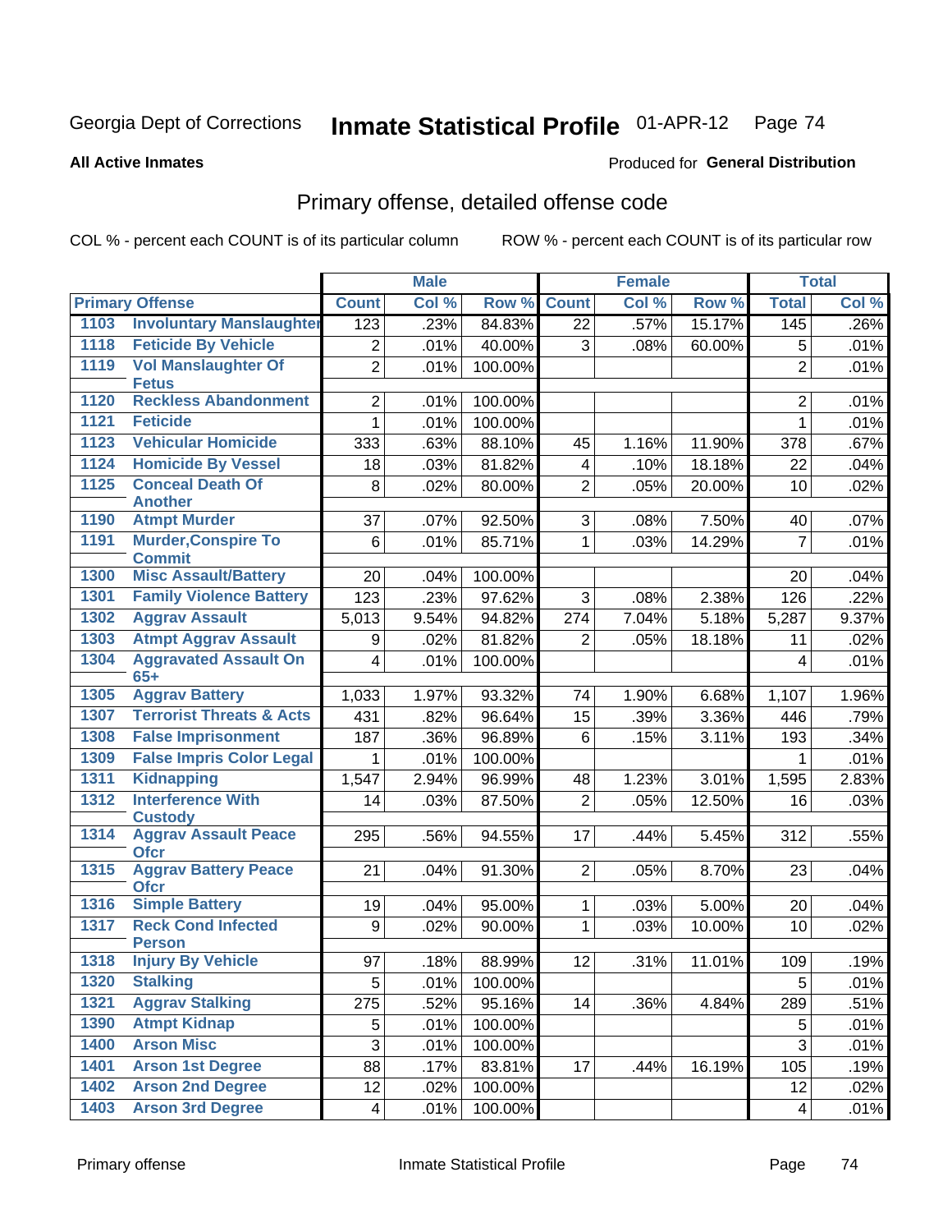Georgia Dept of Corrections **Inmate Statistical Profile** 01-APR-12

**All Active Inmates**

Produced for **General Distribution**

## Primary offense, detailed offense code

COL % - percent each COUNT is of its particular column

ROW % - percent each COUNT is of its particular row

| Primary Offense | | Male | | | Female | | | Total | |
|---|---|---|---|---|---|---|---|---|---|
| | | Count | Col % | Row % | Count | Col % | Row % | Total | Col % |
| 1103 | Involuntary Manslaughter | 123 | .23% | 84.83% | 22 | .57% | 15.17% | 145 | .26% |
| 1118 | Feticide By Vehicle | 2 | .01% | 40.00% | 3 | .08% | 60.00% | 5 | .01% |
| 1119 | Vol Manslaughter Of Fetus | 2 | .01% | 100.00% | | | | 2 | .01% |
| 1120 | Reckless Abandonment | 2 | .01% | 100.00% | | | | 2 | .01% |
| 1121 | Feticide | 1 | .01% | 100.00% | | | | 1 | .01% |
| 1123 | Vehicular Homicide | 333 | .63% | 88.10% | 45 | 1.16% | 11.90% | 378 | .67% |
| 1124 | Homicide By Vessel | 18 | .03% | 81.82% | 4 | .10% | 18.18% | 22 | .04% |
| 1125 | Conceal Death Of Another | 8 | .02% | 80.00% | 2 | .05% | 20.00% | 10 | .02% |
| 1190 | Atmpt Murder | 37 | .07% | 92.50% | 3 | .08% | 7.50% | 40 | .07% |
| 1191 | Murder,Conspire To Commit | 6 | .01% | 85.71% | 1 | .03% | 14.29% | 7 | .01% |
| 1300 | Misc Assault/Battery | 20 | .04% | 100.00% | | | | 20 | .04% |
| 1301 | Family Violence Battery | 123 | .23% | 97.62% | 3 | .08% | 2.38% | 126 | .22% |
| 1302 | Aggrav Assault | 5,013 | 9.54% | 94.82% | 274 | 7.04% | 5.18% | 5,287 | 9.37% |
| 1303 | Atmpt Aggrav Assault | 9 | .02% | 81.82% | 2 | .05% | 18.18% | 11 | .02% |
| 1304 | Aggravated Assault On 65+ | 4 | .01% | 100.00% | | | | 4 | .01% |
| 1305 | Aggrav Battery | 1,033 | 1.97% | 93.32% | 74 | 1.90% | 6.68% | 1,107 | 1.96% |
| 1307 | Terrorist Threats & Acts | 431 | .82% | 96.64% | 15 | .39% | 3.36% | 446 | .79% |
| 1308 | False Imprisonment | 187 | .36% | 96.89% | 6 | .15% | 3.11% | 193 | .34% |
| 1309 | False Impris Color Legal | 1 | .01% | 100.00% | | | | 1 | .01% |
| 1311 | Kidnapping | 1,547 | 2.94% | 96.99% | 48 | 1.23% | 3.01% | 1,595 | 2.83% |
| 1312 | Interference With Custody | 14 | .03% | 87.50% | 2 | .05% | 12.50% | 16 | .03% |
| 1314 | Aggrav Assault Peace Ofcr | 295 | .56% | 94.55% | 17 | .44% | 5.45% | 312 | .55% |
| 1315 | Aggrav Battery Peace Ofcr | 21 | .04% | 91.30% | 2 | .05% | 8.70% | 23 | .04% |
| 1316 | Simple Battery | 19 | .04% | 95.00% | 1 | .03% | 5.00% | 20 | .04% |
| 1317 | Reck Cond Infected Person | 9 | .02% | 90.00% | 1 | .03% | 10.00% | 10 | .02% |
| 1318 | Injury By Vehicle | 97 | .18% | 88.99% | 12 | .31% | 11.01% | 109 | .19% |
| 1320 | Stalking | 5 | .01% | 100.00% | | | | 5 | .01% |
| 1321 | Aggrav Stalking | 275 | .52% | 95.16% | 14 | .36% | 4.84% | 289 | .51% |
| 1390 | Atmpt Kidnap | 5 | .01% | 100.00% | | | | 5 | .01% |
| 1400 | Arson Misc | 3 | .01% | 100.00% | | | | 3 | .01% |
| 1401 | Arson 1st Degree | 88 | .17% | 83.81% | 17 | .44% | 16.19% | 105 | .19% |
| 1402 | Arson 2nd Degree | 12 | .02% | 100.00% | | | | 12 | .02% |
| 1403 | Arson 3rd Degree | 4 | .01% | 100.00% | | | | 4 | .01% |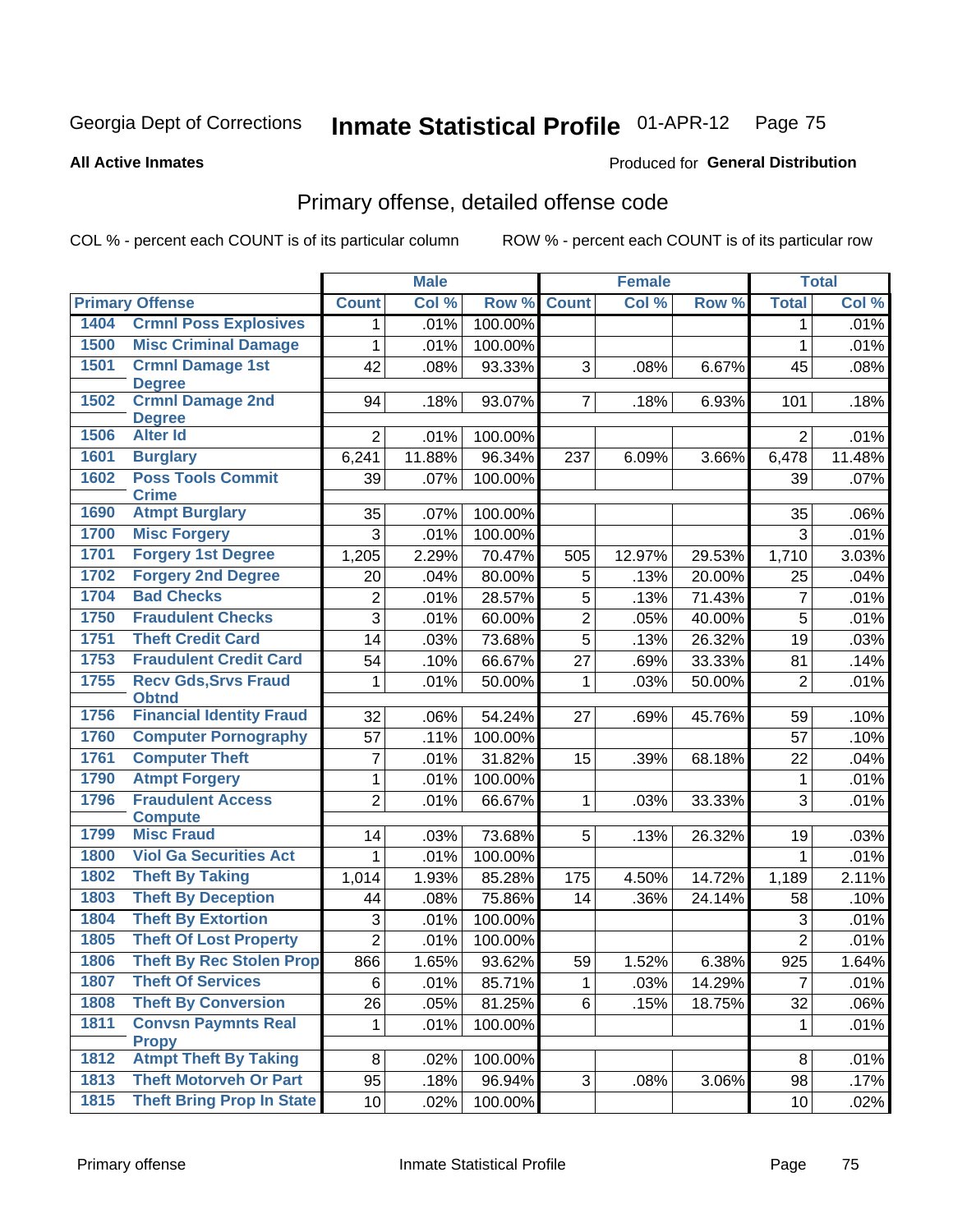Georgia Dept of Corrections **Inmate Statistical Profile** 01-APR-12

**All Active Inmates**

Produced for **General Distribution**

## Primary offense, detailed offense code

COL % - percent each COUNT is of its particular column ROW % - percent each COUNT is of its particular row

| Primary Offense | | Male | | | Female | | | Total | |
|---|---|---|---|---|---|---|---|---|---|
| | | Count | Col % | Row % | Count | Col % | Row % | Total | Col % |
| 1404 | Crmnl Poss Explosives | 1 | .01% | 100.00% | | | | 1 | .01% |
| 1500 | Misc Criminal Damage | 1 | .01% | 100.00% | | | | 1 | .01% |
| 1501 | Crmnl Damage 1st Degree | 42 | .08% | 93.33% | 3 | .08% | 6.67% | 45 | .08% |
| 1502 | Crmnl Damage 2nd Degree | 94 | .18% | 93.07% | 7 | .18% | 6.93% | 101 | .18% |
| 1506 | Alter Id | 2 | .01% | 100.00% | | | | 2 | .01% |
| 1601 | Burglary | 6,241 | 11.88% | 96.34% | 237 | 6.09% | 3.66% | 6,478 | 11.48% |
| 1602 | Poss Tools Commit Crime | 39 | .07% | 100.00% | | | | 39 | .07% |
| 1690 | Atmpt Burglary | 35 | .07% | 100.00% | | | | 35 | .06% |
| 1700 | Misc Forgery | 3 | .01% | 100.00% | | | | 3 | .01% |
| 1701 | Forgery 1st Degree | 1,205 | 2.29% | 70.47% | 505 | 12.97% | 29.53% | 1,710 | 3.03% |
| 1702 | Forgery 2nd Degree | 20 | .04% | 80.00% | 5 | .13% | 20.00% | 25 | .04% |
| 1704 | Bad Checks | 2 | .01% | 28.57% | 5 | .13% | 71.43% | 7 | .01% |
| 1750 | Fraudulent Checks | 3 | .01% | 60.00% | 2 | .05% | 40.00% | 5 | .01% |
| 1751 | Theft Credit Card | 14 | .03% | 73.68% | 5 | .13% | 26.32% | 19 | .03% |
| 1753 | Fraudulent Credit Card | 54 | .10% | 66.67% | 27 | .69% | 33.33% | 81 | .14% |
| 1755 | Recv Gds,Srvs Fraud Obtnd | 1 | .01% | 50.00% | 1 | .03% | 50.00% | 2 | .01% |
| 1756 | Financial Identity Fraud | 32 | .06% | 54.24% | 27 | .69% | 45.76% | 59 | .10% |
| 1760 | Computer Pornography | 57 | .11% | 100.00% | | | | 57 | .10% |
| 1761 | Computer Theft | 7 | .01% | 31.82% | 15 | .39% | 68.18% | 22 | .04% |
| 1790 | Atmpt Forgery | 1 | .01% | 100.00% | | | | 1 | .01% |
| 1796 | Fraudulent Access Compute | 2 | .01% | 66.67% | 1 | .03% | 33.33% | 3 | .01% |
| 1799 | Misc Fraud | 14 | .03% | 73.68% | 5 | .13% | 26.32% | 19 | .03% |
| 1800 | Viol Ga Securities Act | 1 | .01% | 100.00% | | | | 1 | .01% |
| 1802 | Theft By Taking | 1,014 | 1.93% | 85.28% | 175 | 4.50% | 14.72% | 1,189 | 2.11% |
| 1803 | Theft By Deception | 44 | .08% | 75.86% | 14 | .36% | 24.14% | 58 | .10% |
| 1804 | Theft By Extortion | 3 | .01% | 100.00% | | | | 3 | .01% |
| 1805 | Theft Of Lost Property | 2 | .01% | 100.00% | | | | 2 | .01% |
| 1806 | Theft By Rec Stolen Prop | 866 | 1.65% | 93.62% | 59 | 1.52% | 6.38% | 925 | 1.64% |
| 1807 | Theft Of Services | 6 | .01% | 85.71% | 1 | .03% | 14.29% | 7 | .01% |
| 1808 | Theft By Conversion | 26 | .05% | 81.25% | 6 | .15% | 18.75% | 32 | .06% |
| 1811 | Convsn Paymnts Real Propy | 1 | .01% | 100.00% | | | | 1 | .01% |
| 1812 | Atmpt Theft By Taking | 8 | .02% | 100.00% | | | | 8 | .01% |
| 1813 | Theft Motorveh Or Part | 95 | .18% | 96.94% | 3 | .08% | 3.06% | 98 | .17% |
| 1815 | Theft Bring Prop In State | 10 | .02% | 100.00% | | | | 10 | .02% |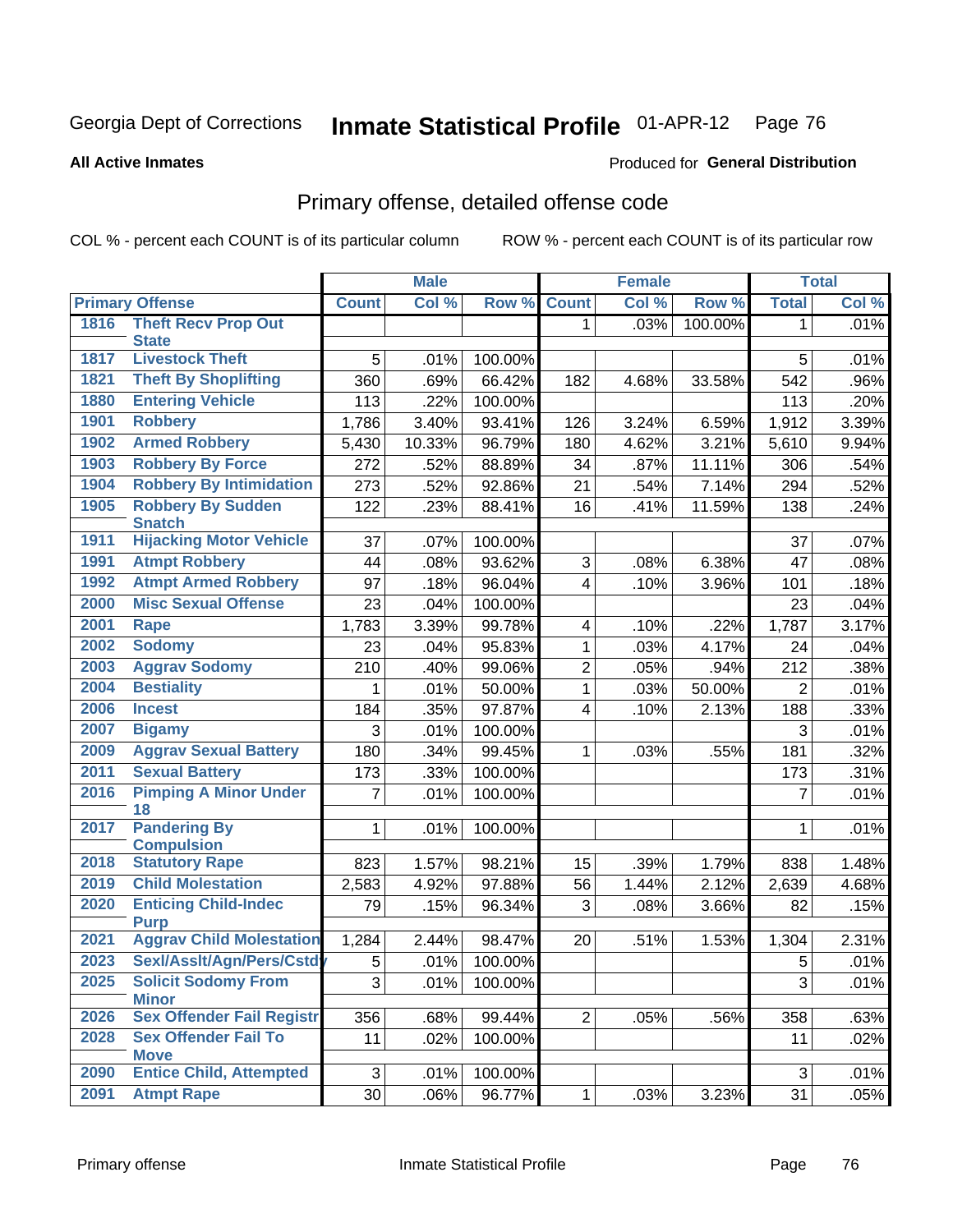Georgia Dept of Corrections **Inmate Statistical Profile** 01-APR-12 Page 76

**All Active Inmates**

Produced for **General Distribution**

## Primary offense, detailed offense code

COL % - percent each COUNT is of its particular column ROW % - percent each COUNT is of its particular row

| Primary Offense | | Male | | | Female | | | Total | |
|---|---|---|---|---|---|---|---|---|---|
| | | Count | Col % | Row % | Count | Col % | Row % | Total | Col % |
| 1816 | Theft Recv Prop Out State | | | | 1 | .03% | 100.00% | 1 | .01% |
| 1817 | Livestock Theft | 5 | .01% | 100.00% | | | | 5 | .01% |
| 1821 | Theft By Shoplifting | 360 | .69% | 66.42% | 182 | 4.68% | 33.58% | 542 | .96% |
| 1880 | Entering Vehicle | 113 | .22% | 100.00% | | | | 113 | .20% |
| 1901 | Robbery | 1,786 | 3.40% | 93.41% | 126 | 3.24% | 6.59% | 1,912 | 3.39% |
| 1902 | Armed Robbery | 5,430 | 10.33% | 96.79% | 180 | 4.62% | 3.21% | 5,610 | 9.94% |
| 1903 | Robbery By Force | 272 | .52% | 88.89% | 34 | .87% | 11.11% | 306 | .54% |
| 1904 | Robbery By Intimidation | 273 | .52% | 92.86% | 21 | .54% | 7.14% | 294 | .52% |
| 1905 | Robbery By Sudden Snatch | 122 | .23% | 88.41% | 16 | .41% | 11.59% | 138 | .24% |
| 1911 | Hijacking Motor Vehicle | 37 | .07% | 100.00% | | | | 37 | .07% |
| 1991 | Atmpt Robbery | 44 | .08% | 93.62% | 3 | .08% | 6.38% | 47 | .08% |
| 1992 | Atmpt Armed Robbery | 97 | .18% | 96.04% | 4 | .10% | 3.96% | 101 | .18% |
| 2000 | Misc Sexual Offense | 23 | .04% | 100.00% | | | | 23 | .04% |
| 2001 | Rape | 1,783 | 3.39% | 99.78% | 4 | .10% | .22% | 1,787 | 3.17% |
| 2002 | Sodomy | 23 | .04% | 95.83% | 1 | .03% | 4.17% | 24 | .04% |
| 2003 | Aggrav Sodomy | 210 | .40% | 99.06% | 2 | .05% | .94% | 212 | .38% |
| 2004 | Bestiality | 1 | .01% | 50.00% | 1 | .03% | 50.00% | 2 | .01% |
| 2006 | Incest | 184 | .35% | 97.87% | 4 | .10% | 2.13% | 188 | .33% |
| 2007 | Bigamy | 3 | .01% | 100.00% | | | | 3 | .01% |
| 2009 | Aggrav Sexual Battery | 180 | .34% | 99.45% | 1 | .03% | .55% | 181 | .32% |
| 2011 | Sexual Battery | 173 | .33% | 100.00% | | | | 173 | .31% |
| 2016 | Pimping A Minor Under 18 | 7 | .01% | 100.00% | | | | 7 | .01% |
| 2017 | Pandering By Compulsion | 1 | .01% | 100.00% | | | | 1 | .01% |
| 2018 | Statutory Rape | 823 | 1.57% | 98.21% | 15 | .39% | 1.79% | 838 | 1.48% |
| 2019 | Child Molestation | 2,583 | 4.92% | 97.88% | 56 | 1.44% | 2.12% | 2,639 | 4.68% |
| 2020 | Enticing Child-Indec Purp | 79 | .15% | 96.34% | 3 | .08% | 3.66% | 82 | .15% |
| 2021 | Aggrav Child Molestation | 1,284 | 2.44% | 98.47% | 20 | .51% | 1.53% | 1,304 | 2.31% |
| 2023 | Sexl/Asslt/Agn/Pers/Cstdy | 5 | .01% | 100.00% | | | | 5 | .01% |
| 2025 | Solicit Sodomy From Minor | 3 | .01% | 100.00% | | | | 3 | .01% |
| 2026 | Sex Offender Fail Registr | 356 | .68% | 99.44% | 2 | .05% | .56% | 358 | .63% |
| 2028 | Sex Offender Fail To Move | 11 | .02% | 100.00% | | | | 11 | .02% |
| 2090 | Entice Child, Attempted | 3 | .01% | 100.00% | | | | 3 | .01% |
| 2091 | Atmpt Rape | 30 | .06% | 96.77% | 1 | .03% | 3.23% | 31 | .05% |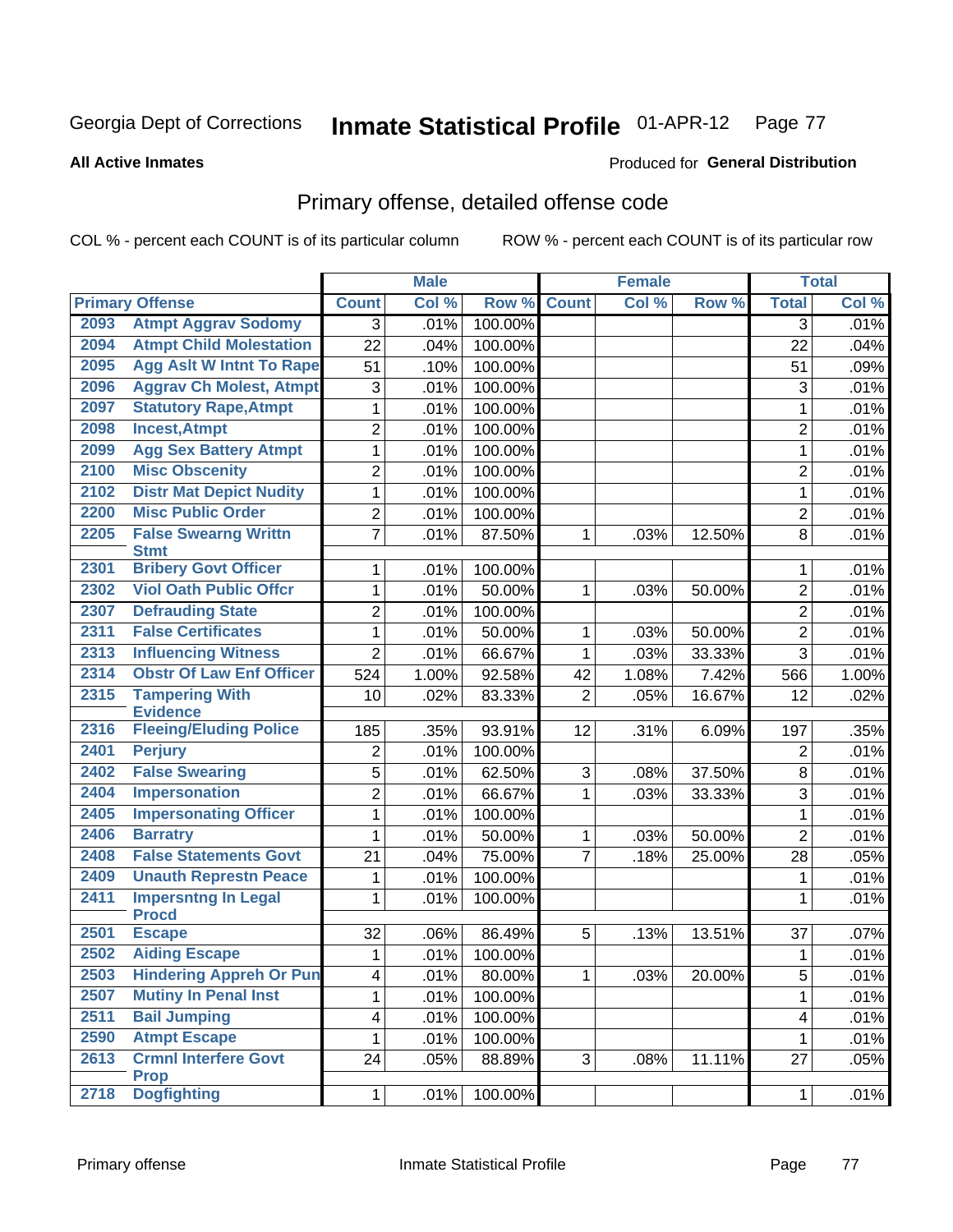Georgia Dept of Corrections **Inmate Statistical Profile** 01-APR-12 Page 77

**All Active Inmates**

Produced for **General Distribution**

## Primary offense, detailed offense code

COL % - percent each COUNT is of its particular column ROW % - percent each COUNT is of its particular row

| Primary Offense | | Male | | | Female | | | Total | |
|---|---|---|---|---|---|---|---|---|---|
| | | Count | Col % | Row % | Count | Col % | Row % | Total | Col % |
| 2093 | Atmpt Aggrav Sodomy | 3 | .01% | 100.00% | | | | 3 | .01% |
| 2094 | Atmpt Child Molestation | 22 | .04% | 100.00% | | | | 22 | .04% |
| 2095 | Agg Aslt W Intnt To Rape | 51 | .10% | 100.00% | | | | 51 | .09% |
| 2096 | Aggrav Ch Molest, Atmpt | 3 | .01% | 100.00% | | | | 3 | .01% |
| 2097 | Statutory Rape,Atmpt | 1 | .01% | 100.00% | | | | 1 | .01% |
| 2098 | Incest,Atmpt | 2 | .01% | 100.00% | | | | 2 | .01% |
| 2099 | Agg Sex Battery Atmpt | 1 | .01% | 100.00% | | | | 1 | .01% |
| 2100 | Misc Obscenity | 2 | .01% | 100.00% | | | | 2 | .01% |
| 2102 | Distr Mat Depict Nudity | 1 | .01% | 100.00% | | | | 1 | .01% |
| 2200 | Misc Public Order | 2 | .01% | 100.00% | | | | 2 | .01% |
| 2205 | False Swearng Writtn Stmt | 7 | .01% | 87.50% | 1 | .03% | 12.50% | 8 | .01% |
| 2301 | Bribery Govt Officer | 1 | .01% | 100.00% | | | | 1 | .01% |
| 2302 | Viol Oath Public Offcr | 1 | .01% | 50.00% | 1 | .03% | 50.00% | 2 | .01% |
| 2307 | Defrauding State | 2 | .01% | 100.00% | | | | 2 | .01% |
| 2311 | False Certificates | 1 | .01% | 50.00% | 1 | .03% | 50.00% | 2 | .01% |
| 2313 | Influencing Witness | 2 | .01% | 66.67% | 1 | .03% | 33.33% | 3 | .01% |
| 2314 | Obstr Of Law Enf Officer | 524 | 1.00% | 92.58% | 42 | 1.08% | 7.42% | 566 | 1.00% |
| 2315 | Tampering With Evidence | 10 | .02% | 83.33% | 2 | .05% | 16.67% | 12 | .02% |
| 2316 | Fleeing/Eluding Police | 185 | .35% | 93.91% | 12 | .31% | 6.09% | 197 | .35% |
| 2401 | Perjury | 2 | .01% | 100.00% | | | | 2 | .01% |
| 2402 | False Swearing | 5 | .01% | 62.50% | 3 | .08% | 37.50% | 8 | .01% |
| 2404 | Impersonation | 2 | .01% | 66.67% | 1 | .03% | 33.33% | 3 | .01% |
| 2405 | Impersonating Officer | 1 | .01% | 100.00% | | | | 1 | .01% |
| 2406 | Barratry | 1 | .01% | 50.00% | 1 | .03% | 50.00% | 2 | .01% |
| 2408 | False Statements Govt | 21 | .04% | 75.00% | 7 | .18% | 25.00% | 28 | .05% |
| 2409 | Unauth Represtn Peace | 1 | .01% | 100.00% | | | | 1 | .01% |
| 2411 | Impersntng In Legal Procd | 1 | .01% | 100.00% | | | | 1 | .01% |
| 2501 | Escape | 32 | .06% | 86.49% | 5 | .13% | 13.51% | 37 | .07% |
| 2502 | Aiding Escape | 1 | .01% | 100.00% | | | | 1 | .01% |
| 2503 | Hindering Appreh Or Pun | 4 | .01% | 80.00% | 1 | .03% | 20.00% | 5 | .01% |
| 2507 | Mutiny In Penal Inst | 1 | .01% | 100.00% | | | | 1 | .01% |
| 2511 | Bail Jumping | 4 | .01% | 100.00% | | | | 4 | .01% |
| 2590 | Atmpt Escape | 1 | .01% | 100.00% | | | | 1 | .01% |
| 2613 | Crmnl Interfere Govt Prop | 24 | .05% | 88.89% | 3 | .08% | 11.11% | 27 | .05% |
| 2718 | Dogfighting | 1 | .01% | 100.00% | | | | 1 | .01% |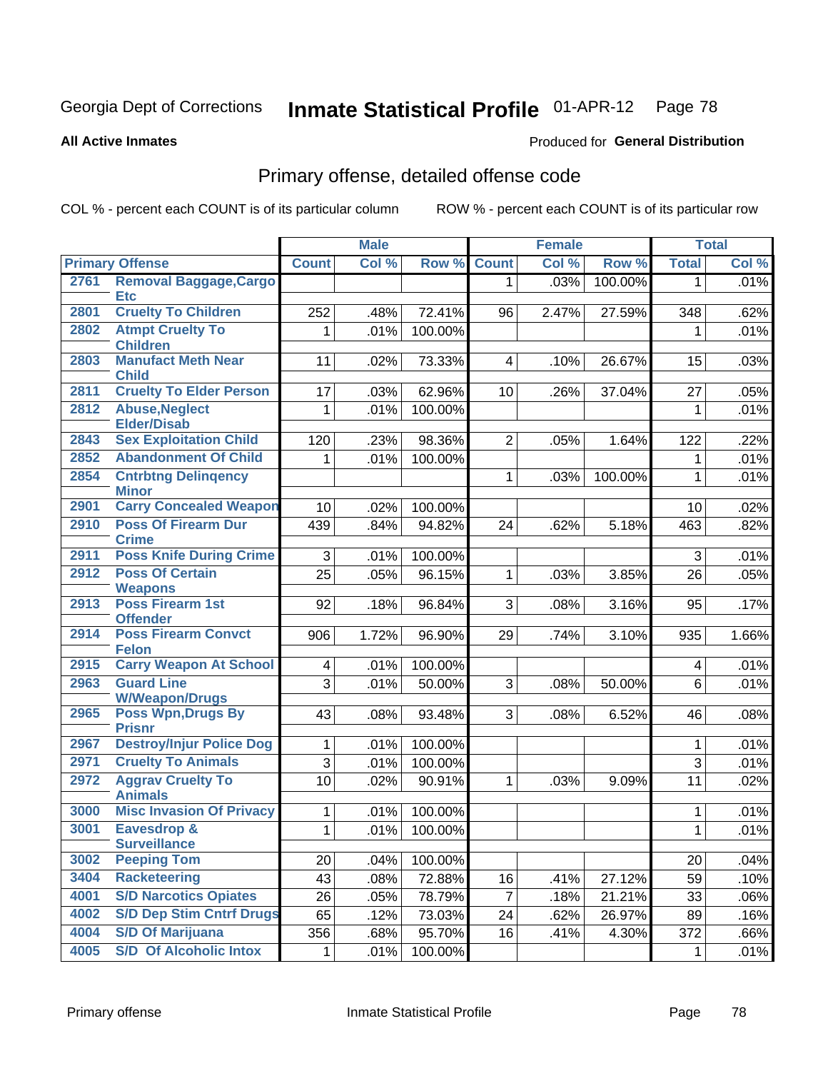Georgia Dept of Corrections **Inmate Statistical Profile** 01-APR-12

**All Active Inmates**

Produced for **General Distribution**

## Primary offense, detailed offense code

COL % - percent each COUNT is of its particular column

ROW % - percent each COUNT is of its particular row

| Primary Offense | | Male | | | Female | | | Total | |
|---|---|---|---|---|---|---|---|---|---|
| | | Count | Col % | Row % | Count | Col % | Row % | Total | Col % |
| 2761 | Removal Baggage,Cargo Etc | | | | 1 | .03% | 100.00% | 1 | .01% |
| 2801 | Cruelty To Children | 252 | .48% | 72.41% | 96 | 2.47% | 27.59% | 348 | .62% |
| 2802 | Atmpt Cruelty To Children | 1 | .01% | 100.00% | | | | 1 | .01% |
| 2803 | Manufact Meth Near Child | 11 | .02% | 73.33% | 4 | .10% | 26.67% | 15 | .03% |
| 2811 | Cruelty To Elder Person | 17 | .03% | 62.96% | 10 | .26% | 37.04% | 27 | .05% |
| 2812 | Abuse,Neglect Elder/Disab | 1 | .01% | 100.00% | | | | 1 | .01% |
| 2843 | Sex Exploitation Child | 120 | .23% | 98.36% | 2 | .05% | 1.64% | 122 | .22% |
| 2852 | Abandonment Of Child | 1 | .01% | 100.00% | | | | 1 | .01% |
| 2854 | Cntrbtng Delinqency Minor | | | | 1 | .03% | 100.00% | 1 | .01% |
| 2901 | Carry Concealed Weapon | 10 | .02% | 100.00% | | | | 10 | .02% |
| 2910 | Poss Of Firearm Dur Crime | 439 | .84% | 94.82% | 24 | .62% | 5.18% | 463 | .82% |
| 2911 | Poss Knife During Crime | 3 | .01% | 100.00% | | | | 3 | .01% |
| 2912 | Poss Of Certain Weapons | 25 | .05% | 96.15% | 1 | .03% | 3.85% | 26 | .05% |
| 2913 | Poss Firearm 1st Offender | 92 | .18% | 96.84% | 3 | .08% | 3.16% | 95 | .17% |
| 2914 | Poss Firearm Convct Felon | 906 | 1.72% | 96.90% | 29 | .74% | 3.10% | 935 | 1.66% |
| 2915 | Carry Weapon At School | 4 | .01% | 100.00% | | | | 4 | .01% |
| 2963 | Guard Line W/Weapon/Drugs | 3 | .01% | 50.00% | 3 | .08% | 50.00% | 6 | .01% |
| 2965 | Poss Wpn,Drugs By Prisnr | 43 | .08% | 93.48% | 3 | .08% | 6.52% | 46 | .08% |
| 2967 | Destroy/Injur Police Dog | 1 | .01% | 100.00% | | | | 1 | .01% |
| 2971 | Cruelty To Animals | 3 | .01% | 100.00% | | | | 3 | .01% |
| 2972 | Aggrav Cruelty To Animals | 10 | .02% | 90.91% | 1 | .03% | 9.09% | 11 | .02% |
| 3000 | Misc Invasion Of Privacy | 1 | .01% | 100.00% | | | | 1 | .01% |
| 3001 | Eavesdrop & Surveillance | 1 | .01% | 100.00% | | | | 1 | .01% |
| 3002 | Peeping Tom | 20 | .04% | 100.00% | | | | 20 | .04% |
| 3404 | Racketeering | 43 | .08% | 72.88% | 16 | .41% | 27.12% | 59 | .10% |
| 4001 | S/D Narcotics Opiates | 26 | .05% | 78.79% | 7 | .18% | 21.21% | 33 | .06% |
| 4002 | S/D Dep Stim Cntrf Drugs | 65 | .12% | 73.03% | 24 | .62% | 26.97% | 89 | .16% |
| 4004 | S/D Of Marijuana | 356 | .68% | 95.70% | 16 | .41% | 4.30% | 372 | .66% |
| 4005 | S/D Of Alcoholic Intox | 1 | .01% | 100.00% | | | | 1 | .01% |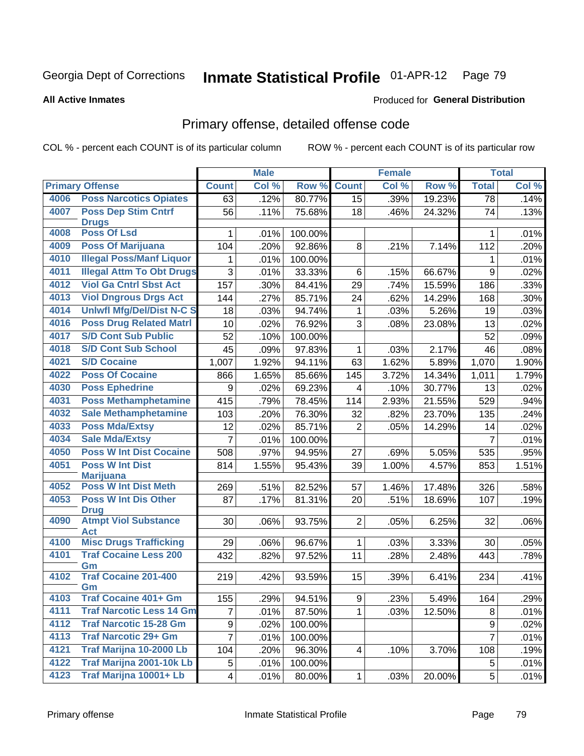Georgia Dept of Corrections **Inmate Statistical Profile** 01-APR-12 Page 79

**All Active Inmates**

Produced for **General Distribution**

## Primary offense, detailed offense code

COL % - percent each COUNT is of its particular column

ROW % - percent each COUNT is of its particular row

| Primary Offense | | Male | | | Female | | | Total | |
|---|---|---|---|---|---|---|---|---|---|
| | | Count | Col % | Row % | Count | Col % | Row % | Total | Col % |
| 4006 | Poss Narcotics Opiates | 63 | .12% | 80.77% | 15 | .39% | 19.23% | 78 | .14% |
| 4007 | Poss Dep Stim Cntrf Drugs | 56 | .11% | 75.68% | 18 | .46% | 24.32% | 74 | .13% |
| 4008 | Poss Of Lsd | 1 | .01% | 100.00% | | | | 1 | .01% |
| 4009 | Poss Of Marijuana | 104 | .20% | 92.86% | 8 | .21% | 7.14% | 112 | .20% |
| 4010 | Illegal Poss/Manf Liquor | 1 | .01% | 100.00% | | | | 1 | .01% |
| 4011 | Illegal Attm To Obt Drugs | 3 | .01% | 33.33% | 6 | .15% | 66.67% | 9 | .02% |
| 4012 | Viol Ga Cntrl Sbst Act | 157 | .30% | 84.41% | 29 | .74% | 15.59% | 186 | .33% |
| 4013 | Viol Dngrous Drgs Act | 144 | .27% | 85.71% | 24 | .62% | 14.29% | 168 | .30% |
| 4014 | Unlwfl Mfg/Del/Dist N-C S | 18 | .03% | 94.74% | 1 | .03% | 5.26% | 19 | .03% |
| 4016 | Poss Drug Related Matrl | 10 | .02% | 76.92% | 3 | .08% | 23.08% | 13 | .02% |
| 4017 | S/D Cont Sub Public | 52 | .10% | 100.00% | | | | 52 | .09% |
| 4018 | S/D Cont Sub School | 45 | .09% | 97.83% | 1 | .03% | 2.17% | 46 | .08% |
| 4021 | S/D Cocaine | 1,007 | 1.92% | 94.11% | 63 | 1.62% | 5.89% | 1,070 | 1.90% |
| 4022 | Poss Of Cocaine | 866 | 1.65% | 85.66% | 145 | 3.72% | 14.34% | 1,011 | 1.79% |
| 4030 | Poss Ephedrine | 9 | .02% | 69.23% | 4 | .10% | 30.77% | 13 | .02% |
| 4031 | Poss Methamphetamine | 415 | .79% | 78.45% | 114 | 2.93% | 21.55% | 529 | .94% |
| 4032 | Sale Methamphetamine | 103 | .20% | 76.30% | 32 | .82% | 23.70% | 135 | .24% |
| 4033 | Poss Mda/Extsy | 12 | .02% | 85.71% | 2 | .05% | 14.29% | 14 | .02% |
| 4034 | Sale Mda/Extsy | 7 | .01% | 100.00% | | | | 7 | .01% |
| 4050 | Poss W Int Dist Cocaine | 508 | .97% | 94.95% | 27 | .69% | 5.05% | 535 | .95% |
| 4051 | Poss W Int Dist Marijuana | 814 | 1.55% | 95.43% | 39 | 1.00% | 4.57% | 853 | 1.51% |
| 4052 | Poss W Int Dist Meth | 269 | .51% | 82.52% | 57 | 1.46% | 17.48% | 326 | .58% |
| 4053 | Poss W Int Dis Other Drug | 87 | .17% | 81.31% | 20 | .51% | 18.69% | 107 | .19% |
| 4090 | Atmpt Viol Substance Act | 30 | .06% | 93.75% | 2 | .05% | 6.25% | 32 | .06% |
| 4100 | Misc Drugs Trafficking | 29 | .06% | 96.67% | 1 | .03% | 3.33% | 30 | .05% |
| 4101 | Traf Cocaine Less 200 Gm | 432 | .82% | 97.52% | 11 | .28% | 2.48% | 443 | .78% |
| 4102 | Traf Cocaine 201-400 Gm | 219 | .42% | 93.59% | 15 | .39% | 6.41% | 234 | .41% |
| 4103 | Traf Cocaine 401+ Gm | 155 | .29% | 94.51% | 9 | .23% | 5.49% | 164 | .29% |
| 4111 | Traf Narcotic Less 14 Gm | 7 | .01% | 87.50% | 1 | .03% | 12.50% | 8 | .01% |
| 4112 | Traf Narcotic 15-28 Gm | 9 | .02% | 100.00% | | | | 9 | .02% |
| 4113 | Traf Narcotic 29+ Gm | 7 | .01% | 100.00% | | | | 7 | .01% |
| 4121 | Traf Marijna 10-2000 Lb | 104 | .20% | 96.30% | 4 | .10% | 3.70% | 108 | .19% |
| 4122 | Traf Marijna 2001-10k Lb | 5 | .01% | 100.00% | | | | 5 | .01% |
| 4123 | Traf Marijna 10001+ Lb | 4 | .01% | 80.00% | 1 | .03% | 20.00% | 5 | .01% |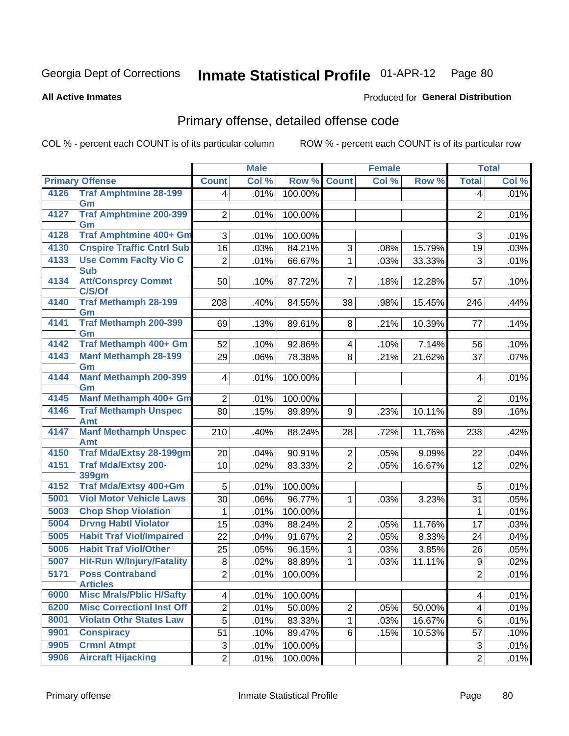Georgia Dept of Corrections **Inmate Statistical Profile** 01-APR-12

**All Active Inmates**

Produced for **General Distribution**

## Primary offense, detailed offense code

COL % - percent each COUNT is of its particular column ROW % - percent each COUNT is of its particular row

| Primary Offense | | Male | | | Female | | | Total | |
|---|---|---|---|---|---|---|---|---|---|
| | | Count | Col % | Row % | Count | Col % | Row % | Total | Col % |
| 4126 | Traf Amphtmine 28-199 Gm | 4 | .01% | 100.00% | | | | 4 | .01% |
| 4127 | Traf Amphtmine 200-399 Gm | 2 | .01% | 100.00% | | | | 2 | .01% |
| 4128 | Traf Amphtmine 400+ Gm | 3 | .01% | 100.00% | | | | 3 | .01% |
| 4130 | Cnspire Traffic Cntrl Sub | 16 | .03% | 84.21% | 3 | .08% | 15.79% | 19 | .03% |
| 4133 | Use Comm Faclty Vio C Sub | 2 | .01% | 66.67% | 1 | .03% | 33.33% | 3 | .01% |
| 4134 | Att/Consprcy Commt C/S/Of | 50 | .10% | 87.72% | 7 | .18% | 12.28% | 57 | .10% |
| 4140 | Traf Methamph 28-199 Gm | 208 | .40% | 84.55% | 38 | .98% | 15.45% | 246 | .44% |
| 4141 | Traf Methamph 200-399 Gm | 69 | .13% | 89.61% | 8 | .21% | 10.39% | 77 | .14% |
| 4142 | Traf Methamph 400+ Gm | 52 | .10% | 92.86% | 4 | .10% | 7.14% | 56 | .10% |
| 4143 | Manf Methamph 28-199 Gm | 29 | .06% | 78.38% | 8 | .21% | 21.62% | 37 | .07% |
| 4144 | Manf Methamph 200-399 Gm | 4 | .01% | 100.00% | | | | 4 | .01% |
| 4145 | Manf Methamph 400+ Gm | 2 | .01% | 100.00% | | | | 2 | .01% |
| 4146 | Traf Methamph Unspec Amt | 80 | .15% | 89.89% | 9 | .23% | 10.11% | 89 | .16% |
| 4147 | Manf Methamph Unspec Amt | 210 | .40% | 88.24% | 28 | .72% | 11.76% | 238 | .42% |
| 4150 | Traf Mda/Extsy 28-199gm | 20 | .04% | 90.91% | 2 | .05% | 9.09% | 22 | .04% |
| 4151 | Traf Mda/Extsy 200-399gm | 10 | .02% | 83.33% | 2 | .05% | 16.67% | 12 | .02% |
| 4152 | Traf Mda/Extsy 400+Gm | 5 | .01% | 100.00% | | | | 5 | .01% |
| 5001 | Viol Motor Vehicle Laws | 30 | .06% | 96.77% | 1 | .03% | 3.23% | 31 | .05% |
| 5003 | Chop Shop Violation | 1 | .01% | 100.00% | | | | 1 | .01% |
| 5004 | Drvng Habtl Violator | 15 | .03% | 88.24% | 2 | .05% | 11.76% | 17 | .03% |
| 5005 | Habit Traf Viol/Impaired | 22 | .04% | 91.67% | 2 | .05% | 8.33% | 24 | .04% |
| 5006 | Habit Traf Viol/Other | 25 | .05% | 96.15% | 1 | .03% | 3.85% | 26 | .05% |
| 5007 | Hit-Run W/Injury/Fatality | 8 | .02% | 88.89% | 1 | .03% | 11.11% | 9 | .02% |
| 5171 | Poss Contraband Articles | 2 | .01% | 100.00% | | | | 2 | .01% |
| 6000 | Misc Mrals/Pblic H/Safty | 4 | .01% | 100.00% | | | | 4 | .01% |
| 6200 | Misc Correctionl Inst Off | 2 | .01% | 50.00% | 2 | .05% | 50.00% | 4 | .01% |
| 8001 | Violatn Othr States Law | 5 | .01% | 83.33% | 1 | .03% | 16.67% | 6 | .01% |
| 9901 | Conspiracy | 51 | .10% | 89.47% | 6 | .15% | 10.53% | 57 | .10% |
| 9905 | Crmnl Atmpt | 3 | .01% | 100.00% | | | | 3 | .01% |
| 9906 | Aircraft Hijacking | 2 | .01% | 100.00% | | | | 2 | .01% |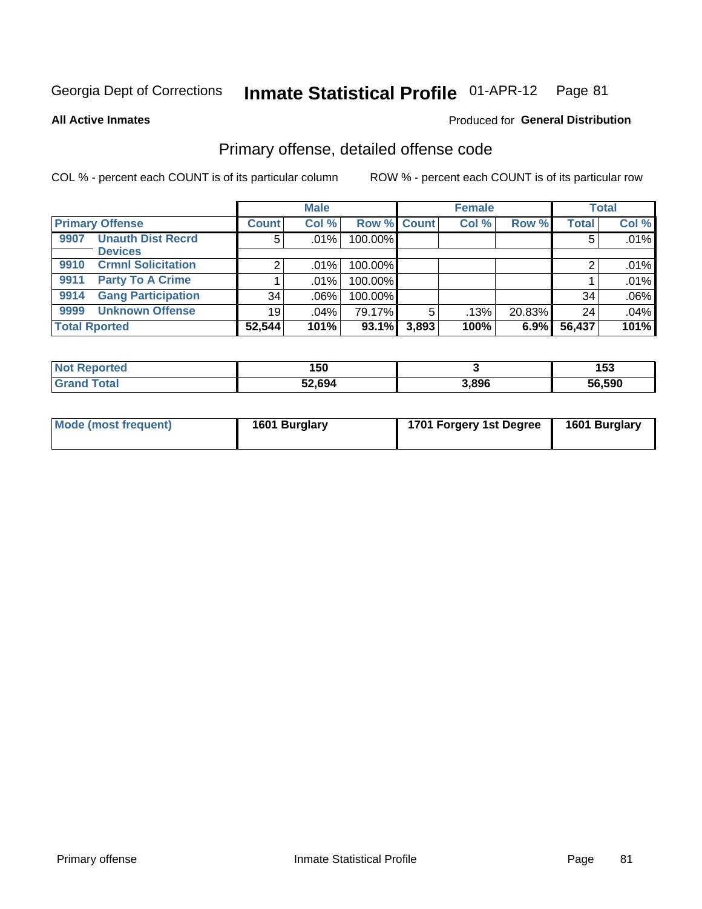Georgia Dept of Corrections **Inmate Statistical Profile** 01-APR-12 Page 81

**All Active Inmates**

Produced for **General Distribution**

## Primary offense, detailed offense code

COL % - percent each COUNT is of its particular column

ROW % - percent each COUNT is of its particular row

| Primary Offense | | Male | | | Female | | | Total | |
|---|---|---|---|---|---|---|---|---|---|
| | | Count | Col % | Row % | Count | Col % | Row % | Total | Col % |
| 9907 | Unauth Dist Recrd Devices | 5 | .01% | 100.00% | | | | 5 | .01% |
| 9910 | Crmnl Solicitation | 2 | .01% | 100.00% | | | | 2 | .01% |
| 9911 | Party To A Crime | 1 | .01% | 100.00% | | | | 1 | .01% |
| 9914 | Gang Participation | 34 | .06% | 100.00% | | | | 34 | .06% |
| 9999 | Unknown Offense | 19 | .04% | 79.17% | 5 | .13% | 20.83% | 24 | .04% |
| **Total Rported** | | **52,544** | **101%** | **93.1%** | **3,893** | **100%** | **6.9%** | **56,437** | **101%** |

| | Male | Female | Total |
|---|---|---|---|
| Not Reported | 150 | 3 | 153 |
| Grand Total | 52,694 | 3,896 | 56,590 |

| | Male | Female | Total |
|---|---|---|---|
| Mode (most frequent) | 1601 Burglary | 1701 Forgery 1st Degree | 1601 Burglary |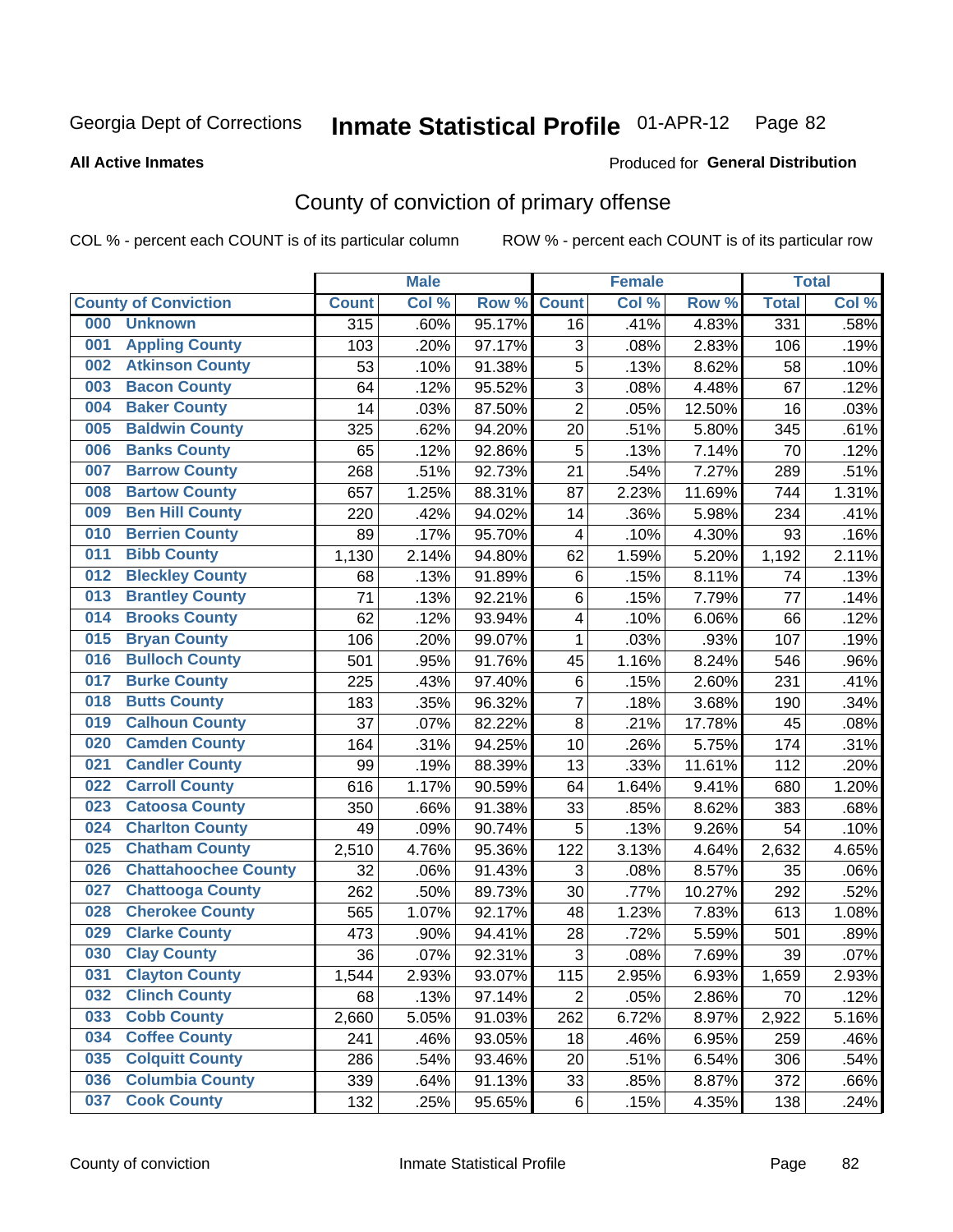Georgia Dept of Corrections **Inmate Statistical Profile** 01-APR-12

**All Active Inmates**

Produced for **General Distribution**

## County of conviction of primary offense

COL % - percent each COUNT is of its particular column ROW % - percent each COUNT is of its particular row

| County of Conviction | Male | | | Female | | | Total | |
|---|---|---|---|---|---|---|---|---|
| | Count | Col % | Row % | Count | Col % | Row % | Total | Col % |
| 000 Unknown | 315 | .60% | 95.17% | 16 | .41% | 4.83% | 331 | .58% |
| 001 Appling County | 103 | .20% | 97.17% | 3 | .08% | 2.83% | 106 | .19% |
| 002 Atkinson County | 53 | .10% | 91.38% | 5 | .13% | 8.62% | 58 | .10% |
| 003 Bacon County | 64 | .12% | 95.52% | 3 | .08% | 4.48% | 67 | .12% |
| 004 Baker County | 14 | .03% | 87.50% | 2 | .05% | 12.50% | 16 | .03% |
| 005 Baldwin County | 325 | .62% | 94.20% | 20 | .51% | 5.80% | 345 | .61% |
| 006 Banks County | 65 | .12% | 92.86% | 5 | .13% | 7.14% | 70 | .12% |
| 007 Barrow County | 268 | .51% | 92.73% | 21 | .54% | 7.27% | 289 | .51% |
| 008 Bartow County | 657 | 1.25% | 88.31% | 87 | 2.23% | 11.69% | 744 | 1.31% |
| 009 Ben Hill County | 220 | .42% | 94.02% | 14 | .36% | 5.98% | 234 | .41% |
| 010 Berrien County | 89 | .17% | 95.70% | 4 | .10% | 4.30% | 93 | .16% |
| 011 Bibb County | 1,130 | 2.14% | 94.80% | 62 | 1.59% | 5.20% | 1,192 | 2.11% |
| 012 Bleckley County | 68 | .13% | 91.89% | 6 | .15% | 8.11% | 74 | .13% |
| 013 Brantley County | 71 | .13% | 92.21% | 6 | .15% | 7.79% | 77 | .14% |
| 014 Brooks County | 62 | .12% | 93.94% | 4 | .10% | 6.06% | 66 | .12% |
| 015 Bryan County | 106 | .20% | 99.07% | 1 | .03% | .93% | 107 | .19% |
| 016 Bulloch County | 501 | .95% | 91.76% | 45 | 1.16% | 8.24% | 546 | .96% |
| 017 Burke County | 225 | .43% | 97.40% | 6 | .15% | 2.60% | 231 | .41% |
| 018 Butts County | 183 | .35% | 96.32% | 7 | .18% | 3.68% | 190 | .34% |
| 019 Calhoun County | 37 | .07% | 82.22% | 8 | .21% | 17.78% | 45 | .08% |
| 020 Camden County | 164 | .31% | 94.25% | 10 | .26% | 5.75% | 174 | .31% |
| 021 Candler County | 99 | .19% | 88.39% | 13 | .33% | 11.61% | 112 | .20% |
| 022 Carroll County | 616 | 1.17% | 90.59% | 64 | 1.64% | 9.41% | 680 | 1.20% |
| 023 Catoosa County | 350 | .66% | 91.38% | 33 | .85% | 8.62% | 383 | .68% |
| 024 Charlton County | 49 | .09% | 90.74% | 5 | .13% | 9.26% | 54 | .10% |
| 025 Chatham County | 2,510 | 4.76% | 95.36% | 122 | 3.13% | 4.64% | 2,632 | 4.65% |
| 026 Chattahoochee County | 32 | .06% | 91.43% | 3 | .08% | 8.57% | 35 | .06% |
| 027 Chattooga County | 262 | .50% | 89.73% | 30 | .77% | 10.27% | 292 | .52% |
| 028 Cherokee County | 565 | 1.07% | 92.17% | 48 | 1.23% | 7.83% | 613 | 1.08% |
| 029 Clarke County | 473 | .90% | 94.41% | 28 | .72% | 5.59% | 501 | .89% |
| 030 Clay County | 36 | .07% | 92.31% | 3 | .08% | 7.69% | 39 | .07% |
| 031 Clayton County | 1,544 | 2.93% | 93.07% | 115 | 2.95% | 6.93% | 1,659 | 2.93% |
| 032 Clinch County | 68 | .13% | 97.14% | 2 | .05% | 2.86% | 70 | .12% |
| 033 Cobb County | 2,660 | 5.05% | 91.03% | 262 | 6.72% | 8.97% | 2,922 | 5.16% |
| 034 Coffee County | 241 | .46% | 93.05% | 18 | .46% | 6.95% | 259 | .46% |
| 035 Colquitt County | 286 | .54% | 93.46% | 20 | .51% | 6.54% | 306 | .54% |
| 036 Columbia County | 339 | .64% | 91.13% | 33 | .85% | 8.87% | 372 | .66% |
| 037 Cook County | 132 | .25% | 95.65% | 6 | .15% | 4.35% | 138 | .24% |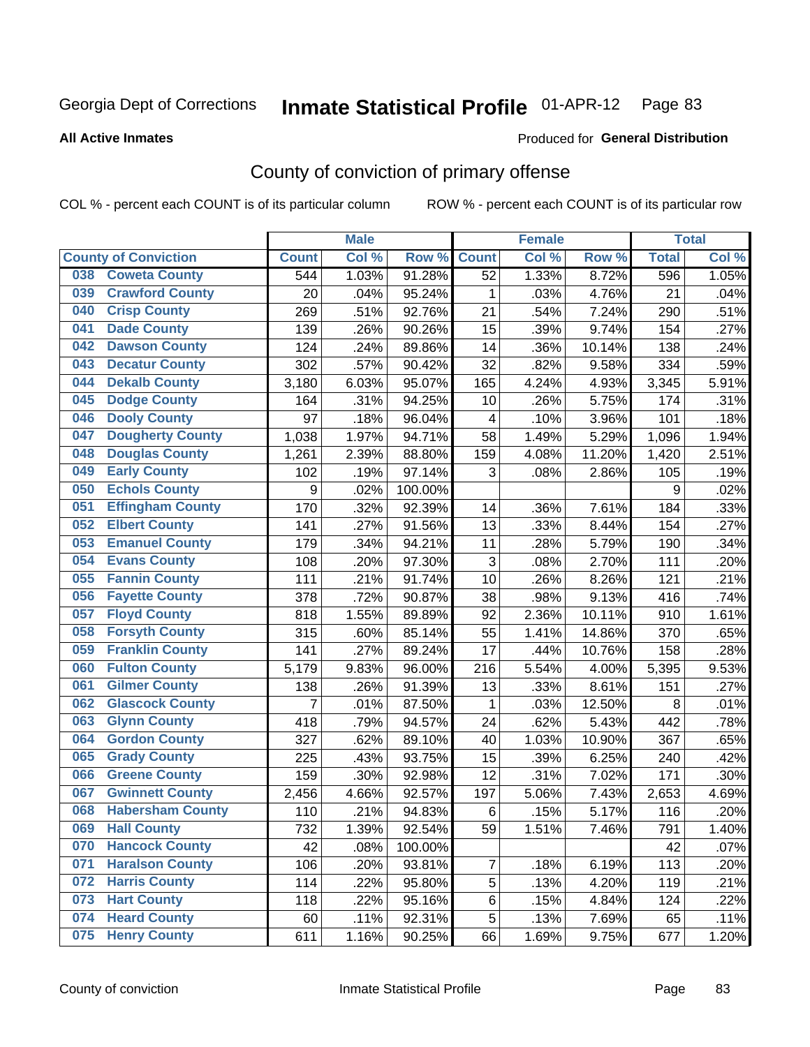Georgia Dept of Corrections **Inmate Statistical Profile** 01-APR-12

**All Active Inmates**

Produced for **General Distribution**

## County of conviction of primary offense

COL % - percent each COUNT is of its particular column ROW % - percent each COUNT is of its particular row

| County of Conviction | Male | | | Female | | | Total | |
|---|---|---|---|---|---|---|---|---|
| | Count | Col % | Row % | Count | Col % | Row % | Total | Col % |
| 038 Coweta County | 544 | 1.03% | 91.28% | 52 | 1.33% | 8.72% | 596 | 1.05% |
| 039 Crawford County | 20 | .04% | 95.24% | 1 | .03% | 4.76% | 21 | .04% |
| 040 Crisp County | 269 | .51% | 92.76% | 21 | .54% | 7.24% | 290 | .51% |
| 041 Dade County | 139 | .26% | 90.26% | 15 | .39% | 9.74% | 154 | .27% |
| 042 Dawson County | 124 | .24% | 89.86% | 14 | .36% | 10.14% | 138 | .24% |
| 043 Decatur County | 302 | .57% | 90.42% | 32 | .82% | 9.58% | 334 | .59% |
| 044 Dekalb County | 3,180 | 6.03% | 95.07% | 165 | 4.24% | 4.93% | 3,345 | 5.91% |
| 045 Dodge County | 164 | .31% | 94.25% | 10 | .26% | 5.75% | 174 | .31% |
| 046 Dooly County | 97 | .18% | 96.04% | 4 | .10% | 3.96% | 101 | .18% |
| 047 Dougherty County | 1,038 | 1.97% | 94.71% | 58 | 1.49% | 5.29% | 1,096 | 1.94% |
| 048 Douglas County | 1,261 | 2.39% | 88.80% | 159 | 4.08% | 11.20% | 1,420 | 2.51% |
| 049 Early County | 102 | .19% | 97.14% | 3 | .08% | 2.86% | 105 | .19% |
| 050 Echols County | 9 | .02% | 100.00% | | | | 9 | .02% |
| 051 Effingham County | 170 | .32% | 92.39% | 14 | .36% | 7.61% | 184 | .33% |
| 052 Elbert County | 141 | .27% | 91.56% | 13 | .33% | 8.44% | 154 | .27% |
| 053 Emanuel County | 179 | .34% | 94.21% | 11 | .28% | 5.79% | 190 | .34% |
| 054 Evans County | 108 | .20% | 97.30% | 3 | .08% | 2.70% | 111 | .20% |
| 055 Fannin County | 111 | .21% | 91.74% | 10 | .26% | 8.26% | 121 | .21% |
| 056 Fayette County | 378 | .72% | 90.87% | 38 | .98% | 9.13% | 416 | .74% |
| 057 Floyd County | 818 | 1.55% | 89.89% | 92 | 2.36% | 10.11% | 910 | 1.61% |
| 058 Forsyth County | 315 | .60% | 85.14% | 55 | 1.41% | 14.86% | 370 | .65% |
| 059 Franklin County | 141 | .27% | 89.24% | 17 | .44% | 10.76% | 158 | .28% |
| 060 Fulton County | 5,179 | 9.83% | 96.00% | 216 | 5.54% | 4.00% | 5,395 | 9.53% |
| 061 Gilmer County | 138 | .26% | 91.39% | 13 | .33% | 8.61% | 151 | .27% |
| 062 Glascock County | 7 | .01% | 87.50% | 1 | .03% | 12.50% | 8 | .01% |
| 063 Glynn County | 418 | .79% | 94.57% | 24 | .62% | 5.43% | 442 | .78% |
| 064 Gordon County | 327 | .62% | 89.10% | 40 | 1.03% | 10.90% | 367 | .65% |
| 065 Grady County | 225 | .43% | 93.75% | 15 | .39% | 6.25% | 240 | .42% |
| 066 Greene County | 159 | .30% | 92.98% | 12 | .31% | 7.02% | 171 | .30% |
| 067 Gwinnett County | 2,456 | 4.66% | 92.57% | 197 | 5.06% | 7.43% | 2,653 | 4.69% |
| 068 Habersham County | 110 | .21% | 94.83% | 6 | .15% | 5.17% | 116 | .20% |
| 069 Hall County | 732 | 1.39% | 92.54% | 59 | 1.51% | 7.46% | 791 | 1.40% |
| 070 Hancock County | 42 | .08% | 100.00% | | | | 42 | .07% |
| 071 Haralson County | 106 | .20% | 93.81% | 7 | .18% | 6.19% | 113 | .20% |
| 072 Harris County | 114 | .22% | 95.80% | 5 | .13% | 4.20% | 119 | .21% |
| 073 Hart County | 118 | .22% | 95.16% | 6 | .15% | 4.84% | 124 | .22% |
| 074 Heard County | 60 | .11% | 92.31% | 5 | .13% | 7.69% | 65 | .11% |
| 075 Henry County | 611 | 1.16% | 90.25% | 66 | 1.69% | 9.75% | 677 | 1.20% |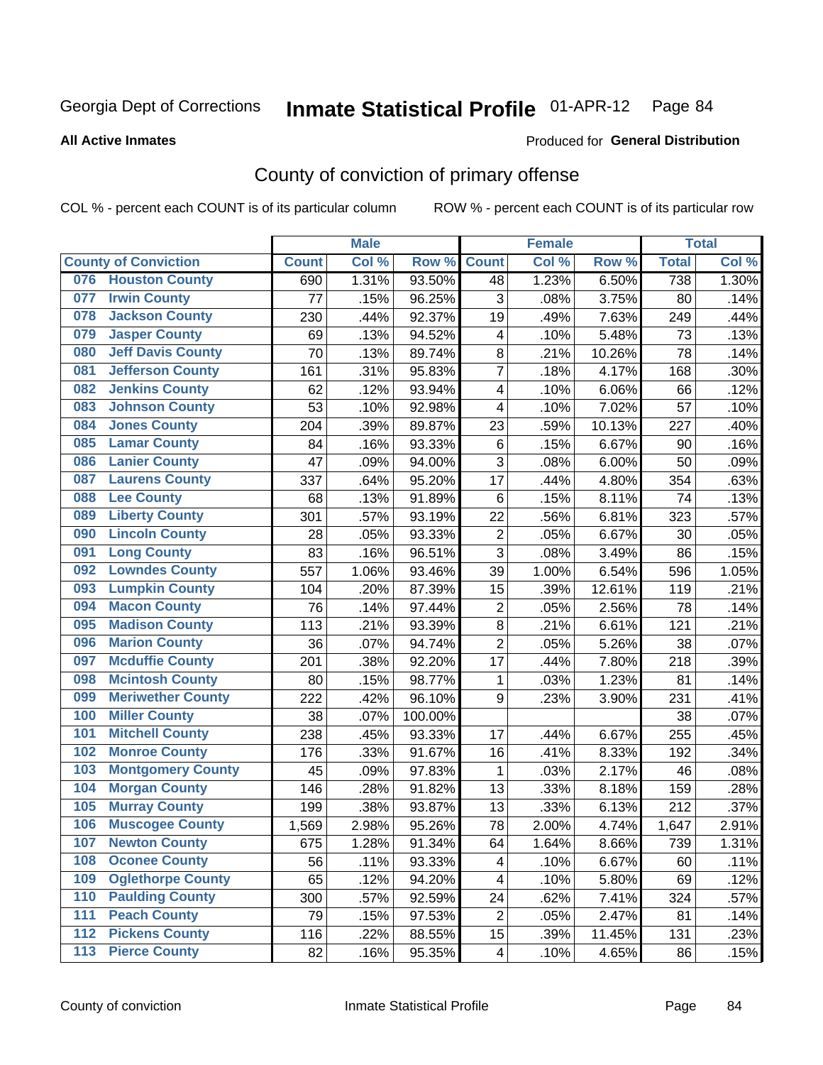Georgia Dept of Corrections **Inmate Statistical Profile** 01-APR-12

**All Active Inmates**

Produced for **General Distribution**

## County of conviction of primary offense

COL % - percent each COUNT is of its particular column

ROW % - percent each COUNT is of its particular row

| County of Conviction | Male | | | Female | | | Total | |
|---|---|---|---|---|---|---|---|---|
| | Count | Col % | Row % | Count | Col % | Row % | Total | Col % |
| 076 Houston County | 690 | 1.31% | 93.50% | 48 | 1.23% | 6.50% | 738 | 1.30% |
| 077 Irwin County | 77 | .15% | 96.25% | 3 | .08% | 3.75% | 80 | .14% |
| 078 Jackson County | 230 | .44% | 92.37% | 19 | .49% | 7.63% | 249 | .44% |
| 079 Jasper County | 69 | .13% | 94.52% | 4 | .10% | 5.48% | 73 | .13% |
| 080 Jeff Davis County | 70 | .13% | 89.74% | 8 | .21% | 10.26% | 78 | .14% |
| 081 Jefferson County | 161 | .31% | 95.83% | 7 | .18% | 4.17% | 168 | .30% |
| 082 Jenkins County | 62 | .12% | 93.94% | 4 | .10% | 6.06% | 66 | .12% |
| 083 Johnson County | 53 | .10% | 92.98% | 4 | .10% | 7.02% | 57 | .10% |
| 084 Jones County | 204 | .39% | 89.87% | 23 | .59% | 10.13% | 227 | .40% |
| 085 Lamar County | 84 | .16% | 93.33% | 6 | .15% | 6.67% | 90 | .16% |
| 086 Lanier County | 47 | .09% | 94.00% | 3 | .08% | 6.00% | 50 | .09% |
| 087 Laurens County | 337 | .64% | 95.20% | 17 | .44% | 4.80% | 354 | .63% |
| 088 Lee County | 68 | .13% | 91.89% | 6 | .15% | 8.11% | 74 | .13% |
| 089 Liberty County | 301 | .57% | 93.19% | 22 | .56% | 6.81% | 323 | .57% |
| 090 Lincoln County | 28 | .05% | 93.33% | 2 | .05% | 6.67% | 30 | .05% |
| 091 Long County | 83 | .16% | 96.51% | 3 | .08% | 3.49% | 86 | .15% |
| 092 Lowndes County | 557 | 1.06% | 93.46% | 39 | 1.00% | 6.54% | 596 | 1.05% |
| 093 Lumpkin County | 104 | .20% | 87.39% | 15 | .39% | 12.61% | 119 | .21% |
| 094 Macon County | 76 | .14% | 97.44% | 2 | .05% | 2.56% | 78 | .14% |
| 095 Madison County | 113 | .21% | 93.39% | 8 | .21% | 6.61% | 121 | .21% |
| 096 Marion County | 36 | .07% | 94.74% | 2 | .05% | 5.26% | 38 | .07% |
| 097 Mcduffie County | 201 | .38% | 92.20% | 17 | .44% | 7.80% | 218 | .39% |
| 098 Mcintosh County | 80 | .15% | 98.77% | 1 | .03% | 1.23% | 81 | .14% |
| 099 Meriwether County | 222 | .42% | 96.10% | 9 | .23% | 3.90% | 231 | .41% |
| 100 Miller County | 38 | .07% | 100.00% | | | | 38 | .07% |
| 101 Mitchell County | 238 | .45% | 93.33% | 17 | .44% | 6.67% | 255 | .45% |
| 102 Monroe County | 176 | .33% | 91.67% | 16 | .41% | 8.33% | 192 | .34% |
| 103 Montgomery County | 45 | .09% | 97.83% | 1 | .03% | 2.17% | 46 | .08% |
| 104 Morgan County | 146 | .28% | 91.82% | 13 | .33% | 8.18% | 159 | .28% |
| 105 Murray County | 199 | .38% | 93.87% | 13 | .33% | 6.13% | 212 | .37% |
| 106 Muscogee County | 1,569 | 2.98% | 95.26% | 78 | 2.00% | 4.74% | 1,647 | 2.91% |
| 107 Newton County | 675 | 1.28% | 91.34% | 64 | 1.64% | 8.66% | 739 | 1.31% |
| 108 Oconee County | 56 | .11% | 93.33% | 4 | .10% | 6.67% | 60 | .11% |
| 109 Oglethorpe County | 65 | .12% | 94.20% | 4 | .10% | 5.80% | 69 | .12% |
| 110 Paulding County | 300 | .57% | 92.59% | 24 | .62% | 7.41% | 324 | .57% |
| 111 Peach County | 79 | .15% | 97.53% | 2 | .05% | 2.47% | 81 | .14% |
| 112 Pickens County | 116 | .22% | 88.55% | 15 | .39% | 11.45% | 131 | .23% |
| 113 Pierce County | 82 | .16% | 95.35% | 4 | .10% | 4.65% | 86 | .15% |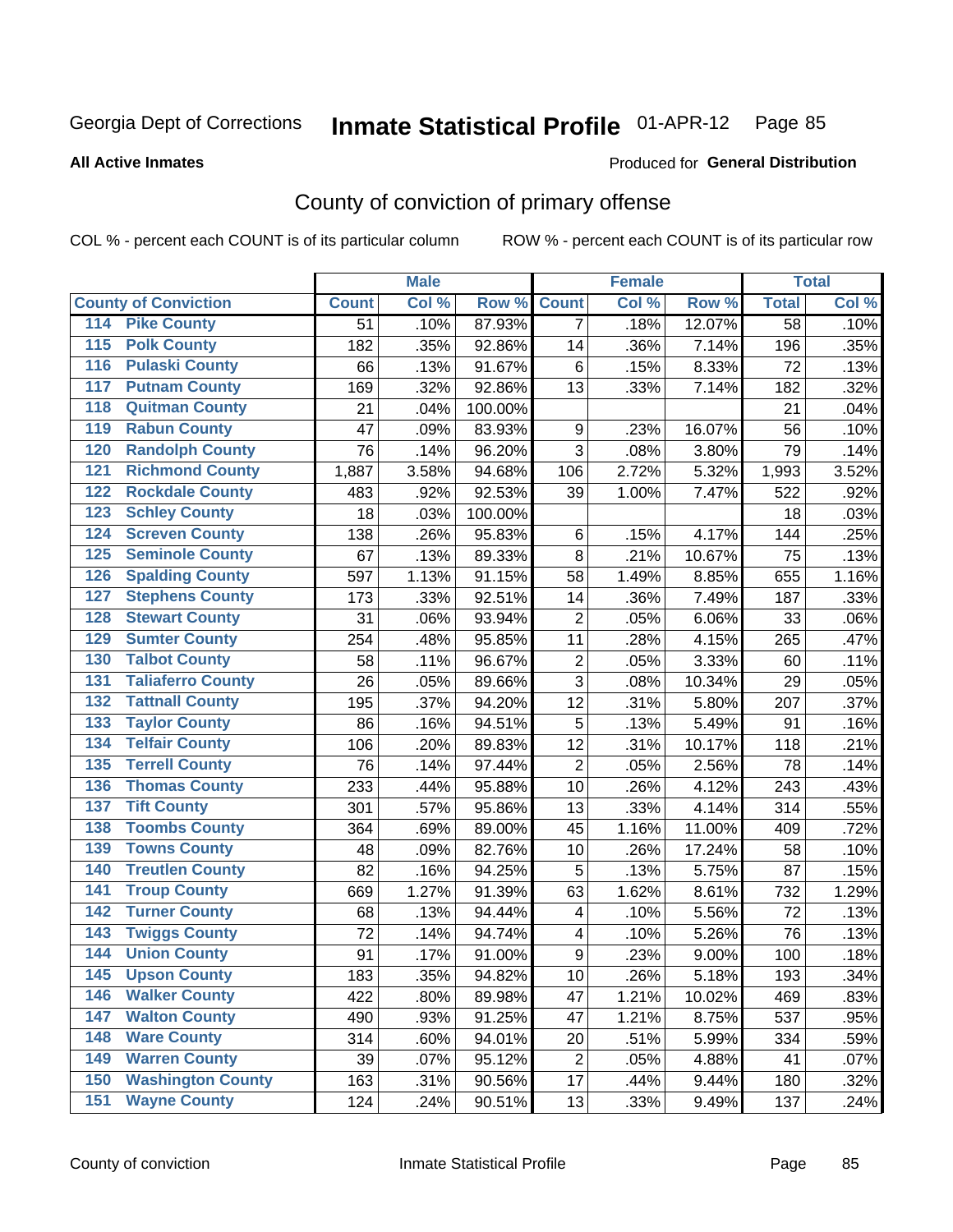Georgia Dept of Corrections **Inmate Statistical Profile** 01-APR-12 Page 85

**All Active Inmates**

Produced for **General Distribution**

## County of conviction of primary offense

COL % - percent each COUNT is of its particular column

ROW % - percent each COUNT is of its particular row

| County of Conviction | Male | | | Female | | | Total | |
|---|---|---|---|---|---|---|---|---|
| | Count | Col % | Row % | Count | Col % | Row % | Total | Col % |
| 114 Pike County | 51 | .10% | 87.93% | 7 | .18% | 12.07% | 58 | .10% |
| 115 Polk County | 182 | .35% | 92.86% | 14 | .36% | 7.14% | 196 | .35% |
| 116 Pulaski County | 66 | .13% | 91.67% | 6 | .15% | 8.33% | 72 | .13% |
| 117 Putnam County | 169 | .32% | 92.86% | 13 | .33% | 7.14% | 182 | .32% |
| 118 Quitman County | 21 | .04% | 100.00% | | | | 21 | .04% |
| 119 Rabun County | 47 | .09% | 83.93% | 9 | .23% | 16.07% | 56 | .10% |
| 120 Randolph County | 76 | .14% | 96.20% | 3 | .08% | 3.80% | 79 | .14% |
| 121 Richmond County | 1,887 | 3.58% | 94.68% | 106 | 2.72% | 5.32% | 1,993 | 3.52% |
| 122 Rockdale County | 483 | .92% | 92.53% | 39 | 1.00% | 7.47% | 522 | .92% |
| 123 Schley County | 18 | .03% | 100.00% | | | | 18 | .03% |
| 124 Screven County | 138 | .26% | 95.83% | 6 | .15% | 4.17% | 144 | .25% |
| 125 Seminole County | 67 | .13% | 89.33% | 8 | .21% | 10.67% | 75 | .13% |
| 126 Spalding County | 597 | 1.13% | 91.15% | 58 | 1.49% | 8.85% | 655 | 1.16% |
| 127 Stephens County | 173 | .33% | 92.51% | 14 | .36% | 7.49% | 187 | .33% |
| 128 Stewart County | 31 | .06% | 93.94% | 2 | .05% | 6.06% | 33 | .06% |
| 129 Sumter County | 254 | .48% | 95.85% | 11 | .28% | 4.15% | 265 | .47% |
| 130 Talbot County | 58 | .11% | 96.67% | 2 | .05% | 3.33% | 60 | .11% |
| 131 Taliaferro County | 26 | .05% | 89.66% | 3 | .08% | 10.34% | 29 | .05% |
| 132 Tattnall County | 195 | .37% | 94.20% | 12 | .31% | 5.80% | 207 | .37% |
| 133 Taylor County | 86 | .16% | 94.51% | 5 | .13% | 5.49% | 91 | .16% |
| 134 Telfair County | 106 | .20% | 89.83% | 12 | .31% | 10.17% | 118 | .21% |
| 135 Terrell County | 76 | .14% | 97.44% | 2 | .05% | 2.56% | 78 | .14% |
| 136 Thomas County | 233 | .44% | 95.88% | 10 | .26% | 4.12% | 243 | .43% |
| 137 Tift County | 301 | .57% | 95.86% | 13 | .33% | 4.14% | 314 | .55% |
| 138 Toombs County | 364 | .69% | 89.00% | 45 | 1.16% | 11.00% | 409 | .72% |
| 139 Towns County | 48 | .09% | 82.76% | 10 | .26% | 17.24% | 58 | .10% |
| 140 Treutlen County | 82 | .16% | 94.25% | 5 | .13% | 5.75% | 87 | .15% |
| 141 Troup County | 669 | 1.27% | 91.39% | 63 | 1.62% | 8.61% | 732 | 1.29% |
| 142 Turner County | 68 | .13% | 94.44% | 4 | .10% | 5.56% | 72 | .13% |
| 143 Twiggs County | 72 | .14% | 94.74% | 4 | .10% | 5.26% | 76 | .13% |
| 144 Union County | 91 | .17% | 91.00% | 9 | .23% | 9.00% | 100 | .18% |
| 145 Upson County | 183 | .35% | 94.82% | 10 | .26% | 5.18% | 193 | .34% |
| 146 Walker County | 422 | .80% | 89.98% | 47 | 1.21% | 10.02% | 469 | .83% |
| 147 Walton County | 490 | .93% | 91.25% | 47 | 1.21% | 8.75% | 537 | .95% |
| 148 Ware County | 314 | .60% | 94.01% | 20 | .51% | 5.99% | 334 | .59% |
| 149 Warren County | 39 | .07% | 95.12% | 2 | .05% | 4.88% | 41 | .07% |
| 150 Washington County | 163 | .31% | 90.56% | 17 | .44% | 9.44% | 180 | .32% |
| 151 Wayne County | 124 | .24% | 90.51% | 13 | .33% | 9.49% | 137 | .24% |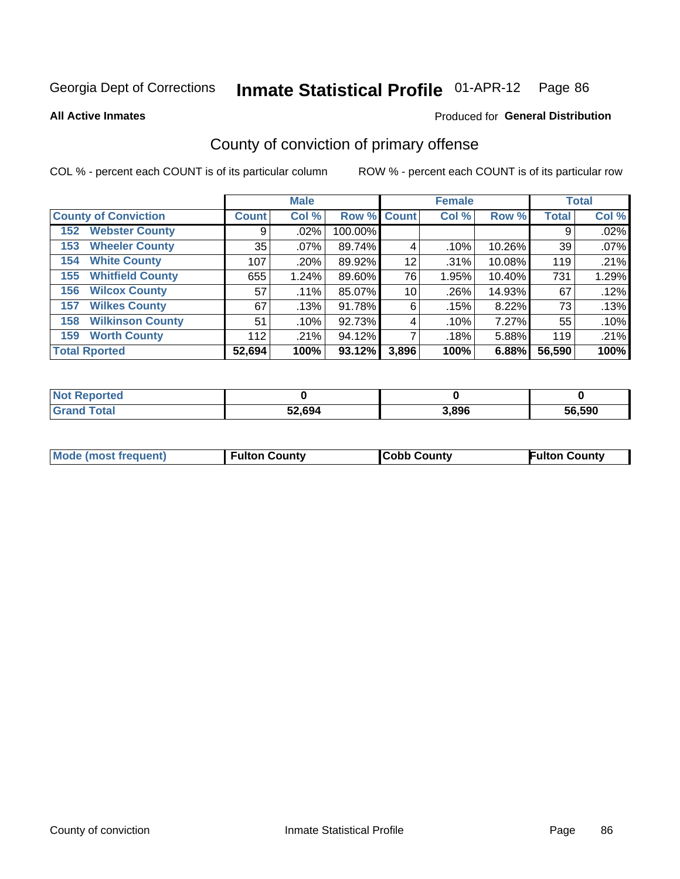Georgia Dept of Corrections **Inmate Statistical Profile** 01-APR-12

**All Active Inmates**

Produced for **General Distribution**

## County of conviction of primary offense

COL % - percent each COUNT is of its particular column

ROW % - percent each COUNT is of its particular row

| | Male | | | Female | | | Total | |
|---|---|---|---|---|---|---|---|---|
| County of Conviction | Count | Col % | Row % | Count | Col % | Row % | Total | Col % |
| 152 Webster County | 9 | .02% | 100.00% | | | | 9 | .02% |
| 153 Wheeler County | 35 | .07% | 89.74% | 4 | .10% | 10.26% | 39 | .07% |
| 154 White County | 107 | .20% | 89.92% | 12 | .31% | 10.08% | 119 | .21% |
| 155 Whitfield County | 655 | 1.24% | 89.60% | 76 | 1.95% | 10.40% | 731 | 1.29% |
| 156 Wilcox County | 57 | .11% | 85.07% | 10 | .26% | 14.93% | 67 | .12% |
| 157 Wilkes County | 67 | .13% | 91.78% | 6 | .15% | 8.22% | 73 | .13% |
| 158 Wilkinson County | 51 | .10% | 92.73% | 4 | .10% | 7.27% | 55 | .10% |
| 159 Worth County | 112 | .21% | 94.12% | 7 | .18% | 5.88% | 119 | .21% |
| Total Rported | 52,694 | 100% | 93.12% | 3,896 | 100% | 6.88% | 56,590 | 100% |

| | Male | Female | Total |
|---|---|---|---|
| Not Reported | 0 | 0 | 0 |
| Grand Total | 52,694 | 3,896 | 56,590 |

| | Male | Female | Total |
|---|---|---|---|
| Mode (most frequent) | Fulton County | Cobb County | Fulton County |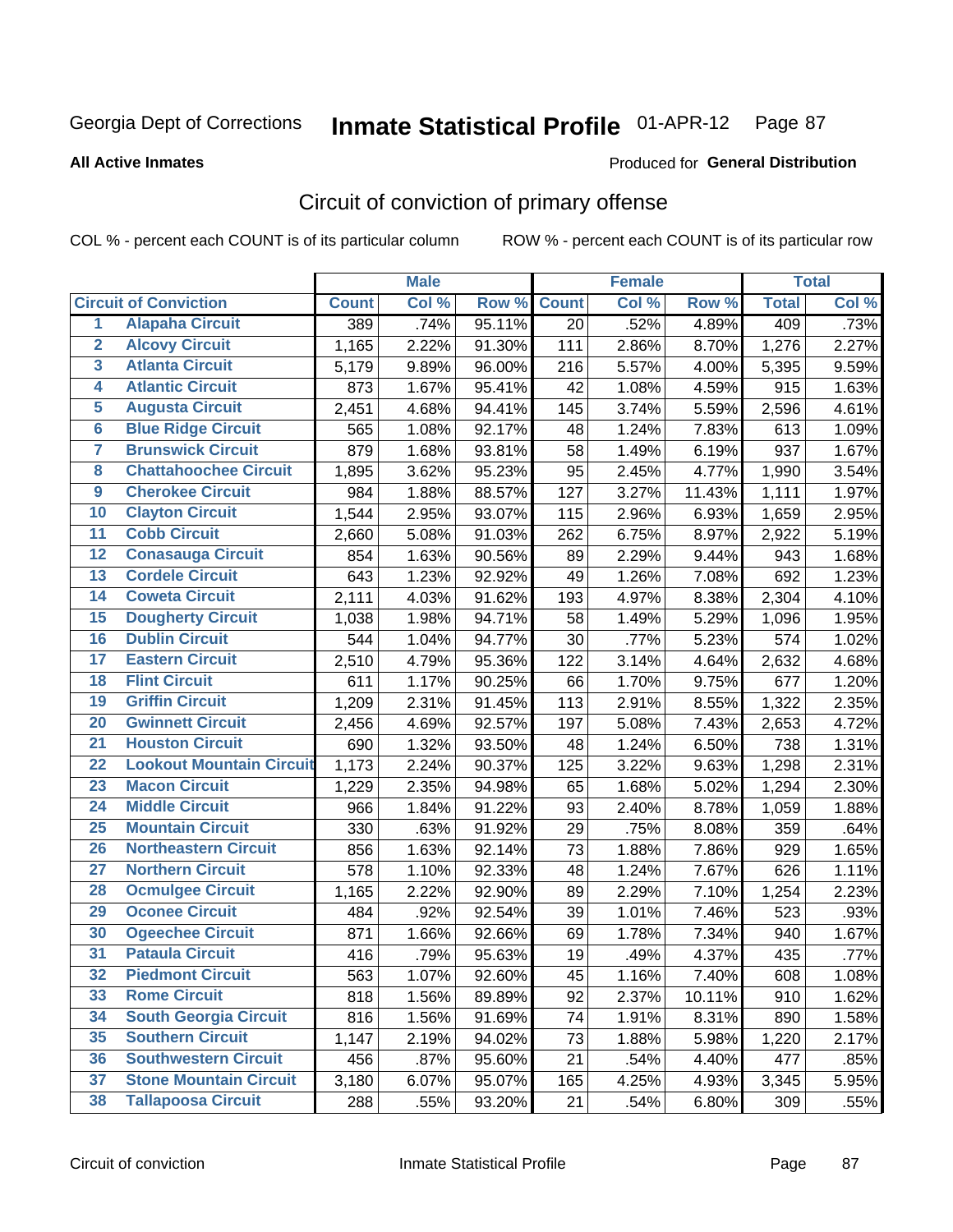Georgia Dept of Corrections **Inmate Statistical Profile** 01-APR-12

**All Active Inmates**

Produced for **General Distribution**

## Circuit of conviction of primary offense

COL % - percent each COUNT is of its particular column ROW % - percent each COUNT is of its particular row

| | | Male | | | Female | | | Total | |
|---|---|---|---|---|---|---|---|---|---|
| | Circuit of Conviction | Count | Col % | Row % | Count | Col % | Row % | Total | Col % |
| 1 | Alapaha Circuit | 389 | .74% | 95.11% | 20 | .52% | 4.89% | 409 | .73% |
| 2 | Alcovy Circuit | 1,165 | 2.22% | 91.30% | 111 | 2.86% | 8.70% | 1,276 | 2.27% |
| 3 | Atlanta Circuit | 5,179 | 9.89% | 96.00% | 216 | 5.57% | 4.00% | 5,395 | 9.59% |
| 4 | Atlantic Circuit | 873 | 1.67% | 95.41% | 42 | 1.08% | 4.59% | 915 | 1.63% |
| 5 | Augusta Circuit | 2,451 | 4.68% | 94.41% | 145 | 3.74% | 5.59% | 2,596 | 4.61% |
| 6 | Blue Ridge Circuit | 565 | 1.08% | 92.17% | 48 | 1.24% | 7.83% | 613 | 1.09% |
| 7 | Brunswick Circuit | 879 | 1.68% | 93.81% | 58 | 1.49% | 6.19% | 937 | 1.67% |
| 8 | Chattahoochee Circuit | 1,895 | 3.62% | 95.23% | 95 | 2.45% | 4.77% | 1,990 | 3.54% |
| 9 | Cherokee Circuit | 984 | 1.88% | 88.57% | 127 | 3.27% | 11.43% | 1,111 | 1.97% |
| 10 | Clayton Circuit | 1,544 | 2.95% | 93.07% | 115 | 2.96% | 6.93% | 1,659 | 2.95% |
| 11 | Cobb Circuit | 2,660 | 5.08% | 91.03% | 262 | 6.75% | 8.97% | 2,922 | 5.19% |
| 12 | Conasauga Circuit | 854 | 1.63% | 90.56% | 89 | 2.29% | 9.44% | 943 | 1.68% |
| 13 | Cordele Circuit | 643 | 1.23% | 92.92% | 49 | 1.26% | 7.08% | 692 | 1.23% |
| 14 | Coweta Circuit | 2,111 | 4.03% | 91.62% | 193 | 4.97% | 8.38% | 2,304 | 4.10% |
| 15 | Dougherty Circuit | 1,038 | 1.98% | 94.71% | 58 | 1.49% | 5.29% | 1,096 | 1.95% |
| 16 | Dublin Circuit | 544 | 1.04% | 94.77% | 30 | .77% | 5.23% | 574 | 1.02% |
| 17 | Eastern Circuit | 2,510 | 4.79% | 95.36% | 122 | 3.14% | 4.64% | 2,632 | 4.68% |
| 18 | Flint Circuit | 611 | 1.17% | 90.25% | 66 | 1.70% | 9.75% | 677 | 1.20% |
| 19 | Griffin Circuit | 1,209 | 2.31% | 91.45% | 113 | 2.91% | 8.55% | 1,322 | 2.35% |
| 20 | Gwinnett Circuit | 2,456 | 4.69% | 92.57% | 197 | 5.08% | 7.43% | 2,653 | 4.72% |
| 21 | Houston Circuit | 690 | 1.32% | 93.50% | 48 | 1.24% | 6.50% | 738 | 1.31% |
| 22 | Lookout Mountain Circuit | 1,173 | 2.24% | 90.37% | 125 | 3.22% | 9.63% | 1,298 | 2.31% |
| 23 | Macon Circuit | 1,229 | 2.35% | 94.98% | 65 | 1.68% | 5.02% | 1,294 | 2.30% |
| 24 | Middle Circuit | 966 | 1.84% | 91.22% | 93 | 2.40% | 8.78% | 1,059 | 1.88% |
| 25 | Mountain Circuit | 330 | .63% | 91.92% | 29 | .75% | 8.08% | 359 | .64% |
| 26 | Northeastern Circuit | 856 | 1.63% | 92.14% | 73 | 1.88% | 7.86% | 929 | 1.65% |
| 27 | Northern Circuit | 578 | 1.10% | 92.33% | 48 | 1.24% | 7.67% | 626 | 1.11% |
| 28 | Ocmulgee Circuit | 1,165 | 2.22% | 92.90% | 89 | 2.29% | 7.10% | 1,254 | 2.23% |
| 29 | Oconee Circuit | 484 | .92% | 92.54% | 39 | 1.01% | 7.46% | 523 | .93% |
| 30 | Ogeechee Circuit | 871 | 1.66% | 92.66% | 69 | 1.78% | 7.34% | 940 | 1.67% |
| 31 | Pataula Circuit | 416 | .79% | 95.63% | 19 | .49% | 4.37% | 435 | .77% |
| 32 | Piedmont Circuit | 563 | 1.07% | 92.60% | 45 | 1.16% | 7.40% | 608 | 1.08% |
| 33 | Rome Circuit | 818 | 1.56% | 89.89% | 92 | 2.37% | 10.11% | 910 | 1.62% |
| 34 | South Georgia Circuit | 816 | 1.56% | 91.69% | 74 | 1.91% | 8.31% | 890 | 1.58% |
| 35 | Southern Circuit | 1,147 | 2.19% | 94.02% | 73 | 1.88% | 5.98% | 1,220 | 2.17% |
| 36 | Southwestern Circuit | 456 | .87% | 95.60% | 21 | .54% | 4.40% | 477 | .85% |
| 37 | Stone Mountain Circuit | 3,180 | 6.07% | 95.07% | 165 | 4.25% | 4.93% | 3,345 | 5.95% |
| 38 | Tallapoosa Circuit | 288 | .55% | 93.20% | 21 | .54% | 6.80% | 309 | .55% |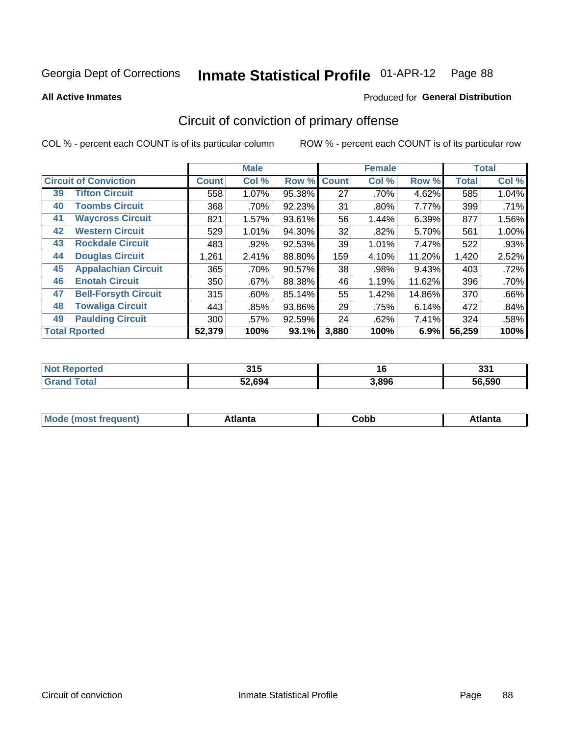Georgia Dept of Corrections **Inmate Statistical Profile** 01-APR-12 Page 88

**All Active Inmates**

Produced for **General Distribution**

## Circuit of conviction of primary offense

COL % - percent each COUNT is of its particular column

ROW % - percent each COUNT is of its particular row

| Circuit of Conviction | | Male | | | Female | | | Total | |
|---|---|---|---|---|---|---|---|---|---|
| | | Count | Col % | Row % | Count | Col % | Row % | Total | Col % |
| 39 | Tifton Circuit | 558 | 1.07% | 95.38% | 27 | .70% | 4.62% | 585 | 1.04% |
| 40 | Toombs Circuit | 368 | .70% | 92.23% | 31 | .80% | 7.77% | 399 | .71% |
| 41 | Waycross Circuit | 821 | 1.57% | 93.61% | 56 | 1.44% | 6.39% | 877 | 1.56% |
| 42 | Western Circuit | 529 | 1.01% | 94.30% | 32 | .82% | 5.70% | 561 | 1.00% |
| 43 | Rockdale Circuit | 483 | .92% | 92.53% | 39 | 1.01% | 7.47% | 522 | .93% |
| 44 | Douglas Circuit | 1,261 | 2.41% | 88.80% | 159 | 4.10% | 11.20% | 1,420 | 2.52% |
| 45 | Appalachian Circuit | 365 | .70% | 90.57% | 38 | .98% | 9.43% | 403 | .72% |
| 46 | Enotah Circuit | 350 | .67% | 88.38% | 46 | 1.19% | 11.62% | 396 | .70% |
| 47 | Bell-Forsyth Circuit | 315 | .60% | 85.14% | 55 | 1.42% | 14.86% | 370 | .66% |
| 48 | Towaliga Circuit | 443 | .85% | 93.86% | 29 | .75% | 6.14% | 472 | .84% |
| 49 | Paulding Circuit | 300 | .57% | 92.59% | 24 | .62% | 7.41% | 324 | .58% |
| Total Rported | | 52,379 | 100% | 93.1% | 3,880 | 100% | 6.9% | 56,259 | 100% |

| | Male | Female | Total |
|---|---|---|---|
| Not Reported | 315 | 16 | 331 |
| Grand Total | 52,694 | 3,896 | 56,590 |

| | Male | Female | Total |
|---|---|---|---|
| Mode (most frequent) | Atlanta | Cobb | Atlanta |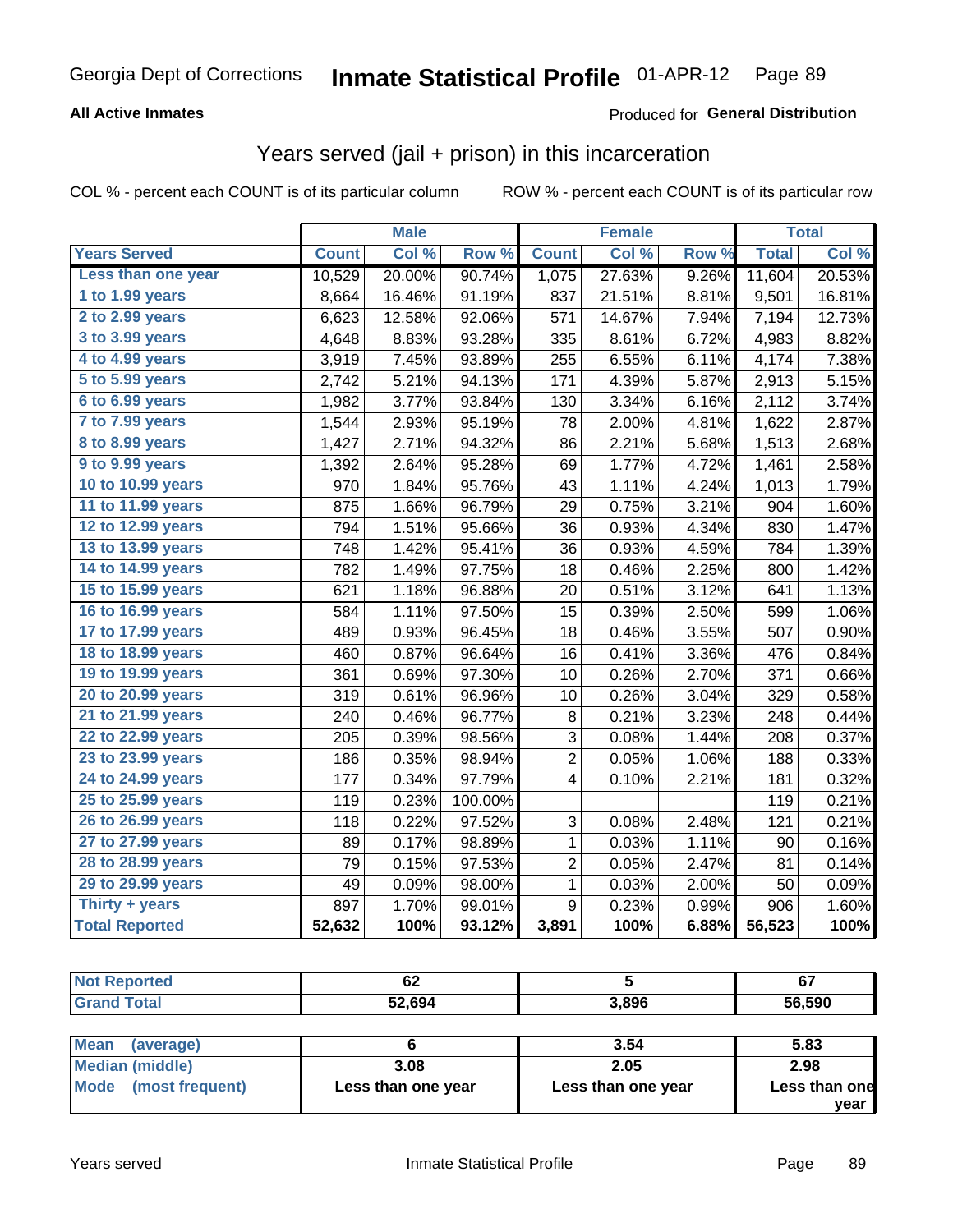# Georgia Dept of Corrections — Inmate Statistical Profile — 01-APR-12

**All Active Inmates**

Produced for **General Distribution**

## Years served (jail + prison) in this incarceration

COL % - percent each COUNT is of its particular column

ROW % - percent each COUNT is of its particular row

| | Male | | | Female | | | Total | |
|---|---|---|---|---|---|---|---|---|
| **Years Served** | **Count** | **Col %** | **Row %** | **Count** | **Col %** | **Row %** | **Total** | **Col %** |
| Less than one year | 10,529 | 20.00% | 90.74% | 1,075 | 27.63% | 9.26% | 11,604 | 20.53% |
| 1 to 1.99 years | 8,664 | 16.46% | 91.19% | 837 | 21.51% | 8.81% | 9,501 | 16.81% |
| 2 to 2.99 years | 6,623 | 12.58% | 92.06% | 571 | 14.67% | 7.94% | 7,194 | 12.73% |
| 3 to 3.99 years | 4,648 | 8.83% | 93.28% | 335 | 8.61% | 6.72% | 4,983 | 8.82% |
| 4 to 4.99 years | 3,919 | 7.45% | 93.89% | 255 | 6.55% | 6.11% | 4,174 | 7.38% |
| 5 to 5.99 years | 2,742 | 5.21% | 94.13% | 171 | 4.39% | 5.87% | 2,913 | 5.15% |
| 6 to 6.99 years | 1,982 | 3.77% | 93.84% | 130 | 3.34% | 6.16% | 2,112 | 3.74% |
| 7 to 7.99 years | 1,544 | 2.93% | 95.19% | 78 | 2.00% | 4.81% | 1,622 | 2.87% |
| 8 to 8.99 years | 1,427 | 2.71% | 94.32% | 86 | 2.21% | 5.68% | 1,513 | 2.68% |
| 9 to 9.99 years | 1,392 | 2.64% | 95.28% | 69 | 1.77% | 4.72% | 1,461 | 2.58% |
| 10 to 10.99 years | 970 | 1.84% | 95.76% | 43 | 1.11% | 4.24% | 1,013 | 1.79% |
| 11 to 11.99 years | 875 | 1.66% | 96.79% | 29 | 0.75% | 3.21% | 904 | 1.60% |
| 12 to 12.99 years | 794 | 1.51% | 95.66% | 36 | 0.93% | 4.34% | 830 | 1.47% |
| 13 to 13.99 years | 748 | 1.42% | 95.41% | 36 | 0.93% | 4.59% | 784 | 1.39% |
| 14 to 14.99 years | 782 | 1.49% | 97.75% | 18 | 0.46% | 2.25% | 800 | 1.42% |
| 15 to 15.99 years | 621 | 1.18% | 96.88% | 20 | 0.51% | 3.12% | 641 | 1.13% |
| 16 to 16.99 years | 584 | 1.11% | 97.50% | 15 | 0.39% | 2.50% | 599 | 1.06% |
| 17 to 17.99 years | 489 | 0.93% | 96.45% | 18 | 0.46% | 3.55% | 507 | 0.90% |
| 18 to 18.99 years | 460 | 0.87% | 96.64% | 16 | 0.41% | 3.36% | 476 | 0.84% |
| 19 to 19.99 years | 361 | 0.69% | 97.30% | 10 | 0.26% | 2.70% | 371 | 0.66% |
| 20 to 20.99 years | 319 | 0.61% | 96.96% | 10 | 0.26% | 3.04% | 329 | 0.58% |
| 21 to 21.99 years | 240 | 0.46% | 96.77% | 8 | 0.21% | 3.23% | 248 | 0.44% |
| 22 to 22.99 years | 205 | 0.39% | 98.56% | 3 | 0.08% | 1.44% | 208 | 0.37% |
| 23 to 23.99 years | 186 | 0.35% | 98.94% | 2 | 0.05% | 1.06% | 188 | 0.33% |
| 24 to 24.99 years | 177 | 0.34% | 97.79% | 4 | 0.10% | 2.21% | 181 | 0.32% |
| 25 to 25.99 years | 119 | 0.23% | 100.00% | | | | 119 | 0.21% |
| 26 to 26.99 years | 118 | 0.22% | 97.52% | 3 | 0.08% | 2.48% | 121 | 0.21% |
| 27 to 27.99 years | 89 | 0.17% | 98.89% | 1 | 0.03% | 1.11% | 90 | 0.16% |
| 28 to 28.99 years | 79 | 0.15% | 97.53% | 2 | 0.05% | 2.47% | 81 | 0.14% |
| 29 to 29.99 years | 49 | 0.09% | 98.00% | 1 | 0.03% | 2.00% | 50 | 0.09% |
| Thirty + years | 897 | 1.70% | 99.01% | 9 | 0.23% | 0.99% | 906 | 1.60% |
| **Total Reported** | **52,632** | **100%** | **93.12%** | **3,891** | **100%** | **6.88%** | **56,523** | **100%** |

| | Male | Female | Total |
|---|---|---|---|
| Not Reported | 62 | 5 | 67 |
| Grand Total | 52,694 | 3,896 | 56,590 |

| | Male | Female | Total |
|---|---|---|---|
| Mean (average) | 6 | 3.54 | 5.83 |
| Median (middle) | 3.08 | 2.05 | 2.98 |
| Mode (most frequent) | Less than one year | Less than one year | Less than one year |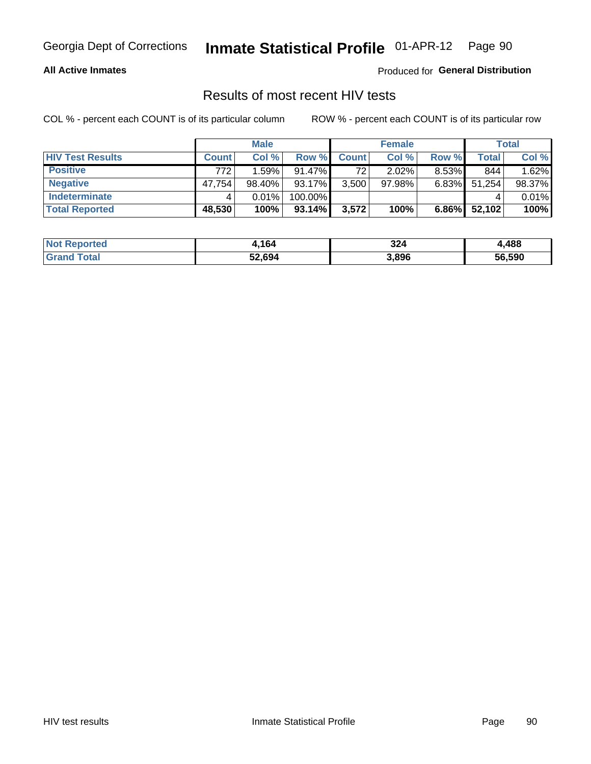Georgia Dept of Corrections **Inmate Statistical Profile** 01-APR-12

**All Active Inmates**

Produced for **General Distribution**

## Results of most recent HIV tests

COL % - percent each COUNT is of its particular column

ROW % - percent each COUNT is of its particular row

| | Male | | | Female | | | Total | |
|---|---|---|---|---|---|---|---|---|
| **HIV Test Results** | **Count** | **Col %** | **Row %** | **Count** | **Col %** | **Row %** | **Total** | **Col %** |
| **Positive** | 772 | 1.59% | 91.47% | 72 | 2.02% | 8.53% | 844 | 1.62% |
| **Negative** | 47,754 | 98.40% | 93.17% | 3,500 | 97.98% | 6.83% | 51,254 | 98.37% |
| **Indeterminate** | 4 | 0.01% | 100.00% | | | | 4 | 0.01% |
| **Total Reported** | **48,530** | **100%** | **93.14%** | **3,572** | **100%** | **6.86%** | **52,102** | **100%** |

| | Male | Female | Total |
|---|---|---|---|
| **Not Reported** | **4,164** | **324** | **4,488** |
| **Grand Total** | **52,694** | **3,896** | **56,590** |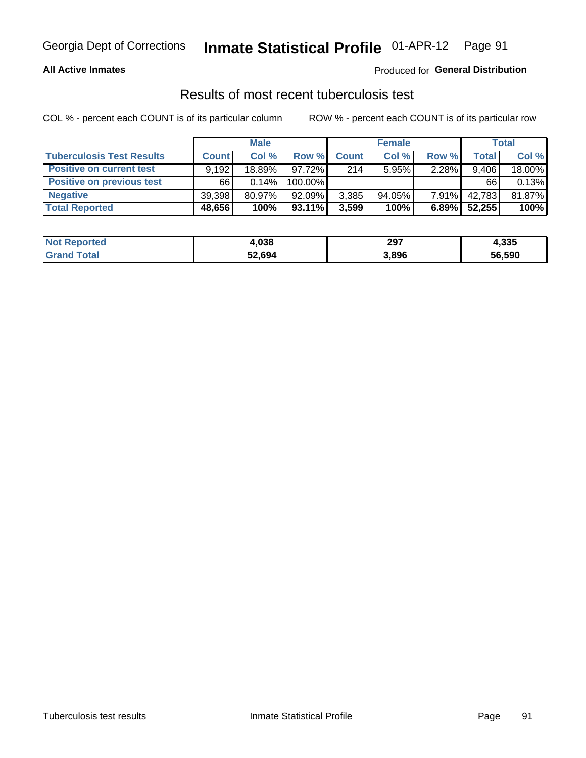Georgia Dept of Corrections **Inmate Statistical Profile** 01-APR-12

**All Active Inmates**

Produced for **General Distribution**

## Results of most recent tuberculosis test

COL % - percent each COUNT is of its particular column

ROW % - percent each COUNT is of its particular row

| | Male | | | Female | | | Total | |
|---|---|---|---|---|---|---|---|---|
| **Tuberculosis Test Results** | **Count** | **Col %** | **Row %** | **Count** | **Col %** | **Row %** | **Total** | **Col %** |
| **Positive on current test** | 9,192 | 18.89% | 97.72% | 214 | 5.95% | 2.28% | 9,406 | 18.00% |
| **Positive on previous test** | 66 | 0.14% | 100.00% | | | | 66 | 0.13% |
| **Negative** | 39,398 | 80.97% | 92.09% | 3,385 | 94.05% | 7.91% | 42,783 | 81.87% |
| **Total Reported** | **48,656** | **100%** | **93.11%** | **3,599** | **100%** | **6.89%** | **52,255** | **100%** |

| | Male | Female | Total |
|---|---|---|---|
| **Not Reported** | **4,038** | **297** | **4,335** |
| **Grand Total** | **52,694** | **3,896** | **56,590** |

Tuberculosis test results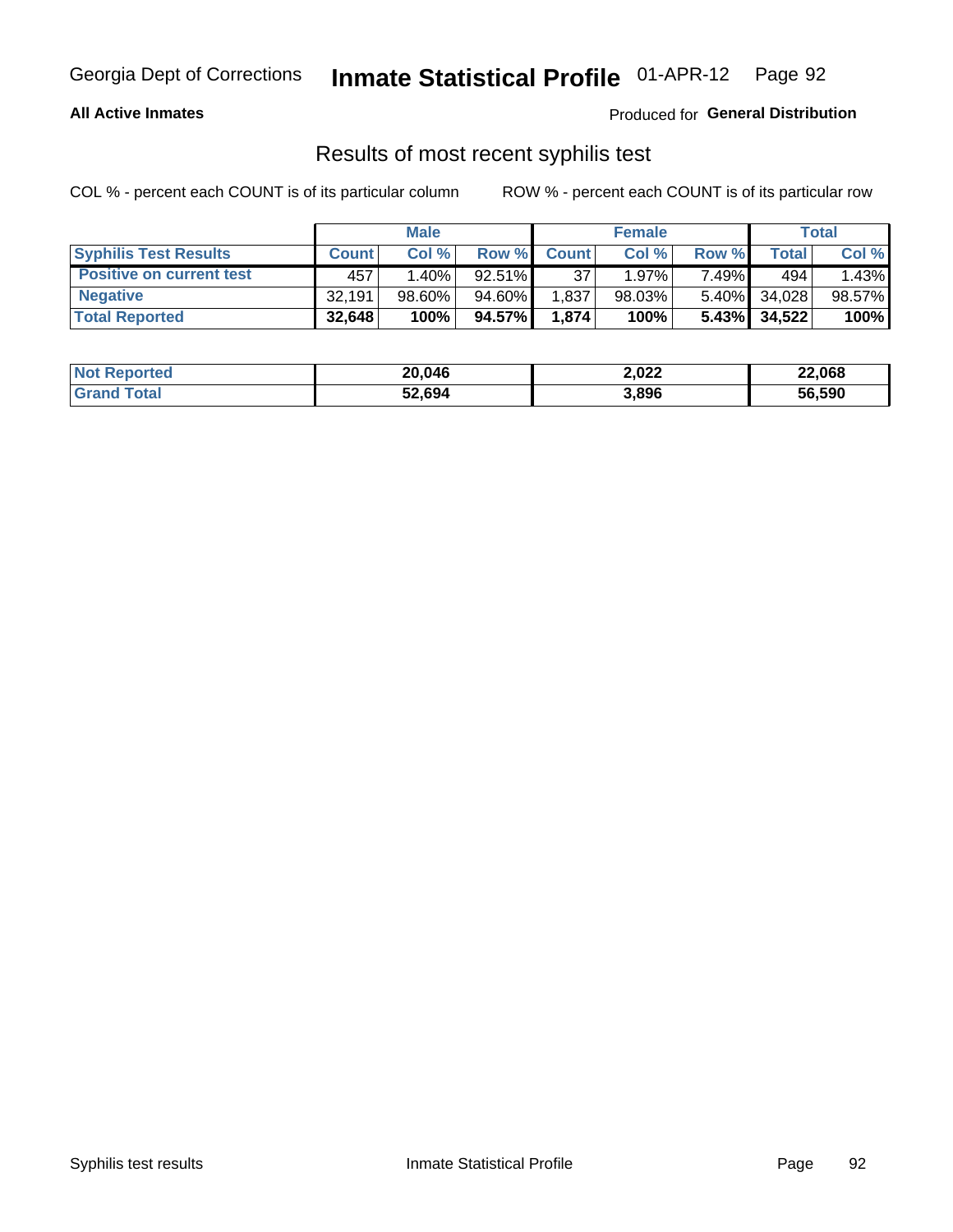Georgia Dept of Corrections **Inmate Statistical Profile** 01-APR-12

**All Active Inmates**

Produced for **General Distribution**

## Results of most recent syphilis test

COL % - percent each COUNT is of its particular column

ROW % - percent each COUNT is of its particular row

| | Male | | | Female | | | Total | |
|---|---|---|---|---|---|---|---|---|
| **Syphilis Test Results** | **Count** | **Col %** | **Row %** | **Count** | **Col %** | **Row %** | **Total** | **Col %** |
| **Positive on current test** | 457 | 1.40% | 92.51% | 37 | 1.97% | 7.49% | 494 | 1.43% |
| **Negative** | 32,191 | 98.60% | 94.60% | 1,837 | 98.03% | 5.40% | 34,028 | 98.57% |
| **Total Reported** | **32,648** | **100%** | **94.57%** | **1,874** | **100%** | **5.43%** | **34,522** | **100%** |

| | Male | Female | Total |
|---|---|---|---|
| **Not Reported** | **20,046** | **2,022** | **22,068** |
| **Grand Total** | **52,694** | **3,896** | **56,590** |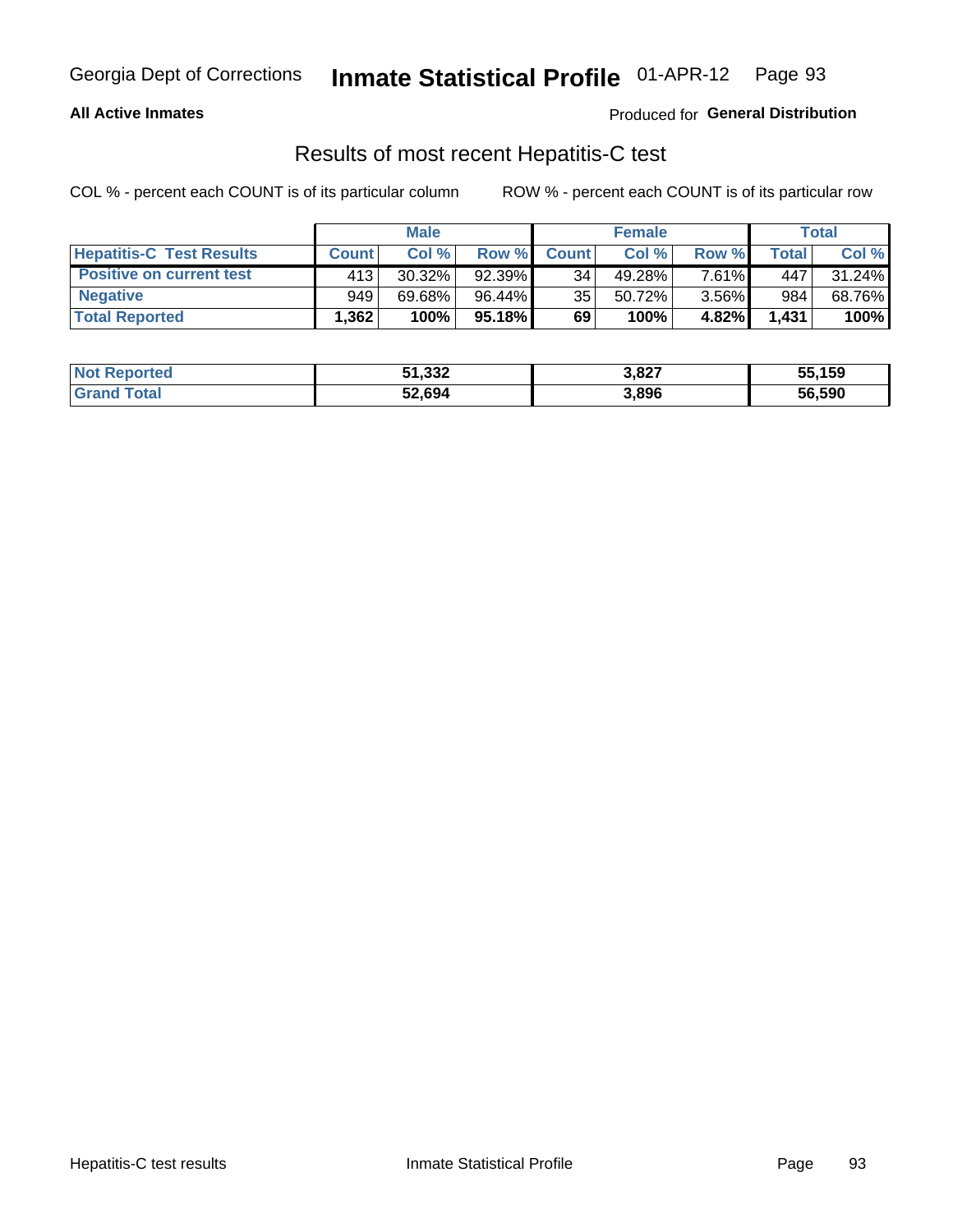# Results of most recent Hepatitis-C test

**All Active Inmates**

Produced for **General Distribution**

COL % - percent each COUNT is of its particular column

ROW % - percent each COUNT is of its particular row

| | Male | | | Female | | | Total | |
|---|---|---|---|---|---|---|---|---|
| **Hepatitis-C Test Results** | **Count** | **Col %** | **Row %** | **Count** | **Col %** | **Row %** | **Total** | **Col %** |
| **Positive on current test** | 413 | 30.32% | 92.39% | 34 | 49.28% | 7.61% | 447 | 31.24% |
| **Negative** | 949 | 69.68% | 96.44% | 35 | 50.72% | 3.56% | 984 | 68.76% |
| **Total Reported** | **1,362** | **100%** | **95.18%** | **69** | **100%** | **4.82%** | **1,431** | **100%** |

| | Male | Female | Total |
|---|---|---|---|
| **Not Reported** | **51,332** | **3,827** | **55,159** |
| **Grand Total** | **52,694** | **3,896** | **56,590** |